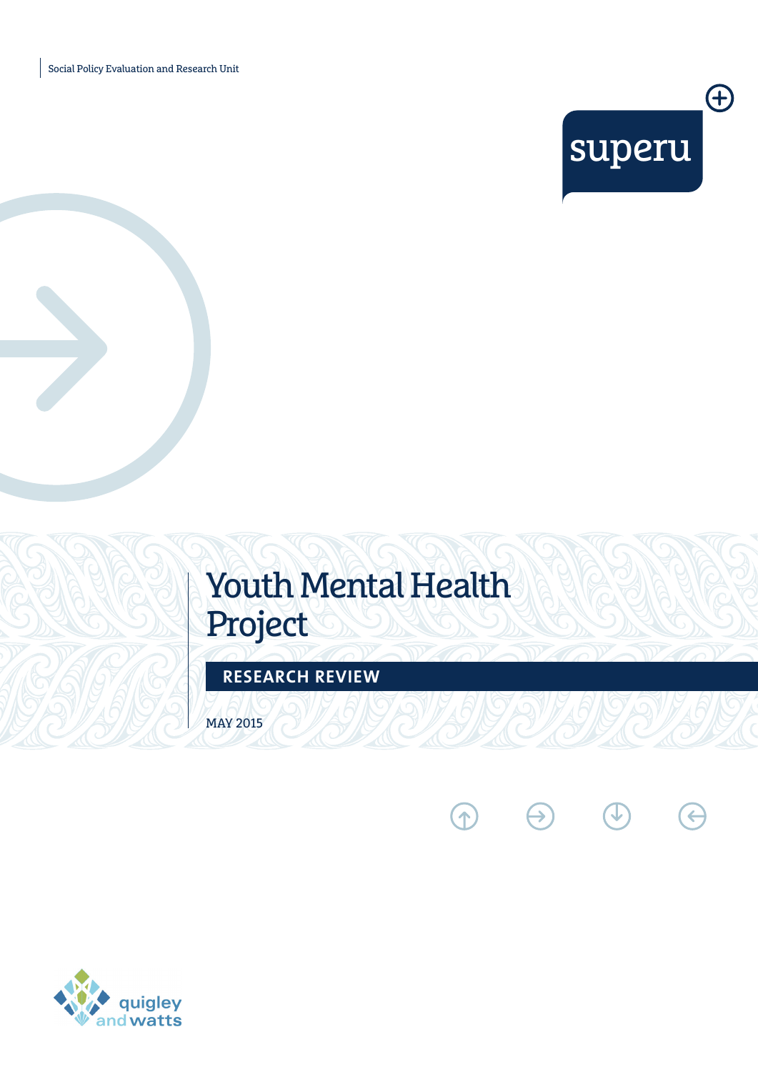Social Policy Evaluation and Research Unit

superu

# Youth Mental Health Project

## RESEARCH REVIEW

MAY 2015

quigley and watts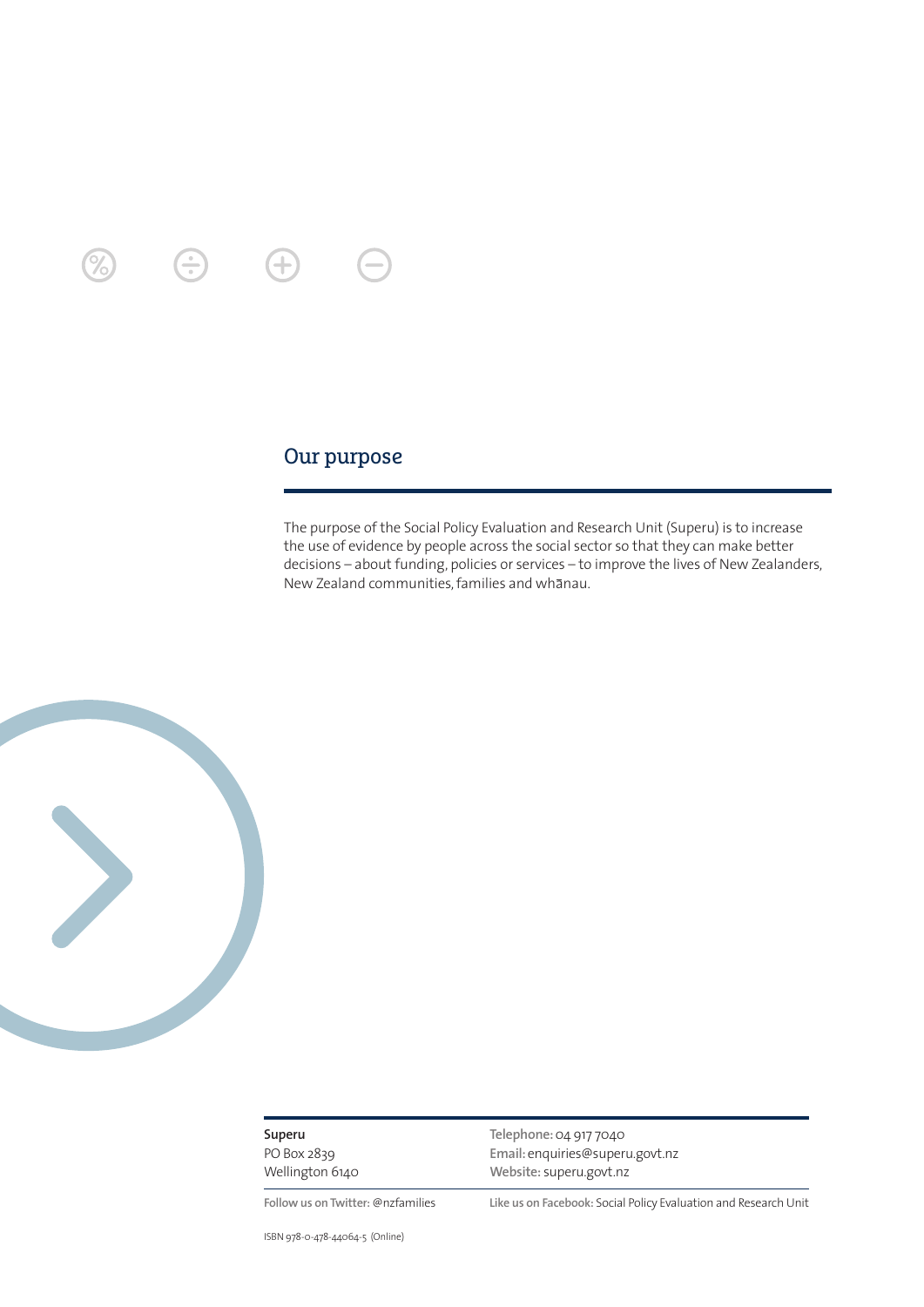## Our purpose

The purpose of the Social Policy Evaluation and Research Unit (Superu) is to increase the use of evidence by people across the social sector so that they can make better decisions – about funding, policies or services – to improve the lives of New Zealanders, New Zealand communities, families and whānau.

**Superu**
PO Box 2839
Wellington 6140

**Telephone:** 04 917 7040
**Email:** enquiries@superu.govt.nz
**Website:** superu.govt.nz

**Follow us on Twitter:** @nzfamilies

**Like us on Facebook:** Social Policy Evaluation and Research Unit

ISBN 978-0-478-44064-5 (Online)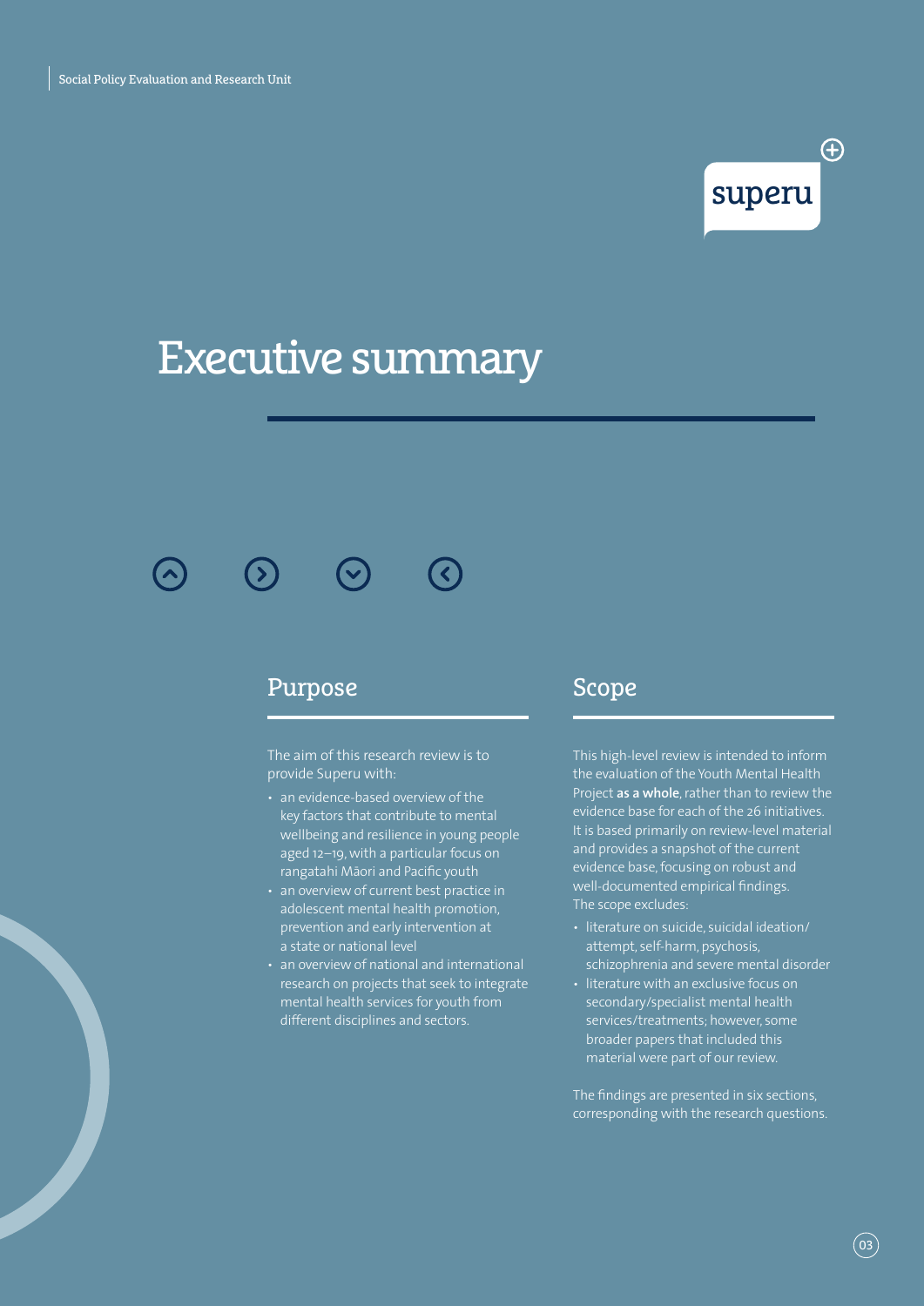# Executive summary

## Purpose

The aim of this research review is to provide Superu with:

- an evidence-based overview of the key factors that contribute to mental wellbeing and resilience in young people aged 12–19, with a particular focus on rangatahi Māori and Pacific youth
- an overview of current best practice in adolescent mental health promotion, prevention and early intervention at a state or national level
- an overview of national and international research on projects that seek to integrate mental health services for youth from different disciplines and sectors.

## Scope

This high-level review is intended to inform the evaluation of the Youth Mental Health Project **as a whole**, rather than to review the evidence base for each of the 26 initiatives. It is based primarily on review-level material and provides a snapshot of the current evidence base, focusing on robust and well-documented empirical findings. The scope excludes:

- literature on suicide, suicidal ideation/attempt, self-harm, psychosis, schizophrenia and severe mental disorder
- literature with an exclusive focus on secondary/specialist mental health services/treatments; however, some broader papers that included this material were part of our review.

The findings are presented in six sections, corresponding with the research questions.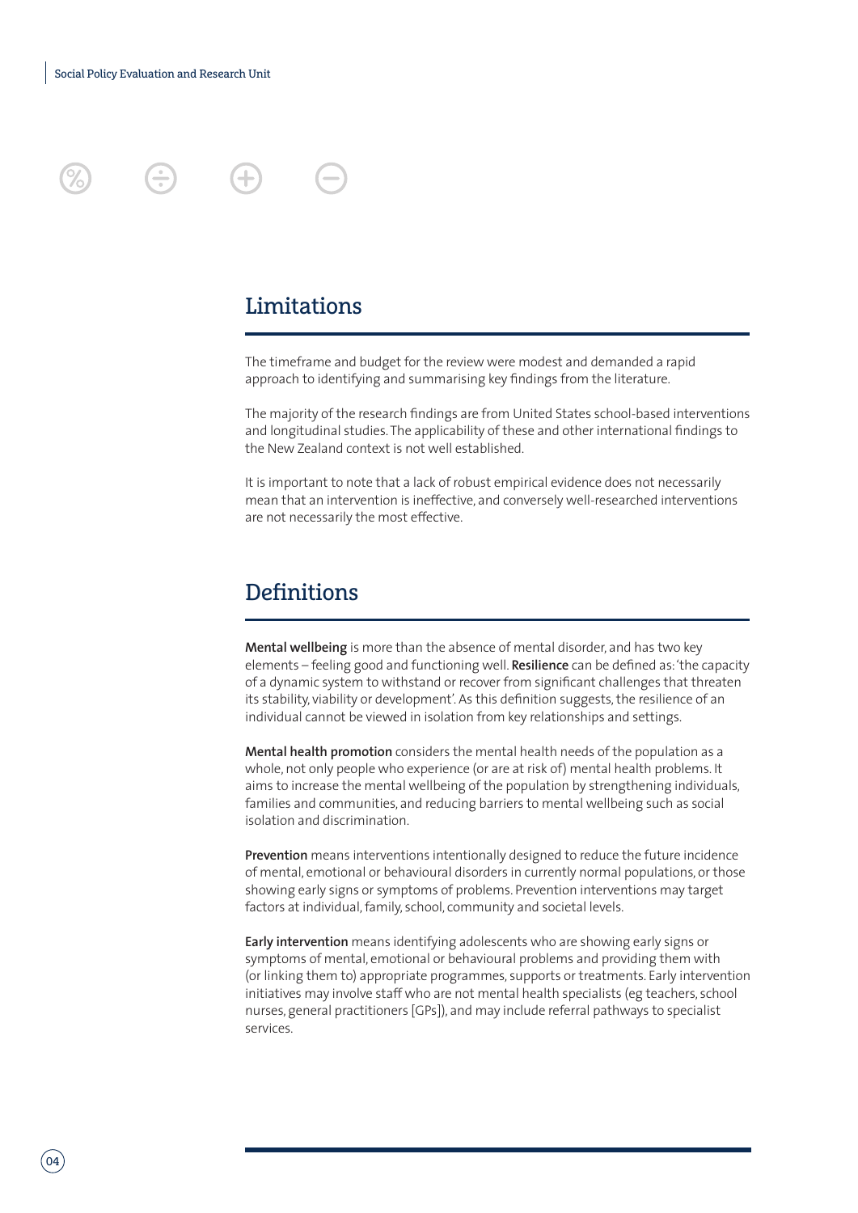## Limitations

The timeframe and budget for the review were modest and demanded a rapid approach to identifying and summarising key findings from the literature.

The majority of the research findings are from United States school-based interventions and longitudinal studies. The applicability of these and other international findings to the New Zealand context is not well established.

It is important to note that a lack of robust empirical evidence does not necessarily mean that an intervention is ineffective, and conversely well-researched interventions are not necessarily the most effective.

## Definitions

**Mental wellbeing** is more than the absence of mental disorder, and has two key elements – feeling good and functioning well. **Resilience** can be defined as: 'the capacity of a dynamic system to withstand or recover from significant challenges that threaten its stability, viability or development'. As this definition suggests, the resilience of an individual cannot be viewed in isolation from key relationships and settings.

**Mental health promotion** considers the mental health needs of the population as a whole, not only people who experience (or are at risk of) mental health problems. It aims to increase the mental wellbeing of the population by strengthening individuals, families and communities, and reducing barriers to mental wellbeing such as social isolation and discrimination.

**Prevention** means interventions intentionally designed to reduce the future incidence of mental, emotional or behavioural disorders in currently normal populations, or those showing early signs or symptoms of problems. Prevention interventions may target factors at individual, family, school, community and societal levels.

**Early intervention** means identifying adolescents who are showing early signs or symptoms of mental, emotional or behavioural problems and providing them with (or linking them to) appropriate programmes, supports or treatments. Early intervention initiatives may involve staff who are not mental health specialists (eg teachers, school nurses, general practitioners [GPs]), and may include referral pathways to specialist services.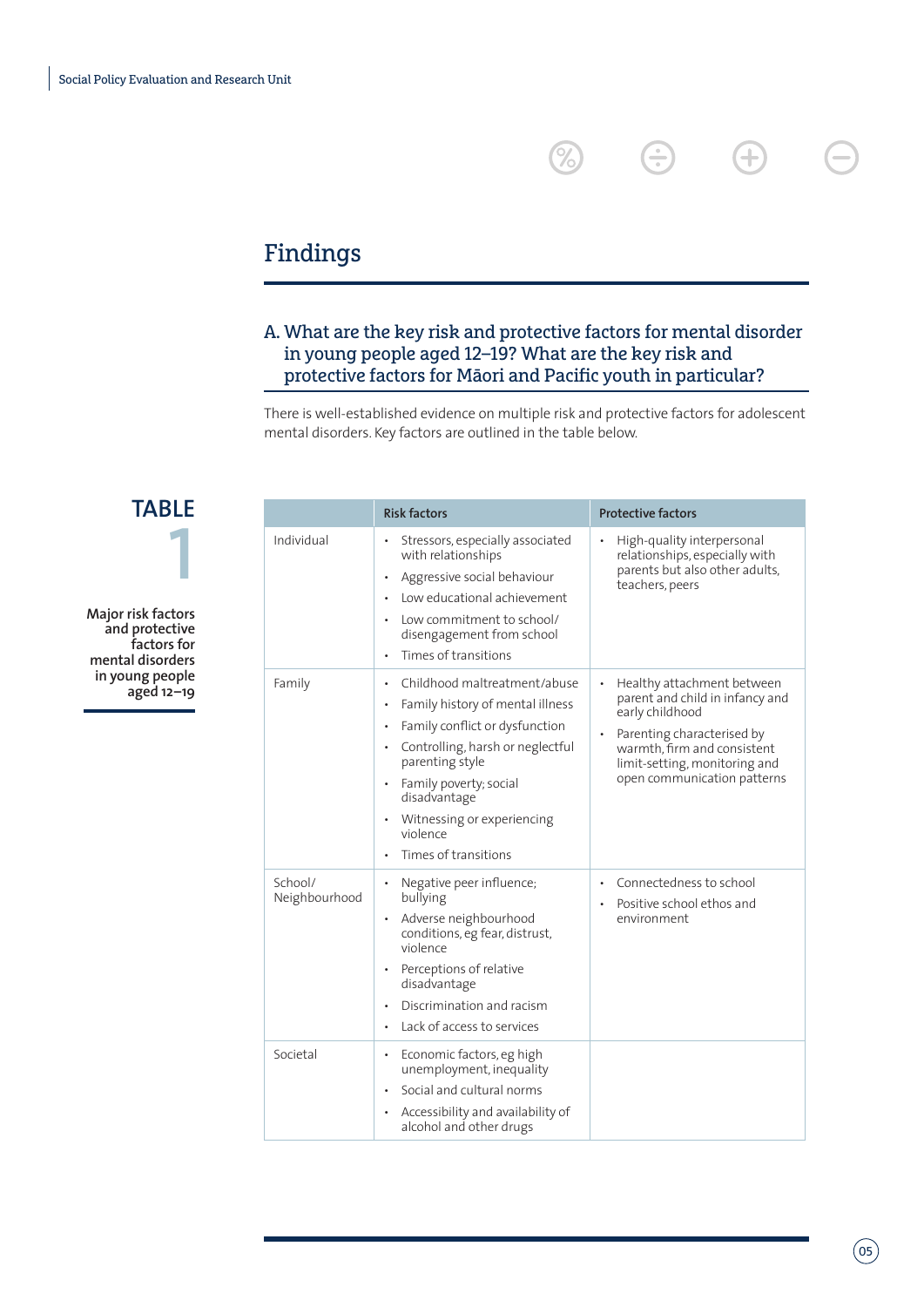# Findings

## A. What are the key risk and protective factors for mental disorder in young people aged 12–19? What are the key risk and protective factors for Māori and Pacific youth in particular?

There is well-established evidence on multiple risk and protective factors for adolescent mental disorders. Key factors are outlined in the table below.

**TABLE 1**

**Major risk factors and protective factors for mental disorders in young people aged 12–19**

| | Risk factors | Protective factors |
|---|---|---|
| Individual | • Stressors, especially associated with relationships<br>• Aggressive social behaviour<br>• Low educational achievement<br>• Low commitment to school/ disengagement from school<br>• Times of transitions | • High-quality interpersonal relationships, especially with parents but also other adults, teachers, peers |
| Family | • Childhood maltreatment/abuse<br>• Family history of mental illness<br>• Family conflict or dysfunction<br>• Controlling, harsh or neglectful parenting style<br>• Family poverty; social disadvantage<br>• Witnessing or experiencing violence<br>• Times of transitions | • Healthy attachment between parent and child in infancy and early childhood<br>• Parenting characterised by warmth, firm and consistent limit-setting, monitoring and open communication patterns |
| School/ Neighbourhood | • Negative peer influence; bullying<br>• Adverse neighbourhood conditions, eg fear, distrust, violence<br>• Perceptions of relative disadvantage<br>• Discrimination and racism<br>• Lack of access to services | • Connectedness to school<br>• Positive school ethos and environment |
| Societal | • Economic factors, eg high unemployment, inequality<br>• Social and cultural norms<br>• Accessibility and availability of alcohol and other drugs | |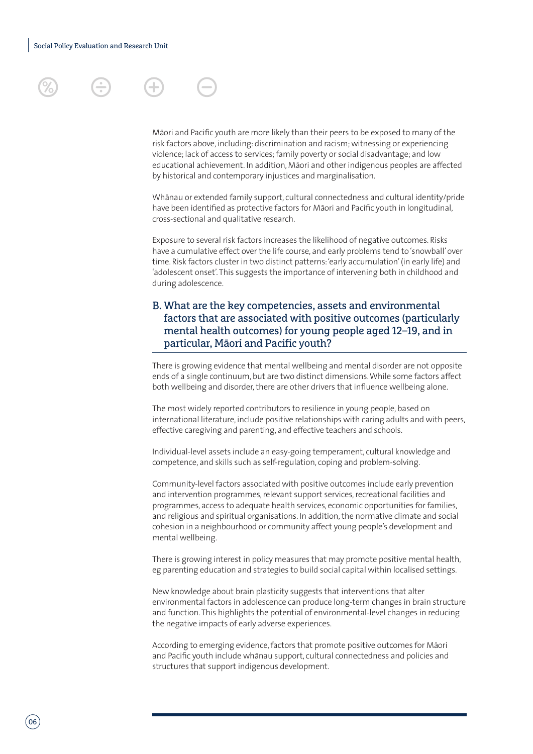Māori and Pacific youth are more likely than their peers to be exposed to many of the risk factors above, including: discrimination and racism; witnessing or experiencing violence; lack of access to services; family poverty or social disadvantage; and low educational achievement. In addition, Māori and other indigenous peoples are affected by historical and contemporary injustices and marginalisation.

Whānau or extended family support, cultural connectedness and cultural identity/pride have been identified as protective factors for Māori and Pacific youth in longitudinal, cross-sectional and qualitative research.

Exposure to several risk factors increases the likelihood of negative outcomes. Risks have a cumulative effect over the life course, and early problems tend to 'snowball' over time. Risk factors cluster in two distinct patterns: 'early accumulation' (in early life) and 'adolescent onset'. This suggests the importance of intervening both in childhood and during adolescence.

## B. What are the key competencies, assets and environmental factors that are associated with positive outcomes (particularly mental health outcomes) for young people aged 12–19, and in particular, Māori and Pacific youth?

There is growing evidence that mental wellbeing and mental disorder are not opposite ends of a single continuum, but are two distinct dimensions. While some factors affect both wellbeing and disorder, there are other drivers that influence wellbeing alone.

The most widely reported contributors to resilience in young people, based on international literature, include positive relationships with caring adults and with peers, effective caregiving and parenting, and effective teachers and schools.

Individual-level assets include an easy-going temperament, cultural knowledge and competence, and skills such as self-regulation, coping and problem-solving.

Community-level factors associated with positive outcomes include early prevention and intervention programmes, relevant support services, recreational facilities and programmes, access to adequate health services, economic opportunities for families, and religious and spiritual organisations. In addition, the normative climate and social cohesion in a neighbourhood or community affect young people's development and mental wellbeing.

There is growing interest in policy measures that may promote positive mental health, eg parenting education and strategies to build social capital within localised settings.

New knowledge about brain plasticity suggests that interventions that alter environmental factors in adolescence can produce long-term changes in brain structure and function. This highlights the potential of environmental-level changes in reducing the negative impacts of early adverse experiences.

According to emerging evidence, factors that promote positive outcomes for Māori and Pacific youth include whānau support, cultural connectedness and policies and structures that support indigenous development.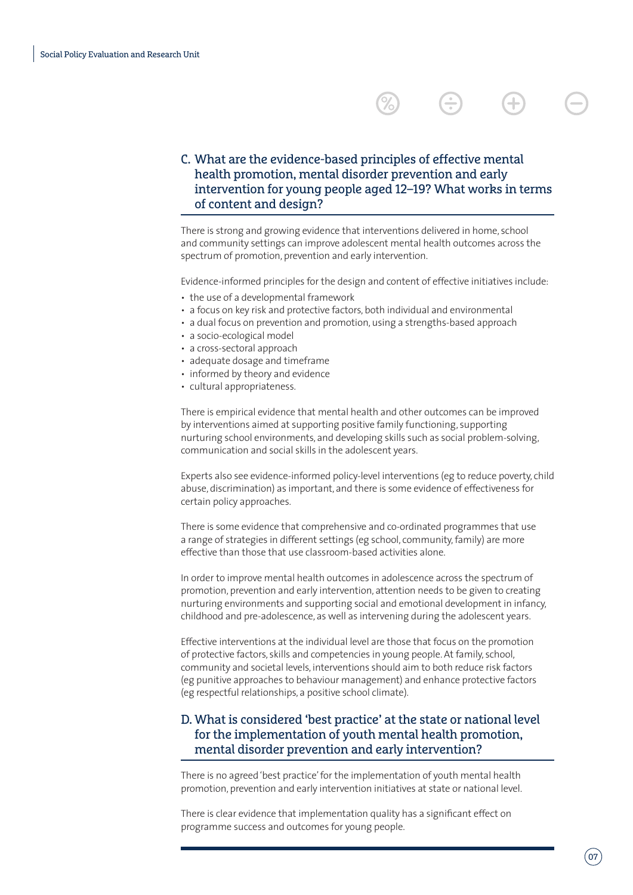## C. What are the evidence-based principles of effective mental health promotion, mental disorder prevention and early intervention for young people aged 12–19? What works in terms of content and design?

There is strong and growing evidence that interventions delivered in home, school and community settings can improve adolescent mental health outcomes across the spectrum of promotion, prevention and early intervention.

Evidence-informed principles for the design and content of effective initiatives include:

- the use of a developmental framework
- a focus on key risk and protective factors, both individual and environmental
- a dual focus on prevention and promotion, using a strengths-based approach
- a socio-ecological model
- a cross-sectoral approach
- adequate dosage and timeframe
- informed by theory and evidence
- cultural appropriateness.

There is empirical evidence that mental health and other outcomes can be improved by interventions aimed at supporting positive family functioning, supporting nurturing school environments, and developing skills such as social problem-solving, communication and social skills in the adolescent years.

Experts also see evidence-informed policy-level interventions (eg to reduce poverty, child abuse, discrimination) as important, and there is some evidence of effectiveness for certain policy approaches.

There is some evidence that comprehensive and co-ordinated programmes that use a range of strategies in different settings (eg school, community, family) are more effective than those that use classroom-based activities alone.

In order to improve mental health outcomes in adolescence across the spectrum of promotion, prevention and early intervention, attention needs to be given to creating nurturing environments and supporting social and emotional development in infancy, childhood and pre-adolescence, as well as intervening during the adolescent years.

Effective interventions at the individual level are those that focus on the promotion of protective factors, skills and competencies in young people. At family, school, community and societal levels, interventions should aim to both reduce risk factors (eg punitive approaches to behaviour management) and enhance protective factors (eg respectful relationships, a positive school climate).

## D. What is considered 'best practice' at the state or national level for the implementation of youth mental health promotion, mental disorder prevention and early intervention?

There is no agreed 'best practice' for the implementation of youth mental health promotion, prevention and early intervention initiatives at state or national level.

There is clear evidence that implementation quality has a significant effect on programme success and outcomes for young people.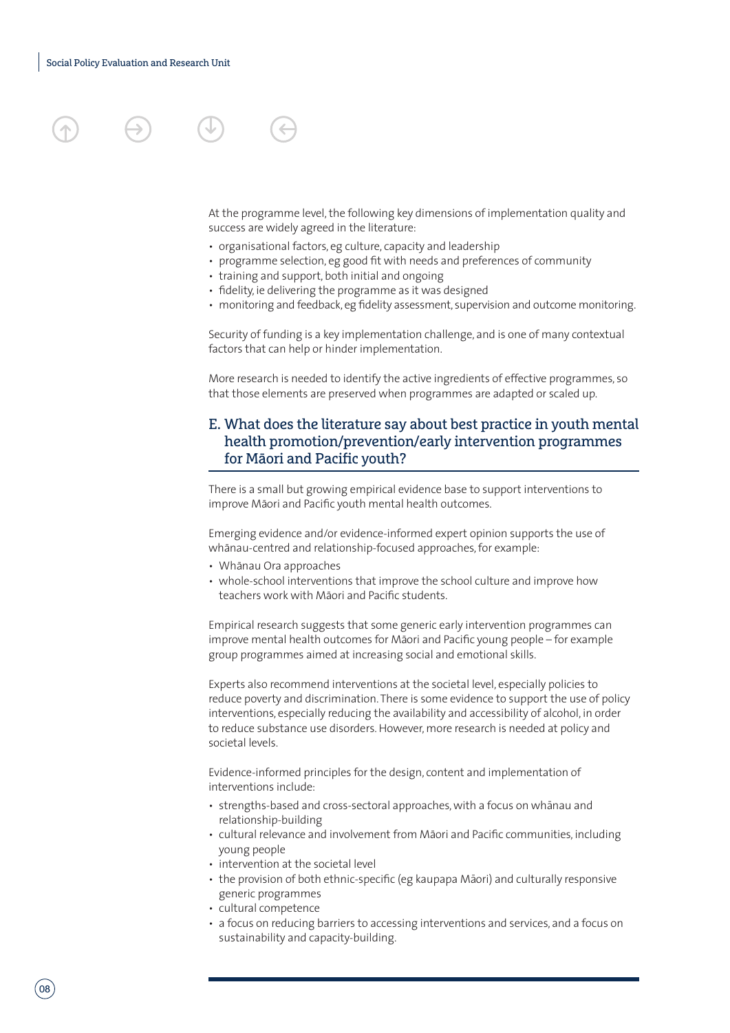At the programme level, the following key dimensions of implementation quality and success are widely agreed in the literature:

- organisational factors, eg culture, capacity and leadership
- programme selection, eg good fit with needs and preferences of community
- training and support, both initial and ongoing
- fidelity, ie delivering the programme as it was designed
- monitoring and feedback, eg fidelity assessment, supervision and outcome monitoring.

Security of funding is a key implementation challenge, and is one of many contextual factors that can help or hinder implementation.

More research is needed to identify the active ingredients of effective programmes, so that those elements are preserved when programmes are adapted or scaled up.

## E. What does the literature say about best practice in youth mental health promotion/prevention/early intervention programmes for Māori and Pacific youth?

There is a small but growing empirical evidence base to support interventions to improve Māori and Pacific youth mental health outcomes.

Emerging evidence and/or evidence-informed expert opinion supports the use of whānau-centred and relationship-focused approaches, for example:

- Whānau Ora approaches
- whole-school interventions that improve the school culture and improve how teachers work with Māori and Pacific students.

Empirical research suggests that some generic early intervention programmes can improve mental health outcomes for Māori and Pacific young people – for example group programmes aimed at increasing social and emotional skills.

Experts also recommend interventions at the societal level, especially policies to reduce poverty and discrimination. There is some evidence to support the use of policy interventions, especially reducing the availability and accessibility of alcohol, in order to reduce substance use disorders. However, more research is needed at policy and societal levels.

Evidence-informed principles for the design, content and implementation of interventions include:

- strengths-based and cross-sectoral approaches, with a focus on whānau and relationship-building
- cultural relevance and involvement from Māori and Pacific communities, including young people
- intervention at the societal level
- the provision of both ethnic-specific (eg kaupapa Māori) and culturally responsive generic programmes
- cultural competence
- a focus on reducing barriers to accessing interventions and services, and a focus on sustainability and capacity-building.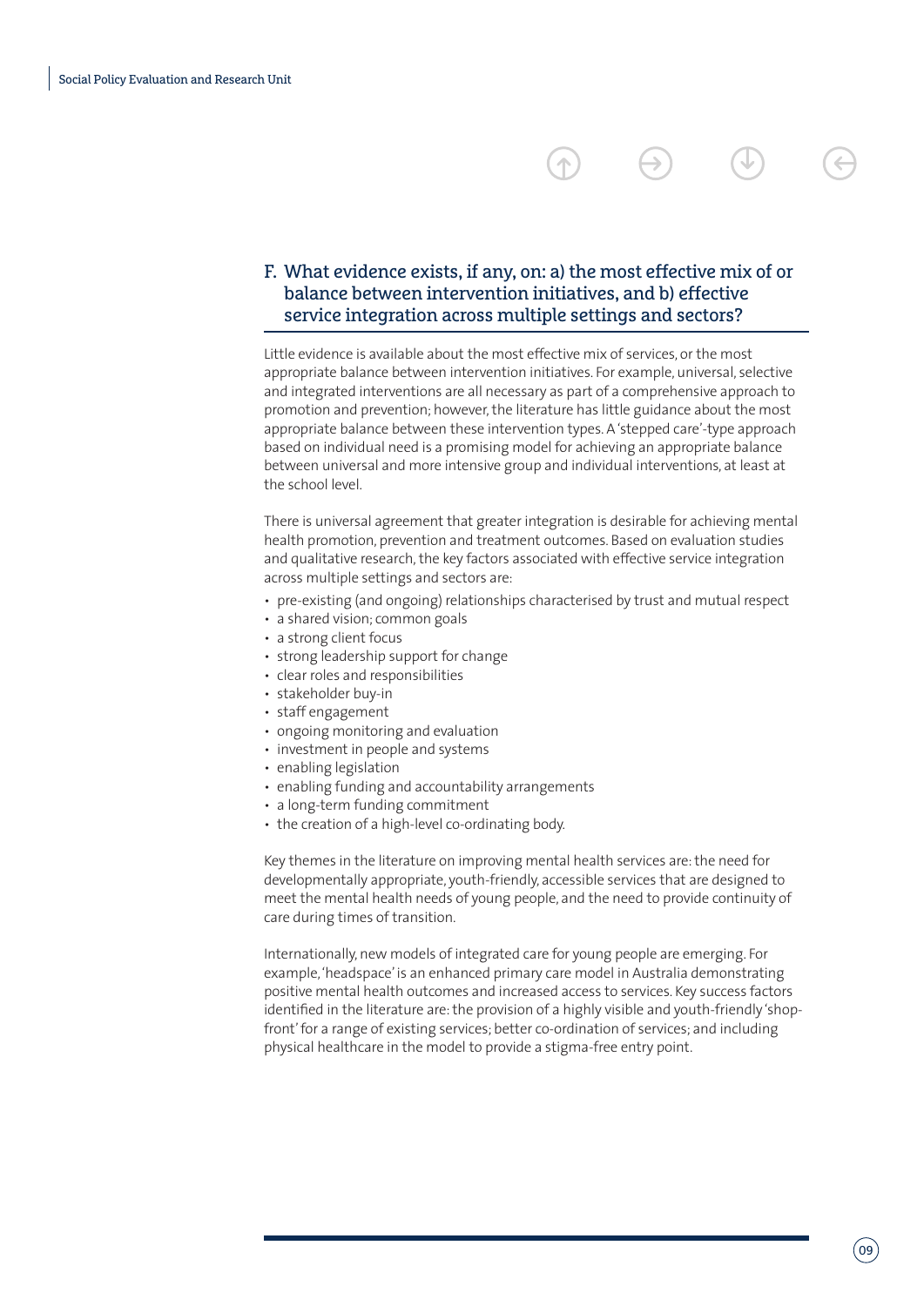## F. What evidence exists, if any, on: a) the most effective mix of or balance between intervention initiatives, and b) effective service integration across multiple settings and sectors?

Little evidence is available about the most effective mix of services, or the most appropriate balance between intervention initiatives. For example, universal, selective and integrated interventions are all necessary as part of a comprehensive approach to promotion and prevention; however, the literature has little guidance about the most appropriate balance between these intervention types. A 'stepped care'-type approach based on individual need is a promising model for achieving an appropriate balance between universal and more intensive group and individual interventions, at least at the school level.

There is universal agreement that greater integration is desirable for achieving mental health promotion, prevention and treatment outcomes. Based on evaluation studies and qualitative research, the key factors associated with effective service integration across multiple settings and sectors are:

- pre-existing (and ongoing) relationships characterised by trust and mutual respect
- a shared vision; common goals
- a strong client focus
- strong leadership support for change
- clear roles and responsibilities
- stakeholder buy-in
- staff engagement
- ongoing monitoring and evaluation
- investment in people and systems
- enabling legislation
- enabling funding and accountability arrangements
- a long-term funding commitment
- the creation of a high-level co-ordinating body.

Key themes in the literature on improving mental health services are: the need for developmentally appropriate, youth-friendly, accessible services that are designed to meet the mental health needs of young people, and the need to provide continuity of care during times of transition.

Internationally, new models of integrated care for young people are emerging. For example, 'headspace' is an enhanced primary care model in Australia demonstrating positive mental health outcomes and increased access to services. Key success factors identified in the literature are: the provision of a highly visible and youth-friendly 'shop-front' for a range of existing services; better co-ordination of services; and including physical healthcare in the model to provide a stigma-free entry point.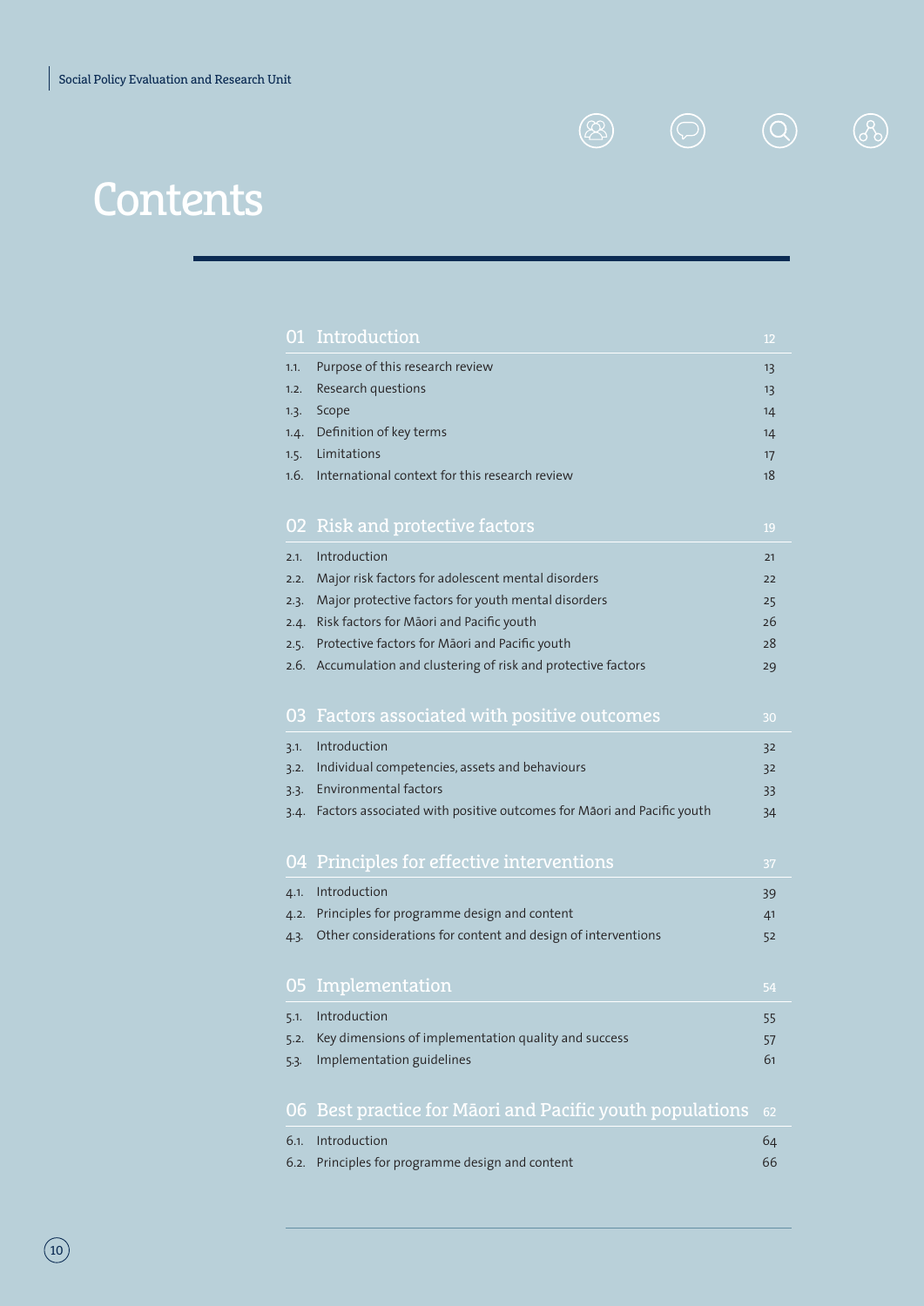# Contents

| 01 Introduction | | 12 |
|---|---|---|
| 1.1. | Purpose of this research review | 13 |
| 1.2. | Research questions | 13 |
| 1.3. | Scope | 14 |
| 1.4. | Definition of key terms | 14 |
| 1.5. | Limitations | 17 |
| 1.6. | International context for this research review | 18 |

| 02 Risk and protective factors | | 19 |
|---|---|---|
| 2.1. | Introduction | 21 |
| 2.2. | Major risk factors for adolescent mental disorders | 22 |
| 2.3. | Major protective factors for youth mental disorders | 25 |
| 2.4. | Risk factors for Māori and Pacific youth | 26 |
| 2.5. | Protective factors for Māori and Pacific youth | 28 |
| 2.6. | Accumulation and clustering of risk and protective factors | 29 |

| 03 Factors associated with positive outcomes | | 30 |
|---|---|---|
| 3.1. | Introduction | 32 |
| 3.2. | Individual competencies, assets and behaviours | 32 |
| 3.3. | Environmental factors | 33 |
| 3.4. | Factors associated with positive outcomes for Māori and Pacific youth | 34 |

| 04 Principles for effective interventions | | 37 |
|---|---|---|
| 4.1. | Introduction | 39 |
| 4.2. | Principles for programme design and content | 41 |
| 4.3. | Other considerations for content and design of interventions | 52 |

| 05 Implementation | | 54 |
|---|---|---|
| 5.1. | Introduction | 55 |
| 5.2. | Key dimensions of implementation quality and success | 57 |
| 5.3. | Implementation guidelines | 61 |

| 06 Best practice for Māori and Pacific youth populations | | 62 |
|---|---|---|
| 6.1. | Introduction | 64 |
| 6.2. | Principles for programme design and content | 66 |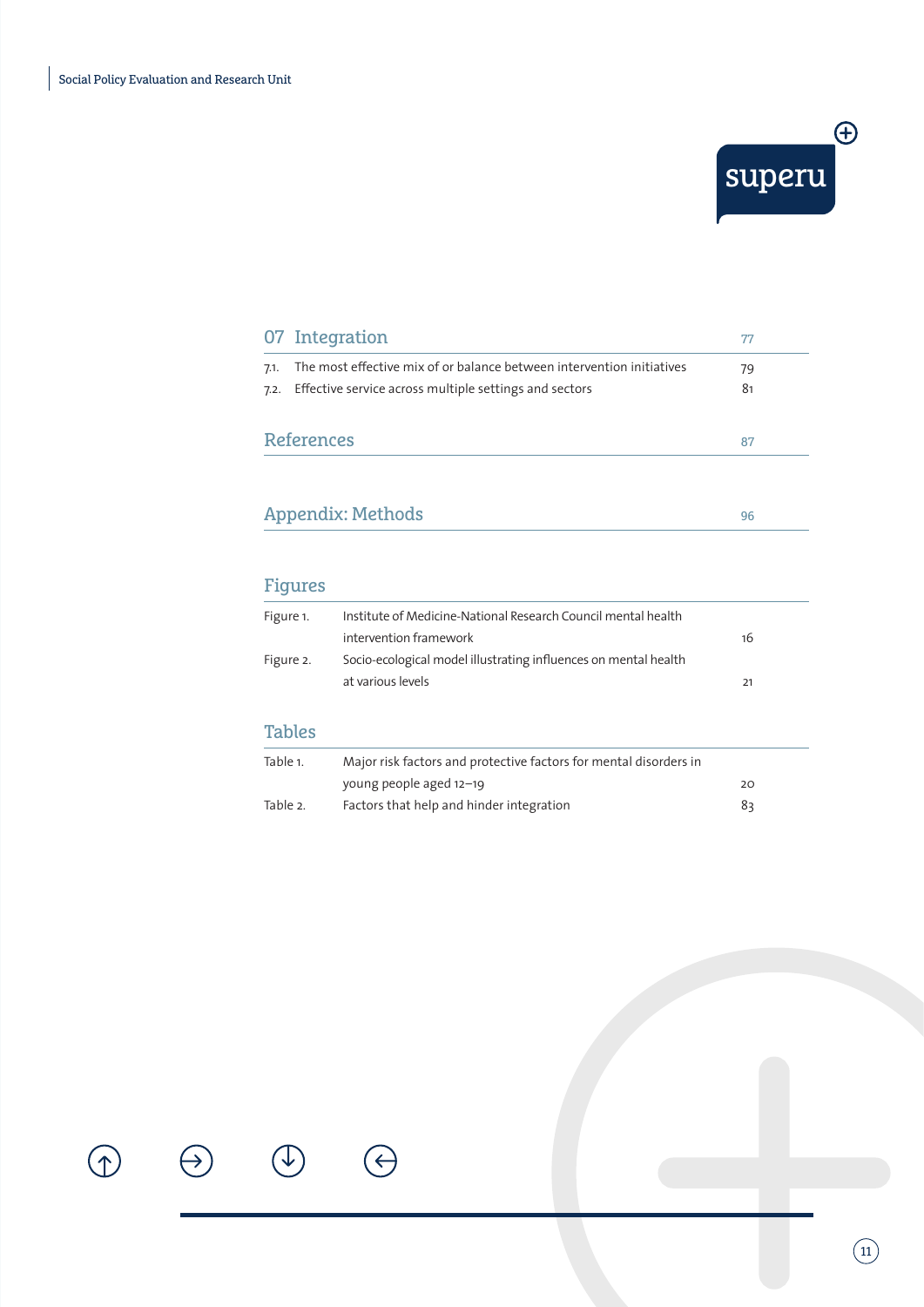## 07 Integration — 77

7.1. The most effective mix of or balance between intervention initiatives — 79

7.2. Effective service across multiple settings and sectors — 81

## References — 87

## Appendix: Methods — 96

## Figures

| | | |
|---|---|---|
| Figure 1. | Institute of Medicine-National Research Council mental health intervention framework | 16 |
| Figure 2. | Socio-ecological model illustrating influences on mental health at various levels | 21 |

## Tables

| | | |
|---|---|---|
| Table 1. | Major risk factors and protective factors for mental disorders in young people aged 12–19 | 20 |
| Table 2. | Factors that help and hinder integration | 83 |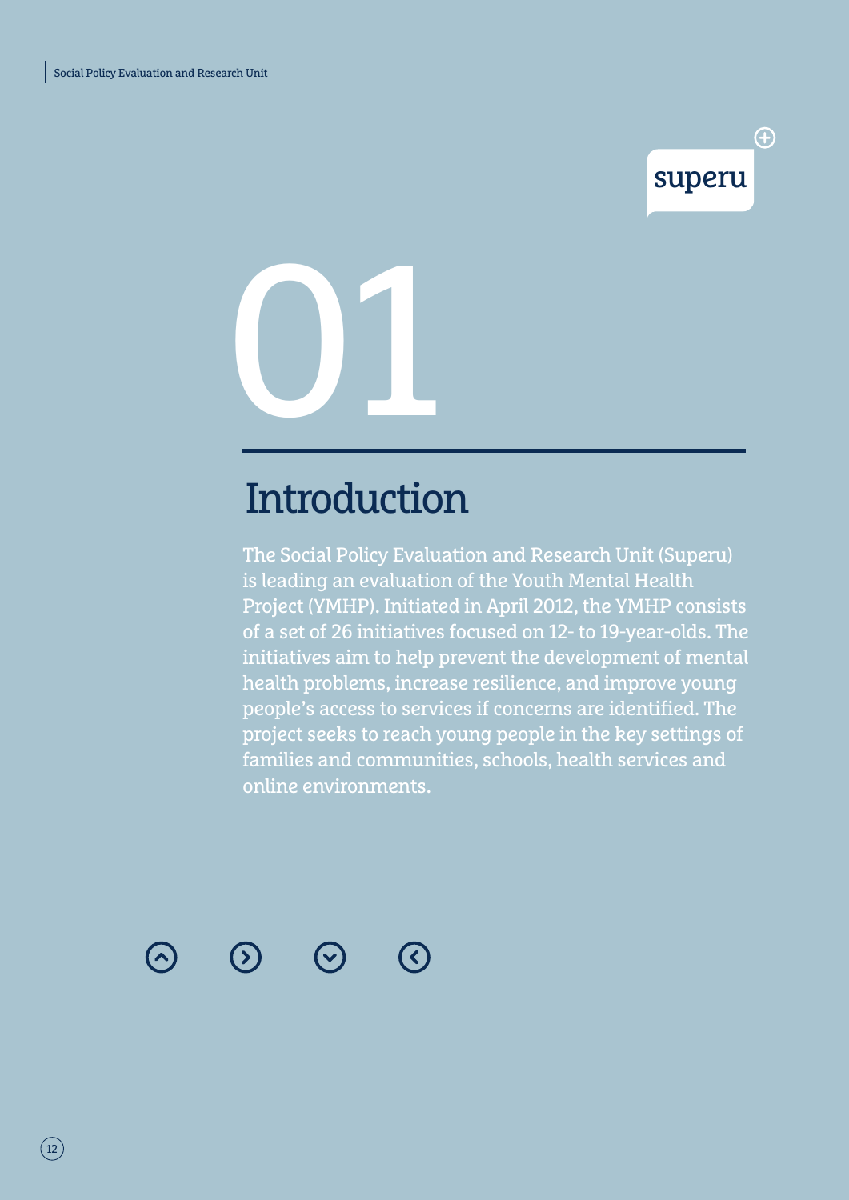# 01

# Introduction

The Social Policy Evaluation and Research Unit (Superu) is leading an evaluation of the Youth Mental Health Project (YMHP). Initiated in April 2012, the YMHP consists of a set of 26 initiatives focused on 12- to 19-year-olds. The initiatives aim to help prevent the development of mental health problems, increase resilience, and improve young people's access to services if concerns are identified. The project seeks to reach young people in the key settings of families and communities, schools, health services and online environments.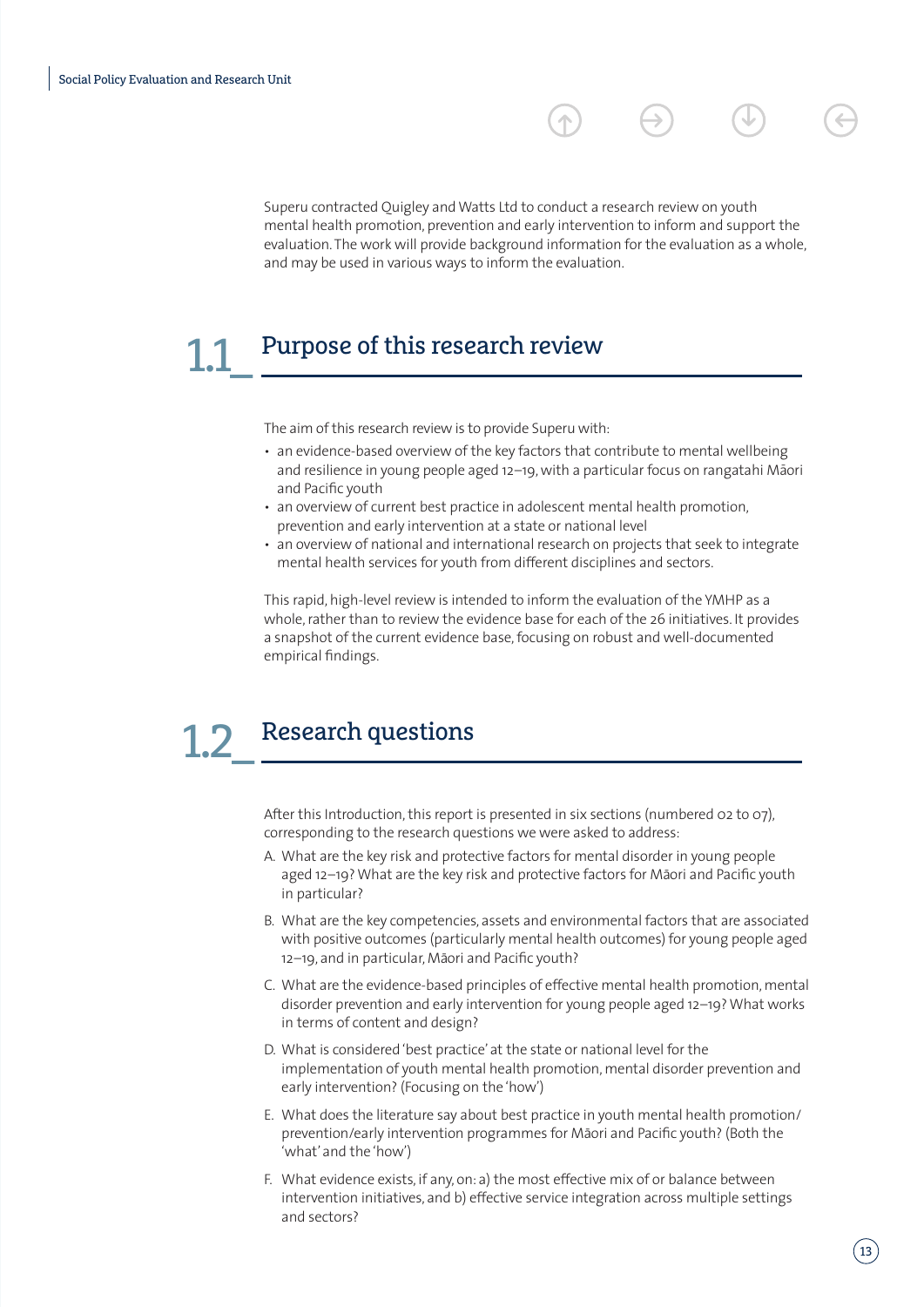Superu contracted Quigley and Watts Ltd to conduct a research review on youth mental health promotion, prevention and early intervention to inform and support the evaluation. The work will provide background information for the evaluation as a whole, and may be used in various ways to inform the evaluation.

## 1.1_ Purpose of this research review

The aim of this research review is to provide Superu with:

- an evidence-based overview of the key factors that contribute to mental wellbeing and resilience in young people aged 12–19, with a particular focus on rangatahi Māori and Pacific youth
- an overview of current best practice in adolescent mental health promotion, prevention and early intervention at a state or national level
- an overview of national and international research on projects that seek to integrate mental health services for youth from different disciplines and sectors.

This rapid, high-level review is intended to inform the evaluation of the YMHP as a whole, rather than to review the evidence base for each of the 26 initiatives. It provides a snapshot of the current evidence base, focusing on robust and well-documented empirical findings.

## 1.2_ Research questions

After this Introduction, this report is presented in six sections (numbered 02 to 07), corresponding to the research questions we were asked to address:

A. What are the key risk and protective factors for mental disorder in young people aged 12–19? What are the key risk and protective factors for Māori and Pacific youth in particular?

B. What are the key competencies, assets and environmental factors that are associated with positive outcomes (particularly mental health outcomes) for young people aged 12–19, and in particular, Māori and Pacific youth?

C. What are the evidence-based principles of effective mental health promotion, mental disorder prevention and early intervention for young people aged 12–19? What works in terms of content and design?

D. What is considered 'best practice' at the state or national level for the implementation of youth mental health promotion, mental disorder prevention and early intervention? (Focusing on the 'how')

E. What does the literature say about best practice in youth mental health promotion/prevention/early intervention programmes for Māori and Pacific youth? (Both the 'what' and the 'how')

F. What evidence exists, if any, on: a) the most effective mix of or balance between intervention initiatives, and b) effective service integration across multiple settings and sectors?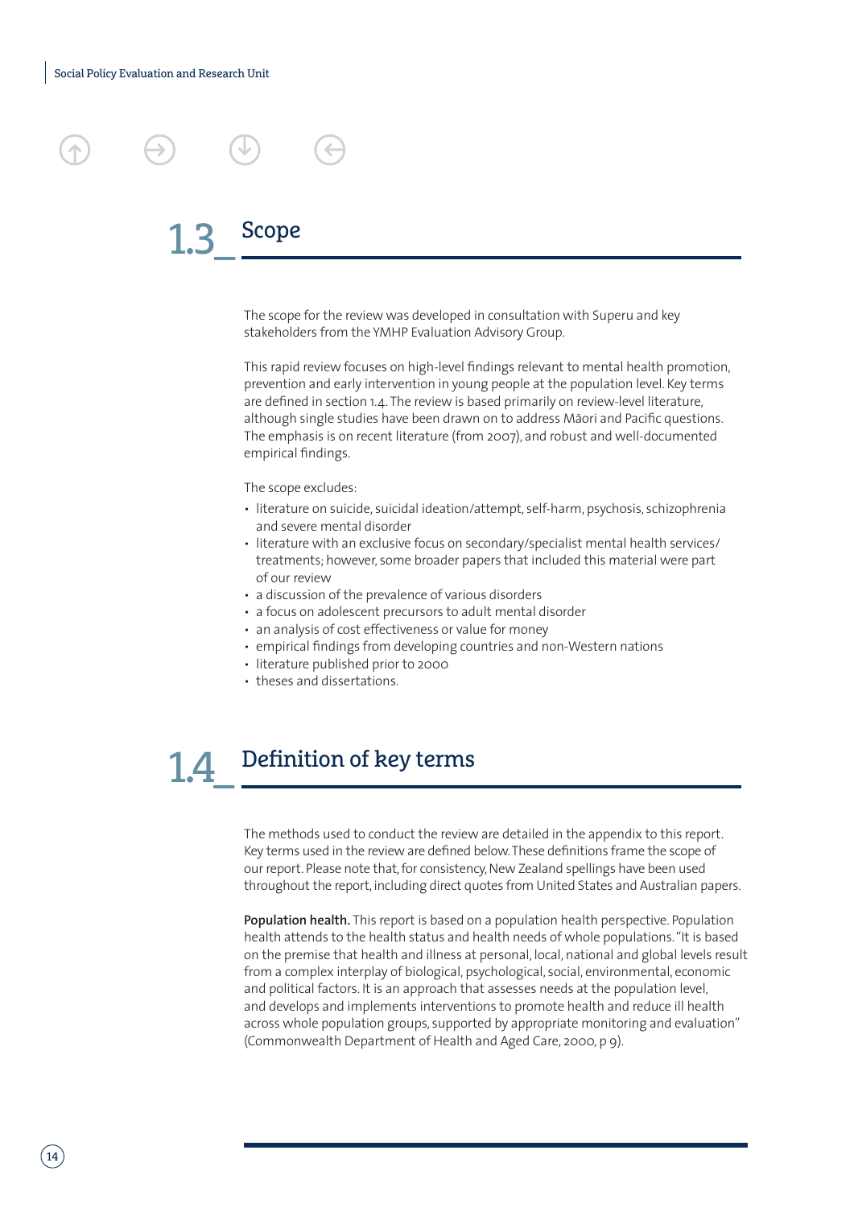## 1.3 Scope

The scope for the review was developed in consultation with Superu and key stakeholders from the YMHP Evaluation Advisory Group.

This rapid review focuses on high-level findings relevant to mental health promotion, prevention and early intervention in young people at the population level. Key terms are defined in section 1.4. The review is based primarily on review-level literature, although single studies have been drawn on to address Māori and Pacific questions. The emphasis is on recent literature (from 2007), and robust and well-documented empirical findings.

The scope excludes:

- literature on suicide, suicidal ideation/attempt, self-harm, psychosis, schizophrenia and severe mental disorder
- literature with an exclusive focus on secondary/specialist mental health services/treatments; however, some broader papers that included this material were part of our review
- a discussion of the prevalence of various disorders
- a focus on adolescent precursors to adult mental disorder
- an analysis of cost effectiveness or value for money
- empirical findings from developing countries and non-Western nations
- literature published prior to 2000
- theses and dissertations.

## 1.4 Definition of key terms

The methods used to conduct the review are detailed in the appendix to this report. Key terms used in the review are defined below. These definitions frame the scope of our report. Please note that, for consistency, New Zealand spellings have been used throughout the report, including direct quotes from United States and Australian papers.

**Population health.** This report is based on a population health perspective. Population health attends to the health status and health needs of whole populations. "It is based on the premise that health and illness at personal, local, national and global levels result from a complex interplay of biological, psychological, social, environmental, economic and political factors. It is an approach that assesses needs at the population level, and develops and implements interventions to promote health and reduce ill health across whole population groups, supported by appropriate monitoring and evaluation" (Commonwealth Department of Health and Aged Care, 2000, p 9).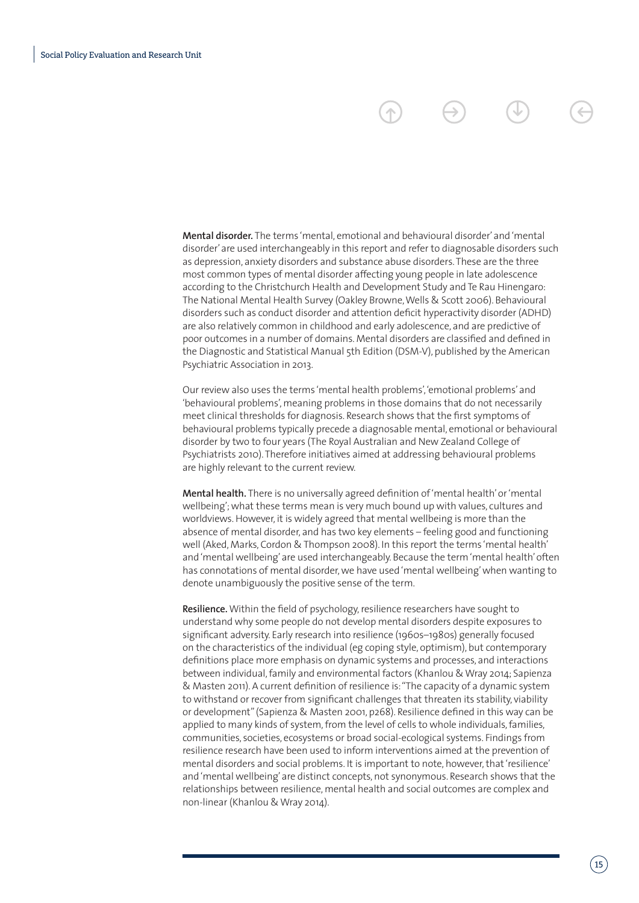**Mental disorder.** The terms 'mental, emotional and behavioural disorder' and 'mental disorder' are used interchangeably in this report and refer to diagnosable disorders such as depression, anxiety disorders and substance abuse disorders. These are the three most common types of mental disorder affecting young people in late adolescence according to the Christchurch Health and Development Study and Te Rau Hinengaro: The National Mental Health Survey (Oakley Browne, Wells & Scott 2006). Behavioural disorders such as conduct disorder and attention deficit hyperactivity disorder (ADHD) are also relatively common in childhood and early adolescence, and are predictive of poor outcomes in a number of domains. Mental disorders are classified and defined in the Diagnostic and Statistical Manual 5th Edition (DSM-V), published by the American Psychiatric Association in 2013.

Our review also uses the terms 'mental health problems', 'emotional problems' and 'behavioural problems', meaning problems in those domains that do not necessarily meet clinical thresholds for diagnosis. Research shows that the first symptoms of behavioural problems typically precede a diagnosable mental, emotional or behavioural disorder by two to four years (The Royal Australian and New Zealand College of Psychiatrists 2010). Therefore initiatives aimed at addressing behavioural problems are highly relevant to the current review.

**Mental health.** There is no universally agreed definition of 'mental health' or 'mental wellbeing'; what these terms mean is very much bound up with values, cultures and worldviews. However, it is widely agreed that mental wellbeing is more than the absence of mental disorder, and has two key elements – feeling good and functioning well (Aked, Marks, Cordon & Thompson 2008). In this report the terms 'mental health' and 'mental wellbeing' are used interchangeably. Because the term 'mental health' often has connotations of mental disorder, we have used 'mental wellbeing' when wanting to denote unambiguously the positive sense of the term.

**Resilience.** Within the field of psychology, resilience researchers have sought to understand why some people do not develop mental disorders despite exposures to significant adversity. Early research into resilience (1960s–1980s) generally focused on the characteristics of the individual (eg coping style, optimism), but contemporary definitions place more emphasis on dynamic systems and processes, and interactions between individual, family and environmental factors (Khanlou & Wray 2014; Sapienza & Masten 2011). A current definition of resilience is: "The capacity of a dynamic system to withstand or recover from significant challenges that threaten its stability, viability or development" (Sapienza & Masten 2001, p268). Resilience defined in this way can be applied to many kinds of system, from the level of cells to whole individuals, families, communities, societies, ecosystems or broad social-ecological systems. Findings from resilience research have been used to inform interventions aimed at the prevention of mental disorders and social problems. It is important to note, however, that 'resilience' and 'mental wellbeing' are distinct concepts, not synonymous. Research shows that the relationships between resilience, mental health and social outcomes are complex and non-linear (Khanlou & Wray 2014).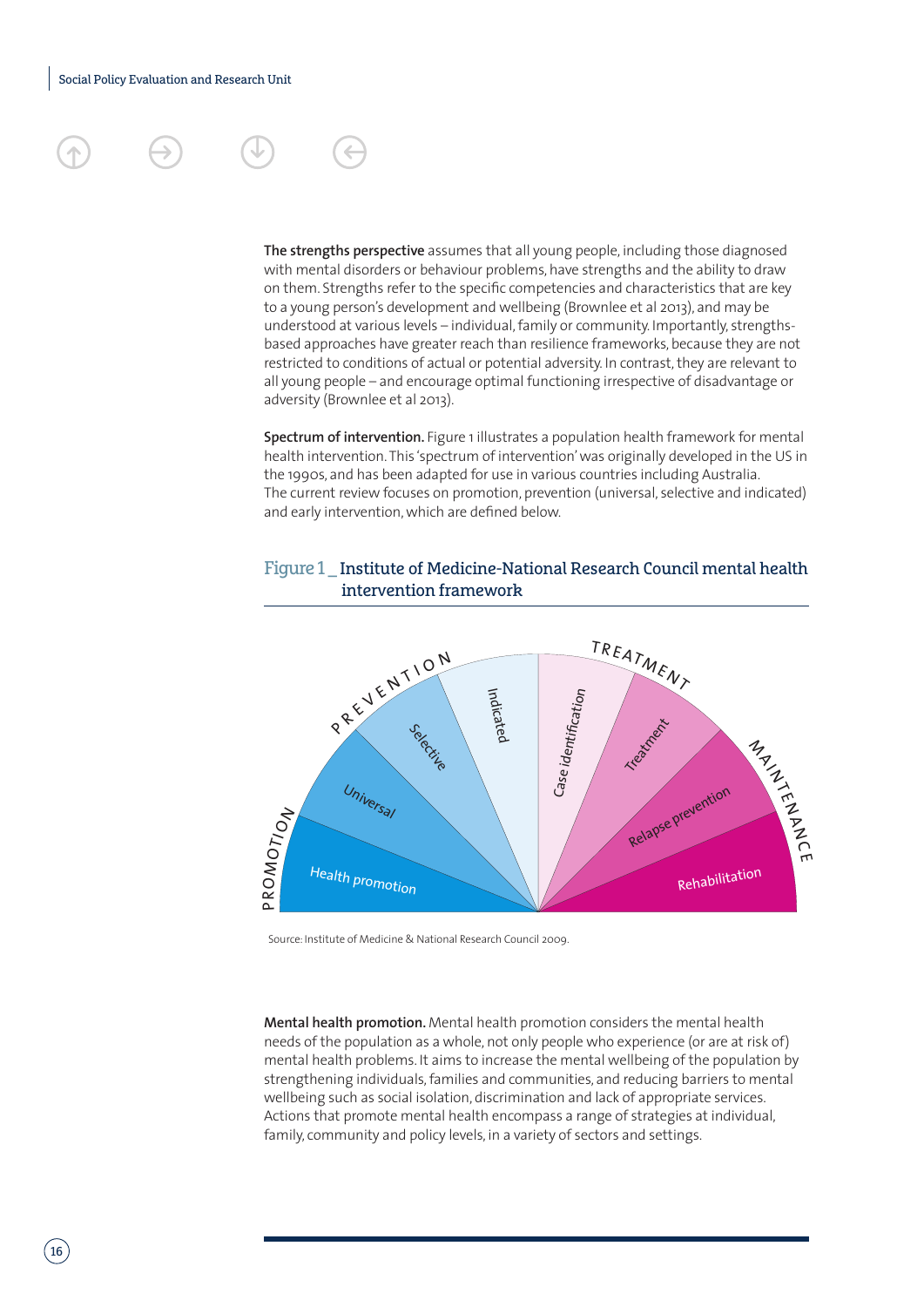**The strengths perspective** assumes that all young people, including those diagnosed with mental disorders or behaviour problems, have strengths and the ability to draw on them. Strengths refer to the specific competencies and characteristics that are key to a young person's development and wellbeing (Brownlee et al 2013), and may be understood at various levels – individual, family or community. Importantly, strengths-based approaches have greater reach than resilience frameworks, because they are not restricted to conditions of actual or potential adversity. In contrast, they are relevant to all young people – and encourage optimal functioning irrespective of disadvantage or adversity (Brownlee et al 2013).

**Spectrum of intervention.** Figure 1 illustrates a population health framework for mental health intervention. This 'spectrum of intervention' was originally developed in the US in the 1990s, and has been adapted for use in various countries including Australia. The current review focuses on promotion, prevention (universal, selective and indicated) and early intervention, which are defined below.

### Figure 1 _ Institute of Medicine-National Research Council mental health intervention framework

PROMOTION: Health promotion
PREVENTION: Universal, Selective, Indicated
TREATMENT: Case identification, Treatment
MAINTENANCE: Relapse prevention, Rehabilitation

Source: Institute of Medicine & National Research Council 2009.

**Mental health promotion.** Mental health promotion considers the mental health needs of the population as a whole, not only people who experience (or are at risk of) mental health problems. It aims to increase the mental wellbeing of the population by strengthening individuals, families and communities, and reducing barriers to mental wellbeing such as social isolation, discrimination and lack of appropriate services. Actions that promote mental health encompass a range of strategies at individual, family, community and policy levels, in a variety of sectors and settings.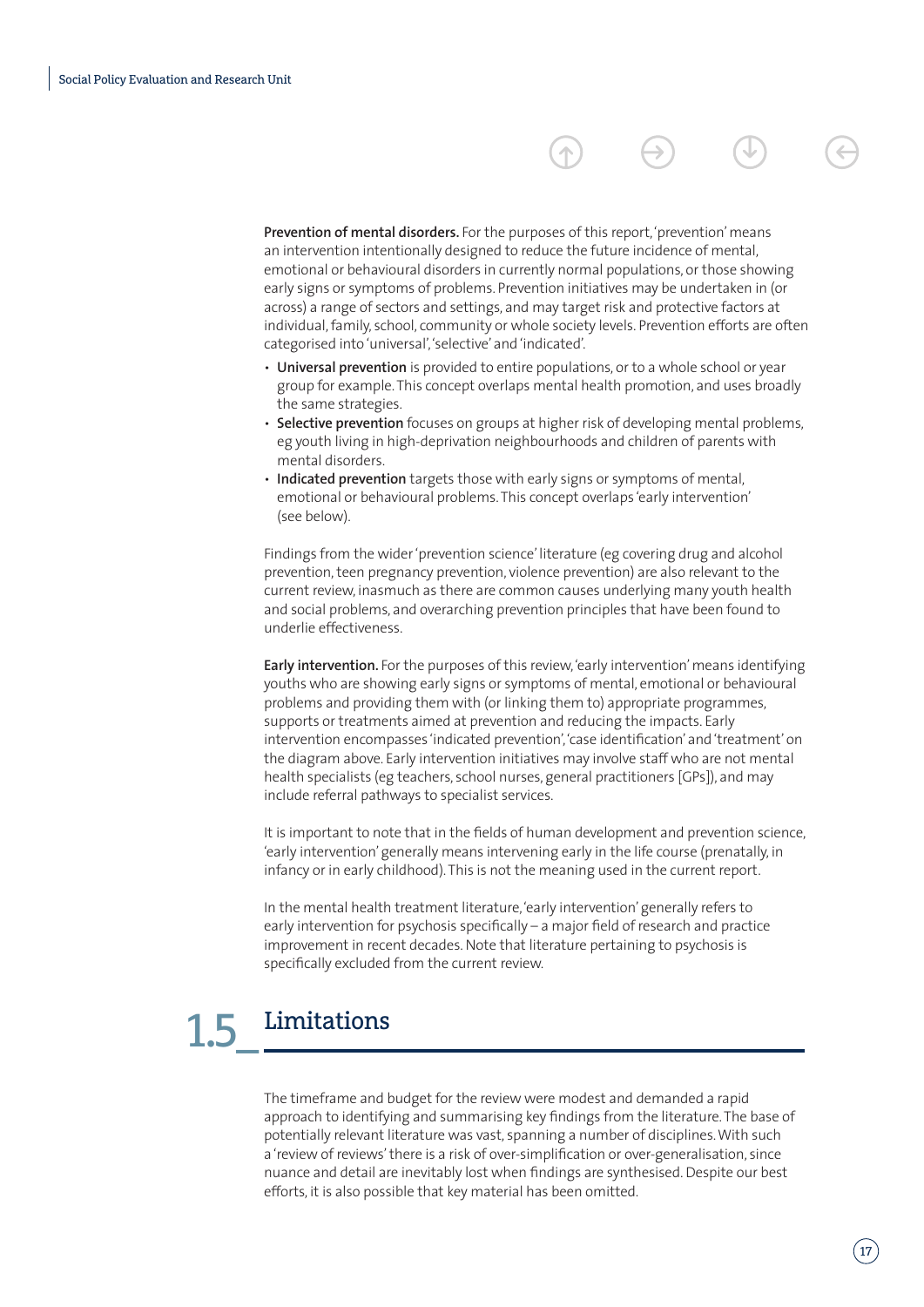**Prevention of mental disorders.** For the purposes of this report, 'prevention' means an intervention intentionally designed to reduce the future incidence of mental, emotional or behavioural disorders in currently normal populations, or those showing early signs or symptoms of problems. Prevention initiatives may be undertaken in (or across) a range of sectors and settings, and may target risk and protective factors at individual, family, school, community or whole society levels. Prevention efforts are often categorised into 'universal', 'selective' and 'indicated'.

- **Universal prevention** is provided to entire populations, or to a whole school or year group for example. This concept overlaps mental health promotion, and uses broadly the same strategies.
- **Selective prevention** focuses on groups at higher risk of developing mental problems, eg youth living in high-deprivation neighbourhoods and children of parents with mental disorders.
- **Indicated prevention** targets those with early signs or symptoms of mental, emotional or behavioural problems. This concept overlaps 'early intervention' (see below).

Findings from the wider 'prevention science' literature (eg covering drug and alcohol prevention, teen pregnancy prevention, violence prevention) are also relevant to the current review, inasmuch as there are common causes underlying many youth health and social problems, and overarching prevention principles that have been found to underlie effectiveness.

**Early intervention.** For the purposes of this review, 'early intervention' means identifying youths who are showing early signs or symptoms of mental, emotional or behavioural problems and providing them with (or linking them to) appropriate programmes, supports or treatments aimed at prevention and reducing the impacts. Early intervention encompasses 'indicated prevention', 'case identification' and 'treatment' on the diagram above. Early intervention initiatives may involve staff who are not mental health specialists (eg teachers, school nurses, general practitioners [GPs]), and may include referral pathways to specialist services.

It is important to note that in the fields of human development and prevention science, 'early intervention' generally means intervening early in the life course (prenatally, in infancy or in early childhood). This is not the meaning used in the current report.

In the mental health treatment literature, 'early intervention' generally refers to early intervention for psychosis specifically – a major field of research and practice improvement in recent decades. Note that literature pertaining to psychosis is specifically excluded from the current review.

## 1.5 Limitations

The timeframe and budget for the review were modest and demanded a rapid approach to identifying and summarising key findings from the literature. The base of potentially relevant literature was vast, spanning a number of disciplines. With such a 'review of reviews' there is a risk of over-simplification or over-generalisation, since nuance and detail are inevitably lost when findings are synthesised. Despite our best efforts, it is also possible that key material has been omitted.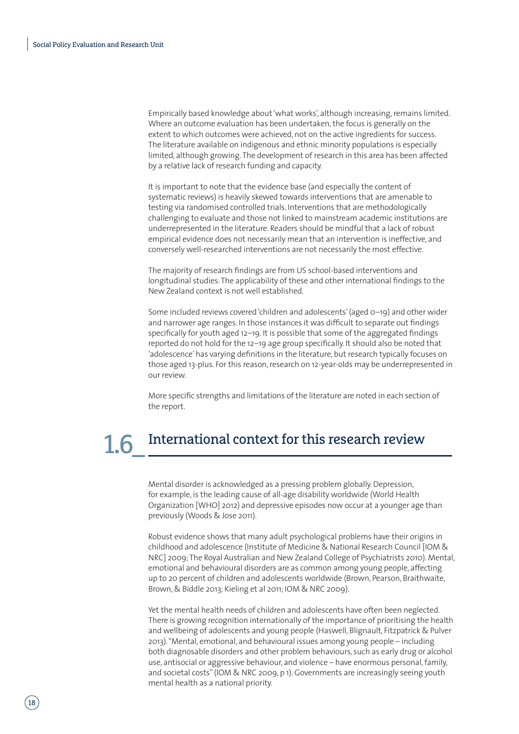Empirically based knowledge about 'what works', although increasing, remains limited. Where an outcome evaluation has been undertaken, the focus is generally on the extent to which outcomes were achieved, not on the active ingredients for success. The literature available on indigenous and ethnic minority populations is especially limited, although growing. The development of research in this area has been affected by a relative lack of research funding and capacity.

It is important to note that the evidence base (and especially the content of systematic reviews) is heavily skewed towards interventions that are amenable to testing via randomised controlled trials. Interventions that are methodologically challenging to evaluate and those not linked to mainstream academic institutions are underrepresented in the literature. Readers should be mindful that a lack of robust empirical evidence does not necessarily mean that an intervention is ineffective, and conversely well-researched interventions are not necessarily the most effective.

The majority of research findings are from US school-based interventions and longitudinal studies. The applicability of these and other international findings to the New Zealand context is not well established.

Some included reviews covered 'children and adolescents' (aged 0–19) and other wider and narrower age ranges. In those instances it was difficult to separate out findings specifically for youth aged 12–19. It is possible that some of the aggregated findings reported do not hold for the 12–19 age group specifically. It should also be noted that 'adolescence' has varying definitions in the literature, but research typically focuses on those aged 13-plus. For this reason, research on 12-year-olds may be underrepresented in our review.

More specific strengths and limitations of the literature are noted in each section of the report.

## 1.6 International context for this research review

Mental disorder is acknowledged as a pressing problem globally. Depression, for example, is the leading cause of all-age disability worldwide (World Health Organization [WHO] 2012) and depressive episodes now occur at a younger age than previously (Woods & Jose 2011).

Robust evidence shows that many adult psychological problems have their origins in childhood and adolescence (Institute of Medicine & National Research Council [IOM & NRC] 2009; The Royal Australian and New Zealand College of Psychiatrists 2010). Mental, emotional and behavioural disorders are as common among young people, affecting up to 20 percent of children and adolescents worldwide (Brown, Pearson, Braithwaite, Brown, & Biddle 2013; Kieling et al 2011; IOM & NRC 2009).

Yet the mental health needs of children and adolescents have often been neglected. There is growing recognition internationally of the importance of prioritising the health and wellbeing of adolescents and young people (Haswell, Blignault, Fitzpatrick & Pulver 2013). "Mental, emotional, and behavioural issues among young people – including both diagnosable disorders and other problem behaviours, such as early drug or alcohol use, antisocial or aggressive behaviour, and violence – have enormous personal, family, and societal costs" (IOM & NRC 2009, p 1). Governments are increasingly seeing youth mental health as a national priority.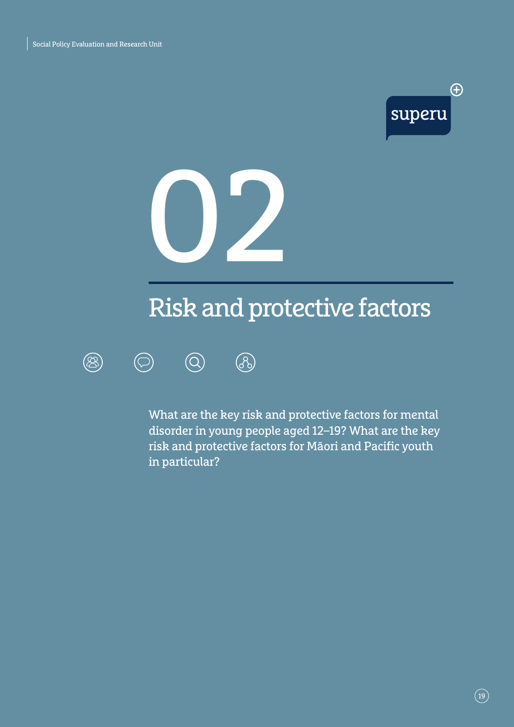# 02

## Risk and protective factors

What are the key risk and protective factors for mental disorder in young people aged 12–19? What are the key risk and protective factors for Māori and Pacific youth in particular?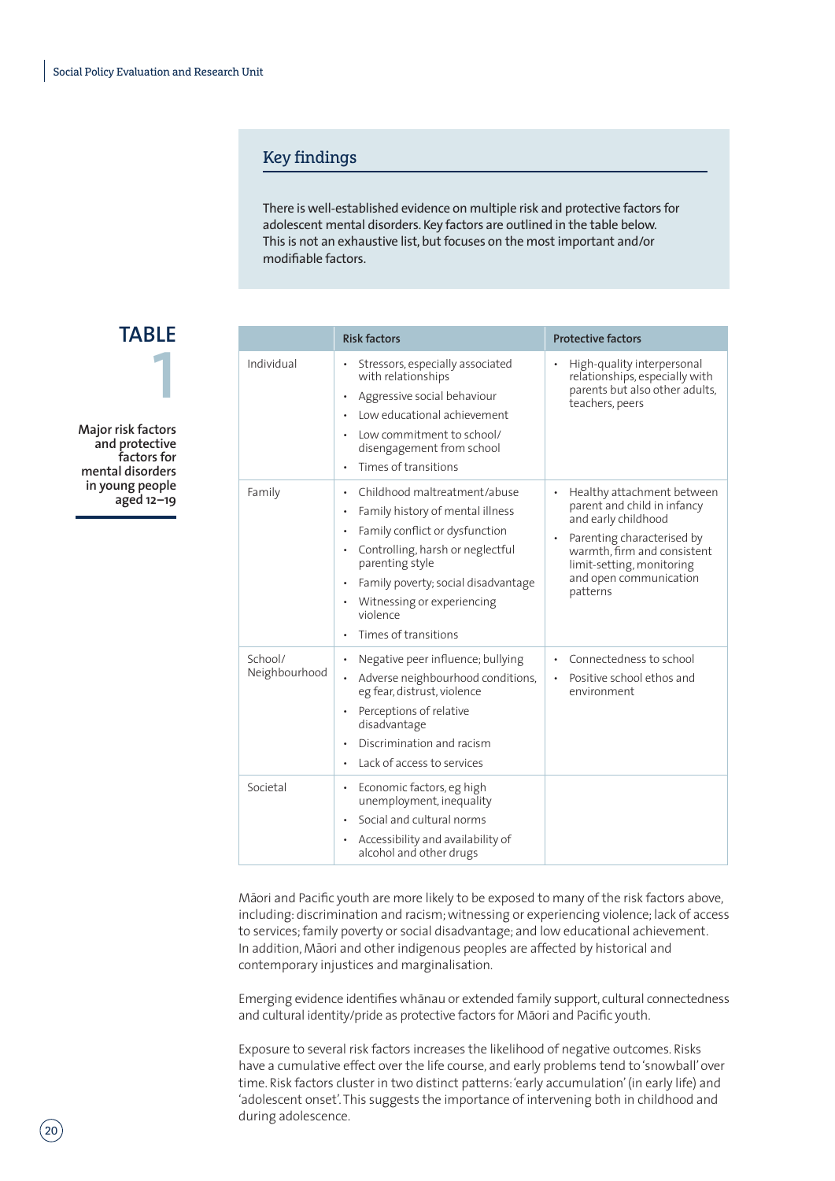## Key findings

There is well-established evidence on multiple risk and protective factors for adolescent mental disorders. Key factors are outlined in the table below. This is not an exhaustive list, but focuses on the most important and/or modifiable factors.

**TABLE 1**

**Major risk factors and protective factors for mental disorders in young people aged 12–19**

| | Risk factors | Protective factors |
|---|---|---|
| Individual | • Stressors, especially associated with relationships<br>• Aggressive social behaviour<br>• Low educational achievement<br>• Low commitment to school/ disengagement from school<br>• Times of transitions | • High-quality interpersonal relationships, especially with parents but also other adults, teachers, peers |
| Family | • Childhood maltreatment/abuse<br>• Family history of mental illness<br>• Family conflict or dysfunction<br>• Controlling, harsh or neglectful parenting style<br>• Family poverty; social disadvantage<br>• Witnessing or experiencing violence<br>• Times of transitions | • Healthy attachment between parent and child in infancy and early childhood<br>• Parenting characterised by warmth, firm and consistent limit-setting, monitoring and open communication patterns |
| School/ Neighbourhood | • Negative peer influence; bullying<br>• Adverse neighbourhood conditions, eg fear, distrust, violence<br>• Perceptions of relative disadvantage<br>• Discrimination and racism<br>• Lack of access to services | • Connectedness to school<br>• Positive school ethos and environment |
| Societal | • Economic factors, eg high unemployment, inequality<br>• Social and cultural norms<br>• Accessibility and availability of alcohol and other drugs | |

Māori and Pacific youth are more likely to be exposed to many of the risk factors above, including: discrimination and racism; witnessing or experiencing violence; lack of access to services; family poverty or social disadvantage; and low educational achievement. In addition, Māori and other indigenous peoples are affected by historical and contemporary injustices and marginalisation.

Emerging evidence identifies whānau or extended family support, cultural connectedness and cultural identity/pride as protective factors for Māori and Pacific youth.

Exposure to several risk factors increases the likelihood of negative outcomes. Risks have a cumulative effect over the life course, and early problems tend to 'snowball' over time. Risk factors cluster in two distinct patterns: 'early accumulation' (in early life) and 'adolescent onset'. This suggests the importance of intervening both in childhood and during adolescence.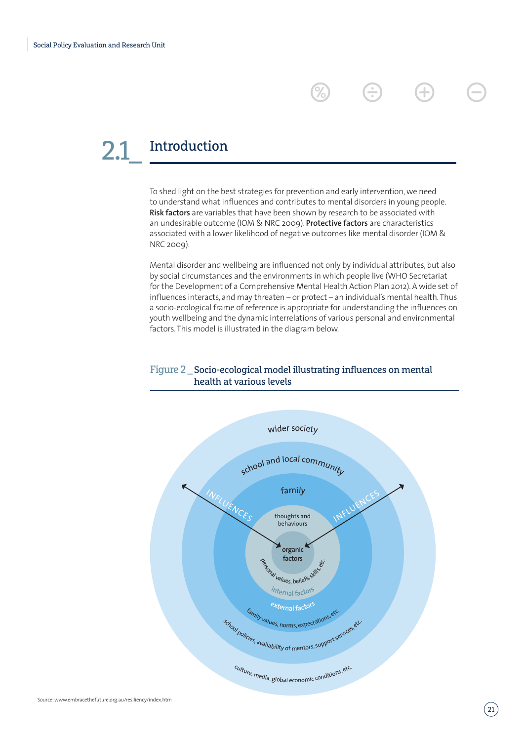## 2.1_ Introduction

To shed light on the best strategies for prevention and early intervention, we need to understand what influences and contributes to mental disorders in young people. **Risk factors** are variables that have been shown by research to be associated with an undesirable outcome (IOM & NRC 2009). **Protective factors** are characteristics associated with a lower likelihood of negative outcomes like mental disorder (IOM & NRC 2009).

Mental disorder and wellbeing are influenced not only by individual attributes, but also by social circumstances and the environments in which people live (WHO Secretariat for the Development of a Comprehensive Mental Health Action Plan 2012). A wide set of influences interacts, and may threaten – or protect – an individual's mental health. Thus a socio-ecological frame of reference is appropriate for understanding the influences on youth wellbeing and the dynamic interrelations of various personal and environmental factors. This model is illustrated in the diagram below.

Figure 2 _ Socio-ecological model illustrating influences on mental health at various levels

wider society

school and local community

family

thoughts and behaviours

organic factors

INFLUENCES

INFLUENCES

personal values, beliefs, skills, etc.

internal factors

external factors

family values, norms, expectations, etc.

school policies, availability of mentors, support services, etc.

culture, media, global economic conditions, etc.

Source: www.embracethefuture.org.au/resiliency/index.htm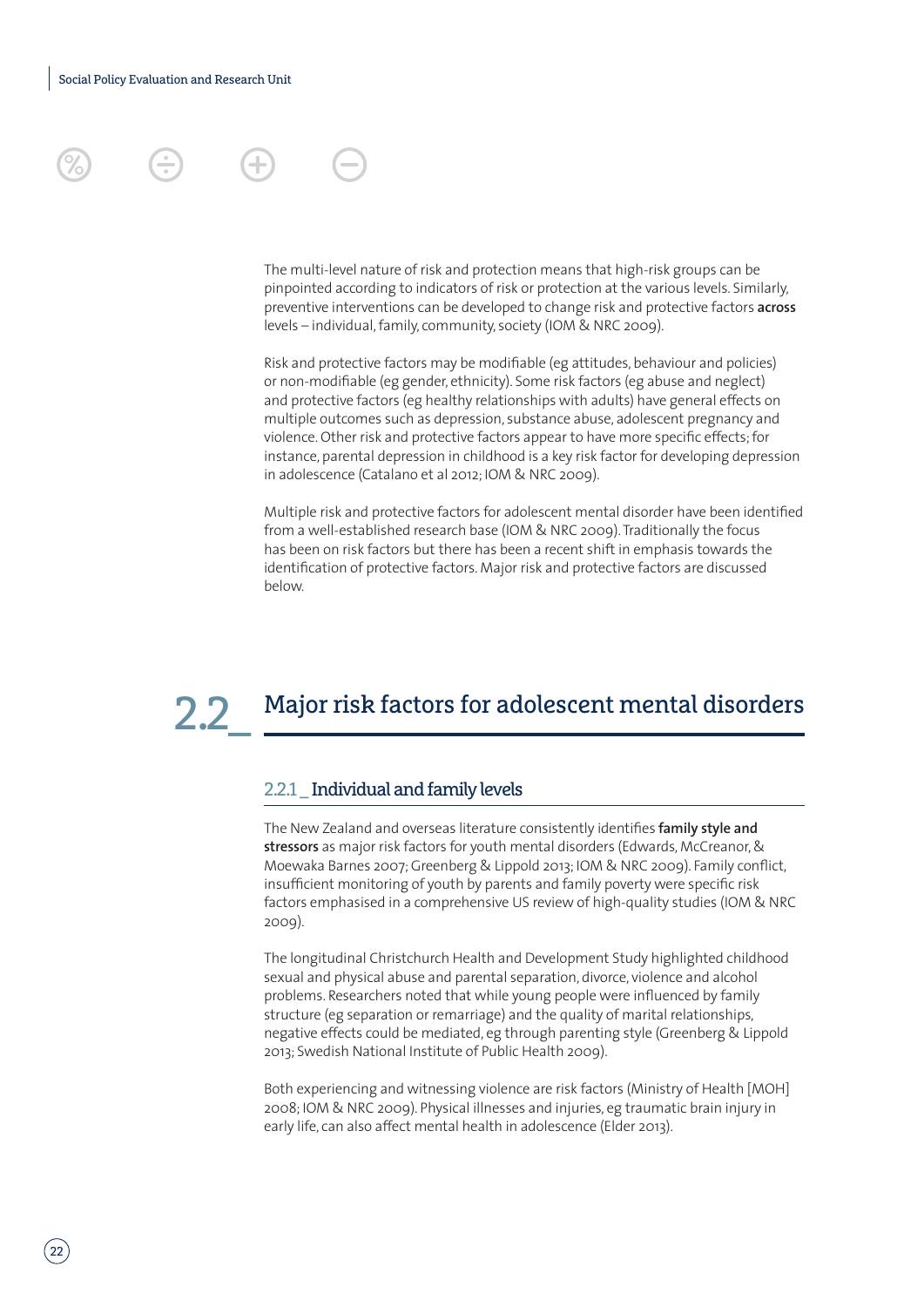The multi-level nature of risk and protection means that high-risk groups can be pinpointed according to indicators of risk or protection at the various levels. Similarly, preventive interventions can be developed to change risk and protective factors **across** levels – individual, family, community, society (IOM & NRC 2009).

Risk and protective factors may be modifiable (eg attitudes, behaviour and policies) or non-modifiable (eg gender, ethnicity). Some risk factors (eg abuse and neglect) and protective factors (eg healthy relationships with adults) have general effects on multiple outcomes such as depression, substance abuse, adolescent pregnancy and violence. Other risk and protective factors appear to have more specific effects; for instance, parental depression in childhood is a key risk factor for developing depression in adolescence (Catalano et al 2012; IOM & NRC 2009).

Multiple risk and protective factors for adolescent mental disorder have been identified from a well-established research base (IOM & NRC 2009). Traditionally the focus has been on risk factors but there has been a recent shift in emphasis towards the identification of protective factors. Major risk and protective factors are discussed below.

## 2.2_ Major risk factors for adolescent mental disorders

### 2.2.1 _ Individual and family levels

The New Zealand and overseas literature consistently identifies **family style and stressors** as major risk factors for youth mental disorders (Edwards, McCreanor, & Moewaka Barnes 2007; Greenberg & Lippold 2013; IOM & NRC 2009). Family conflict, insufficient monitoring of youth by parents and family poverty were specific risk factors emphasised in a comprehensive US review of high-quality studies (IOM & NRC 2009).

The longitudinal Christchurch Health and Development Study highlighted childhood sexual and physical abuse and parental separation, divorce, violence and alcohol problems. Researchers noted that while young people were influenced by family structure (eg separation or remarriage) and the quality of marital relationships, negative effects could be mediated, eg through parenting style (Greenberg & Lippold 2013; Swedish National Institute of Public Health 2009).

Both experiencing and witnessing violence are risk factors (Ministry of Health [MOH] 2008; IOM & NRC 2009). Physical illnesses and injuries, eg traumatic brain injury in early life, can also affect mental health in adolescence (Elder 2013).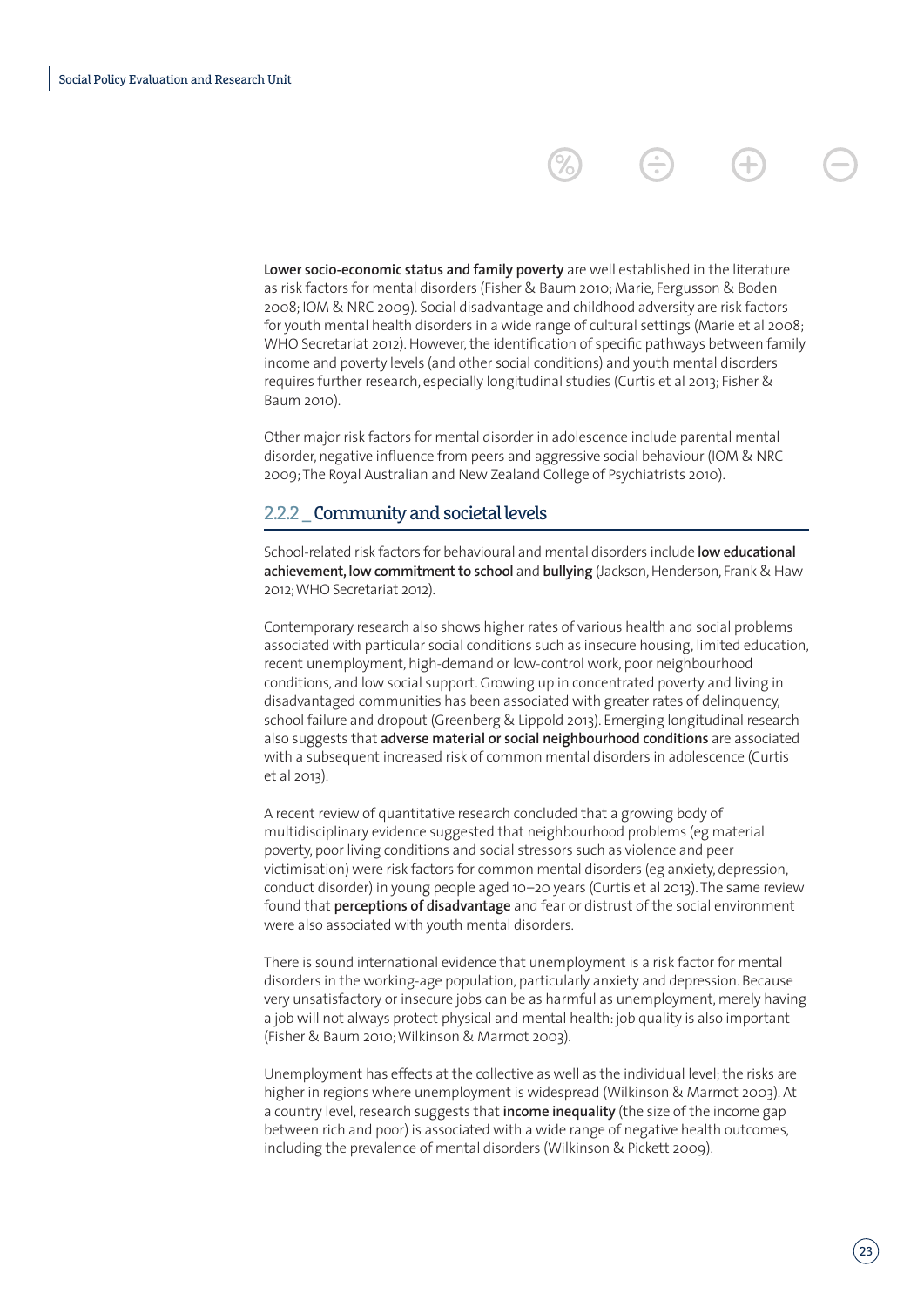**Lower socio-economic status and family poverty** are well established in the literature as risk factors for mental disorders (Fisher & Baum 2010; Marie, Fergusson & Boden 2008; IOM & NRC 2009). Social disadvantage and childhood adversity are risk factors for youth mental health disorders in a wide range of cultural settings (Marie et al 2008; WHO Secretariat 2012). However, the identification of specific pathways between family income and poverty levels (and other social conditions) and youth mental disorders requires further research, especially longitudinal studies (Curtis et al 2013; Fisher & Baum 2010).

Other major risk factors for mental disorder in adolescence include parental mental disorder, negative influence from peers and aggressive social behaviour (IOM & NRC 2009; The Royal Australian and New Zealand College of Psychiatrists 2010).

### 2.2.2 _ Community and societal levels

School-related risk factors for behavioural and mental disorders include **low educational achievement, low commitment to school** and **bullying** (Jackson, Henderson, Frank & Haw 2012; WHO Secretariat 2012).

Contemporary research also shows higher rates of various health and social problems associated with particular social conditions such as insecure housing, limited education, recent unemployment, high-demand or low-control work, poor neighbourhood conditions, and low social support. Growing up in concentrated poverty and living in disadvantaged communities has been associated with greater rates of delinquency, school failure and dropout (Greenberg & Lippold 2013). Emerging longitudinal research also suggests that **adverse material or social neighbourhood conditions** are associated with a subsequent increased risk of common mental disorders in adolescence (Curtis et al 2013).

A recent review of quantitative research concluded that a growing body of multidisciplinary evidence suggested that neighbourhood problems (eg material poverty, poor living conditions and social stressors such as violence and peer victimisation) were risk factors for common mental disorders (eg anxiety, depression, conduct disorder) in young people aged 10–20 years (Curtis et al 2013). The same review found that **perceptions of disadvantage** and fear or distrust of the social environment were also associated with youth mental disorders.

There is sound international evidence that unemployment is a risk factor for mental disorders in the working-age population, particularly anxiety and depression. Because very unsatisfactory or insecure jobs can be as harmful as unemployment, merely having a job will not always protect physical and mental health: job quality is also important (Fisher & Baum 2010; Wilkinson & Marmot 2003).

Unemployment has effects at the collective as well as the individual level; the risks are higher in regions where unemployment is widespread (Wilkinson & Marmot 2003). At a country level, research suggests that **income inequality** (the size of the income gap between rich and poor) is associated with a wide range of negative health outcomes, including the prevalence of mental disorders (Wilkinson & Pickett 2009).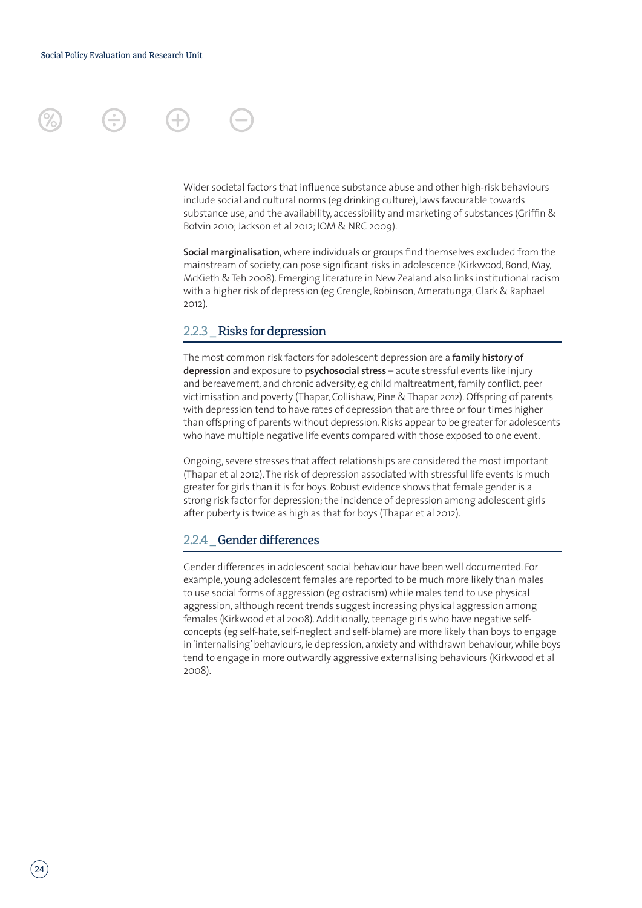Wider societal factors that influence substance abuse and other high-risk behaviours include social and cultural norms (eg drinking culture), laws favourable towards substance use, and the availability, accessibility and marketing of substances (Griffin & Botvin 2010; Jackson et al 2012; IOM & NRC 2009).

**Social marginalisation**, where individuals or groups find themselves excluded from the mainstream of society, can pose significant risks in adolescence (Kirkwood, Bond, May, McKieth & Teh 2008). Emerging literature in New Zealand also links institutional racism with a higher risk of depression (eg Crengle, Robinson, Ameratunga, Clark & Raphael 2012).

### 2.2.3 _ Risks for depression

The most common risk factors for adolescent depression are a **family history of depression** and exposure to **psychosocial stress** – acute stressful events like injury and bereavement, and chronic adversity, eg child maltreatment, family conflict, peer victimisation and poverty (Thapar, Collishaw, Pine & Thapar 2012). Offspring of parents with depression tend to have rates of depression that are three or four times higher than offspring of parents without depression. Risks appear to be greater for adolescents who have multiple negative life events compared with those exposed to one event.

Ongoing, severe stresses that affect relationships are considered the most important (Thapar et al 2012). The risk of depression associated with stressful life events is much greater for girls than it is for boys. Robust evidence shows that female gender is a strong risk factor for depression; the incidence of depression among adolescent girls after puberty is twice as high as that for boys (Thapar et al 2012).

### 2.2.4 _ Gender differences

Gender differences in adolescent social behaviour have been well documented. For example, young adolescent females are reported to be much more likely than males to use social forms of aggression (eg ostracism) while males tend to use physical aggression, although recent trends suggest increasing physical aggression among females (Kirkwood et al 2008). Additionally, teenage girls who have negative self-concepts (eg self-hate, self-neglect and self-blame) are more likely than boys to engage in 'internalising' behaviours, ie depression, anxiety and withdrawn behaviour, while boys tend to engage in more outwardly aggressive externalising behaviours (Kirkwood et al 2008).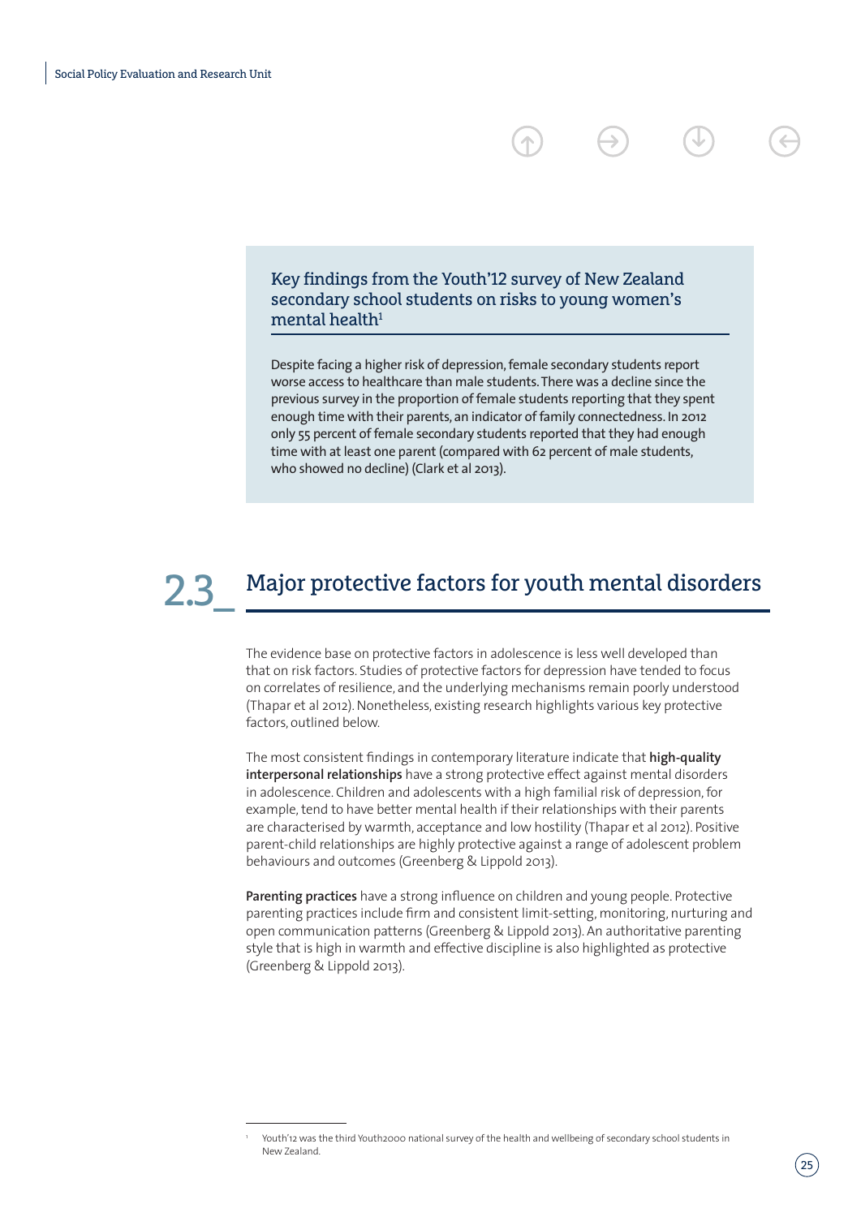### Key findings from the Youth'12 survey of New Zealand secondary school students on risks to young women's mental health[1]

Despite facing a higher risk of depression, female secondary students report worse access to healthcare than male students. There was a decline since the previous survey in the proportion of female students reporting that they spent enough time with their parents, an indicator of family connectedness. In 2012 only 55 percent of female secondary students reported that they had enough time with at least one parent (compared with 62 percent of male students, who showed no decline) (Clark et al 2013).

## 2.3_ Major protective factors for youth mental disorders

The evidence base on protective factors in adolescence is less well developed than that on risk factors. Studies of protective factors for depression have tended to focus on correlates of resilience, and the underlying mechanisms remain poorly understood (Thapar et al 2012). Nonetheless, existing research highlights various key protective factors, outlined below.

The most consistent findings in contemporary literature indicate that **high-quality interpersonal relationships** have a strong protective effect against mental disorders in adolescence. Children and adolescents with a high familial risk of depression, for example, tend to have better mental health if their relationships with their parents are characterised by warmth, acceptance and low hostility (Thapar et al 2012). Positive parent-child relationships are highly protective against a range of adolescent problem behaviours and outcomes (Greenberg & Lippold 2013).

**Parenting practices** have a strong influence on children and young people. Protective parenting practices include firm and consistent limit-setting, monitoring, nurturing and open communication patterns (Greenberg & Lippold 2013). An authoritative parenting style that is high in warmth and effective discipline is also highlighted as protective (Greenberg & Lippold 2013).

---

[1] Youth'12 was the third Youth2000 national survey of the health and wellbeing of secondary school students in New Zealand.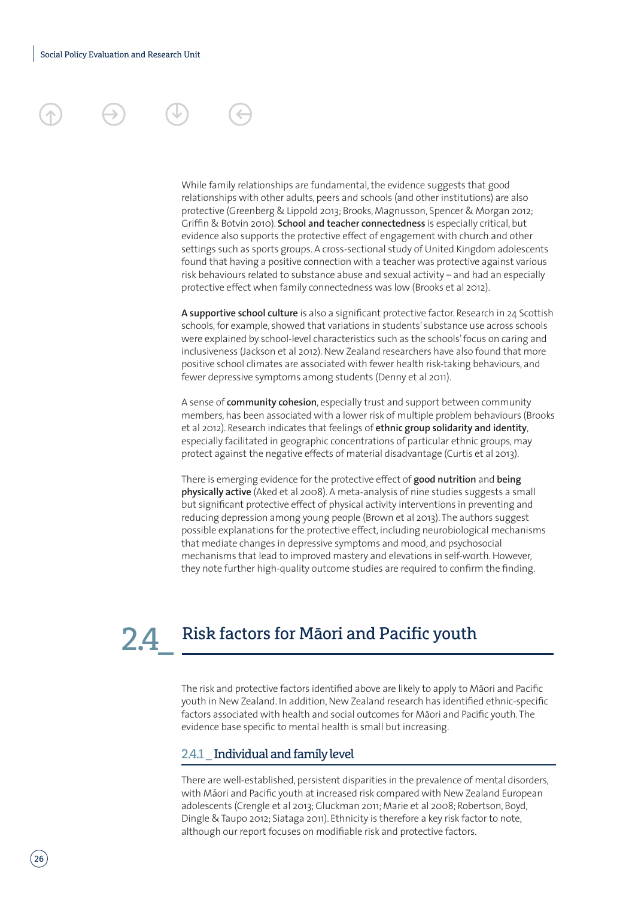While family relationships are fundamental, the evidence suggests that good relationships with other adults, peers and schools (and other institutions) are also protective (Greenberg & Lippold 2013; Brooks, Magnusson, Spencer & Morgan 2012; Griffin & Botvin 2010). **School and teacher connectedness** is especially critical, but evidence also supports the protective effect of engagement with church and other settings such as sports groups. A cross-sectional study of United Kingdom adolescents found that having a positive connection with a teacher was protective against various risk behaviours related to substance abuse and sexual activity – and had an especially protective effect when family connectedness was low (Brooks et al 2012).

**A supportive school culture** is also a significant protective factor. Research in 24 Scottish schools, for example, showed that variations in students' substance use across schools were explained by school-level characteristics such as the schools' focus on caring and inclusiveness (Jackson et al 2012). New Zealand researchers have also found that more positive school climates are associated with fewer health risk-taking behaviours, and fewer depressive symptoms among students (Denny et al 2011).

A sense of **community cohesion**, especially trust and support between community members, has been associated with a lower risk of multiple problem behaviours (Brooks et al 2012). Research indicates that feelings of **ethnic group solidarity and identity**, especially facilitated in geographic concentrations of particular ethnic groups, may protect against the negative effects of material disadvantage (Curtis et al 2013).

There is emerging evidence for the protective effect of **good nutrition** and **being physically active** (Aked et al 2008). A meta-analysis of nine studies suggests a small but significant protective effect of physical activity interventions in preventing and reducing depression among young people (Brown et al 2013). The authors suggest possible explanations for the protective effect, including neurobiological mechanisms that mediate changes in depressive symptoms and mood, and psychosocial mechanisms that lead to improved mastery and elevations in self-worth. However, they note further high-quality outcome studies are required to confirm the finding.

## 2.4_ Risk factors for Māori and Pacific youth

The risk and protective factors identified above are likely to apply to Māori and Pacific youth in New Zealand. In addition, New Zealand research has identified ethnic-specific factors associated with health and social outcomes for Māori and Pacific youth. The evidence base specific to mental health is small but increasing.

### 2.4.1 _ Individual and family level

There are well-established, persistent disparities in the prevalence of mental disorders, with Māori and Pacific youth at increased risk compared with New Zealand European adolescents (Crengle et al 2013; Gluckman 2011; Marie et al 2008; Robertson, Boyd, Dingle & Taupo 2012; Siataga 2011). Ethnicity is therefore a key risk factor to note, although our report focuses on modifiable risk and protective factors.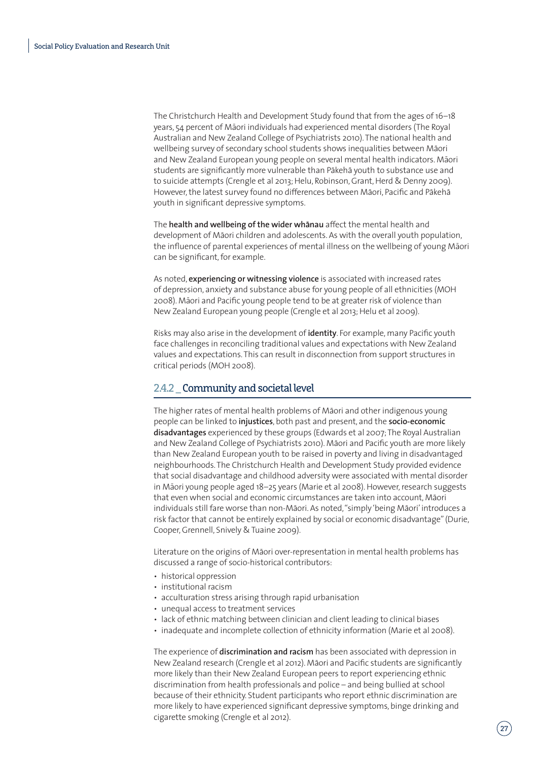The Christchurch Health and Development Study found that from the ages of 16–18 years, 54 percent of Māori individuals had experienced mental disorders (The Royal Australian and New Zealand College of Psychiatrists 2010). The national health and wellbeing survey of secondary school students shows inequalities between Māori and New Zealand European young people on several mental health indicators. Māori students are significantly more vulnerable than Pākehā youth to substance use and to suicide attempts (Crengle et al 2013; Helu, Robinson, Grant, Herd & Denny 2009). However, the latest survey found no differences between Māori, Pacific and Pākehā youth in significant depressive symptoms.

The **health and wellbeing of the wider whānau** affect the mental health and development of Māori children and adolescents. As with the overall youth population, the influence of parental experiences of mental illness on the wellbeing of young Māori can be significant, for example.

As noted, **experiencing or witnessing violence** is associated with increased rates of depression, anxiety and substance abuse for young people of all ethnicities (MOH 2008). Māori and Pacific young people tend to be at greater risk of violence than New Zealand European young people (Crengle et al 2013; Helu et al 2009).

Risks may also arise in the development of **identity**. For example, many Pacific youth face challenges in reconciling traditional values and expectations with New Zealand values and expectations. This can result in disconnection from support structures in critical periods (MOH 2008).

### 2.4.2 _ Community and societal level

The higher rates of mental health problems of Māori and other indigenous young people can be linked to **injustices**, both past and present, and the **socio-economic disadvantages** experienced by these groups (Edwards et al 2007; The Royal Australian and New Zealand College of Psychiatrists 2010). Māori and Pacific youth are more likely than New Zealand European youth to be raised in poverty and living in disadvantaged neighbourhoods. The Christchurch Health and Development Study provided evidence that social disadvantage and childhood adversity were associated with mental disorder in Māori young people aged 18–25 years (Marie et al 2008). However, research suggests that even when social and economic circumstances are taken into account, Māori individuals still fare worse than non-Māori. As noted, "simply 'being Māori' introduces a risk factor that cannot be entirely explained by social or economic disadvantage" (Durie, Cooper, Grennell, Snively & Tuaine 2009).

Literature on the origins of Māori over-representation in mental health problems has discussed a range of socio-historical contributors:

- historical oppression
- institutional racism
- acculturation stress arising through rapid urbanisation
- unequal access to treatment services
- lack of ethnic matching between clinician and client leading to clinical biases
- inadequate and incomplete collection of ethnicity information (Marie et al 2008).

The experience of **discrimination and racism** has been associated with depression in New Zealand research (Crengle et al 2012). Māori and Pacific students are significantly more likely than their New Zealand European peers to report experiencing ethnic discrimination from health professionals and police – and being bullied at school because of their ethnicity. Student participants who report ethnic discrimination are more likely to have experienced significant depressive symptoms, binge drinking and cigarette smoking (Crengle et al 2012).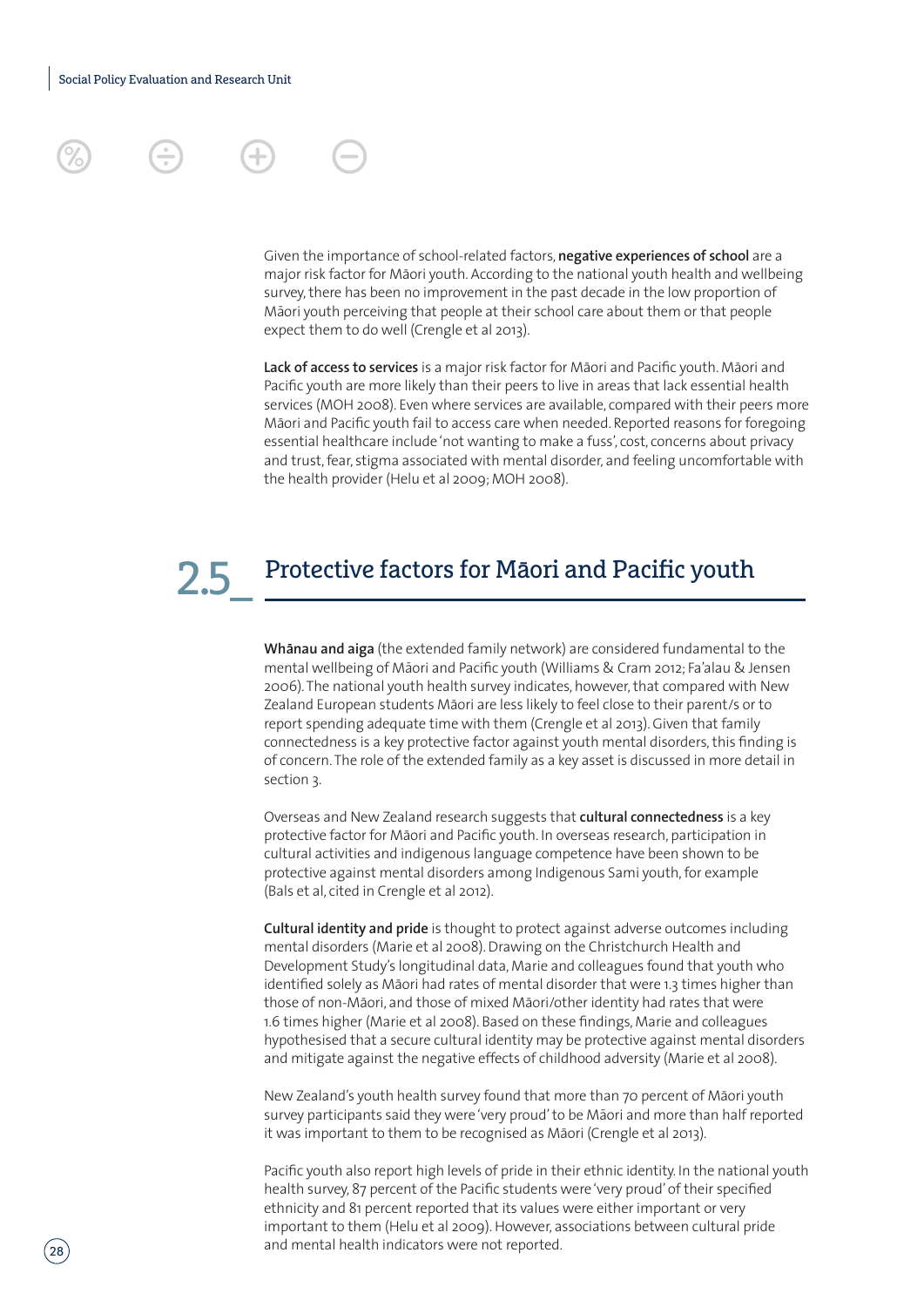Given the importance of school-related factors, **negative experiences of school** are a major risk factor for Māori youth. According to the national youth health and wellbeing survey, there has been no improvement in the past decade in the low proportion of Māori youth perceiving that people at their school care about them or that people expect them to do well (Crengle et al 2013).

**Lack of access to services** is a major risk factor for Māori and Pacific youth. Māori and Pacific youth are more likely than their peers to live in areas that lack essential health services (MOH 2008). Even where services are available, compared with their peers more Māori and Pacific youth fail to access care when needed. Reported reasons for foregoing essential healthcare include 'not wanting to make a fuss', cost, concerns about privacy and trust, fear, stigma associated with mental disorder, and feeling uncomfortable with the health provider (Helu et al 2009; MOH 2008).

## 2.5_ Protective factors for Māori and Pacific youth

**Whānau and aiga** (the extended family network) are considered fundamental to the mental wellbeing of Māori and Pacific youth (Williams & Cram 2012; Fa'alau & Jensen 2006). The national youth health survey indicates, however, that compared with New Zealand European students Māori are less likely to feel close to their parent/s or to report spending adequate time with them (Crengle et al 2013). Given that family connectedness is a key protective factor against youth mental disorders, this finding is of concern. The role of the extended family as a key asset is discussed in more detail in section 3.

Overseas and New Zealand research suggests that **cultural connectedness** is a key protective factor for Māori and Pacific youth. In overseas research, participation in cultural activities and indigenous language competence have been shown to be protective against mental disorders among Indigenous Sami youth, for example (Bals et al, cited in Crengle et al 2012).

**Cultural identity and pride** is thought to protect against adverse outcomes including mental disorders (Marie et al 2008). Drawing on the Christchurch Health and Development Study's longitudinal data, Marie and colleagues found that youth who identified solely as Māori had rates of mental disorder that were 1.3 times higher than those of non-Māori, and those of mixed Māori/other identity had rates that were 1.6 times higher (Marie et al 2008). Based on these findings, Marie and colleagues hypothesised that a secure cultural identity may be protective against mental disorders and mitigate against the negative effects of childhood adversity (Marie et al 2008).

New Zealand's youth health survey found that more than 70 percent of Māori youth survey participants said they were 'very proud' to be Māori and more than half reported it was important to them to be recognised as Māori (Crengle et al 2013).

Pacific youth also report high levels of pride in their ethnic identity. In the national youth health survey, 87 percent of the Pacific students were 'very proud' of their specified ethnicity and 81 percent reported that its values were either important or very important to them (Helu et al 2009). However, associations between cultural pride and mental health indicators were not reported.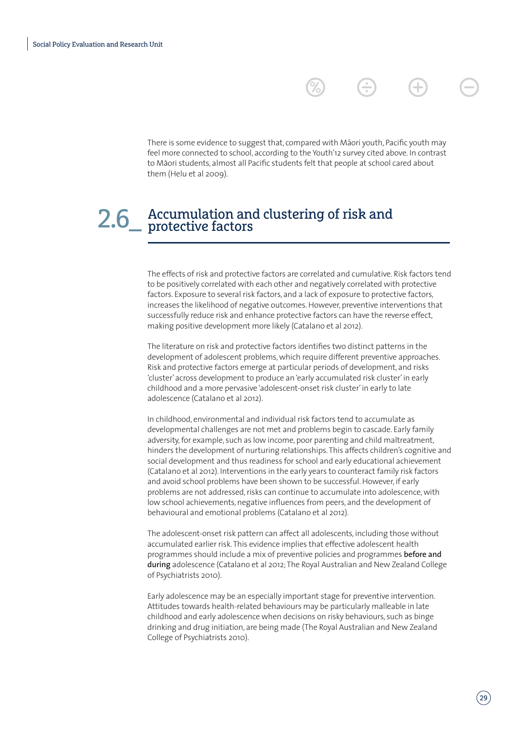There is some evidence to suggest that, compared with Māori youth, Pacific youth may feel more connected to school, according to the Youth'12 survey cited above. In contrast to Māori students, almost all Pacific students felt that people at school cared about them (Helu et al 2009).

## 2.6_ Accumulation and clustering of risk and protective factors

The effects of risk and protective factors are correlated and cumulative. Risk factors tend to be positively correlated with each other and negatively correlated with protective factors. Exposure to several risk factors, and a lack of exposure to protective factors, increases the likelihood of negative outcomes. However, preventive interventions that successfully reduce risk and enhance protective factors can have the reverse effect, making positive development more likely (Catalano et al 2012).

The literature on risk and protective factors identifies two distinct patterns in the development of adolescent problems, which require different preventive approaches. Risk and protective factors emerge at particular periods of development, and risks 'cluster' across development to produce an 'early accumulated risk cluster' in early childhood and a more pervasive 'adolescent-onset risk cluster' in early to late adolescence (Catalano et al 2012).

In childhood, environmental and individual risk factors tend to accumulate as developmental challenges are not met and problems begin to cascade. Early family adversity, for example, such as low income, poor parenting and child maltreatment, hinders the development of nurturing relationships. This affects children's cognitive and social development and thus readiness for school and early educational achievement (Catalano et al 2012). Interventions in the early years to counteract family risk factors and avoid school problems have been shown to be successful. However, if early problems are not addressed, risks can continue to accumulate into adolescence, with low school achievements, negative influences from peers, and the development of behavioural and emotional problems (Catalano et al 2012).

The adolescent-onset risk pattern can affect all adolescents, including those without accumulated earlier risk. This evidence implies that effective adolescent health programmes should include a mix of preventive policies and programmes **before and during** adolescence (Catalano et al 2012; The Royal Australian and New Zealand College of Psychiatrists 2010).

Early adolescence may be an especially important stage for preventive intervention. Attitudes towards health-related behaviours may be particularly malleable in late childhood and early adolescence when decisions on risky behaviours, such as binge drinking and drug initiation, are being made (The Royal Australian and New Zealand College of Psychiatrists 2010).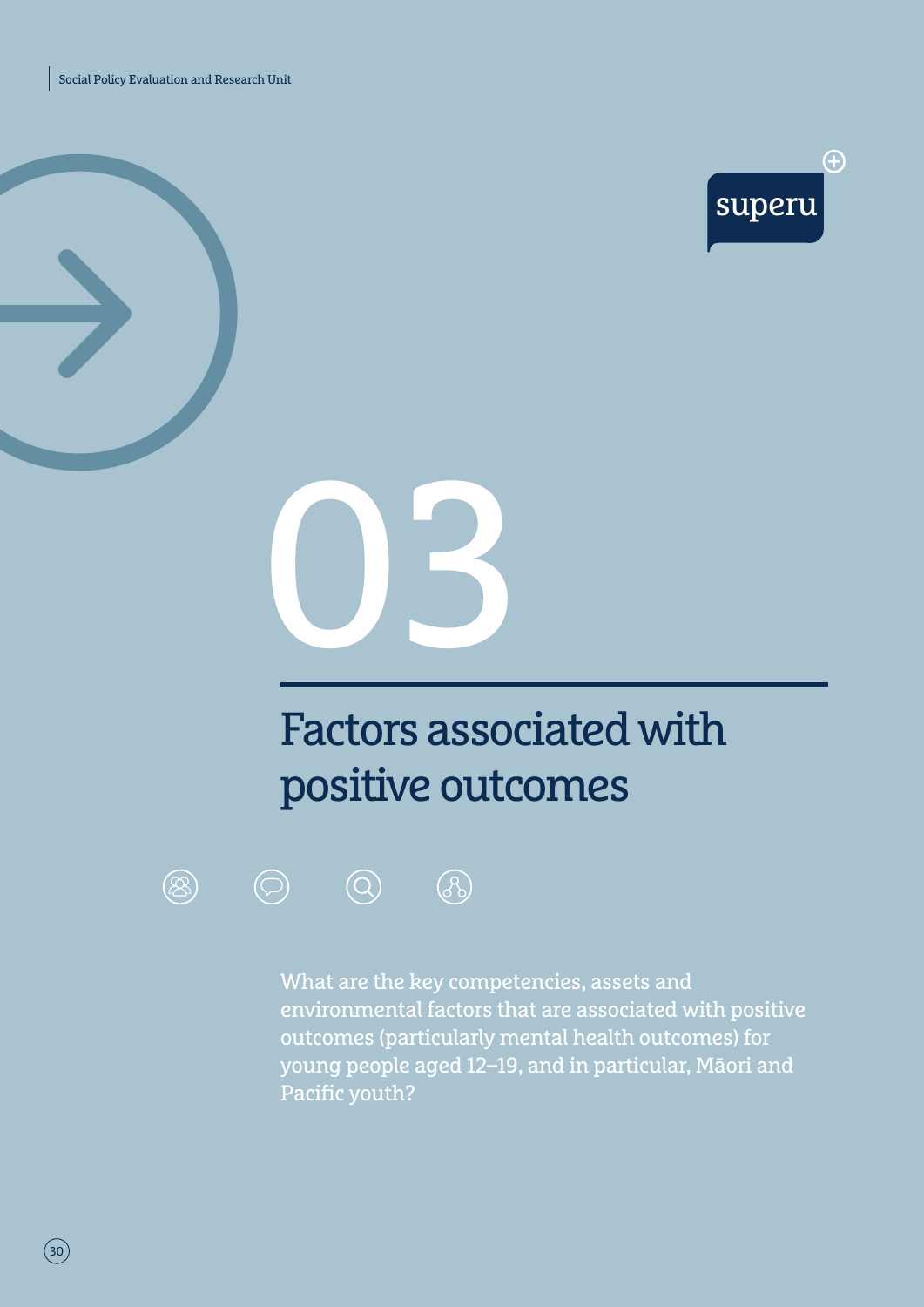# 03

## Factors associated with positive outcomes

What are the key competencies, assets and environmental factors that are associated with positive outcomes (particularly mental health outcomes) for young people aged 12–19, and in particular, Māori and Pacific youth?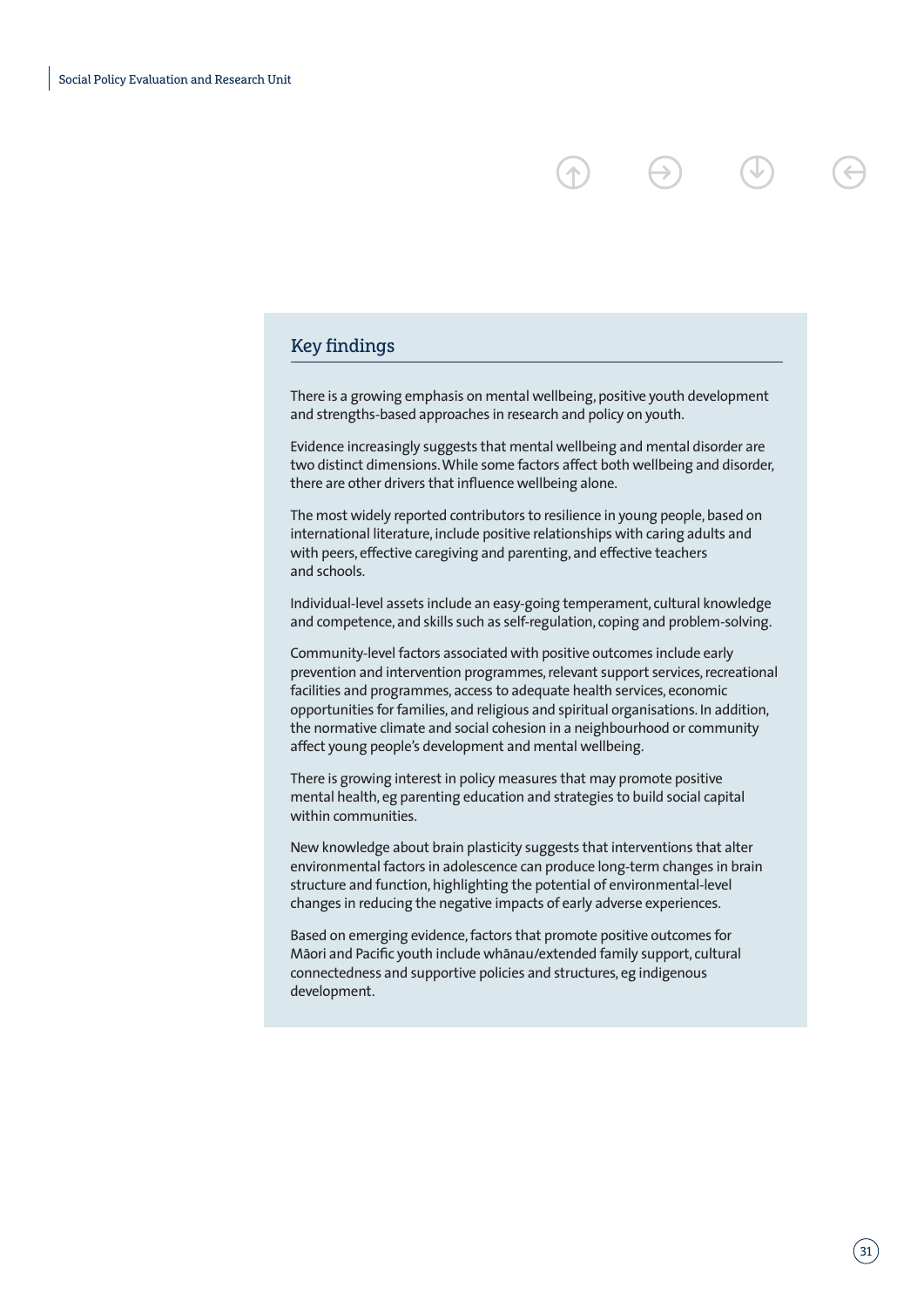## Key findings

There is a growing emphasis on mental wellbeing, positive youth development and strengths-based approaches in research and policy on youth.

Evidence increasingly suggests that mental wellbeing and mental disorder are two distinct dimensions. While some factors affect both wellbeing and disorder, there are other drivers that influence wellbeing alone.

The most widely reported contributors to resilience in young people, based on international literature, include positive relationships with caring adults and with peers, effective caregiving and parenting, and effective teachers and schools.

Individual-level assets include an easy-going temperament, cultural knowledge and competence, and skills such as self-regulation, coping and problem-solving.

Community-level factors associated with positive outcomes include early prevention and intervention programmes, relevant support services, recreational facilities and programmes, access to adequate health services, economic opportunities for families, and religious and spiritual organisations. In addition, the normative climate and social cohesion in a neighbourhood or community affect young people's development and mental wellbeing.

There is growing interest in policy measures that may promote positive mental health, eg parenting education and strategies to build social capital within communities.

New knowledge about brain plasticity suggests that interventions that alter environmental factors in adolescence can produce long-term changes in brain structure and function, highlighting the potential of environmental-level changes in reducing the negative impacts of early adverse experiences.

Based on emerging evidence, factors that promote positive outcomes for Māori and Pacific youth include whānau/extended family support, cultural connectedness and supportive policies and structures, eg indigenous development.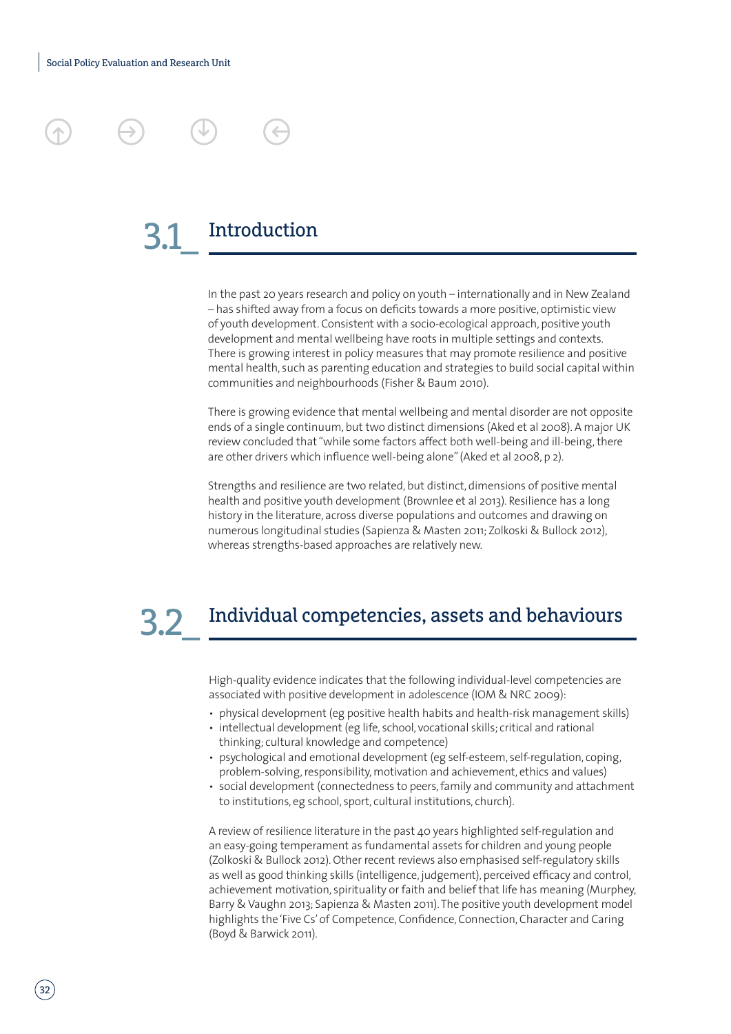## 3.1_ Introduction

In the past 20 years research and policy on youth – internationally and in New Zealand – has shifted away from a focus on deficits towards a more positive, optimistic view of youth development. Consistent with a socio-ecological approach, positive youth development and mental wellbeing have roots in multiple settings and contexts. There is growing interest in policy measures that may promote resilience and positive mental health, such as parenting education and strategies to build social capital within communities and neighbourhoods (Fisher & Baum 2010).

There is growing evidence that mental wellbeing and mental disorder are not opposite ends of a single continuum, but two distinct dimensions (Aked et al 2008). A major UK review concluded that "while some factors affect both well-being and ill-being, there are other drivers which influence well-being alone" (Aked et al 2008, p 2).

Strengths and resilience are two related, but distinct, dimensions of positive mental health and positive youth development (Brownlee et al 2013). Resilience has a long history in the literature, across diverse populations and outcomes and drawing on numerous longitudinal studies (Sapienza & Masten 2011; Zolkoski & Bullock 2012), whereas strengths-based approaches are relatively new.

## 3.2_ Individual competencies, assets and behaviours

High-quality evidence indicates that the following individual-level competencies are associated with positive development in adolescence (IOM & NRC 2009):

- physical development (eg positive health habits and health-risk management skills)
- intellectual development (eg life, school, vocational skills; critical and rational thinking; cultural knowledge and competence)
- psychological and emotional development (eg self-esteem, self-regulation, coping, problem-solving, responsibility, motivation and achievement, ethics and values)
- social development (connectedness to peers, family and community and attachment to institutions, eg school, sport, cultural institutions, church).

A review of resilience literature in the past 40 years highlighted self-regulation and an easy-going temperament as fundamental assets for children and young people (Zolkoski & Bullock 2012). Other recent reviews also emphasised self-regulatory skills as well as good thinking skills (intelligence, judgement), perceived efficacy and control, achievement motivation, spirituality or faith and belief that life has meaning (Murphey, Barry & Vaughn 2013; Sapienza & Masten 2011). The positive youth development model highlights the 'Five Cs' of Competence, Confidence, Connection, Character and Caring (Boyd & Barwick 2011).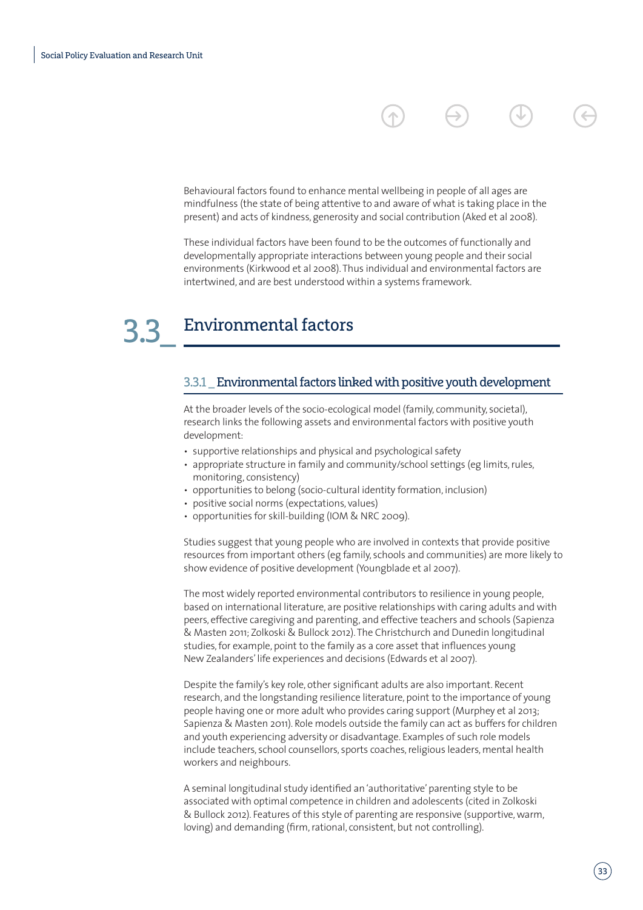Behavioural factors found to enhance mental wellbeing in people of all ages are mindfulness (the state of being attentive to and aware of what is taking place in the present) and acts of kindness, generosity and social contribution (Aked et al 2008).

These individual factors have been found to be the outcomes of functionally and developmentally appropriate interactions between young people and their social environments (Kirkwood et al 2008). Thus individual and environmental factors are intertwined, and are best understood within a systems framework.

## 3.3_ Environmental factors

### 3.3.1 _ Environmental factors linked with positive youth development

At the broader levels of the socio-ecological model (family, community, societal), research links the following assets and environmental factors with positive youth development:

- supportive relationships and physical and psychological safety
- appropriate structure in family and community/school settings (eg limits, rules, monitoring, consistency)
- opportunities to belong (socio-cultural identity formation, inclusion)
- positive social norms (expectations, values)
- opportunities for skill-building (IOM & NRC 2009).

Studies suggest that young people who are involved in contexts that provide positive resources from important others (eg family, schools and communities) are more likely to show evidence of positive development (Youngblade et al 2007).

The most widely reported environmental contributors to resilience in young people, based on international literature, are positive relationships with caring adults and with peers, effective caregiving and parenting, and effective teachers and schools (Sapienza & Masten 2011; Zolkoski & Bullock 2012). The Christchurch and Dunedin longitudinal studies, for example, point to the family as a core asset that influences young New Zealanders' life experiences and decisions (Edwards et al 2007).

Despite the family's key role, other significant adults are also important. Recent research, and the longstanding resilience literature, point to the importance of young people having one or more adult who provides caring support (Murphey et al 2013; Sapienza & Masten 2011). Role models outside the family can act as buffers for children and youth experiencing adversity or disadvantage. Examples of such role models include teachers, school counsellors, sports coaches, religious leaders, mental health workers and neighbours.

A seminal longitudinal study identified an 'authoritative' parenting style to be associated with optimal competence in children and adolescents (cited in Zolkoski & Bullock 2012). Features of this style of parenting are responsive (supportive, warm, loving) and demanding (firm, rational, consistent, but not controlling).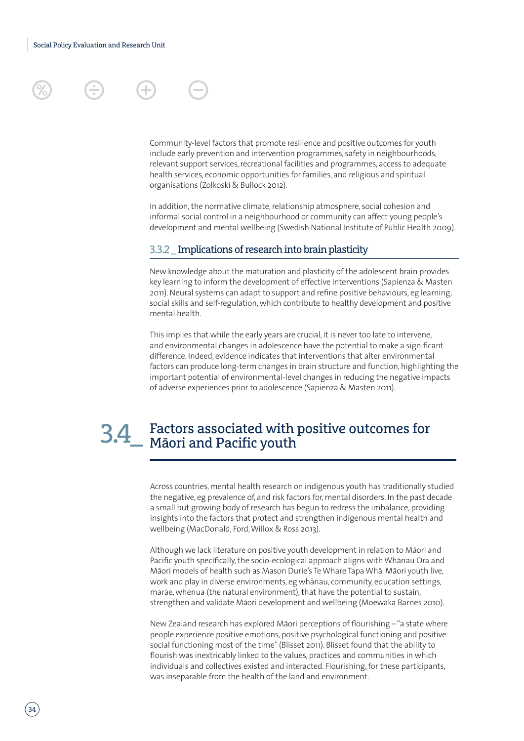Community-level factors that promote resilience and positive outcomes for youth include early prevention and intervention programmes, safety in neighbourhoods, relevant support services, recreational facilities and programmes, access to adequate health services, economic opportunities for families, and religious and spiritual organisations (Zolkoski & Bullock 2012).

In addition, the normative climate, relationship atmosphere, social cohesion and informal social control in a neighbourhood or community can affect young people's development and mental wellbeing (Swedish National Institute of Public Health 2009).

### 3.3.2 _ Implications of research into brain plasticity

New knowledge about the maturation and plasticity of the adolescent brain provides key learning to inform the development of effective interventions (Sapienza & Masten 2011). Neural systems can adapt to support and refine positive behaviours, eg learning, social skills and self-regulation, which contribute to healthy development and positive mental health.

This implies that while the early years are crucial, it is never too late to intervene, and environmental changes in adolescence have the potential to make a significant difference. Indeed, evidence indicates that interventions that alter environmental factors can produce long-term changes in brain structure and function, highlighting the important potential of environmental-level changes in reducing the negative impacts of adverse experiences prior to adolescence (Sapienza & Masten 2011).

## 3.4_ Factors associated with positive outcomes for Māori and Pacific youth

Across countries, mental health research on indigenous youth has traditionally studied the negative, eg prevalence of, and risk factors for, mental disorders. In the past decade a small but growing body of research has begun to redress the imbalance, providing insights into the factors that protect and strengthen indigenous mental health and wellbeing (MacDonald, Ford, Willox & Ross 2013).

Although we lack literature on positive youth development in relation to Māori and Pacific youth specifically, the socio-ecological approach aligns with Whānau Ora and Māori models of health such as Mason Durie's Te Whare Tapa Whā. Māori youth live, work and play in diverse environments, eg whānau, community, education settings, marae, whenua (the natural environment), that have the potential to sustain, strengthen and validate Māori development and wellbeing (Moewaka Barnes 2010).

New Zealand research has explored Māori perceptions of flourishing – "a state where people experience positive emotions, positive psychological functioning and positive social functioning most of the time" (Blisset 2011). Blisset found that the ability to flourish was inextricably linked to the values, practices and communities in which individuals and collectives existed and interacted. Flourishing, for these participants, was inseparable from the health of the land and environment.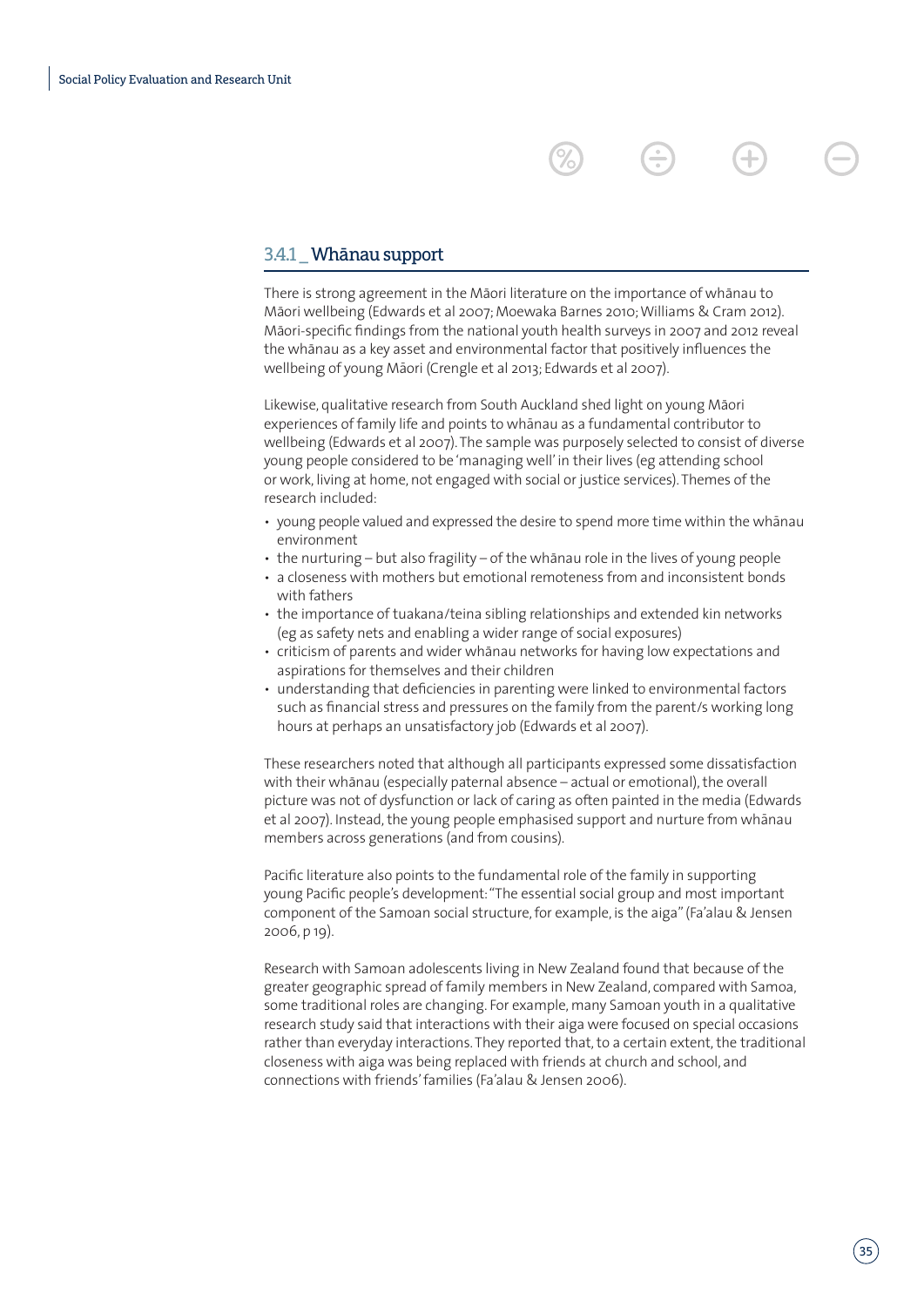### 3.4.1 _ Whānau support

There is strong agreement in the Māori literature on the importance of whānau to Māori wellbeing (Edwards et al 2007; Moewaka Barnes 2010; Williams & Cram 2012). Māori-specific findings from the national youth health surveys in 2007 and 2012 reveal the whānau as a key asset and environmental factor that positively influences the wellbeing of young Māori (Crengle et al 2013; Edwards et al 2007).

Likewise, qualitative research from South Auckland shed light on young Māori experiences of family life and points to whānau as a fundamental contributor to wellbeing (Edwards et al 2007). The sample was purposely selected to consist of diverse young people considered to be 'managing well' in their lives (eg attending school or work, living at home, not engaged with social or justice services). Themes of the research included:

- young people valued and expressed the desire to spend more time within the whānau environment
- the nurturing – but also fragility – of the whānau role in the lives of young people
- a closeness with mothers but emotional remoteness from and inconsistent bonds with fathers
- the importance of tuakana/teina sibling relationships and extended kin networks (eg as safety nets and enabling a wider range of social exposures)
- criticism of parents and wider whānau networks for having low expectations and aspirations for themselves and their children
- understanding that deficiencies in parenting were linked to environmental factors such as financial stress and pressures on the family from the parent/s working long hours at perhaps an unsatisfactory job (Edwards et al 2007).

These researchers noted that although all participants expressed some dissatisfaction with their whānau (especially paternal absence – actual or emotional), the overall picture was not of dysfunction or lack of caring as often painted in the media (Edwards et al 2007). Instead, the young people emphasised support and nurture from whānau members across generations (and from cousins).

Pacific literature also points to the fundamental role of the family in supporting young Pacific people's development: "The essential social group and most important component of the Samoan social structure, for example, is the aiga" (Fa'alau & Jensen 2006, p 19).

Research with Samoan adolescents living in New Zealand found that because of the greater geographic spread of family members in New Zealand, compared with Samoa, some traditional roles are changing. For example, many Samoan youth in a qualitative research study said that interactions with their aiga were focused on special occasions rather than everyday interactions. They reported that, to a certain extent, the traditional closeness with aiga was being replaced with friends at church and school, and connections with friends' families (Fa'alau & Jensen 2006).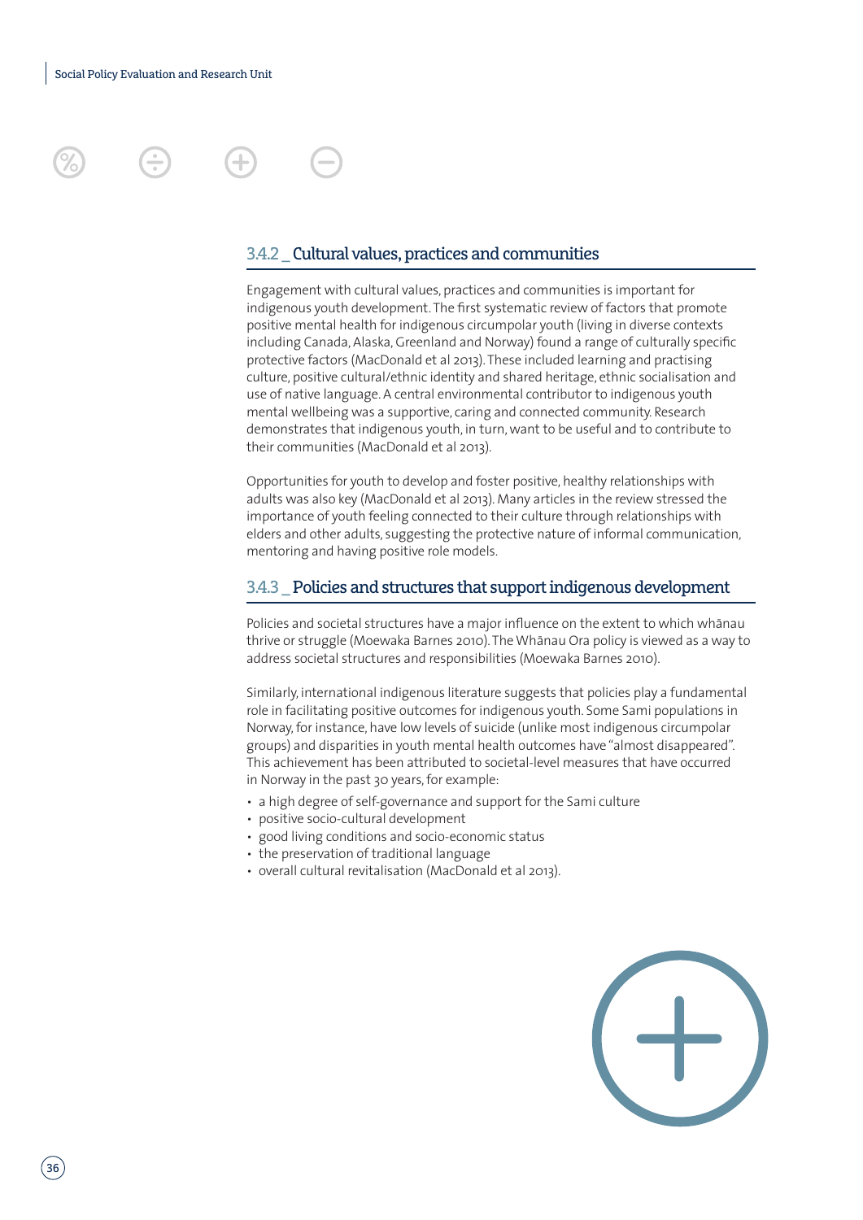### 3.4.2 _ Cultural values, practices and communities

Engagement with cultural values, practices and communities is important for indigenous youth development. The first systematic review of factors that promote positive mental health for indigenous circumpolar youth (living in diverse contexts including Canada, Alaska, Greenland and Norway) found a range of culturally specific protective factors (MacDonald et al 2013). These included learning and practising culture, positive cultural/ethnic identity and shared heritage, ethnic socialisation and use of native language. A central environmental contributor to indigenous youth mental wellbeing was a supportive, caring and connected community. Research demonstrates that indigenous youth, in turn, want to be useful and to contribute to their communities (MacDonald et al 2013).

Opportunities for youth to develop and foster positive, healthy relationships with adults was also key (MacDonald et al 2013). Many articles in the review stressed the importance of youth feeling connected to their culture through relationships with elders and other adults, suggesting the protective nature of informal communication, mentoring and having positive role models.

### 3.4.3 _ Policies and structures that support indigenous development

Policies and societal structures have a major influence on the extent to which whānau thrive or struggle (Moewaka Barnes 2010). The Whānau Ora policy is viewed as a way to address societal structures and responsibilities (Moewaka Barnes 2010).

Similarly, international indigenous literature suggests that policies play a fundamental role in facilitating positive outcomes for indigenous youth. Some Sami populations in Norway, for instance, have low levels of suicide (unlike most indigenous circumpolar groups) and disparities in youth mental health outcomes have "almost disappeared". This achievement has been attributed to societal-level measures that have occurred in Norway in the past 30 years, for example:

- a high degree of self-governance and support for the Sami culture
- positive socio-cultural development
- good living conditions and socio-economic status
- the preservation of traditional language
- overall cultural revitalisation (MacDonald et al 2013).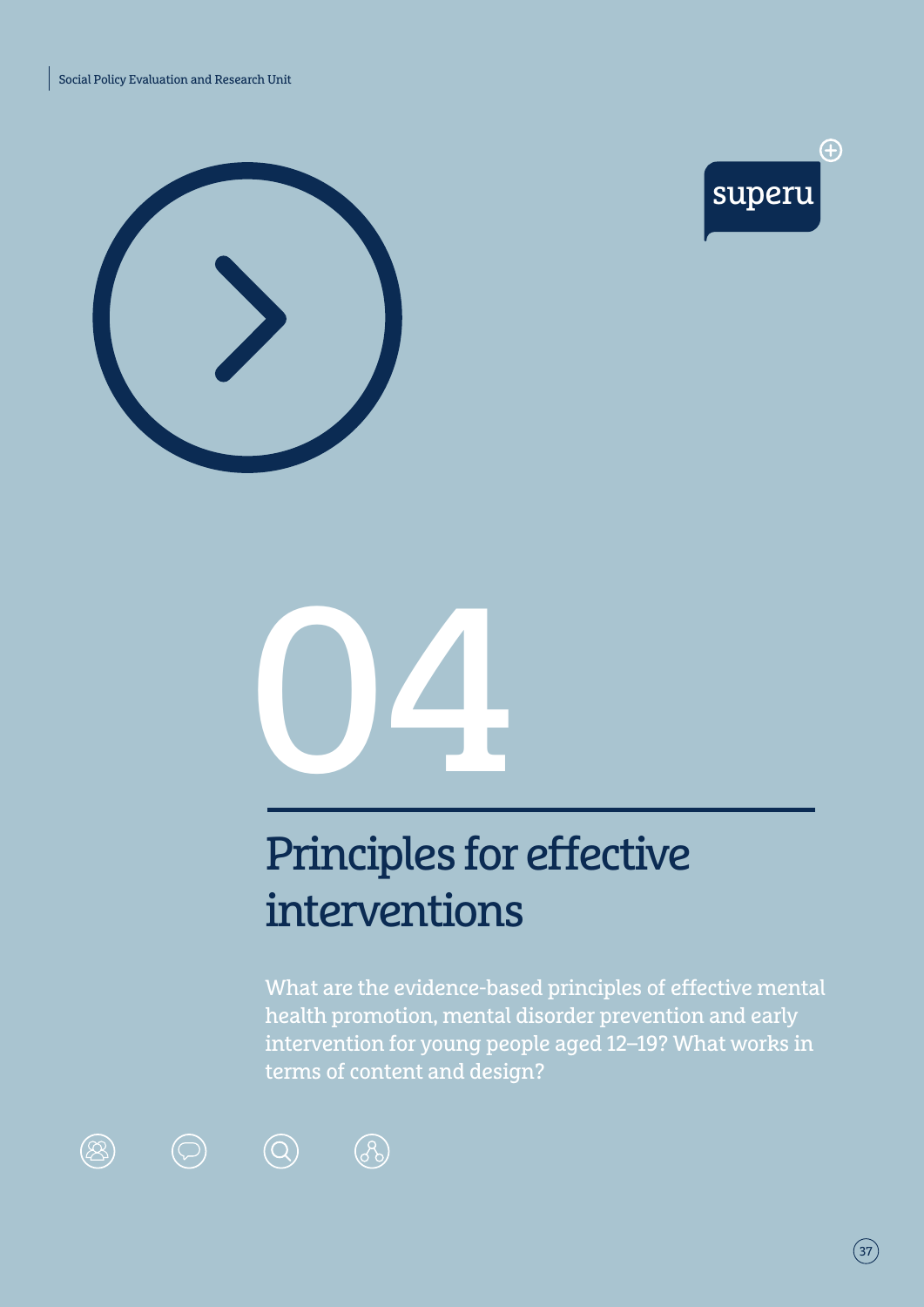# 04

# Principles for effective interventions

What are the evidence-based principles of effective mental health promotion, mental disorder prevention and early intervention for young people aged 12–19? What works in terms of content and design?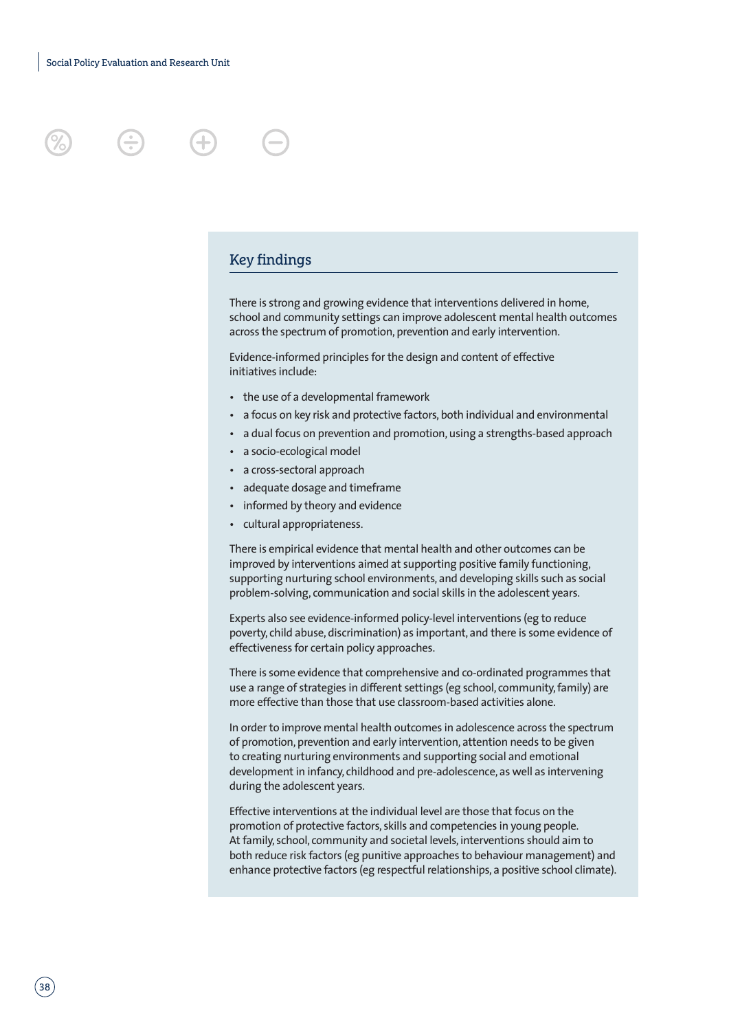## Key findings

There is strong and growing evidence that interventions delivered in home, school and community settings can improve adolescent mental health outcomes across the spectrum of promotion, prevention and early intervention.

Evidence-informed principles for the design and content of effective initiatives include:

- the use of a developmental framework
- a focus on key risk and protective factors, both individual and environmental
- a dual focus on prevention and promotion, using a strengths-based approach
- a socio-ecological model
- a cross-sectoral approach
- adequate dosage and timeframe
- informed by theory and evidence
- cultural appropriateness.

There is empirical evidence that mental health and other outcomes can be improved by interventions aimed at supporting positive family functioning, supporting nurturing school environments, and developing skills such as social problem-solving, communication and social skills in the adolescent years.

Experts also see evidence-informed policy-level interventions (eg to reduce poverty, child abuse, discrimination) as important, and there is some evidence of effectiveness for certain policy approaches.

There is some evidence that comprehensive and co-ordinated programmes that use a range of strategies in different settings (eg school, community, family) are more effective than those that use classroom-based activities alone.

In order to improve mental health outcomes in adolescence across the spectrum of promotion, prevention and early intervention, attention needs to be given to creating nurturing environments and supporting social and emotional development in infancy, childhood and pre-adolescence, as well as intervening during the adolescent years.

Effective interventions at the individual level are those that focus on the promotion of protective factors, skills and competencies in young people. At family, school, community and societal levels, interventions should aim to both reduce risk factors (eg punitive approaches to behaviour management) and enhance protective factors (eg respectful relationships, a positive school climate).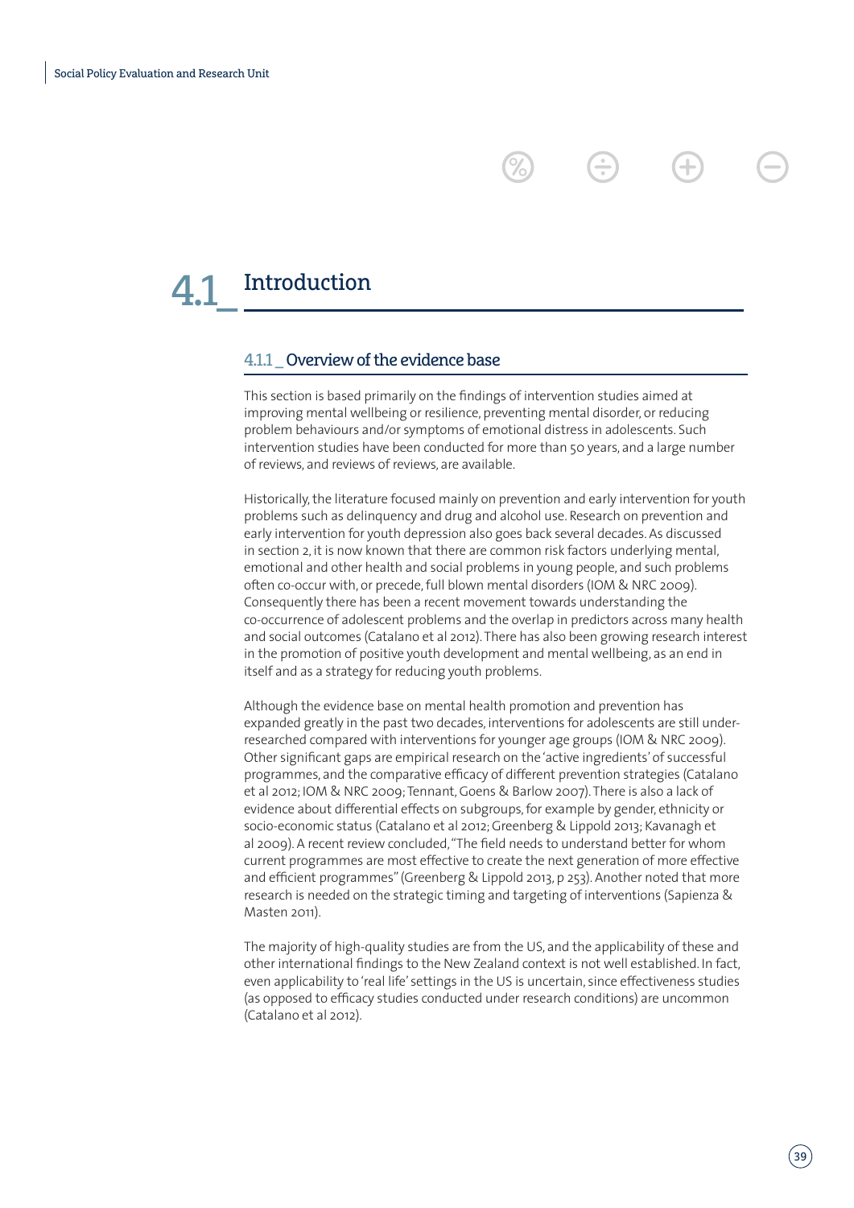# 4.1_ Introduction

## 4.1.1 _ Overview of the evidence base

This section is based primarily on the findings of intervention studies aimed at improving mental wellbeing or resilience, preventing mental disorder, or reducing problem behaviours and/or symptoms of emotional distress in adolescents. Such intervention studies have been conducted for more than 50 years, and a large number of reviews, and reviews of reviews, are available.

Historically, the literature focused mainly on prevention and early intervention for youth problems such as delinquency and drug and alcohol use. Research on prevention and early intervention for youth depression also goes back several decades. As discussed in section 2, it is now known that there are common risk factors underlying mental, emotional and other health and social problems in young people, and such problems often co-occur with, or precede, full blown mental disorders (IOM & NRC 2009). Consequently there has been a recent movement towards understanding the co-occurrence of adolescent problems and the overlap in predictors across many health and social outcomes (Catalano et al 2012). There has also been growing research interest in the promotion of positive youth development and mental wellbeing, as an end in itself and as a strategy for reducing youth problems.

Although the evidence base on mental health promotion and prevention has expanded greatly in the past two decades, interventions for adolescents are still under-researched compared with interventions for younger age groups (IOM & NRC 2009). Other significant gaps are empirical research on the 'active ingredients' of successful programmes, and the comparative efficacy of different prevention strategies (Catalano et al 2012; IOM & NRC 2009; Tennant, Goens & Barlow 2007). There is also a lack of evidence about differential effects on subgroups, for example by gender, ethnicity or socio-economic status (Catalano et al 2012; Greenberg & Lippold 2013; Kavanagh et al 2009). A recent review concluded, "The field needs to understand better for whom current programmes are most effective to create the next generation of more effective and efficient programmes" (Greenberg & Lippold 2013, p 253). Another noted that more research is needed on the strategic timing and targeting of interventions (Sapienza & Masten 2011).

The majority of high-quality studies are from the US, and the applicability of these and other international findings to the New Zealand context is not well established. In fact, even applicability to 'real life' settings in the US is uncertain, since effectiveness studies (as opposed to efficacy studies conducted under research conditions) are uncommon (Catalano et al 2012).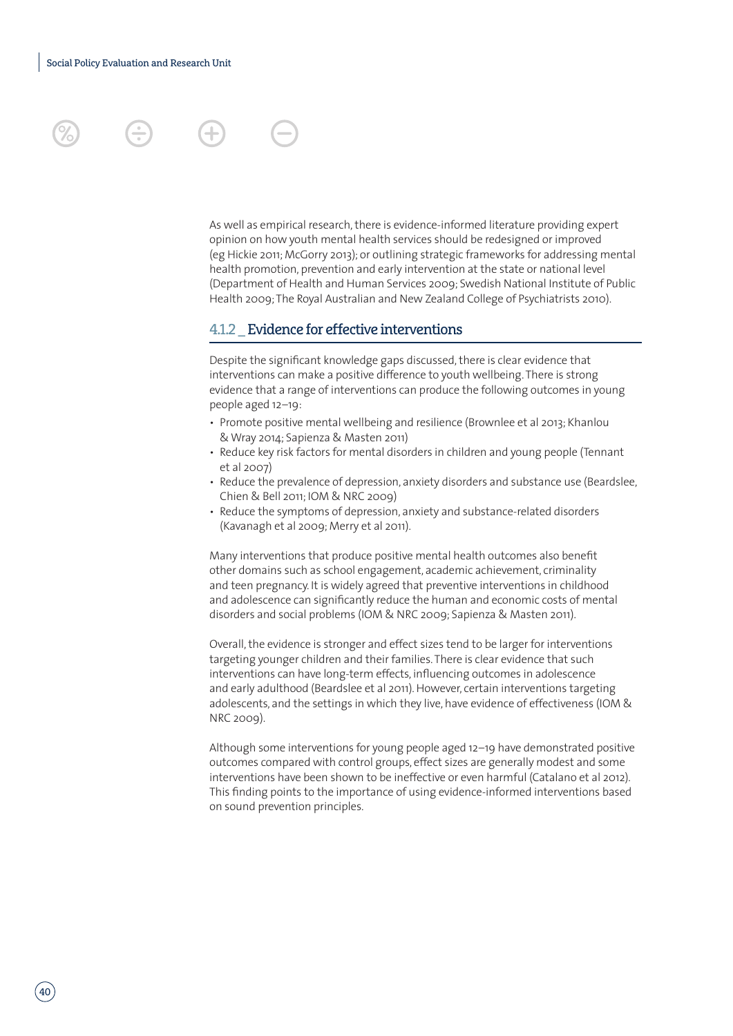As well as empirical research, there is evidence-informed literature providing expert opinion on how youth mental health services should be redesigned or improved (eg Hickie 2011; McGorry 2013); or outlining strategic frameworks for addressing mental health promotion, prevention and early intervention at the state or national level (Department of Health and Human Services 2009; Swedish National Institute of Public Health 2009; The Royal Australian and New Zealand College of Psychiatrists 2010).

### 4.1.2 _ Evidence for effective interventions

Despite the significant knowledge gaps discussed, there is clear evidence that interventions can make a positive difference to youth wellbeing. There is strong evidence that a range of interventions can produce the following outcomes in young people aged 12–19:

- Promote positive mental wellbeing and resilience (Brownlee et al 2013; Khanlou & Wray 2014; Sapienza & Masten 2011)
- Reduce key risk factors for mental disorders in children and young people (Tennant et al 2007)
- Reduce the prevalence of depression, anxiety disorders and substance use (Beardslee, Chien & Bell 2011; IOM & NRC 2009)
- Reduce the symptoms of depression, anxiety and substance-related disorders (Kavanagh et al 2009; Merry et al 2011).

Many interventions that produce positive mental health outcomes also benefit other domains such as school engagement, academic achievement, criminality and teen pregnancy. It is widely agreed that preventive interventions in childhood and adolescence can significantly reduce the human and economic costs of mental disorders and social problems (IOM & NRC 2009; Sapienza & Masten 2011).

Overall, the evidence is stronger and effect sizes tend to be larger for interventions targeting younger children and their families. There is clear evidence that such interventions can have long-term effects, influencing outcomes in adolescence and early adulthood (Beardslee et al 2011). However, certain interventions targeting adolescents, and the settings in which they live, have evidence of effectiveness (IOM & NRC 2009).

Although some interventions for young people aged 12–19 have demonstrated positive outcomes compared with control groups, effect sizes are generally modest and some interventions have been shown to be ineffective or even harmful (Catalano et al 2012). This finding points to the importance of using evidence-informed interventions based on sound prevention principles.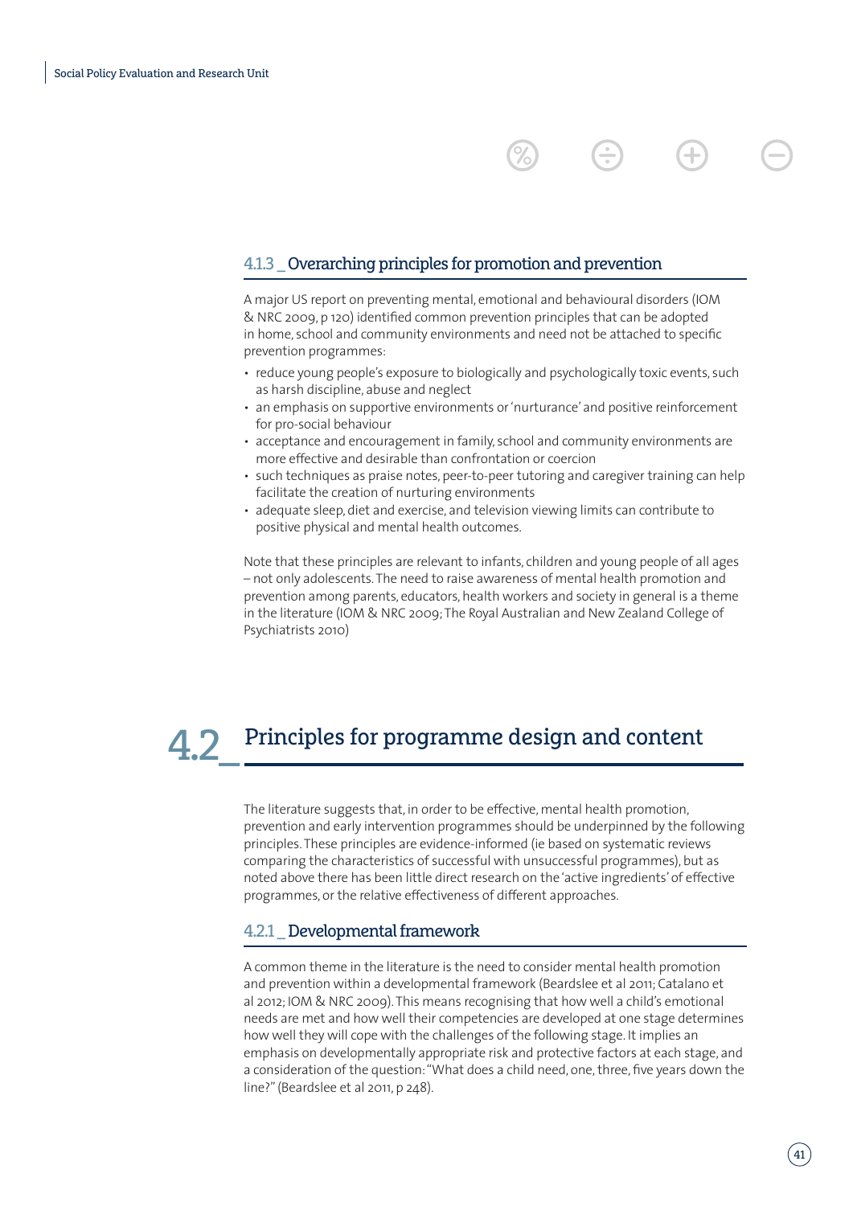### 4.1.3 _ Overarching principles for promotion and prevention

A major US report on preventing mental, emotional and behavioural disorders (IOM & NRC 2009, p 120) identified common prevention principles that can be adopted in home, school and community environments and need not be attached to specific prevention programmes:

- reduce young people's exposure to biologically and psychologically toxic events, such as harsh discipline, abuse and neglect
- an emphasis on supportive environments or 'nurturance' and positive reinforcement for pro-social behaviour
- acceptance and encouragement in family, school and community environments are more effective and desirable than confrontation or coercion
- such techniques as praise notes, peer-to-peer tutoring and caregiver training can help facilitate the creation of nurturing environments
- adequate sleep, diet and exercise, and television viewing limits can contribute to positive physical and mental health outcomes.

Note that these principles are relevant to infants, children and young people of all ages – not only adolescents. The need to raise awareness of mental health promotion and prevention among parents, educators, health workers and society in general is a theme in the literature (IOM & NRC 2009; The Royal Australian and New Zealand College of Psychiatrists 2010)

## 4.2 _ Principles for programme design and content

The literature suggests that, in order to be effective, mental health promotion, prevention and early intervention programmes should be underpinned by the following principles. These principles are evidence-informed (ie based on systematic reviews comparing the characteristics of successful with unsuccessful programmes), but as noted above there has been little direct research on the 'active ingredients' of effective programmes, or the relative effectiveness of different approaches.

### 4.2.1 _ Developmental framework

A common theme in the literature is the need to consider mental health promotion and prevention within a developmental framework (Beardslee et al 2011; Catalano et al 2012; IOM & NRC 2009). This means recognising that how well a child's emotional needs are met and how well their competencies are developed at one stage determines how well they will cope with the challenges of the following stage. It implies an emphasis on developmentally appropriate risk and protective factors at each stage, and a consideration of the question: "What does a child need, one, three, five years down the line?" (Beardslee et al 2011, p 248).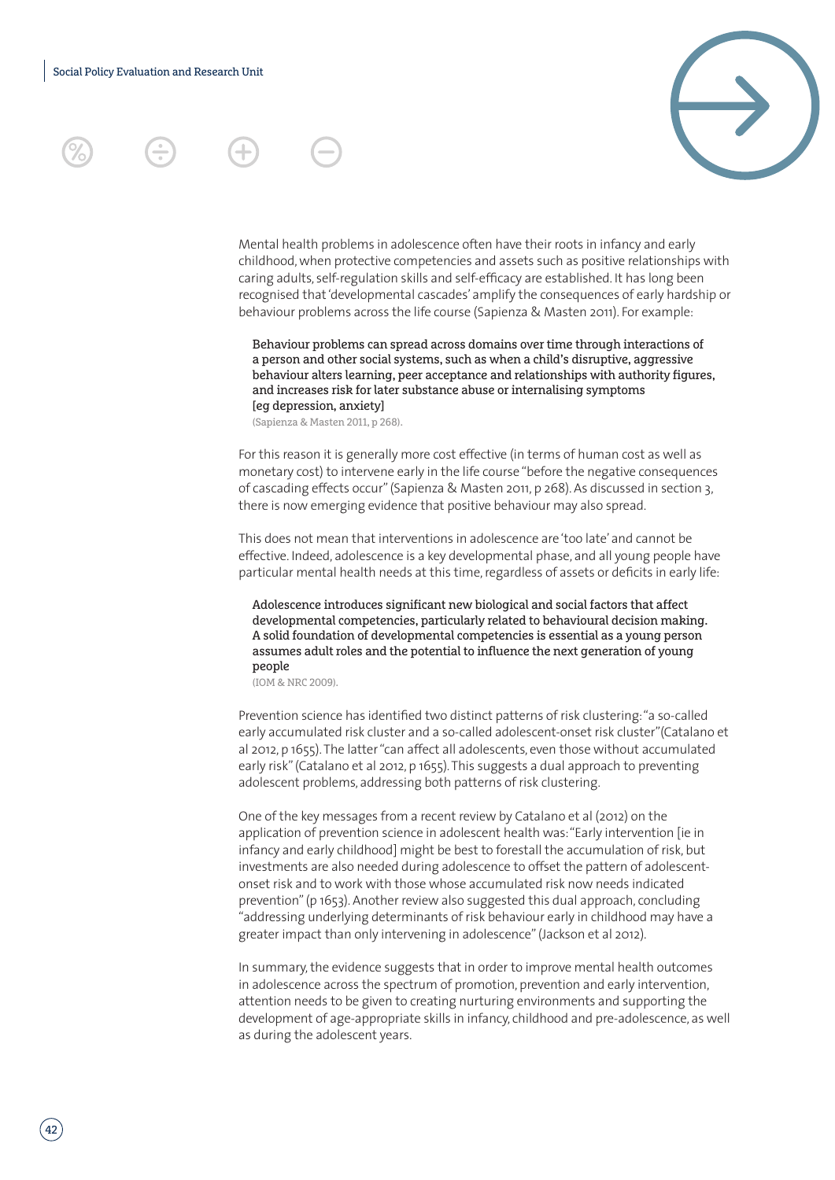Mental health problems in adolescence often have their roots in infancy and early childhood, when protective competencies and assets such as positive relationships with caring adults, self-regulation skills and self-efficacy are established. It has long been recognised that 'developmental cascades' amplify the consequences of early hardship or behaviour problems across the life course (Sapienza & Masten 2011). For example:

> Behaviour problems can spread across domains over time through interactions of a person and other social systems, such as when a child's disruptive, aggressive behaviour alters learning, peer acceptance and relationships with authority figures, and increases risk for later substance abuse or internalising symptoms [eg depression, anxiety]
>
> (Sapienza & Masten 2011, p 268).

For this reason it is generally more cost effective (in terms of human cost as well as monetary cost) to intervene early in the life course "before the negative consequences of cascading effects occur" (Sapienza & Masten 2011, p 268). As discussed in section 3, there is now emerging evidence that positive behaviour may also spread.

This does not mean that interventions in adolescence are 'too late' and cannot be effective. Indeed, adolescence is a key developmental phase, and all young people have particular mental health needs at this time, regardless of assets or deficits in early life:

> Adolescence introduces significant new biological and social factors that affect developmental competencies, particularly related to behavioural decision making. A solid foundation of developmental competencies is essential as a young person assumes adult roles and the potential to influence the next generation of young people
>
> (IOM & NRC 2009).

Prevention science has identified two distinct patterns of risk clustering: "a so-called early accumulated risk cluster and a so-called adolescent-onset risk cluster" (Catalano et al 2012, p 1655). The latter "can affect all adolescents, even those without accumulated early risk" (Catalano et al 2012, p 1655). This suggests a dual approach to preventing adolescent problems, addressing both patterns of risk clustering.

One of the key messages from a recent review by Catalano et al (2012) on the application of prevention science in adolescent health was: "Early intervention [ie in infancy and early childhood] might be best to forestall the accumulation of risk, but investments are also needed during adolescence to offset the pattern of adolescent-onset risk and to work with those whose accumulated risk now needs indicated prevention" (p 1653). Another review also suggested this dual approach, concluding "addressing underlying determinants of risk behaviour early in childhood may have a greater impact than only intervening in adolescence" (Jackson et al 2012).

In summary, the evidence suggests that in order to improve mental health outcomes in adolescence across the spectrum of promotion, prevention and early intervention, attention needs to be given to creating nurturing environments and supporting the development of age-appropriate skills in infancy, childhood and pre-adolescence, as well as during the adolescent years.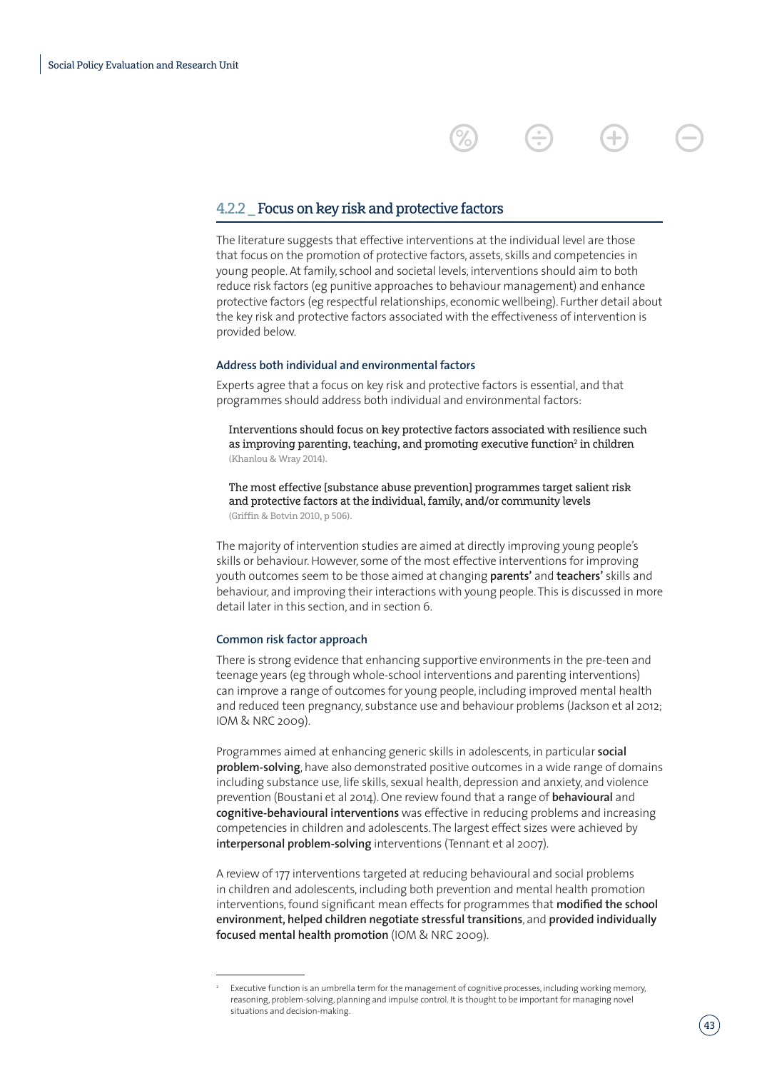### 4.2.2 _ Focus on key risk and protective factors

The literature suggests that effective interventions at the individual level are those that focus on the promotion of protective factors, assets, skills and competencies in young people. At family, school and societal levels, interventions should aim to both reduce risk factors (eg punitive approaches to behaviour management) and enhance protective factors (eg respectful relationships, economic wellbeing). Further detail about the key risk and protective factors associated with the effectiveness of intervention is provided below.

#### Address both individual and environmental factors

Experts agree that a focus on key risk and protective factors is essential, and that programmes should address both individual and environmental factors:

> Interventions should focus on key protective factors associated with resilience such as improving parenting, teaching, and promoting executive function[2] in children
> (Khanlou & Wray 2014).

> The most effective [substance abuse prevention] programmes target salient risk and protective factors at the individual, family, and/or community levels
> (Griffin & Botvin 2010, p 506).

The majority of intervention studies are aimed at directly improving young people's skills or behaviour. However, some of the most effective interventions for improving youth outcomes seem to be those aimed at changing **parents'** and **teachers'** skills and behaviour, and improving their interactions with young people. This is discussed in more detail later in this section, and in section 6.

#### Common risk factor approach

There is strong evidence that enhancing supportive environments in the pre-teen and teenage years (eg through whole-school interventions and parenting interventions) can improve a range of outcomes for young people, including improved mental health and reduced teen pregnancy, substance use and behaviour problems (Jackson et al 2012; IOM & NRC 2009).

Programmes aimed at enhancing generic skills in adolescents, in particular **social problem-solving**, have also demonstrated positive outcomes in a wide range of domains including substance use, life skills, sexual health, depression and anxiety, and violence prevention (Boustani et al 2014). One review found that a range of **behavioural** and **cognitive-behavioural interventions** was effective in reducing problems and increasing competencies in children and adolescents. The largest effect sizes were achieved by **interpersonal problem-solving** interventions (Tennant et al 2007).

A review of 177 interventions targeted at reducing behavioural and social problems in children and adolescents, including both prevention and mental health promotion interventions, found significant mean effects for programmes that **modified the school environment, helped children negotiate stressful transitions**, and **provided individually focused mental health promotion** (IOM & NRC 2009).

---

[2] Executive function is an umbrella term for the management of cognitive processes, including working memory, reasoning, problem-solving, planning and impulse control. It is thought to be important for managing novel situations and decision-making.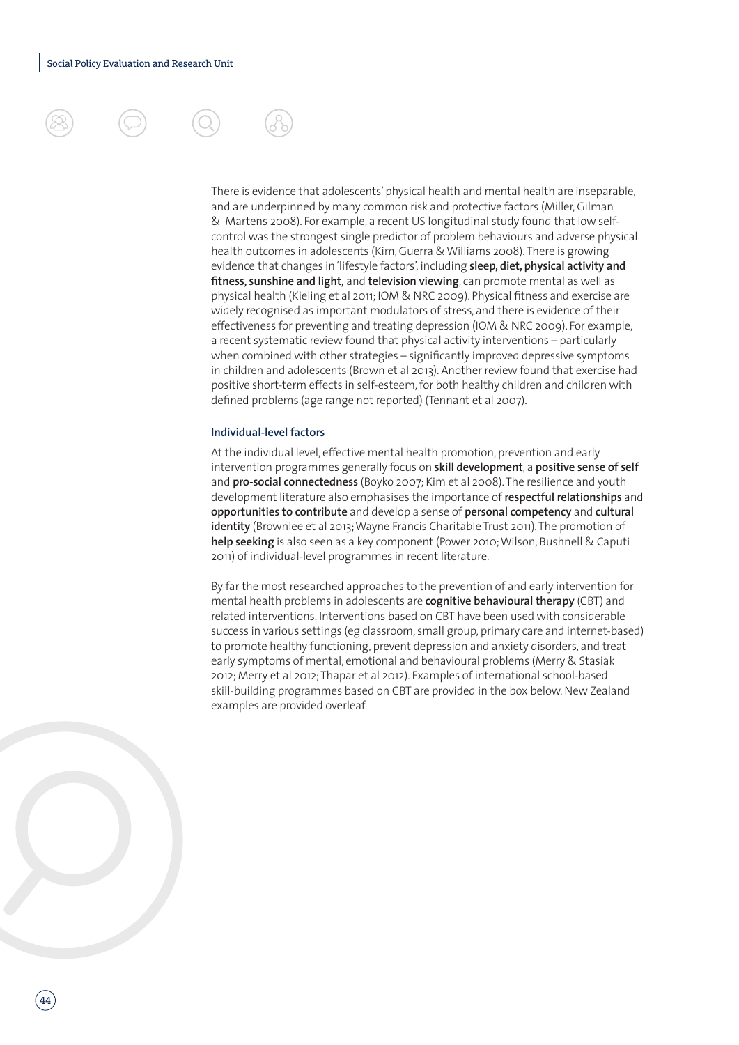There is evidence that adolescents' physical health and mental health are inseparable, and are underpinned by many common risk and protective factors (Miller, Gilman & Martens 2008). For example, a recent US longitudinal study found that low self-control was the strongest single predictor of problem behaviours and adverse physical health outcomes in adolescents (Kim, Guerra & Williams 2008). There is growing evidence that changes in 'lifestyle factors', including **sleep, diet, physical activity and fitness, sunshine and light,** and **television viewing**, can promote mental as well as physical health (Kieling et al 2011; IOM & NRC 2009). Physical fitness and exercise are widely recognised as important modulators of stress, and there is evidence of their effectiveness for preventing and treating depression (IOM & NRC 2009). For example, a recent systematic review found that physical activity interventions – particularly when combined with other strategies – significantly improved depressive symptoms in children and adolescents (Brown et al 2013). Another review found that exercise had positive short-term effects in self-esteem, for both healthy children and children with defined problems (age range not reported) (Tennant et al 2007).

### Individual-level factors

At the individual level, effective mental health promotion, prevention and early intervention programmes generally focus on **skill development**, a **positive sense of self** and **pro-social connectedness** (Boyko 2007; Kim et al 2008). The resilience and youth development literature also emphasises the importance of **respectful relationships** and **opportunities to contribute** and develop a sense of **personal competency** and **cultural identity** (Brownlee et al 2013; Wayne Francis Charitable Trust 2011). The promotion of **help seeking** is also seen as a key component (Power 2010; Wilson, Bushnell & Caputi 2011) of individual-level programmes in recent literature.

By far the most researched approaches to the prevention of and early intervention for mental health problems in adolescents are **cognitive behavioural therapy** (CBT) and related interventions. Interventions based on CBT have been used with considerable success in various settings (eg classroom, small group, primary care and internet-based) to promote healthy functioning, prevent depression and anxiety disorders, and treat early symptoms of mental, emotional and behavioural problems (Merry & Stasiak 2012; Merry et al 2012; Thapar et al 2012). Examples of international school-based skill-building programmes based on CBT are provided in the box below. New Zealand examples are provided overleaf.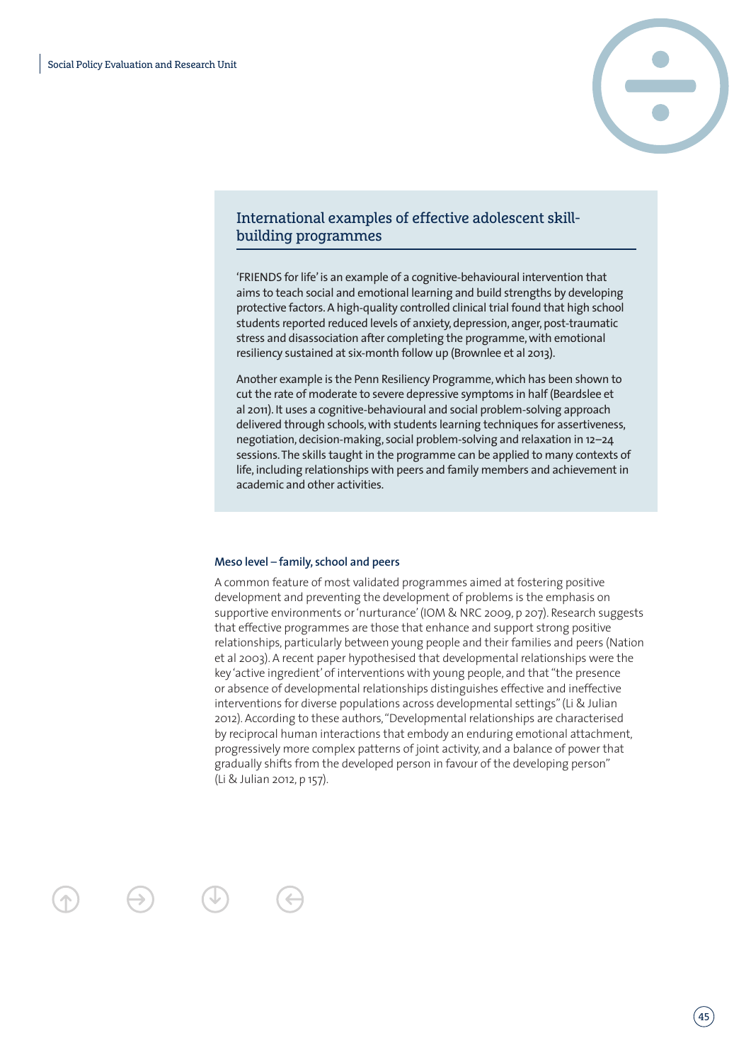## International examples of effective adolescent skill-building programmes

'FRIENDS for life' is an example of a cognitive-behavioural intervention that aims to teach social and emotional learning and build strengths by developing protective factors. A high-quality controlled clinical trial found that high school students reported reduced levels of anxiety, depression, anger, post-traumatic stress and disassociation after completing the programme, with emotional resiliency sustained at six-month follow up (Brownlee et al 2013).

Another example is the Penn Resiliency Programme, which has been shown to cut the rate of moderate to severe depressive symptoms in half (Beardslee et al 2011). It uses a cognitive-behavioural and social problem-solving approach delivered through schools, with students learning techniques for assertiveness, negotiation, decision-making, social problem-solving and relaxation in 12–24 sessions. The skills taught in the programme can be applied to many contexts of life, including relationships with peers and family members and achievement in academic and other activities.

### Meso level – family, school and peers

A common feature of most validated programmes aimed at fostering positive development and preventing the development of problems is the emphasis on supportive environments or 'nurturance' (IOM & NRC 2009, p 207). Research suggests that effective programmes are those that enhance and support strong positive relationships, particularly between young people and their families and peers (Nation et al 2003). A recent paper hypothesised that developmental relationships were the key 'active ingredient' of interventions with young people, and that "the presence or absence of developmental relationships distinguishes effective and ineffective interventions for diverse populations across developmental settings" (Li & Julian 2012). According to these authors, "Developmental relationships are characterised by reciprocal human interactions that embody an enduring emotional attachment, progressively more complex patterns of joint activity, and a balance of power that gradually shifts from the developed person in favour of the developing person" (Li & Julian 2012, p 157).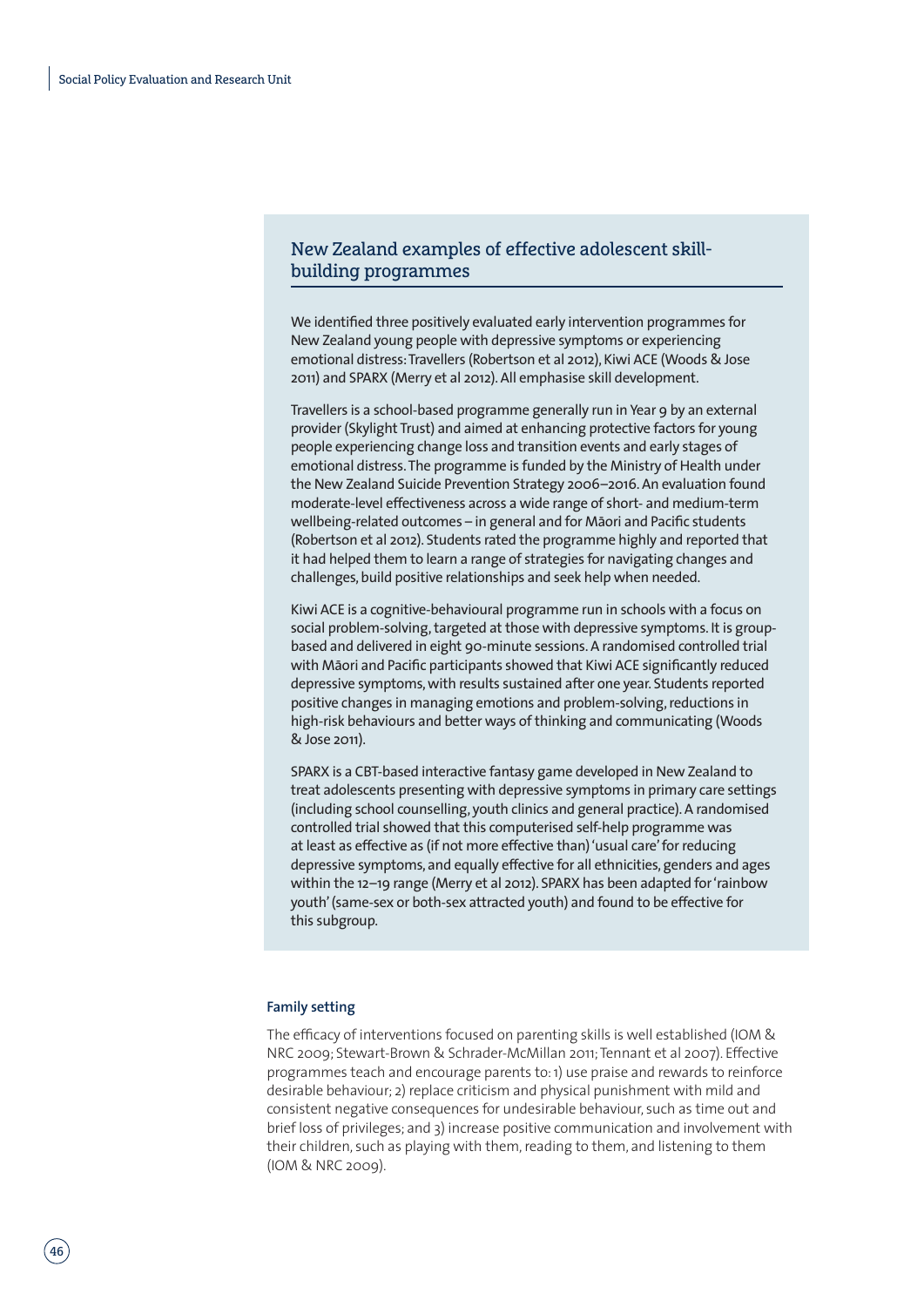## New Zealand examples of effective adolescent skill-building programmes

We identified three positively evaluated early intervention programmes for New Zealand young people with depressive symptoms or experiencing emotional distress: Travellers (Robertson et al 2012), Kiwi ACE (Woods & Jose 2011) and SPARX (Merry et al 2012). All emphasise skill development.

Travellers is a school-based programme generally run in Year 9 by an external provider (Skylight Trust) and aimed at enhancing protective factors for young people experiencing change loss and transition events and early stages of emotional distress. The programme is funded by the Ministry of Health under the New Zealand Suicide Prevention Strategy 2006–2016. An evaluation found moderate-level effectiveness across a wide range of short- and medium-term wellbeing-related outcomes – in general and for Māori and Pacific students (Robertson et al 2012). Students rated the programme highly and reported that it had helped them to learn a range of strategies for navigating changes and challenges, build positive relationships and seek help when needed.

Kiwi ACE is a cognitive-behavioural programme run in schools with a focus on social problem-solving, targeted at those with depressive symptoms. It is group-based and delivered in eight 90-minute sessions. A randomised controlled trial with Māori and Pacific participants showed that Kiwi ACE significantly reduced depressive symptoms, with results sustained after one year. Students reported positive changes in managing emotions and problem-solving, reductions in high-risk behaviours and better ways of thinking and communicating (Woods & Jose 2011).

SPARX is a CBT-based interactive fantasy game developed in New Zealand to treat adolescents presenting with depressive symptoms in primary care settings (including school counselling, youth clinics and general practice). A randomised controlled trial showed that this computerised self-help programme was at least as effective as (if not more effective than) 'usual care' for reducing depressive symptoms, and equally effective for all ethnicities, genders and ages within the 12–19 range (Merry et al 2012). SPARX has been adapted for 'rainbow youth' (same-sex or both-sex attracted youth) and found to be effective for this subgroup.

#### Family setting

The efficacy of interventions focused on parenting skills is well established (IOM & NRC 2009; Stewart-Brown & Schrader-McMillan 2011; Tennant et al 2007). Effective programmes teach and encourage parents to: 1) use praise and rewards to reinforce desirable behaviour; 2) replace criticism and physical punishment with mild and consistent negative consequences for undesirable behaviour, such as time out and brief loss of privileges; and 3) increase positive communication and involvement with their children, such as playing with them, reading to them, and listening to them (IOM & NRC 2009).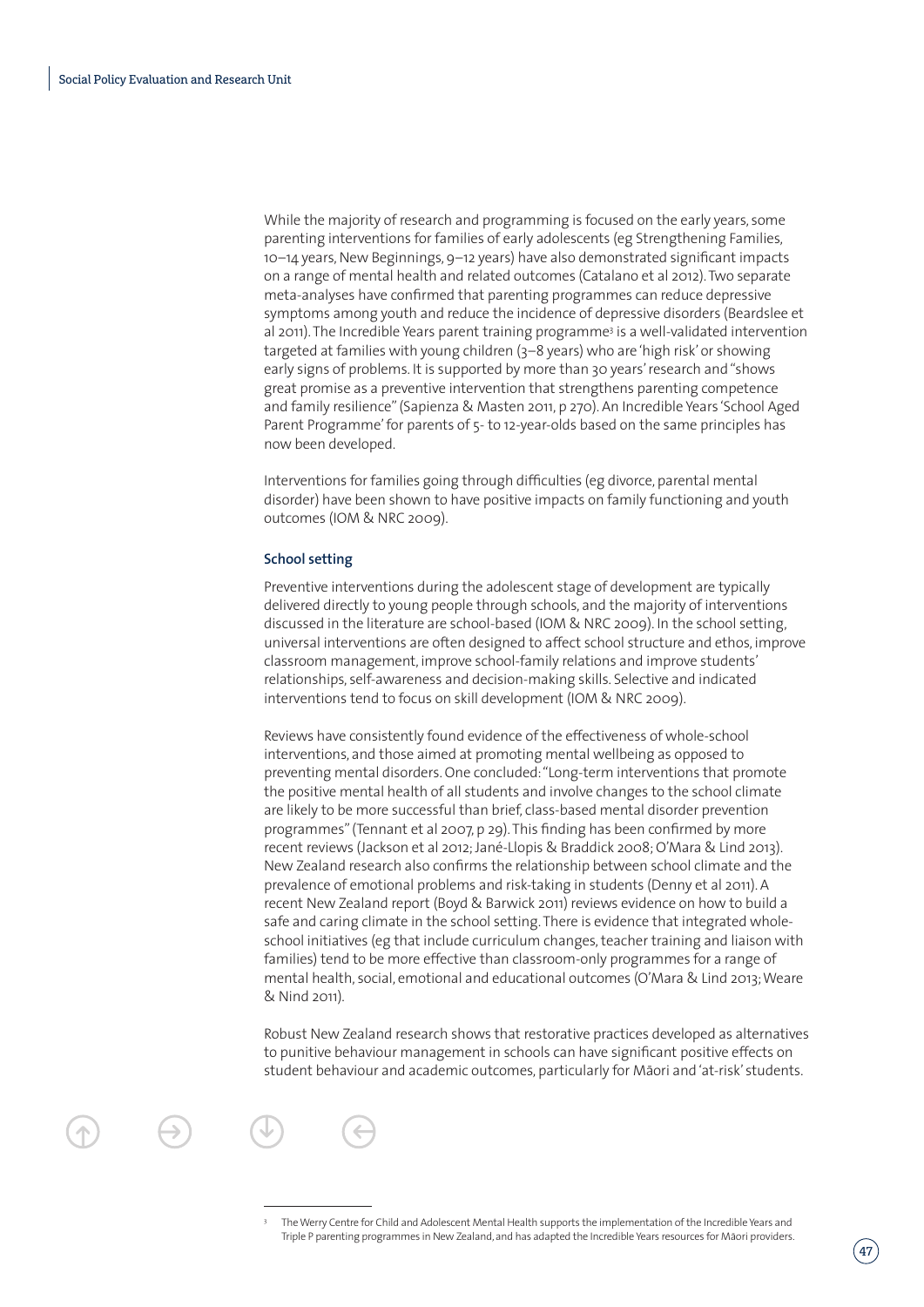While the majority of research and programming is focused on the early years, some parenting interventions for families of early adolescents (eg Strengthening Families, 10–14 years, New Beginnings, 9–12 years) have also demonstrated significant impacts on a range of mental health and related outcomes (Catalano et al 2012). Two separate meta-analyses have confirmed that parenting programmes can reduce depressive symptoms among youth and reduce the incidence of depressive disorders (Beardslee et al 2011). The Incredible Years parent training programme[3] is a well-validated intervention targeted at families with young children (3–8 years) who are 'high risk' or showing early signs of problems. It is supported by more than 30 years' research and "shows great promise as a preventive intervention that strengthens parenting competence and family resilience" (Sapienza & Masten 2011, p 270). An Incredible Years 'School Aged Parent Programme' for parents of 5- to 12-year-olds based on the same principles has now been developed.

Interventions for families going through difficulties (eg divorce, parental mental disorder) have been shown to have positive impacts on family functioning and youth outcomes (IOM & NRC 2009).

### School setting

Preventive interventions during the adolescent stage of development are typically delivered directly to young people through schools, and the majority of interventions discussed in the literature are school-based (IOM & NRC 2009). In the school setting, universal interventions are often designed to affect school structure and ethos, improve classroom management, improve school-family relations and improve students' relationships, self-awareness and decision-making skills. Selective and indicated interventions tend to focus on skill development (IOM & NRC 2009).

Reviews have consistently found evidence of the effectiveness of whole-school interventions, and those aimed at promoting mental wellbeing as opposed to preventing mental disorders. One concluded: "Long-term interventions that promote the positive mental health of all students and involve changes to the school climate are likely to be more successful than brief, class-based mental disorder prevention programmes" (Tennant et al 2007, p 29). This finding has been confirmed by more recent reviews (Jackson et al 2012; Jané-Llopis & Braddick 2008; O'Mara & Lind 2013). New Zealand research also confirms the relationship between school climate and the prevalence of emotional problems and risk-taking in students (Denny et al 2011). A recent New Zealand report (Boyd & Barwick 2011) reviews evidence on how to build a safe and caring climate in the school setting. There is evidence that integrated whole-school initiatives (eg that include curriculum changes, teacher training and liaison with families) tend to be more effective than classroom-only programmes for a range of mental health, social, emotional and educational outcomes (O'Mara & Lind 2013; Weare & Nind 2011).

Robust New Zealand research shows that restorative practices developed as alternatives to punitive behaviour management in schools can have significant positive effects on student behaviour and academic outcomes, particularly for Māori and 'at-risk' students.

---

[3] The Werry Centre for Child and Adolescent Mental Health supports the implementation of the Incredible Years and Triple P parenting programmes in New Zealand, and has adapted the Incredible Years resources for Māori providers.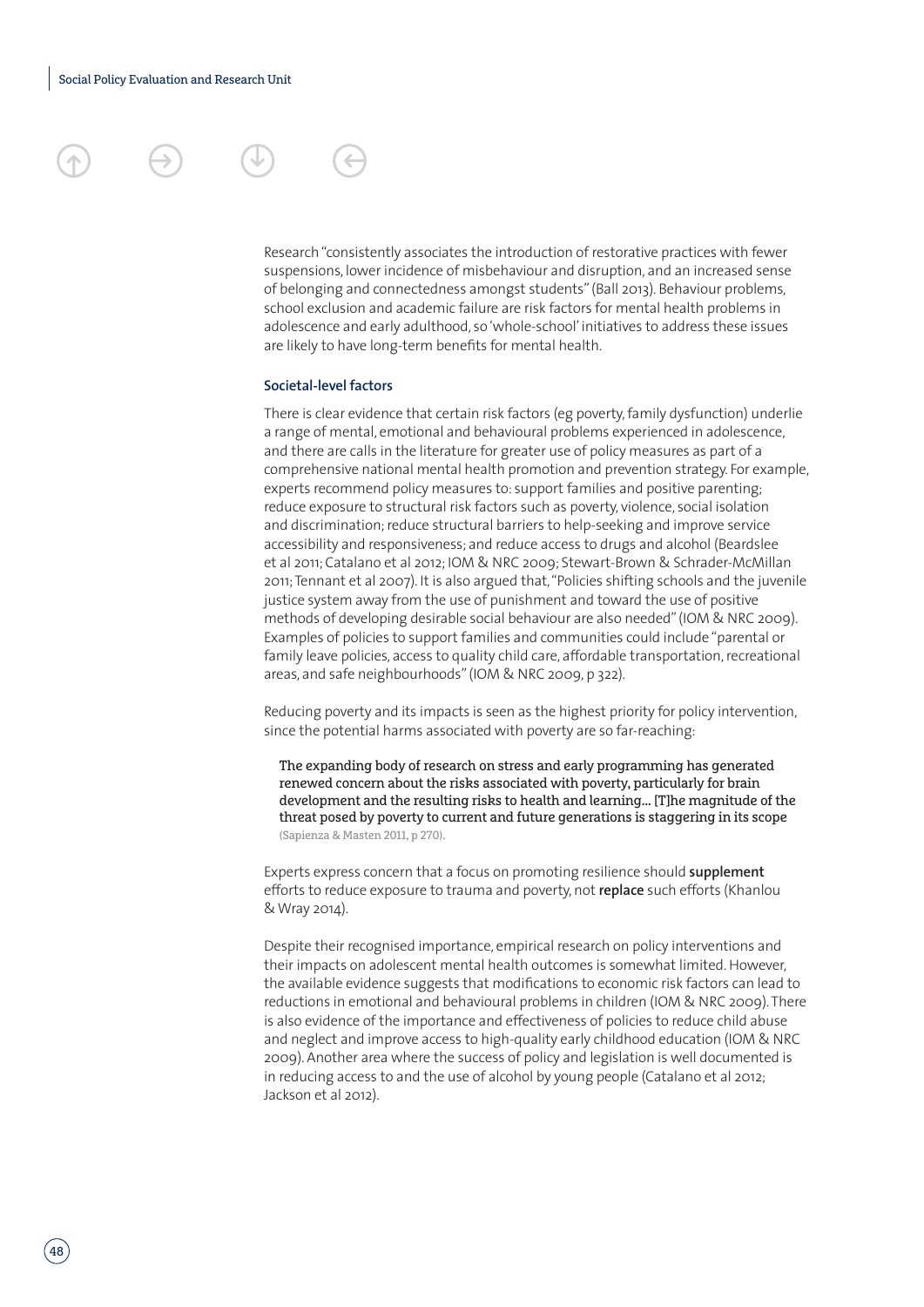Research "consistently associates the introduction of restorative practices with fewer suspensions, lower incidence of misbehaviour and disruption, and an increased sense of belonging and connectedness amongst students" (Ball 2013). Behaviour problems, school exclusion and academic failure are risk factors for mental health problems in adolescence and early adulthood, so 'whole-school' initiatives to address these issues are likely to have long-term benefits for mental health.

#### Societal-level factors

There is clear evidence that certain risk factors (eg poverty, family dysfunction) underlie a range of mental, emotional and behavioural problems experienced in adolescence, and there are calls in the literature for greater use of policy measures as part of a comprehensive national mental health promotion and prevention strategy. For example, experts recommend policy measures to: support families and positive parenting; reduce exposure to structural risk factors such as poverty, violence, social isolation and discrimination; reduce structural barriers to help-seeking and improve service accessibility and responsiveness; and reduce access to drugs and alcohol (Beardslee et al 2011; Catalano et al 2012; IOM & NRC 2009; Stewart-Brown & Schrader-McMillan 2011; Tennant et al 2007). It is also argued that, "Policies shifting schools and the juvenile justice system away from the use of punishment and toward the use of positive methods of developing desirable social behaviour are also needed" (IOM & NRC 2009). Examples of policies to support families and communities could include "parental or family leave policies, access to quality child care, affordable transportation, recreational areas, and safe neighbourhoods" (IOM & NRC 2009, p 322).

Reducing poverty and its impacts is seen as the highest priority for policy intervention, since the potential harms associated with poverty are so far-reaching:

> The expanding body of research on stress and early programming has generated renewed concern about the risks associated with poverty, particularly for brain development and the resulting risks to health and learning... [T]he magnitude of the threat posed by poverty to current and future generations is staggering in its scope (Sapienza & Masten 2011, p 270).

Experts express concern that a focus on promoting resilience should **supplement** efforts to reduce exposure to trauma and poverty, not **replace** such efforts (Khanlou & Wray 2014).

Despite their recognised importance, empirical research on policy interventions and their impacts on adolescent mental health outcomes is somewhat limited. However, the available evidence suggests that modifications to economic risk factors can lead to reductions in emotional and behavioural problems in children (IOM & NRC 2009). There is also evidence of the importance and effectiveness of policies to reduce child abuse and neglect and improve access to high-quality early childhood education (IOM & NRC 2009). Another area where the success of policy and legislation is well documented is in reducing access to and the use of alcohol by young people (Catalano et al 2012; Jackson et al 2012).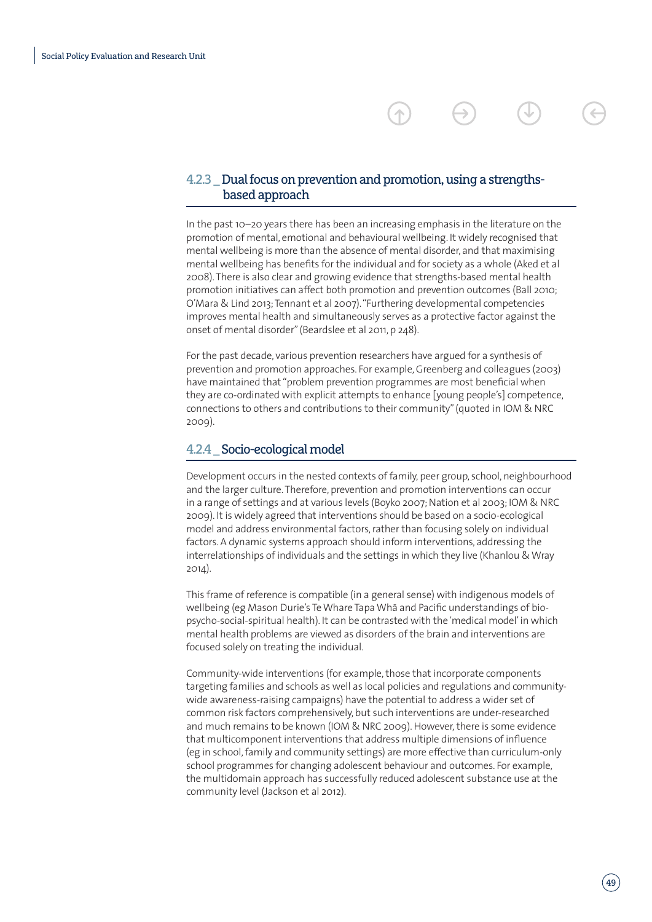### 4.2.3 _ Dual focus on prevention and promotion, using a strengths-based approach

In the past 10–20 years there has been an increasing emphasis in the literature on the promotion of mental, emotional and behavioural wellbeing. It widely recognised that mental wellbeing is more than the absence of mental disorder, and that maximising mental wellbeing has benefits for the individual and for society as a whole (Aked et al 2008). There is also clear and growing evidence that strengths-based mental health promotion initiatives can affect both promotion and prevention outcomes (Ball 2010; O'Mara & Lind 2013; Tennant et al 2007). "Furthering developmental competencies improves mental health and simultaneously serves as a protective factor against the onset of mental disorder" (Beardslee et al 2011, p 248).

For the past decade, various prevention researchers have argued for a synthesis of prevention and promotion approaches. For example, Greenberg and colleagues (2003) have maintained that "problem prevention programmes are most beneficial when they are co-ordinated with explicit attempts to enhance [young people's] competence, connections to others and contributions to their community" (quoted in IOM & NRC 2009).

### 4.2.4 _ Socio-ecological model

Development occurs in the nested contexts of family, peer group, school, neighbourhood and the larger culture. Therefore, prevention and promotion interventions can occur in a range of settings and at various levels (Boyko 2007; Nation et al 2003; IOM & NRC 2009). It is widely agreed that interventions should be based on a socio-ecological model and address environmental factors, rather than focusing solely on individual factors. A dynamic systems approach should inform interventions, addressing the interrelationships of individuals and the settings in which they live (Khanlou & Wray 2014).

This frame of reference is compatible (in a general sense) with indigenous models of wellbeing (eg Mason Durie's Te Whare Tapa Whā and Pacific understandings of bio-psycho-social-spiritual health). It can be contrasted with the 'medical model' in which mental health problems are viewed as disorders of the brain and interventions are focused solely on treating the individual.

Community-wide interventions (for example, those that incorporate components targeting families and schools as well as local policies and regulations and community-wide awareness-raising campaigns) have the potential to address a wider set of common risk factors comprehensively, but such interventions are under-researched and much remains to be known (IOM & NRC 2009). However, there is some evidence that multicomponent interventions that address multiple dimensions of influence (eg in school, family and community settings) are more effective than curriculum-only school programmes for changing adolescent behaviour and outcomes. For example, the multidomain approach has successfully reduced adolescent substance use at the community level (Jackson et al 2012).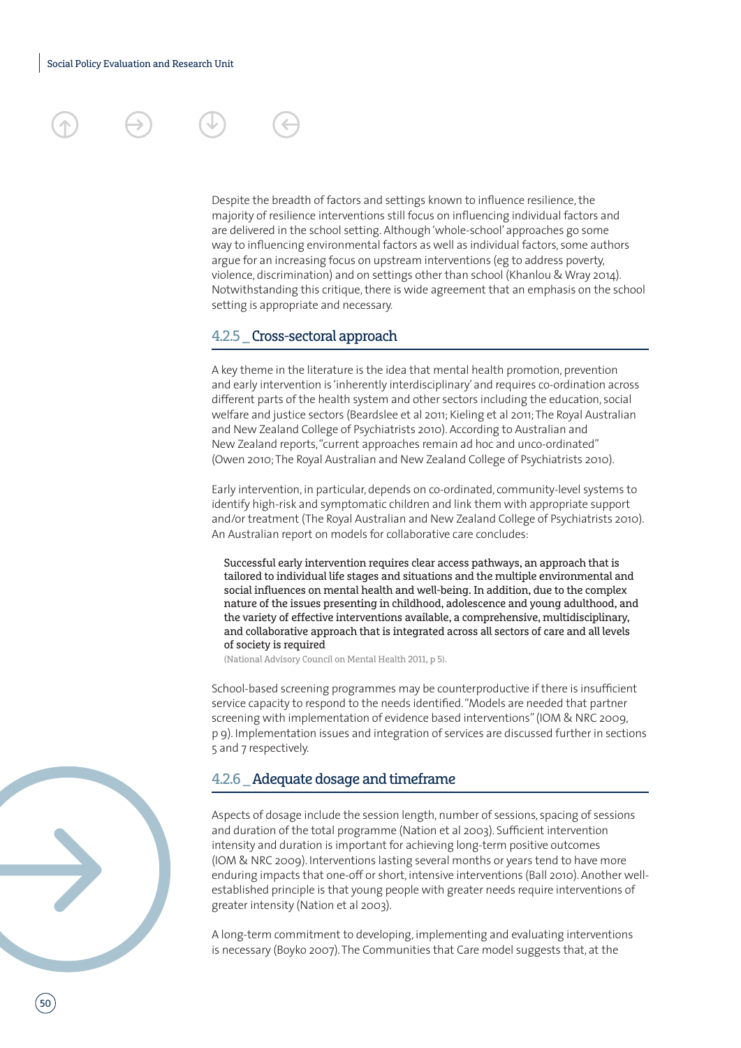Despite the breadth of factors and settings known to influence resilience, the majority of resilience interventions still focus on influencing individual factors and are delivered in the school setting. Although 'whole-school' approaches go some way to influencing environmental factors as well as individual factors, some authors argue for an increasing focus on upstream interventions (eg to address poverty, violence, discrimination) and on settings other than school (Khanlou & Wray 2014). Notwithstanding this critique, there is wide agreement that an emphasis on the school setting is appropriate and necessary.

### 4.2.5 _ Cross-sectoral approach

A key theme in the literature is the idea that mental health promotion, prevention and early intervention is 'inherently interdisciplinary' and requires co-ordination across different parts of the health system and other sectors including the education, social welfare and justice sectors (Beardslee et al 2011; Kieling et al 2011; The Royal Australian and New Zealand College of Psychiatrists 2010). According to Australian and New Zealand reports, "current approaches remain ad hoc and unco-ordinated" (Owen 2010; The Royal Australian and New Zealand College of Psychiatrists 2010).

Early intervention, in particular, depends on co-ordinated, community-level systems to identify high-risk and symptomatic children and link them with appropriate support and/or treatment (The Royal Australian and New Zealand College of Psychiatrists 2010). An Australian report on models for collaborative care concludes:

> Successful early intervention requires clear access pathways, an approach that is tailored to individual life stages and situations and the multiple environmental and social influences on mental health and well-being. In addition, due to the complex nature of the issues presenting in childhood, adolescence and young adulthood, and the variety of effective interventions available, a comprehensive, multidisciplinary, and collaborative approach that is integrated across all sectors of care and all levels of society is required
>
> (National Advisory Council on Mental Health 2011, p 5).

School-based screening programmes may be counterproductive if there is insufficient service capacity to respond to the needs identified. "Models are needed that partner screening with implementation of evidence based interventions" (IOM & NRC 2009, p 9). Implementation issues and integration of services are discussed further in sections 5 and 7 respectively.

### 4.2.6 _ Adequate dosage and timeframe

Aspects of dosage include the session length, number of sessions, spacing of sessions and duration of the total programme (Nation et al 2003). Sufficient intervention intensity and duration is important for achieving long-term positive outcomes (IOM & NRC 2009). Interventions lasting several months or years tend to have more enduring impacts that one-off or short, intensive interventions (Ball 2010). Another well-established principle is that young people with greater needs require interventions of greater intensity (Nation et al 2003).

A long-term commitment to developing, implementing and evaluating interventions is necessary (Boyko 2007). The Communities that Care model suggests that, at the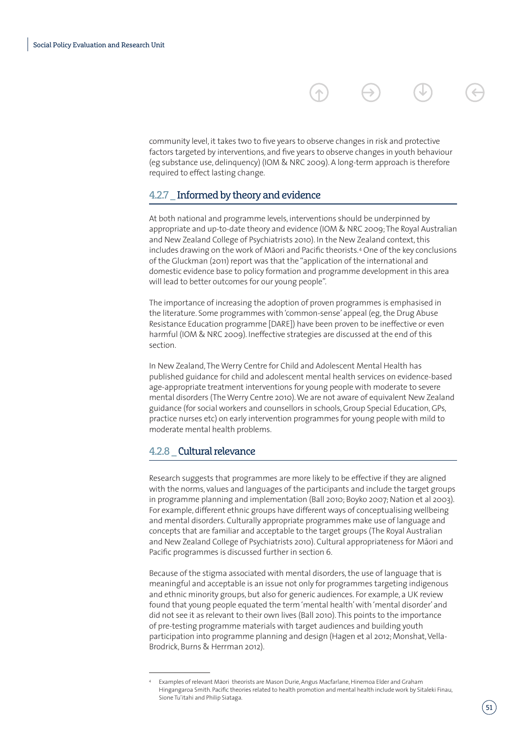community level, it takes two to five years to observe changes in risk and protective factors targeted by interventions, and five years to observe changes in youth behaviour (eg substance use, delinquency) (IOM & NRC 2009). A long-term approach is therefore required to effect lasting change.

### 4.2.7 _ Informed by theory and evidence

At both national and programme levels, interventions should be underpinned by appropriate and up-to-date theory and evidence (IOM & NRC 2009; The Royal Australian and New Zealand College of Psychiatrists 2010). In the New Zealand context, this includes drawing on the work of Māori and Pacific theorists.[4] One of the key conclusions of the Gluckman (2011) report was that the "application of the international and domestic evidence base to policy formation and programme development in this area will lead to better outcomes for our young people".

The importance of increasing the adoption of proven programmes is emphasised in the literature. Some programmes with 'common-sense' appeal (eg, the Drug Abuse Resistance Education programme [DARE]) have been proven to be ineffective or even harmful (IOM & NRC 2009). Ineffective strategies are discussed at the end of this section.

In New Zealand, The Werry Centre for Child and Adolescent Mental Health has published guidance for child and adolescent mental health services on evidence-based age-appropriate treatment interventions for young people with moderate to severe mental disorders (The Werry Centre 2010). We are not aware of equivalent New Zealand guidance (for social workers and counsellors in schools, Group Special Education, GPs, practice nurses etc) on early intervention programmes for young people with mild to moderate mental health problems.

### 4.2.8 _ Cultural relevance

Research suggests that programmes are more likely to be effective if they are aligned with the norms, values and languages of the participants and include the target groups in programme planning and implementation (Ball 2010; Boyko 2007; Nation et al 2003). For example, different ethnic groups have different ways of conceptualising wellbeing and mental disorders. Culturally appropriate programmes make use of language and concepts that are familiar and acceptable to the target groups (The Royal Australian and New Zealand College of Psychiatrists 2010). Cultural appropriateness for Māori and Pacific programmes is discussed further in section 6.

Because of the stigma associated with mental disorders, the use of language that is meaningful and acceptable is an issue not only for programmes targeting indigenous and ethnic minority groups, but also for generic audiences. For example, a UK review found that young people equated the term 'mental health' with 'mental disorder' and did not see it as relevant to their own lives (Ball 2010). This points to the importance of pre-testing programme materials with target audiences and building youth participation into programme planning and design (Hagen et al 2012; Monshat, Vella-Brodrick, Burns & Herrman 2012).

---

[4] Examples of relevant Māori theorists are Mason Durie, Angus Macfarlane, Hinemoa Elder and Graham Hingangaroa Smith. Pacific theories related to health promotion and mental health include work by Sitaleki Finau, Sione Tu'itahi and Philip Siataga.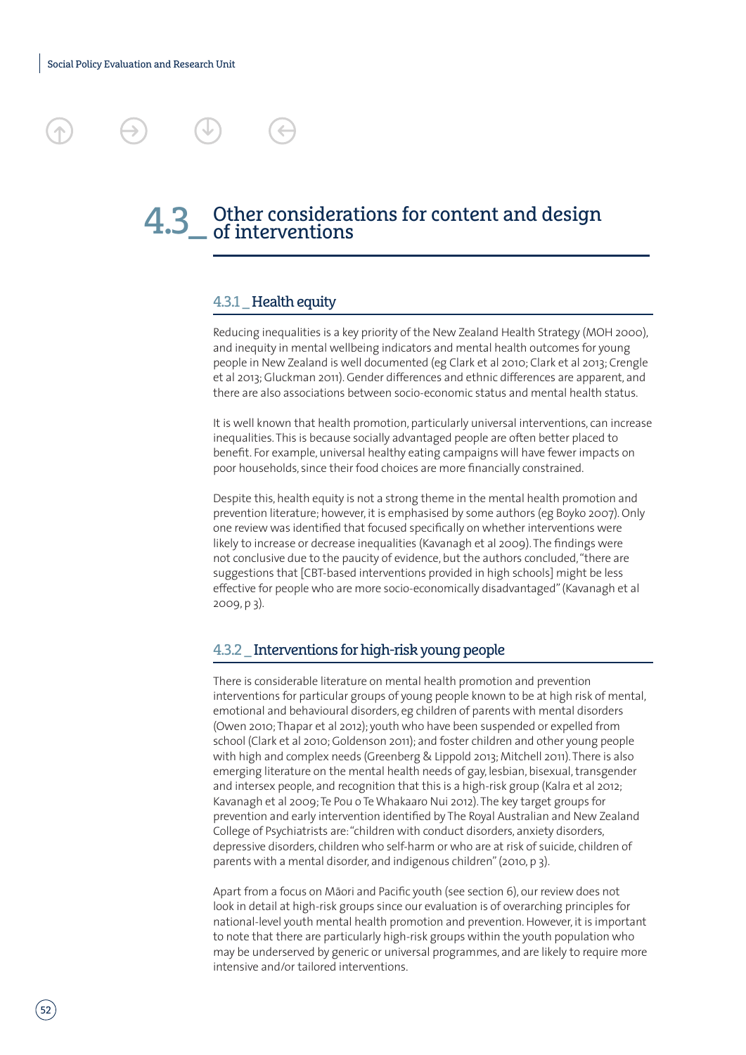## 4.3_ Other considerations for content and design of interventions

### 4.3.1 _ Health equity

Reducing inequalities is a key priority of the New Zealand Health Strategy (MOH 2000), and inequity in mental wellbeing indicators and mental health outcomes for young people in New Zealand is well documented (eg Clark et al 2010; Clark et al 2013; Crengle et al 2013; Gluckman 2011). Gender differences and ethnic differences are apparent, and there are also associations between socio-economic status and mental health status.

It is well known that health promotion, particularly universal interventions, can increase inequalities. This is because socially advantaged people are often better placed to benefit. For example, universal healthy eating campaigns will have fewer impacts on poor households, since their food choices are more financially constrained.

Despite this, health equity is not a strong theme in the mental health promotion and prevention literature; however, it is emphasised by some authors (eg Boyko 2007). Only one review was identified that focused specifically on whether interventions were likely to increase or decrease inequalities (Kavanagh et al 2009). The findings were not conclusive due to the paucity of evidence, but the authors concluded, "there are suggestions that [CBT-based interventions provided in high schools] might be less effective for people who are more socio-economically disadvantaged" (Kavanagh et al 2009, p 3).

### 4.3.2 _ Interventions for high-risk young people

There is considerable literature on mental health promotion and prevention interventions for particular groups of young people known to be at high risk of mental, emotional and behavioural disorders, eg children of parents with mental disorders (Owen 2010; Thapar et al 2012); youth who have been suspended or expelled from school (Clark et al 2010; Goldenson 2011); and foster children and other young people with high and complex needs (Greenberg & Lippold 2013; Mitchell 2011). There is also emerging literature on the mental health needs of gay, lesbian, bisexual, transgender and intersex people, and recognition that this is a high-risk group (Kalra et al 2012; Kavanagh et al 2009; Te Pou o Te Whakaaro Nui 2012). The key target groups for prevention and early intervention identified by The Royal Australian and New Zealand College of Psychiatrists are: "children with conduct disorders, anxiety disorders, depressive disorders, children who self-harm or who are at risk of suicide, children of parents with a mental disorder, and indigenous children" (2010, p 3).

Apart from a focus on Māori and Pacific youth (see section 6), our review does not look in detail at high-risk groups since our evaluation is of overarching principles for national-level youth mental health promotion and prevention. However, it is important to note that there are particularly high-risk groups within the youth population who may be underserved by generic or universal programmes, and are likely to require more intensive and/or tailored interventions.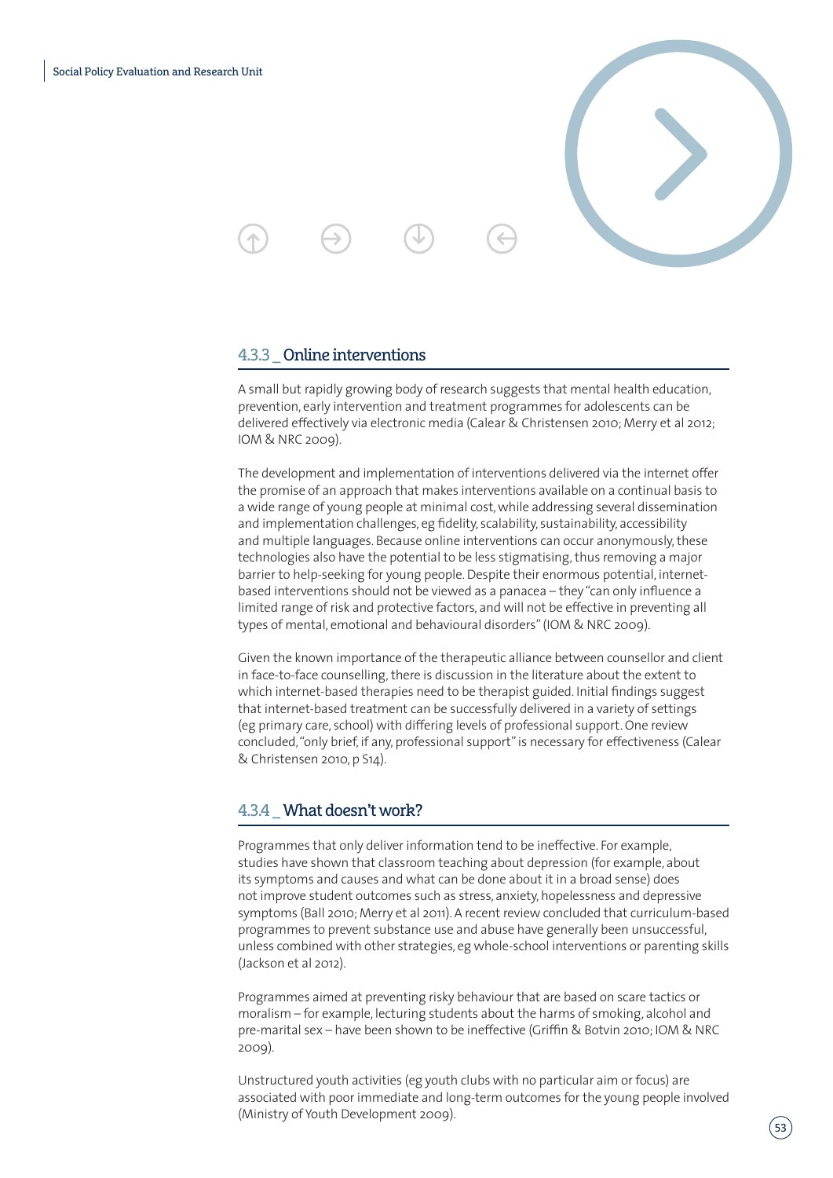### 4.3.3 _ Online interventions

A small but rapidly growing body of research suggests that mental health education, prevention, early intervention and treatment programmes for adolescents can be delivered effectively via electronic media (Calear & Christensen 2010; Merry et al 2012; IOM & NRC 2009).

The development and implementation of interventions delivered via the internet offer the promise of an approach that makes interventions available on a continual basis to a wide range of young people at minimal cost, while addressing several dissemination and implementation challenges, eg fidelity, scalability, sustainability, accessibility and multiple languages. Because online interventions can occur anonymously, these technologies also have the potential to be less stigmatising, thus removing a major barrier to help-seeking for young people. Despite their enormous potential, internet-based interventions should not be viewed as a panacea – they "can only influence a limited range of risk and protective factors, and will not be effective in preventing all types of mental, emotional and behavioural disorders" (IOM & NRC 2009).

Given the known importance of the therapeutic alliance between counsellor and client in face-to-face counselling, there is discussion in the literature about the extent to which internet-based therapies need to be therapist guided. Initial findings suggest that internet-based treatment can be successfully delivered in a variety of settings (eg primary care, school) with differing levels of professional support. One review concluded, "only brief, if any, professional support" is necessary for effectiveness (Calear & Christensen 2010, p S14).

### 4.3.4 _ What doesn't work?

Programmes that only deliver information tend to be ineffective. For example, studies have shown that classroom teaching about depression (for example, about its symptoms and causes and what can be done about it in a broad sense) does not improve student outcomes such as stress, anxiety, hopelessness and depressive symptoms (Ball 2010; Merry et al 2011). A recent review concluded that curriculum-based programmes to prevent substance use and abuse have generally been unsuccessful, unless combined with other strategies, eg whole-school interventions or parenting skills (Jackson et al 2012).

Programmes aimed at preventing risky behaviour that are based on scare tactics or moralism – for example, lecturing students about the harms of smoking, alcohol and pre-marital sex – have been shown to be ineffective (Griffin & Botvin 2010; IOM & NRC 2009).

Unstructured youth activities (eg youth clubs with no particular aim or focus) are associated with poor immediate and long-term outcomes for the young people involved (Ministry of Youth Development 2009).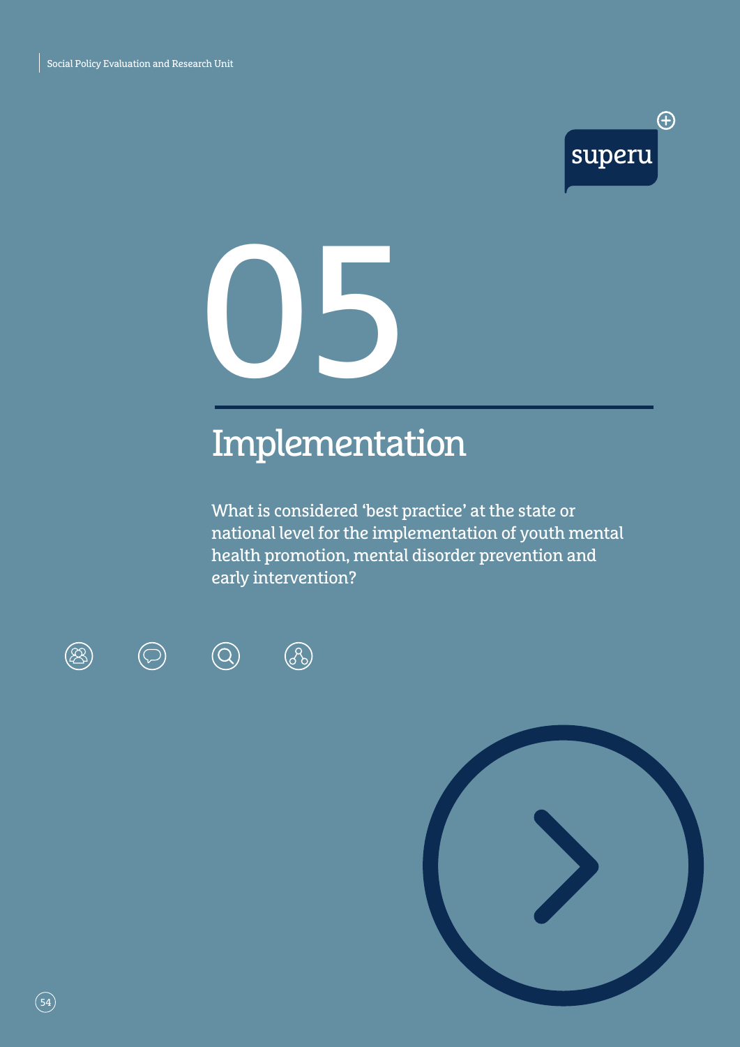# 05

## Implementation

What is considered ‘best practice’ at the state or national level for the implementation of youth mental health promotion, mental disorder prevention and early intervention?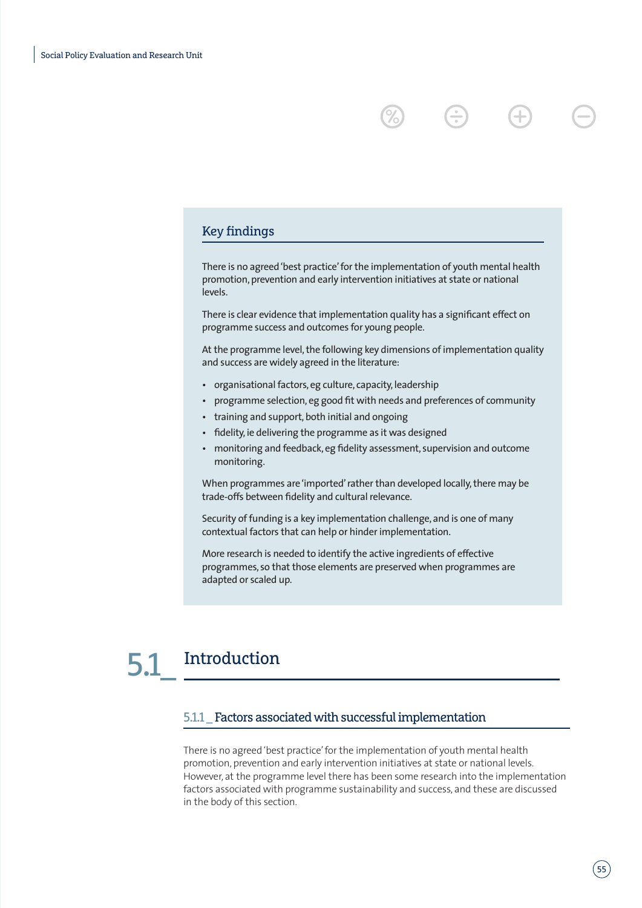## Key findings

There is no agreed 'best practice' for the implementation of youth mental health promotion, prevention and early intervention initiatives at state or national levels.

There is clear evidence that implementation quality has a significant effect on programme success and outcomes for young people.

At the programme level, the following key dimensions of implementation quality and success are widely agreed in the literature:

- organisational factors, eg culture, capacity, leadership
- programme selection, eg good fit with needs and preferences of community
- training and support, both initial and ongoing
- fidelity, ie delivering the programme as it was designed
- monitoring and feedback, eg fidelity assessment, supervision and outcome monitoring.

When programmes are 'imported' rather than developed locally, there may be trade-offs between fidelity and cultural relevance.

Security of funding is a key implementation challenge, and is one of many contextual factors that can help or hinder implementation.

More research is needed to identify the active ingredients of effective programmes, so that those elements are preserved when programmes are adapted or scaled up.

# 5.1_ Introduction

## 5.1.1_ Factors associated with successful implementation

There is no agreed 'best practice' for the implementation of youth mental health promotion, prevention and early intervention initiatives at state or national levels. However, at the programme level there has been some research into the implementation factors associated with programme sustainability and success, and these are discussed in the body of this section.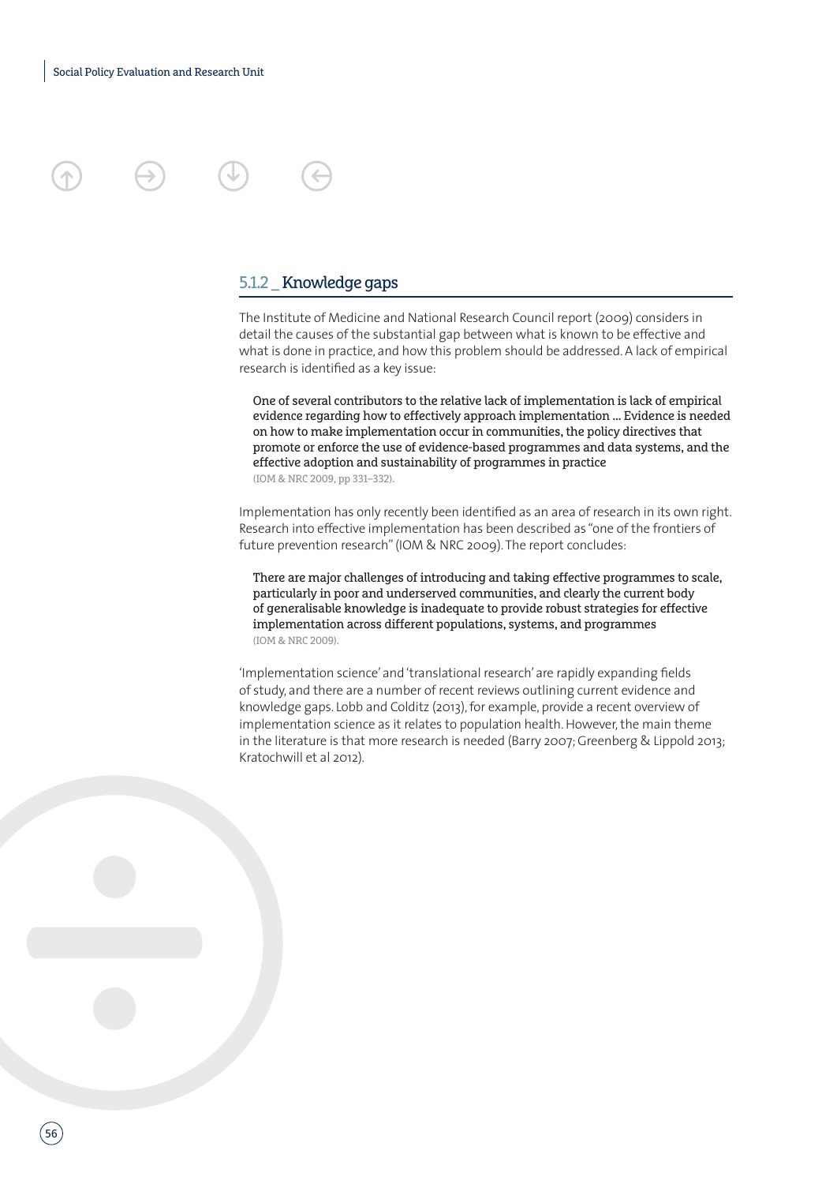### 5.1.2 _ Knowledge gaps

The Institute of Medicine and National Research Council report (2009) considers in detail the causes of the substantial gap between what is known to be effective and what is done in practice, and how this problem should be addressed. A lack of empirical research is identified as a key issue:

> One of several contributors to the relative lack of implementation is lack of empirical evidence regarding how to effectively approach implementation … Evidence is needed on how to make implementation occur in communities, the policy directives that promote or enforce the use of evidence-based programmes and data systems, and the effective adoption and sustainability of programmes in practice
> (IOM & NRC 2009, pp 331–332).

Implementation has only recently been identified as an area of research in its own right. Research into effective implementation has been described as "one of the frontiers of future prevention research" (IOM & NRC 2009). The report concludes:

> There are major challenges of introducing and taking effective programmes to scale, particularly in poor and underserved communities, and clearly the current body of generalisable knowledge is inadequate to provide robust strategies for effective implementation across different populations, systems, and programmes
> (IOM & NRC 2009).

'Implementation science' and 'translational research' are rapidly expanding fields of study, and there are a number of recent reviews outlining current evidence and knowledge gaps. Lobb and Colditz (2013), for example, provide a recent overview of implementation science as it relates to population health. However, the main theme in the literature is that more research is needed (Barry 2007; Greenberg & Lippold 2013; Kratochwill et al 2012).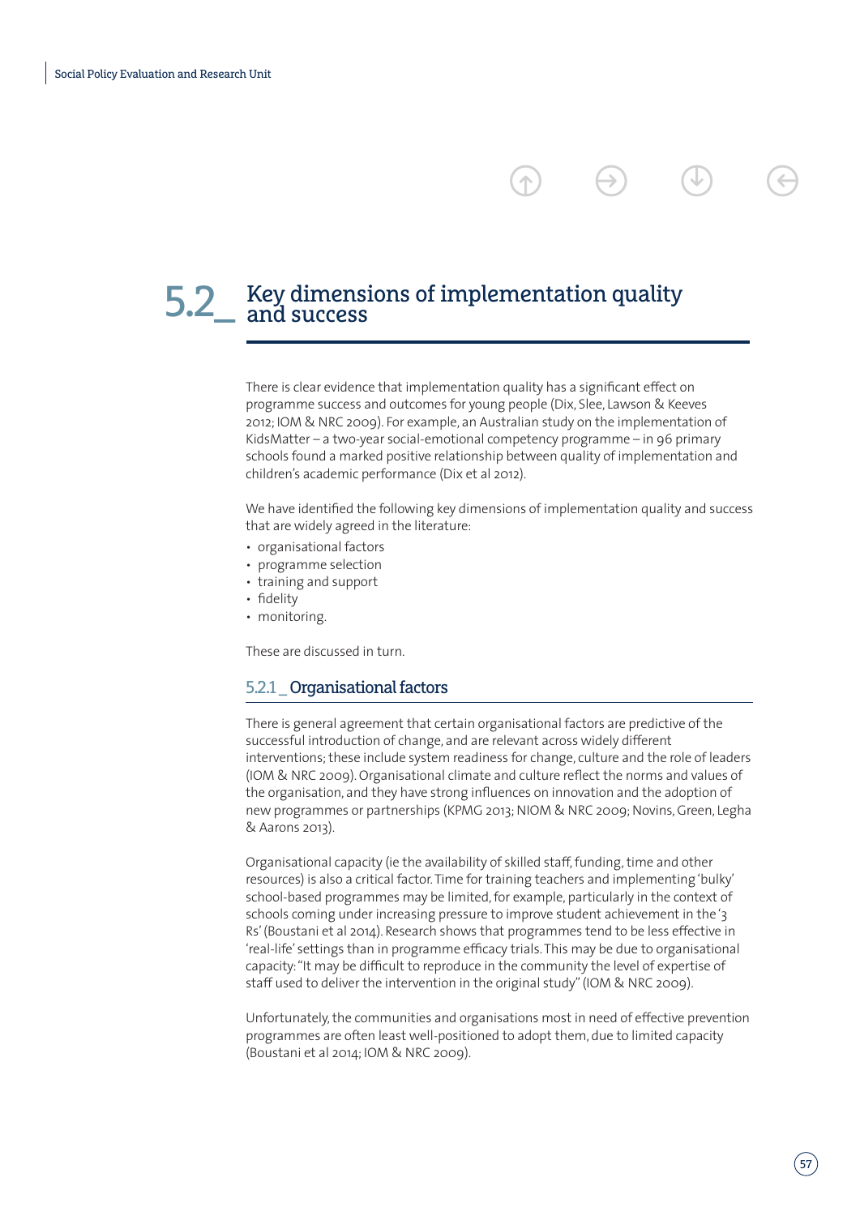## 5.2_ Key dimensions of implementation quality and success

There is clear evidence that implementation quality has a significant effect on programme success and outcomes for young people (Dix, Slee, Lawson & Keeves 2012; IOM & NRC 2009). For example, an Australian study on the implementation of KidsMatter – a two-year social-emotional competency programme – in 96 primary schools found a marked positive relationship between quality of implementation and children's academic performance (Dix et al 2012).

We have identified the following key dimensions of implementation quality and success that are widely agreed in the literature:

- organisational factors
- programme selection
- training and support
- fidelity
- monitoring.

These are discussed in turn.

### 5.2.1 _ Organisational factors

There is general agreement that certain organisational factors are predictive of the successful introduction of change, and are relevant across widely different interventions; these include system readiness for change, culture and the role of leaders (IOM & NRC 2009). Organisational climate and culture reflect the norms and values of the organisation, and they have strong influences on innovation and the adoption of new programmes or partnerships (KPMG 2013; NIOM & NRC 2009; Novins, Green, Legha & Aarons 2013).

Organisational capacity (ie the availability of skilled staff, funding, time and other resources) is also a critical factor. Time for training teachers and implementing 'bulky' school-based programmes may be limited, for example, particularly in the context of schools coming under increasing pressure to improve student achievement in the '3 Rs' (Boustani et al 2014). Research shows that programmes tend to be less effective in 'real-life' settings than in programme efficacy trials. This may be due to organisational capacity: "It may be difficult to reproduce in the community the level of expertise of staff used to deliver the intervention in the original study" (IOM & NRC 2009).

Unfortunately, the communities and organisations most in need of effective prevention programmes are often least well-positioned to adopt them, due to limited capacity (Boustani et al 2014; IOM & NRC 2009).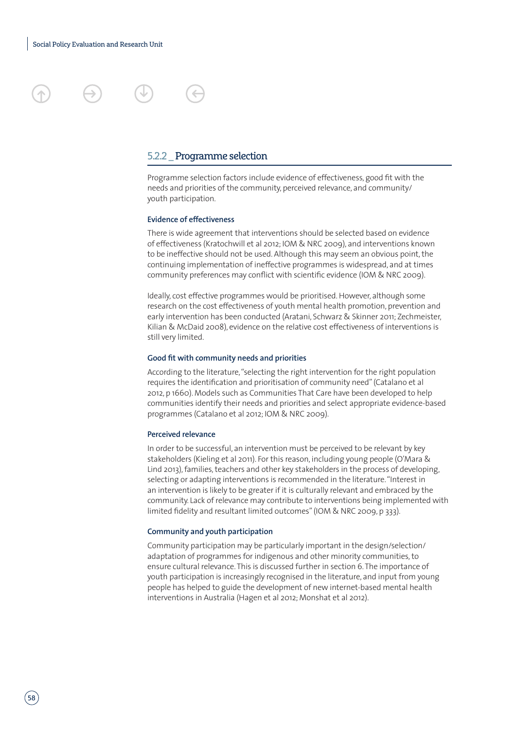### 5.2.2 _ Programme selection

Programme selection factors include evidence of effectiveness, good fit with the needs and priorities of the community, perceived relevance, and community/youth participation.

**Evidence of effectiveness**

There is wide agreement that interventions should be selected based on evidence of effectiveness (Kratochwill et al 2012; IOM & NRC 2009), and interventions known to be ineffective should not be used. Although this may seem an obvious point, the continuing implementation of ineffective programmes is widespread, and at times community preferences may conflict with scientific evidence (IOM & NRC 2009).

Ideally, cost effective programmes would be prioritised. However, although some research on the cost effectiveness of youth mental health promotion, prevention and early intervention has been conducted (Aratani, Schwarz & Skinner 2011; Zechmeister, Kilian & McDaid 2008), evidence on the relative cost effectiveness of interventions is still very limited.

**Good fit with community needs and priorities**

According to the literature, "selecting the right intervention for the right population requires the identification and prioritisation of community need" (Catalano et al 2012, p 1660). Models such as Communities That Care have been developed to help communities identify their needs and priorities and select appropriate evidence-based programmes (Catalano et al 2012; IOM & NRC 2009).

**Perceived relevance**

In order to be successful, an intervention must be perceived to be relevant by key stakeholders (Kieling et al 2011). For this reason, including young people (O'Mara & Lind 2013), families, teachers and other key stakeholders in the process of developing, selecting or adapting interventions is recommended in the literature. "Interest in an intervention is likely to be greater if it is culturally relevant and embraced by the community. Lack of relevance may contribute to interventions being implemented with limited fidelity and resultant limited outcomes" (IOM & NRC 2009, p 333).

**Community and youth participation**

Community participation may be particularly important in the design/selection/adaptation of programmes for indigenous and other minority communities, to ensure cultural relevance. This is discussed further in section 6. The importance of youth participation is increasingly recognised in the literature, and input from young people has helped to guide the development of new internet-based mental health interventions in Australia (Hagen et al 2012; Monshat et al 2012).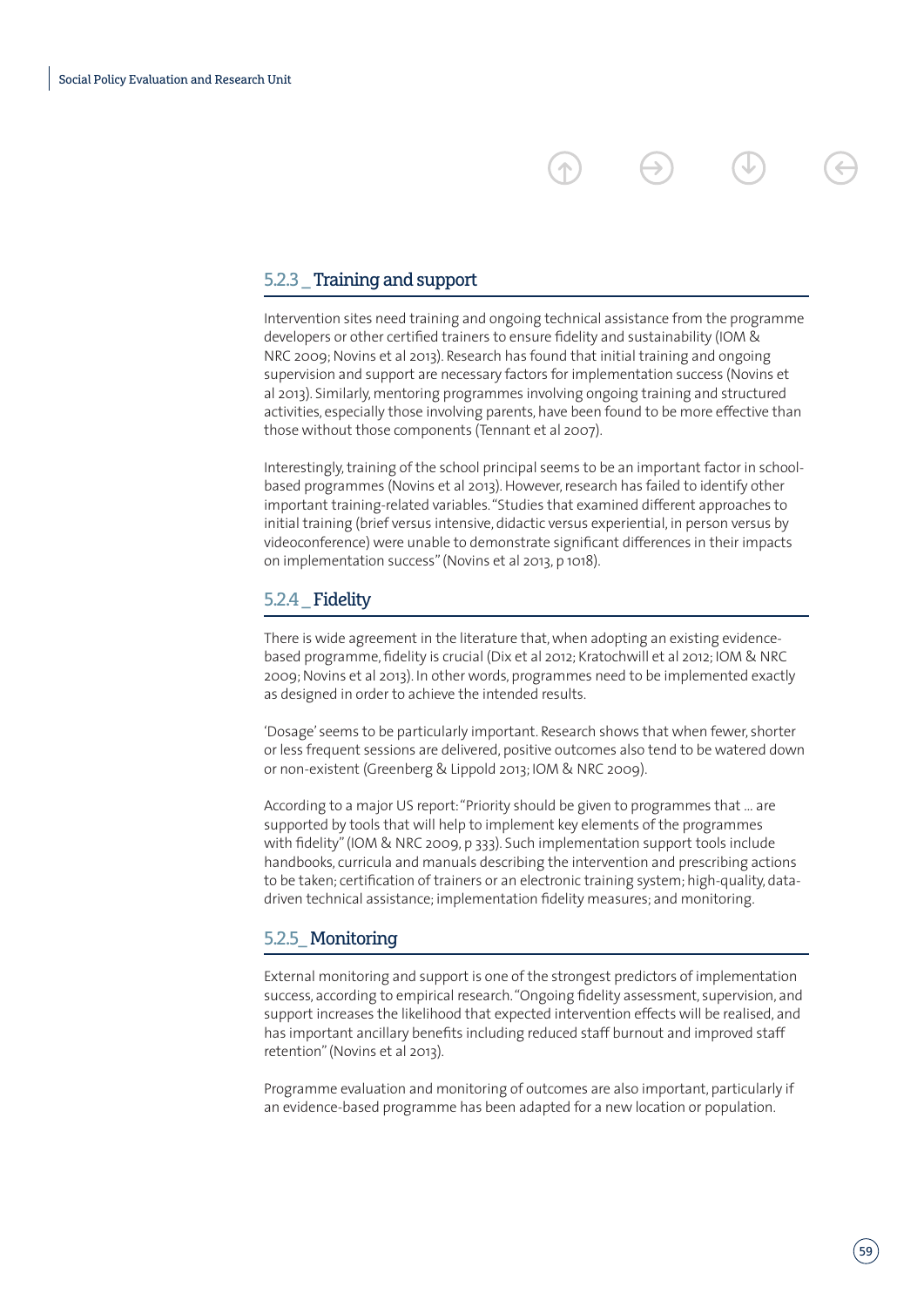### 5.2.3 _ Training and support

Intervention sites need training and ongoing technical assistance from the programme developers or other certified trainers to ensure fidelity and sustainability (IOM & NRC 2009; Novins et al 2013). Research has found that initial training and ongoing supervision and support are necessary factors for implementation success (Novins et al 2013). Similarly, mentoring programmes involving ongoing training and structured activities, especially those involving parents, have been found to be more effective than those without those components (Tennant et al 2007).

Interestingly, training of the school principal seems to be an important factor in school-based programmes (Novins et al 2013). However, research has failed to identify other important training-related variables. "Studies that examined different approaches to initial training (brief versus intensive, didactic versus experiential, in person versus by videoconference) were unable to demonstrate significant differences in their impacts on implementation success" (Novins et al 2013, p 1018).

### 5.2.4 _ Fidelity

There is wide agreement in the literature that, when adopting an existing evidence-based programme, fidelity is crucial (Dix et al 2012; Kratochwill et al 2012; IOM & NRC 2009; Novins et al 2013). In other words, programmes need to be implemented exactly as designed in order to achieve the intended results.

'Dosage' seems to be particularly important. Research shows that when fewer, shorter or less frequent sessions are delivered, positive outcomes also tend to be watered down or non-existent (Greenberg & Lippold 2013; IOM & NRC 2009).

According to a major US report: "Priority should be given to programmes that … are supported by tools that will help to implement key elements of the programmes with fidelity" (IOM & NRC 2009, p 333). Such implementation support tools include handbooks, curricula and manuals describing the intervention and prescribing actions to be taken; certification of trainers or an electronic training system; high-quality, data-driven technical assistance; implementation fidelity measures; and monitoring.

### 5.2.5_ Monitoring

External monitoring and support is one of the strongest predictors of implementation success, according to empirical research. "Ongoing fidelity assessment, supervision, and support increases the likelihood that expected intervention effects will be realised, and has important ancillary benefits including reduced staff burnout and improved staff retention" (Novins et al 2013).

Programme evaluation and monitoring of outcomes are also important, particularly if an evidence-based programme has been adapted for a new location or population.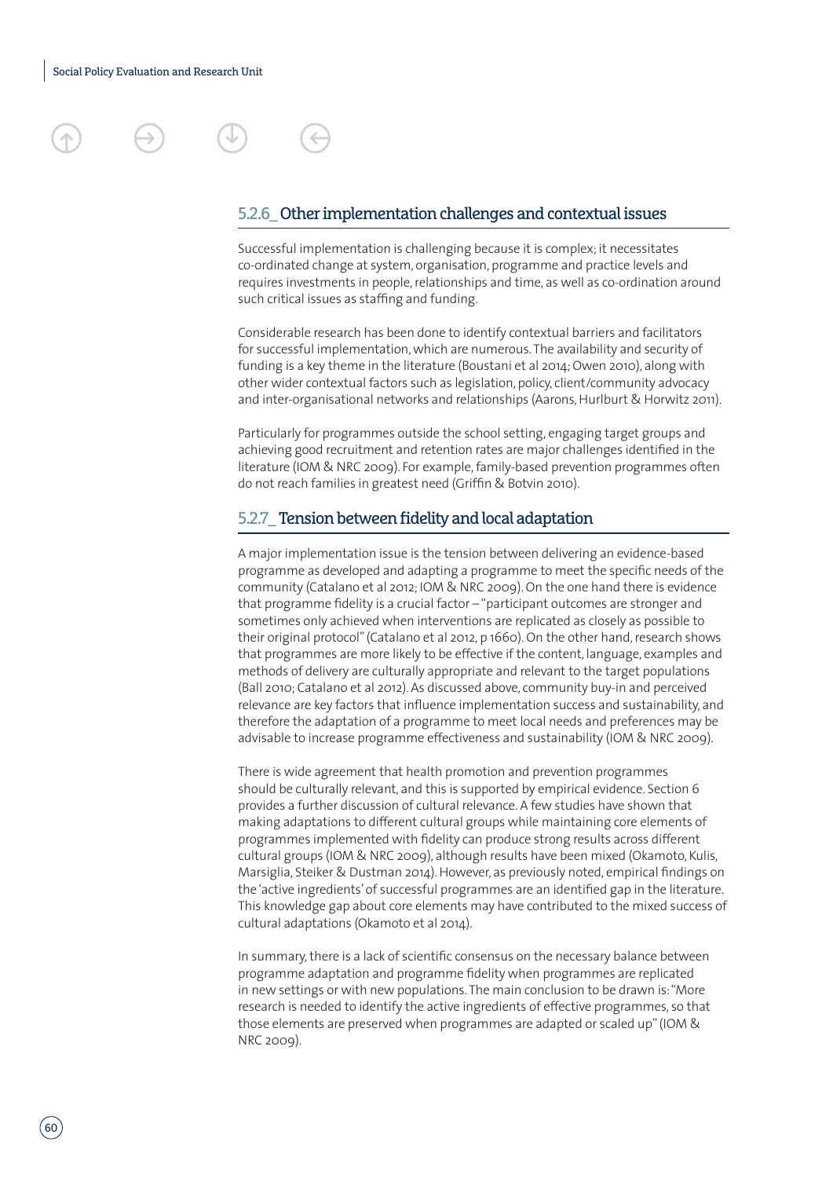### 5.2.6_ Other implementation challenges and contextual issues

Successful implementation is challenging because it is complex; it necessitates co-ordinated change at system, organisation, programme and practice levels and requires investments in people, relationships and time, as well as co-ordination around such critical issues as staffing and funding.

Considerable research has been done to identify contextual barriers and facilitators for successful implementation, which are numerous. The availability and security of funding is a key theme in the literature (Boustani et al 2014; Owen 2010), along with other wider contextual factors such as legislation, policy, client/community advocacy and inter-organisational networks and relationships (Aarons, Hurlburt & Horwitz 2011).

Particularly for programmes outside the school setting, engaging target groups and achieving good recruitment and retention rates are major challenges identified in the literature (IOM & NRC 2009). For example, family-based prevention programmes often do not reach families in greatest need (Griffin & Botvin 2010).

### 5.2.7_ Tension between fidelity and local adaptation

A major implementation issue is the tension between delivering an evidence-based programme as developed and adapting a programme to meet the specific needs of the community (Catalano et al 2012; IOM & NRC 2009). On the one hand there is evidence that programme fidelity is a crucial factor – "participant outcomes are stronger and sometimes only achieved when interventions are replicated as closely as possible to their original protocol" (Catalano et al 2012, p 1660). On the other hand, research shows that programmes are more likely to be effective if the content, language, examples and methods of delivery are culturally appropriate and relevant to the target populations (Ball 2010; Catalano et al 2012). As discussed above, community buy-in and perceived relevance are key factors that influence implementation success and sustainability, and therefore the adaptation of a programme to meet local needs and preferences may be advisable to increase programme effectiveness and sustainability (IOM & NRC 2009).

There is wide agreement that health promotion and prevention programmes should be culturally relevant, and this is supported by empirical evidence. Section 6 provides a further discussion of cultural relevance. A few studies have shown that making adaptations to different cultural groups while maintaining core elements of programmes implemented with fidelity can produce strong results across different cultural groups (IOM & NRC 2009), although results have been mixed (Okamoto, Kulis, Marsiglia, Steiker & Dustman 2014). However, as previously noted, empirical findings on the 'active ingredients' of successful programmes are an identified gap in the literature. This knowledge gap about core elements may have contributed to the mixed success of cultural adaptations (Okamoto et al 2014).

In summary, there is a lack of scientific consensus on the necessary balance between programme adaptation and programme fidelity when programmes are replicated in new settings or with new populations. The main conclusion to be drawn is: "More research is needed to identify the active ingredients of effective programmes, so that those elements are preserved when programmes are adapted or scaled up" (IOM & NRC 2009).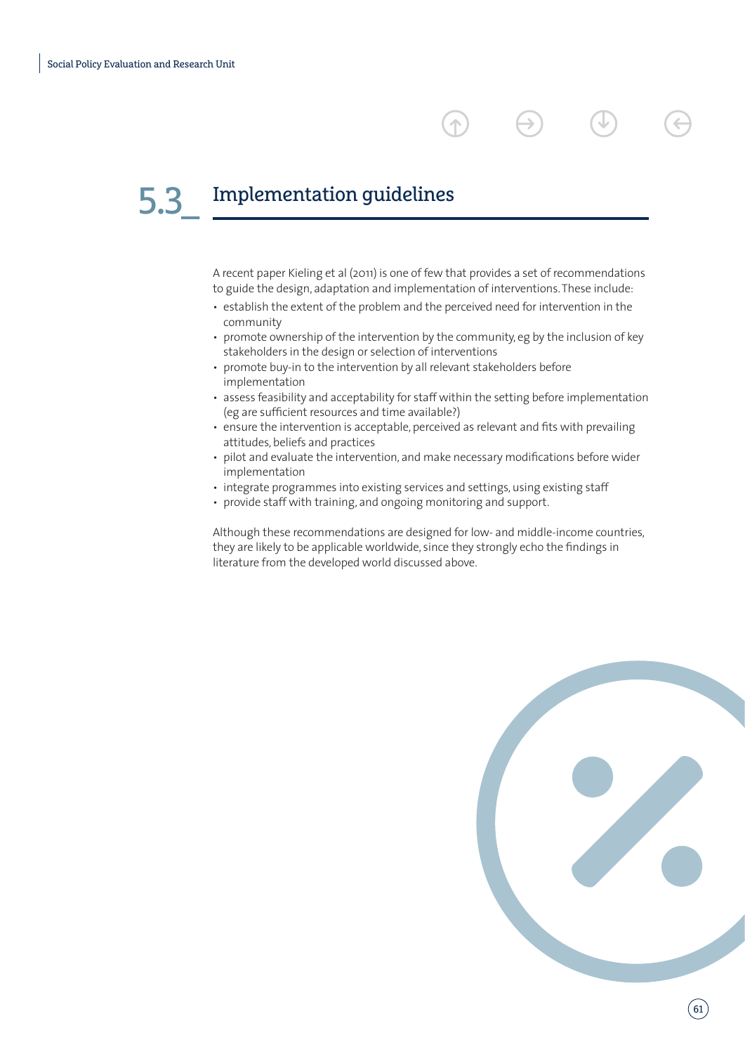## 5.3_ Implementation guidelines

A recent paper Kieling et al (2011) is one of few that provides a set of recommendations to guide the design, adaptation and implementation of interventions. These include:

- establish the extent of the problem and the perceived need for intervention in the community
- promote ownership of the intervention by the community, eg by the inclusion of key stakeholders in the design or selection of interventions
- promote buy-in to the intervention by all relevant stakeholders before implementation
- assess feasibility and acceptability for staff within the setting before implementation (eg are sufficient resources and time available?)
- ensure the intervention is acceptable, perceived as relevant and fits with prevailing attitudes, beliefs and practices
- pilot and evaluate the intervention, and make necessary modifications before wider implementation
- integrate programmes into existing services and settings, using existing staff
- provide staff with training, and ongoing monitoring and support.

Although these recommendations are designed for low- and middle-income countries, they are likely to be applicable worldwide, since they strongly echo the findings in literature from the developed world discussed above.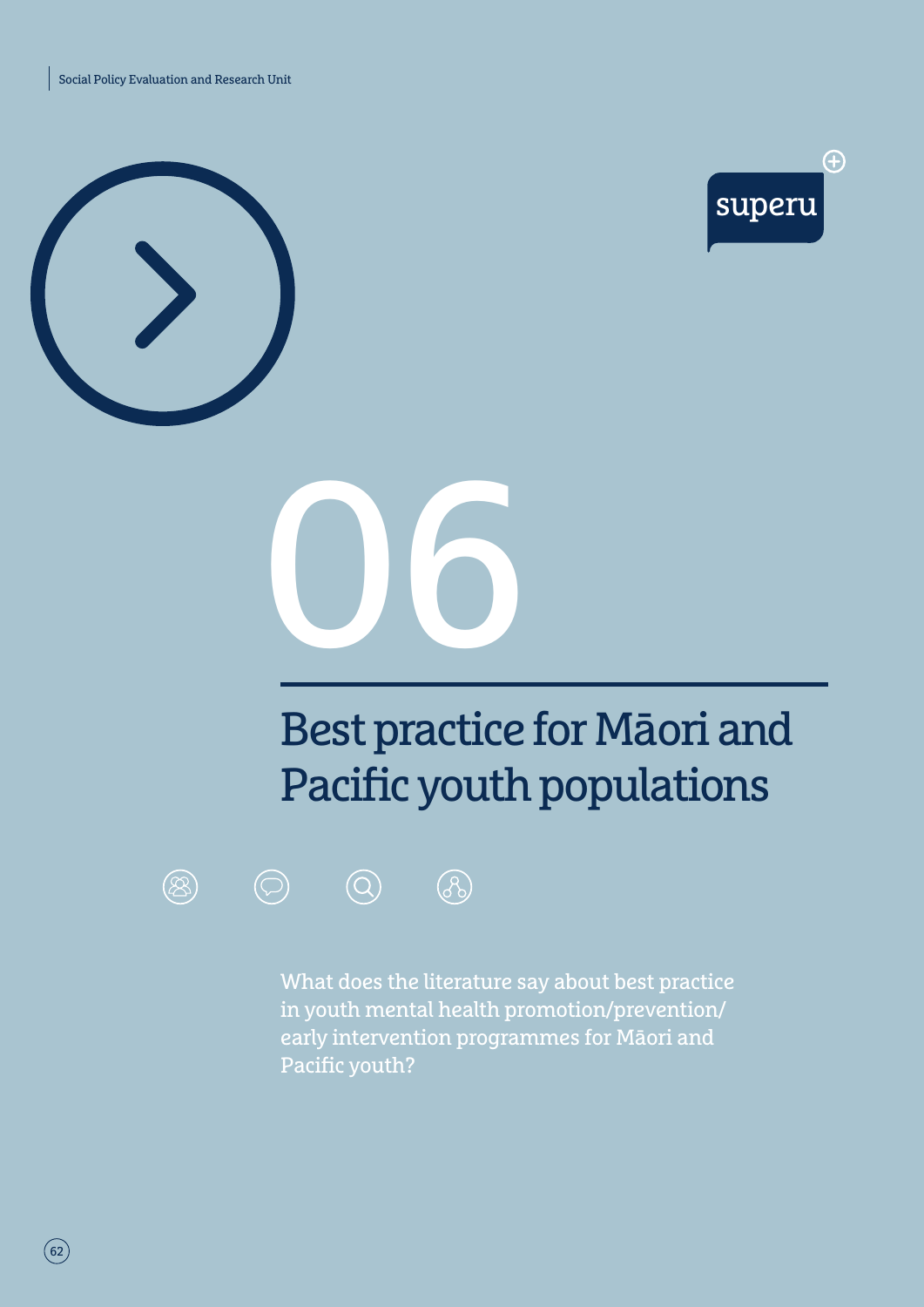# 06

## Best practice for Māori and Pacific youth populations

What does the literature say about best practice in youth mental health promotion/prevention/early intervention programmes for Māori and Pacific youth?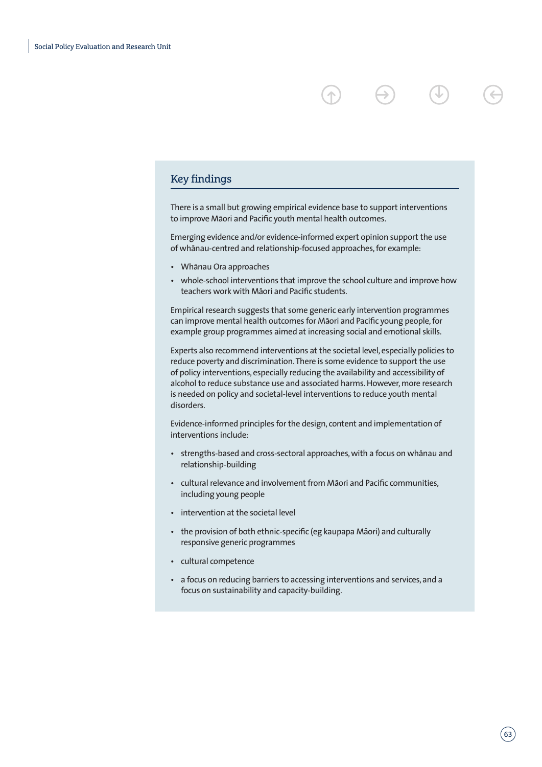## Key findings

There is a small but growing empirical evidence base to support interventions to improve Māori and Pacific youth mental health outcomes.

Emerging evidence and/or evidence-informed expert opinion support the use of whānau-centred and relationship-focused approaches, for example:

- Whānau Ora approaches
- whole-school interventions that improve the school culture and improve how teachers work with Māori and Pacific students.

Empirical research suggests that some generic early intervention programmes can improve mental health outcomes for Māori and Pacific young people, for example group programmes aimed at increasing social and emotional skills.

Experts also recommend interventions at the societal level, especially policies to reduce poverty and discrimination. There is some evidence to support the use of policy interventions, especially reducing the availability and accessibility of alcohol to reduce substance use and associated harms. However, more research is needed on policy and societal-level interventions to reduce youth mental disorders.

Evidence-informed principles for the design, content and implementation of interventions include:

- strengths-based and cross-sectoral approaches, with a focus on whānau and relationship-building
- cultural relevance and involvement from Māori and Pacific communities, including young people
- intervention at the societal level
- the provision of both ethnic-specific (eg kaupapa Māori) and culturally responsive generic programmes
- cultural competence
- a focus on reducing barriers to accessing interventions and services, and a focus on sustainability and capacity-building.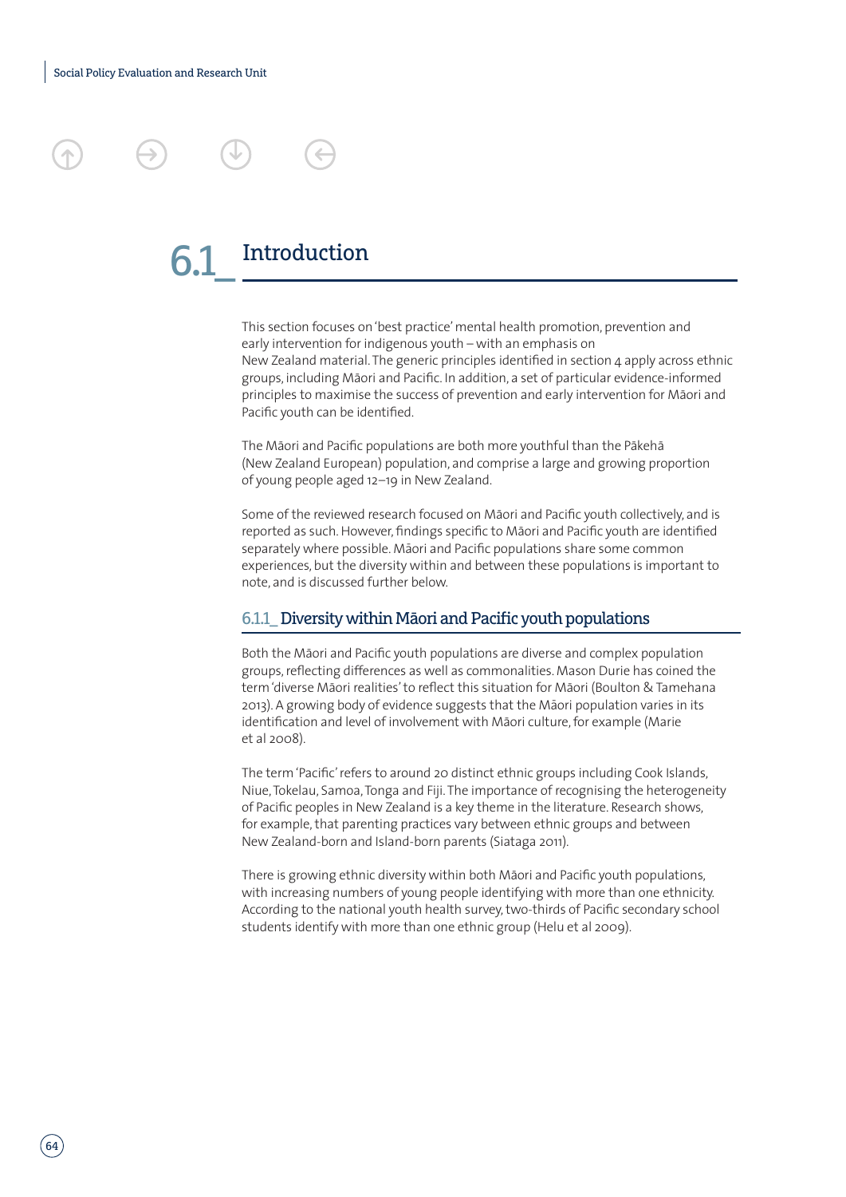## 6.1_ Introduction

This section focuses on 'best practice' mental health promotion, prevention and early intervention for indigenous youth – with an emphasis on New Zealand material. The generic principles identified in section 4 apply across ethnic groups, including Māori and Pacific. In addition, a set of particular evidence-informed principles to maximise the success of prevention and early intervention for Māori and Pacific youth can be identified.

The Māori and Pacific populations are both more youthful than the Pākehā (New Zealand European) population, and comprise a large and growing proportion of young people aged 12–19 in New Zealand.

Some of the reviewed research focused on Māori and Pacific youth collectively, and is reported as such. However, findings specific to Māori and Pacific youth are identified separately where possible. Māori and Pacific populations share some common experiences, but the diversity within and between these populations is important to note, and is discussed further below.

### 6.1.1_ Diversity within Māori and Pacific youth populations

Both the Māori and Pacific youth populations are diverse and complex population groups, reflecting differences as well as commonalities. Mason Durie has coined the term 'diverse Māori realities' to reflect this situation for Māori (Boulton & Tamehana 2013). A growing body of evidence suggests that the Māori population varies in its identification and level of involvement with Māori culture, for example (Marie et al 2008).

The term 'Pacific' refers to around 20 distinct ethnic groups including Cook Islands, Niue, Tokelau, Samoa, Tonga and Fiji. The importance of recognising the heterogeneity of Pacific peoples in New Zealand is a key theme in the literature. Research shows, for example, that parenting practices vary between ethnic groups and between New Zealand-born and Island-born parents (Siataga 2011).

There is growing ethnic diversity within both Māori and Pacific youth populations, with increasing numbers of young people identifying with more than one ethnicity. According to the national youth health survey, two-thirds of Pacific secondary school students identify with more than one ethnic group (Helu et al 2009).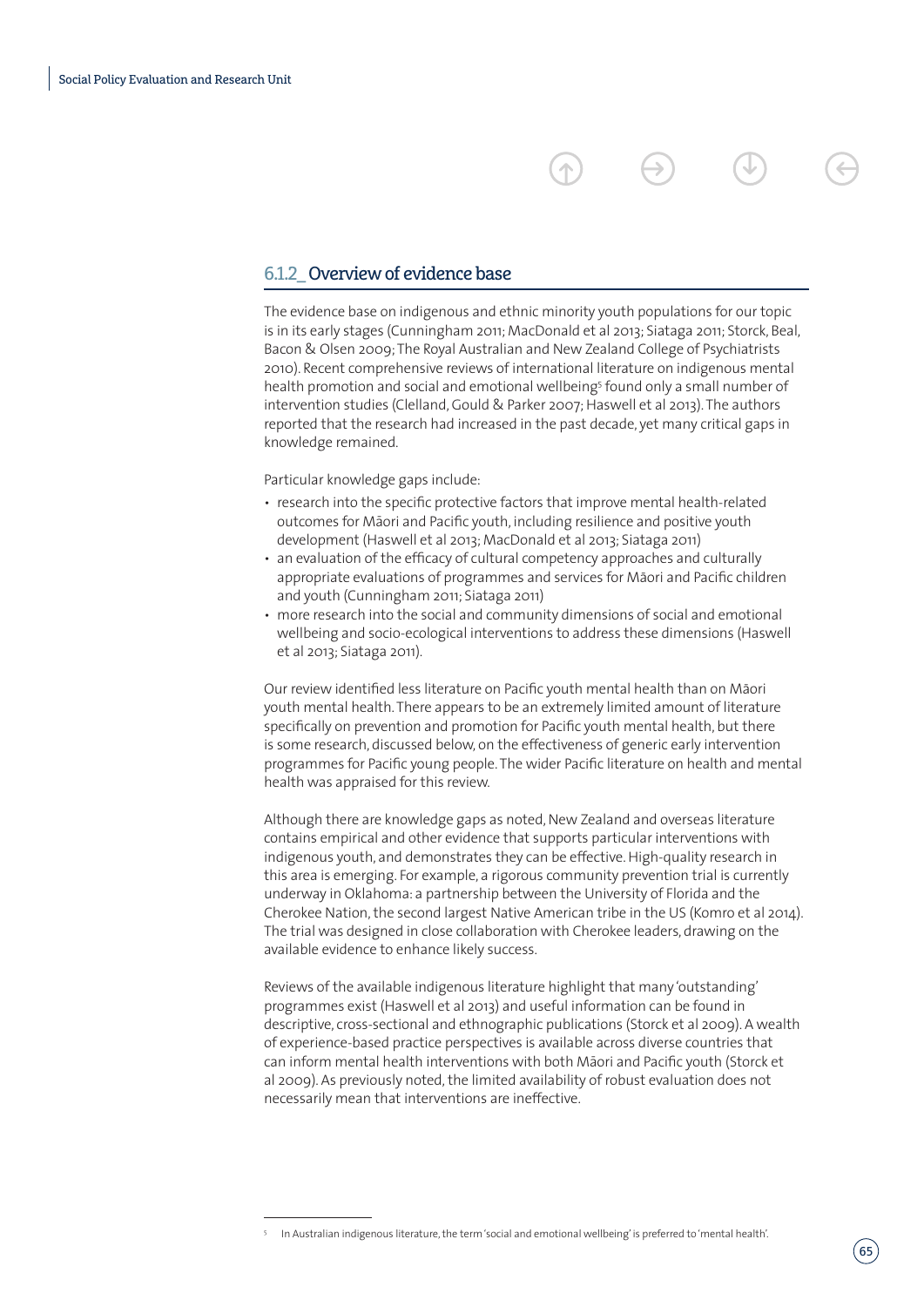### 6.1.2_ Overview of evidence base

The evidence base on indigenous and ethnic minority youth populations for our topic is in its early stages (Cunningham 2011; MacDonald et al 2013; Siataga 2011; Storck, Beal, Bacon & Olsen 2009; The Royal Australian and New Zealand College of Psychiatrists 2010). Recent comprehensive reviews of international literature on indigenous mental health promotion and social and emotional wellbeing[5] found only a small number of intervention studies (Clelland, Gould & Parker 2007; Haswell et al 2013). The authors reported that the research had increased in the past decade, yet many critical gaps in knowledge remained.

Particular knowledge gaps include:

- research into the specific protective factors that improve mental health-related outcomes for Māori and Pacific youth, including resilience and positive youth development (Haswell et al 2013; MacDonald et al 2013; Siataga 2011)
- an evaluation of the efficacy of cultural competency approaches and culturally appropriate evaluations of programmes and services for Māori and Pacific children and youth (Cunningham 2011; Siataga 2011)
- more research into the social and community dimensions of social and emotional wellbeing and socio-ecological interventions to address these dimensions (Haswell et al 2013; Siataga 2011).

Our review identified less literature on Pacific youth mental health than on Māori youth mental health. There appears to be an extremely limited amount of literature specifically on prevention and promotion for Pacific youth mental health, but there is some research, discussed below, on the effectiveness of generic early intervention programmes for Pacific young people. The wider Pacific literature on health and mental health was appraised for this review.

Although there are knowledge gaps as noted, New Zealand and overseas literature contains empirical and other evidence that supports particular interventions with indigenous youth, and demonstrates they can be effective. High-quality research in this area is emerging. For example, a rigorous community prevention trial is currently underway in Oklahoma: a partnership between the University of Florida and the Cherokee Nation, the second largest Native American tribe in the US (Komro et al 2014). The trial was designed in close collaboration with Cherokee leaders, drawing on the available evidence to enhance likely success.

Reviews of the available indigenous literature highlight that many 'outstanding' programmes exist (Haswell et al 2013) and useful information can be found in descriptive, cross-sectional and ethnographic publications (Storck et al 2009). A wealth of experience-based practice perspectives is available across diverse countries that can inform mental health interventions with both Māori and Pacific youth (Storck et al 2009). As previously noted, the limited availability of robust evaluation does not necessarily mean that interventions are ineffective.

---

[5] In Australian indigenous literature, the term 'social and emotional wellbeing' is preferred to 'mental health'.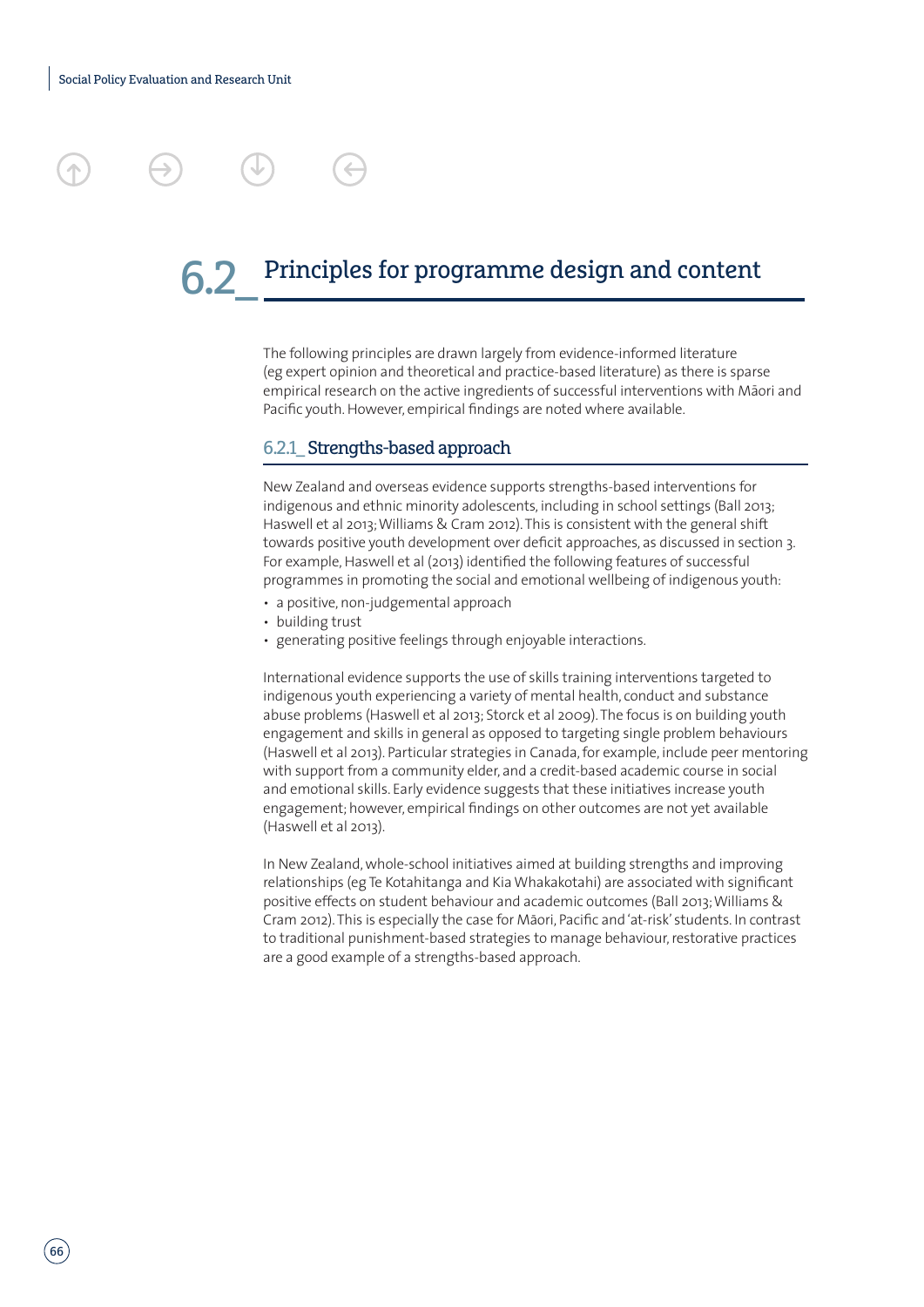## 6.2_ Principles for programme design and content

The following principles are drawn largely from evidence-informed literature (eg expert opinion and theoretical and practice-based literature) as there is sparse empirical research on the active ingredients of successful interventions with Māori and Pacific youth. However, empirical findings are noted where available.

### 6.2.1_ Strengths-based approach

New Zealand and overseas evidence supports strengths-based interventions for indigenous and ethnic minority adolescents, including in school settings (Ball 2013; Haswell et al 2013; Williams & Cram 2012). This is consistent with the general shift towards positive youth development over deficit approaches, as discussed in section 3. For example, Haswell et al (2013) identified the following features of successful programmes in promoting the social and emotional wellbeing of indigenous youth:

- a positive, non-judgemental approach
- building trust
- generating positive feelings through enjoyable interactions.

International evidence supports the use of skills training interventions targeted to indigenous youth experiencing a variety of mental health, conduct and substance abuse problems (Haswell et al 2013; Storck et al 2009). The focus is on building youth engagement and skills in general as opposed to targeting single problem behaviours (Haswell et al 2013). Particular strategies in Canada, for example, include peer mentoring with support from a community elder, and a credit-based academic course in social and emotional skills. Early evidence suggests that these initiatives increase youth engagement; however, empirical findings on other outcomes are not yet available (Haswell et al 2013).

In New Zealand, whole-school initiatives aimed at building strengths and improving relationships (eg Te Kotahitanga and Kia Whakakotahi) are associated with significant positive effects on student behaviour and academic outcomes (Ball 2013; Williams & Cram 2012). This is especially the case for Māori, Pacific and 'at-risk' students. In contrast to traditional punishment-based strategies to manage behaviour, restorative practices are a good example of a strengths-based approach.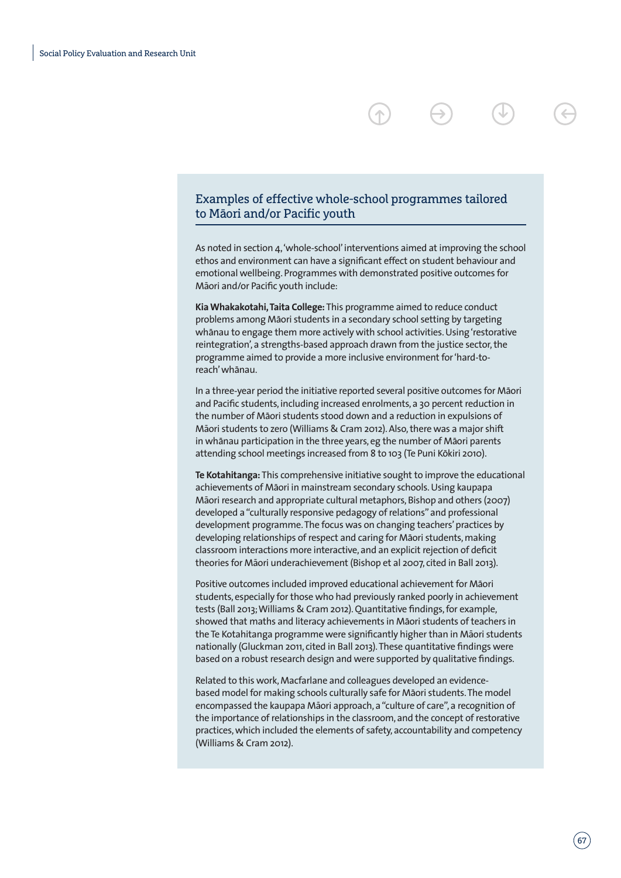## Examples of effective whole-school programmes tailored to Māori and/or Pacific youth

As noted in section 4, 'whole-school' interventions aimed at improving the school ethos and environment can have a significant effect on student behaviour and emotional wellbeing. Programmes with demonstrated positive outcomes for Māori and/or Pacific youth include:

**Kia Whakakotahi, Taita College:** This programme aimed to reduce conduct problems among Māori students in a secondary school setting by targeting whānau to engage them more actively with school activities. Using 'restorative reintegration', a strengths-based approach drawn from the justice sector, the programme aimed to provide a more inclusive environment for 'hard-to-reach' whānau.

In a three-year period the initiative reported several positive outcomes for Māori and Pacific students, including increased enrolments, a 30 percent reduction in the number of Māori students stood down and a reduction in expulsions of Māori students to zero (Williams & Cram 2012). Also, there was a major shift in whānau participation in the three years, eg the number of Māori parents attending school meetings increased from 8 to 103 (Te Puni Kōkiri 2010).

**Te Kotahitanga:** This comprehensive initiative sought to improve the educational achievements of Māori in mainstream secondary schools. Using kaupapa Māori research and appropriate cultural metaphors, Bishop and others (2007) developed a "culturally responsive pedagogy of relations" and professional development programme. The focus was on changing teachers' practices by developing relationships of respect and caring for Māori students, making classroom interactions more interactive, and an explicit rejection of deficit theories for Māori underachievement (Bishop et al 2007, cited in Ball 2013).

Positive outcomes included improved educational achievement for Māori students, especially for those who had previously ranked poorly in achievement tests (Ball 2013; Williams & Cram 2012). Quantitative findings, for example, showed that maths and literacy achievements in Māori students of teachers in the Te Kotahitanga programme were significantly higher than in Māori students nationally (Gluckman 2011, cited in Ball 2013). These quantitative findings were based on a robust research design and were supported by qualitative findings.

Related to this work, Macfarlane and colleagues developed an evidence-based model for making schools culturally safe for Māori students. The model encompassed the kaupapa Māori approach, a "culture of care", a recognition of the importance of relationships in the classroom, and the concept of restorative practices, which included the elements of safety, accountability and competency (Williams & Cram 2012).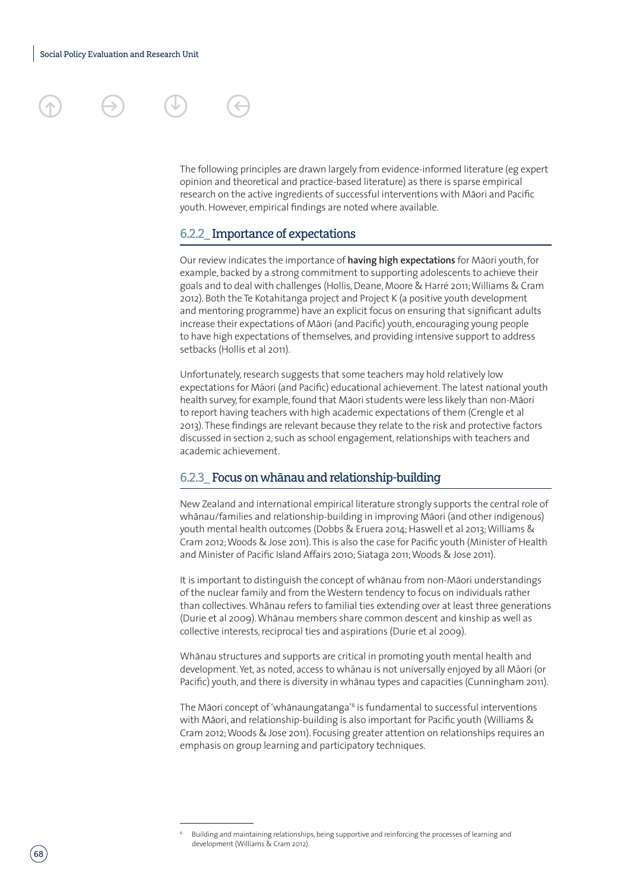The following principles are drawn largely from evidence-informed literature (eg expert opinion and theoretical and practice-based literature) as there is sparse empirical research on the active ingredients of successful interventions with Māori and Pacific youth. However, empirical findings are noted where available.

### 6.2.2_ Importance of expectations

Our review indicates the importance of **having high expectations** for Māori youth, for example, backed by a strong commitment to supporting adolescents to achieve their goals and to deal with challenges (Hollis, Deane, Moore & Harré 2011; Williams & Cram 2012). Both the Te Kotahitanga project and Project K (a positive youth development and mentoring programme) have an explicit focus on ensuring that significant adults increase their expectations of Māori (and Pacific) youth, encouraging young people to have high expectations of themselves, and providing intensive support to address setbacks (Hollis et al 2011).

Unfortunately, research suggests that some teachers may hold relatively low expectations for Māori (and Pacific) educational achievement. The latest national youth health survey, for example, found that Māori students were less likely than non-Māori to report having teachers with high academic expectations of them (Crengle et al 2013). These findings are relevant because they relate to the risk and protective factors discussed in section 2, such as school engagement, relationships with teachers and academic achievement.

### 6.2.3_ Focus on whānau and relationship-building

New Zealand and international empirical literature strongly supports the central role of whānau/families and relationship-building in improving Māori (and other indigenous) youth mental health outcomes (Dobbs & Eruera 2014; Haswell et al 2013; Williams & Cram 2012; Woods & Jose 2011). This is also the case for Pacific youth (Minister of Health and Minister of Pacific Island Affairs 2010; Siataga 2011; Woods & Jose 2011).

It is important to distinguish the concept of whānau from non-Māori understandings of the nuclear family and from the Western tendency to focus on individuals rather than collectives. Whānau refers to familial ties extending over at least three generations (Durie et al 2009). Whānau members share common descent and kinship as well as collective interests, reciprocal ties and aspirations (Durie et al 2009).

Whānau structures and supports are critical in promoting youth mental health and development. Yet, as noted, access to whānau is not universally enjoyed by all Māori (or Pacific) youth, and there is diversity in whānau types and capacities (Cunningham 2011).

The Māori concept of 'whānaungatanga'[6] is fundamental to successful interventions with Māori, and relationship-building is also important for Pacific youth (Williams & Cram 2012; Woods & Jose 2011). Focusing greater attention on relationships requires an emphasis on group learning and participatory techniques.

---

[6] Building and maintaining relationships, being supportive and reinforcing the processes of learning and development (Williams & Cram 2012).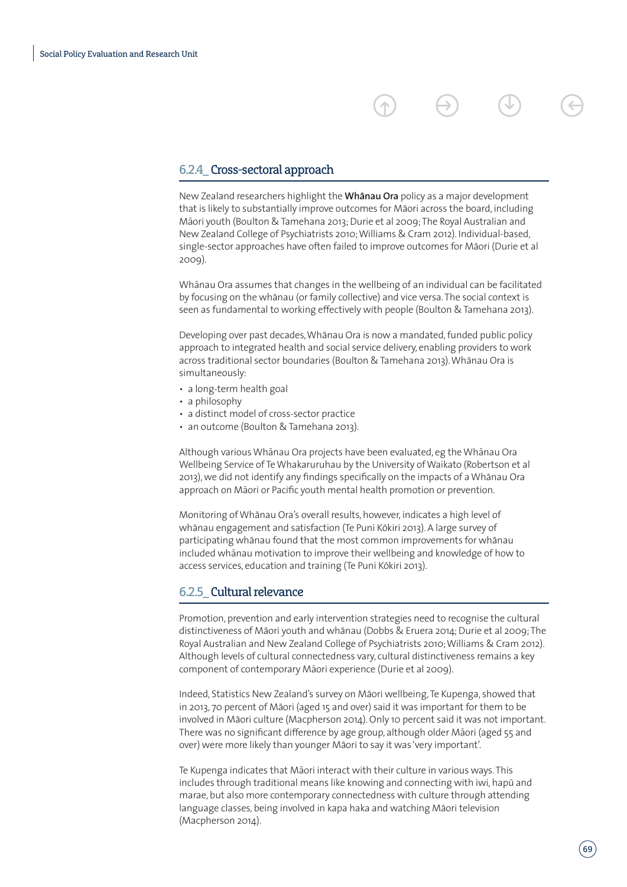### 6.2.4_ Cross-sectoral approach

New Zealand researchers highlight the **Whānau Ora** policy as a major development that is likely to substantially improve outcomes for Māori across the board, including Māori youth (Boulton & Tamehana 2013; Durie et al 2009; The Royal Australian and New Zealand College of Psychiatrists 2010; Williams & Cram 2012). Individual-based, single-sector approaches have often failed to improve outcomes for Māori (Durie et al 2009).

Whānau Ora assumes that changes in the wellbeing of an individual can be facilitated by focusing on the whānau (or family collective) and vice versa. The social context is seen as fundamental to working effectively with people (Boulton & Tamehana 2013).

Developing over past decades, Whānau Ora is now a mandated, funded public policy approach to integrated health and social service delivery, enabling providers to work across traditional sector boundaries (Boulton & Tamehana 2013). Whānau Ora is simultaneously:

- a long-term health goal
- a philosophy
- a distinct model of cross-sector practice
- an outcome (Boulton & Tamehana 2013).

Although various Whānau Ora projects have been evaluated, eg the Whānau Ora Wellbeing Service of Te Whakaruruhau by the University of Waikato (Robertson et al 2013), we did not identify any findings specifically on the impacts of a Whānau Ora approach on Māori or Pacific youth mental health promotion or prevention.

Monitoring of Whānau Ora's overall results, however, indicates a high level of whānau engagement and satisfaction (Te Puni Kōkiri 2013). A large survey of participating whānau found that the most common improvements for whānau included whānau motivation to improve their wellbeing and knowledge of how to access services, education and training (Te Puni Kōkiri 2013).

### 6.2.5_ Cultural relevance

Promotion, prevention and early intervention strategies need to recognise the cultural distinctiveness of Māori youth and whānau (Dobbs & Eruera 2014; Durie et al 2009; The Royal Australian and New Zealand College of Psychiatrists 2010; Williams & Cram 2012). Although levels of cultural connectedness vary, cultural distinctiveness remains a key component of contemporary Māori experience (Durie et al 2009).

Indeed, Statistics New Zealand's survey on Māori wellbeing, Te Kupenga, showed that in 2013, 70 percent of Māori (aged 15 and over) said it was important for them to be involved in Māori culture (Macpherson 2014). Only 10 percent said it was not important. There was no significant difference by age group, although older Māori (aged 55 and over) were more likely than younger Māori to say it was 'very important'.

Te Kupenga indicates that Māori interact with their culture in various ways. This includes through traditional means like knowing and connecting with iwi, hapū and marae, but also more contemporary connectedness with culture through attending language classes, being involved in kapa haka and watching Māori television (Macpherson 2014).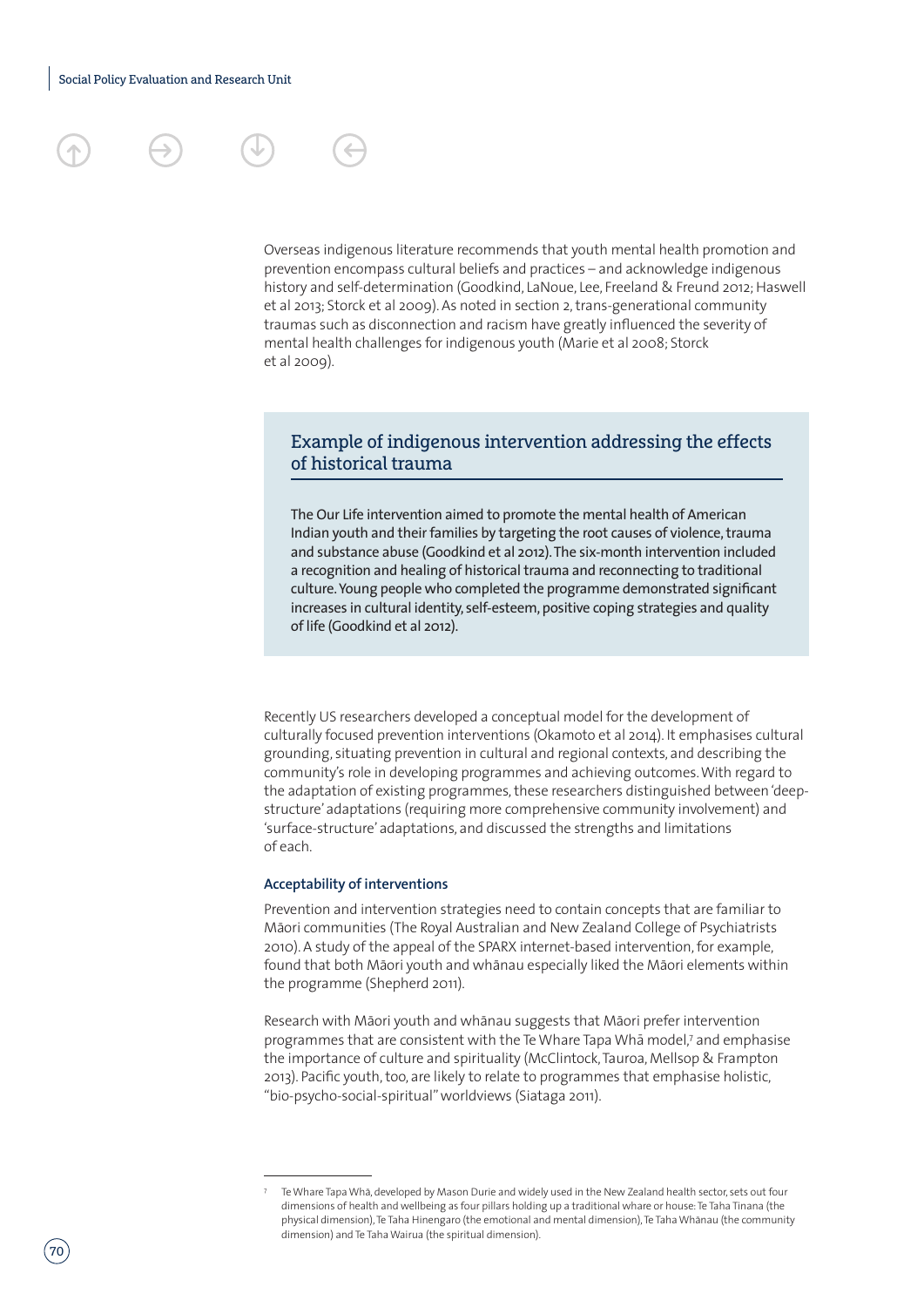Overseas indigenous literature recommends that youth mental health promotion and prevention encompass cultural beliefs and practices – and acknowledge indigenous history and self-determination (Goodkind, LaNoue, Lee, Freeland & Freund 2012; Haswell et al 2013; Storck et al 2009). As noted in section 2, trans-generational community traumas such as disconnection and racism have greatly influenced the severity of mental health challenges for indigenous youth (Marie et al 2008; Storck et al 2009).

### Example of indigenous intervention addressing the effects of historical trauma

The Our Life intervention aimed to promote the mental health of American Indian youth and their families by targeting the root causes of violence, trauma and substance abuse (Goodkind et al 2012). The six-month intervention included a recognition and healing of historical trauma and reconnecting to traditional culture. Young people who completed the programme demonstrated significant increases in cultural identity, self-esteem, positive coping strategies and quality of life (Goodkind et al 2012).

Recently US researchers developed a conceptual model for the development of culturally focused prevention interventions (Okamoto et al 2014). It emphasises cultural grounding, situating prevention in cultural and regional contexts, and describing the community's role in developing programmes and achieving outcomes. With regard to the adaptation of existing programmes, these researchers distinguished between 'deep-structure' adaptations (requiring more comprehensive community involvement) and 'surface-structure' adaptations, and discussed the strengths and limitations of each.

#### Acceptability of interventions

Prevention and intervention strategies need to contain concepts that are familiar to Māori communities (The Royal Australian and New Zealand College of Psychiatrists 2010). A study of the appeal of the SPARX internet-based intervention, for example, found that both Māori youth and whānau especially liked the Māori elements within the programme (Shepherd 2011).

Research with Māori youth and whānau suggests that Māori prefer intervention programmes that are consistent with the Te Whare Tapa Whā model,[7] and emphasise the importance of culture and spirituality (McClintock, Tauroa, Mellsop & Frampton 2013). Pacific youth, too, are likely to relate to programmes that emphasise holistic, "bio-psycho-social-spiritual" worldviews (Siataga 2011).

---

[7] Te Whare Tapa Whā, developed by Mason Durie and widely used in the New Zealand health sector, sets out four dimensions of health and wellbeing as four pillars holding up a traditional whare or house: Te Taha Tinana (the physical dimension), Te Taha Hinengaro (the emotional and mental dimension), Te Taha Whānau (the community dimension) and Te Taha Wairua (the spiritual dimension).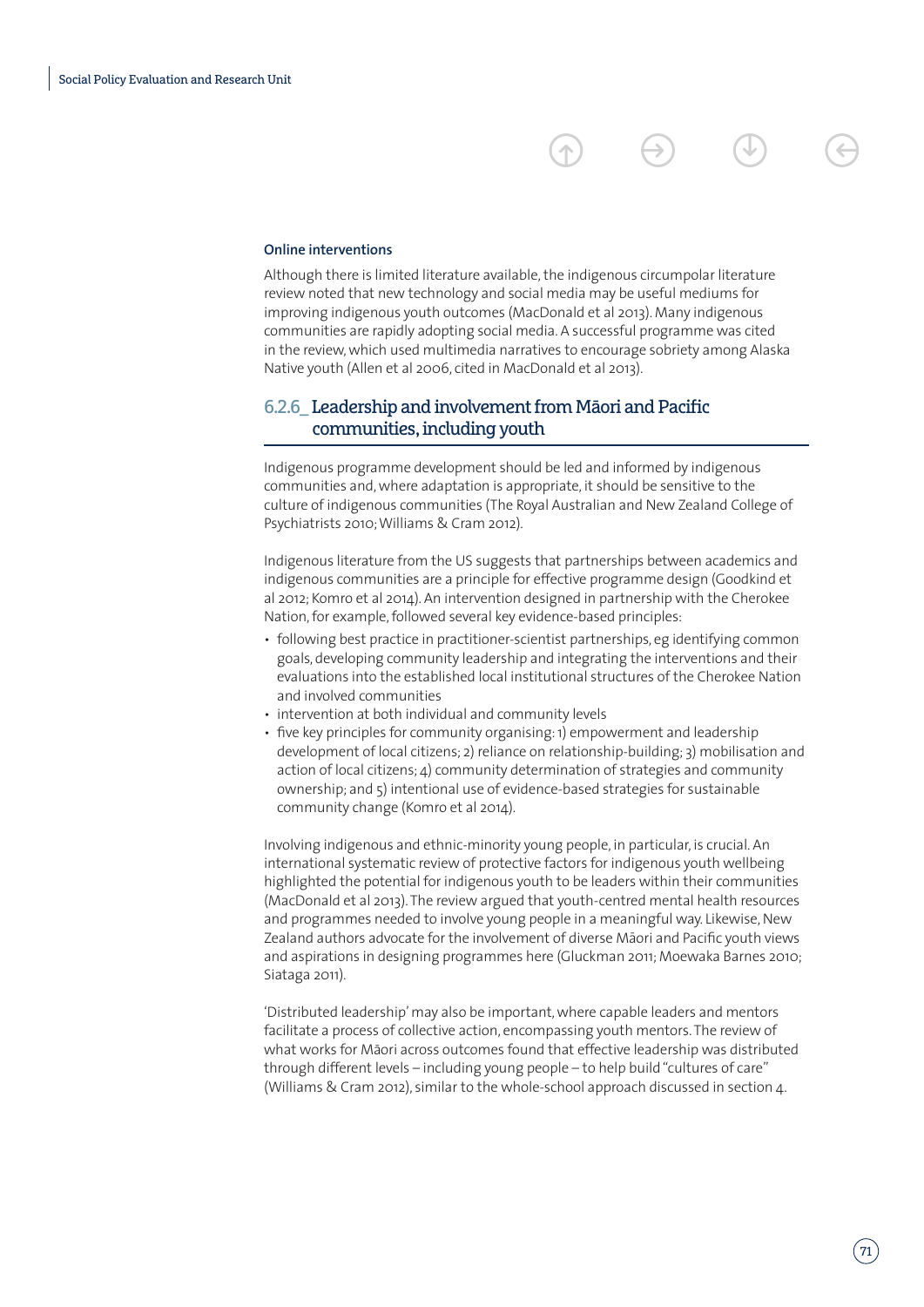**Online interventions**

Although there is limited literature available, the indigenous circumpolar literature review noted that new technology and social media may be useful mediums for improving indigenous youth outcomes (MacDonald et al 2013). Many indigenous communities are rapidly adopting social media. A successful programme was cited in the review, which used multimedia narratives to encourage sobriety among Alaska Native youth (Allen et al 2006, cited in MacDonald et al 2013).

### 6.2.6_ Leadership and involvement from Māori and Pacific communities, including youth

Indigenous programme development should be led and informed by indigenous communities and, where adaptation is appropriate, it should be sensitive to the culture of indigenous communities (The Royal Australian and New Zealand College of Psychiatrists 2010; Williams & Cram 2012).

Indigenous literature from the US suggests that partnerships between academics and indigenous communities are a principle for effective programme design (Goodkind et al 2012; Komro et al 2014). An intervention designed in partnership with the Cherokee Nation, for example, followed several key evidence-based principles:

- following best practice in practitioner-scientist partnerships, eg identifying common goals, developing community leadership and integrating the interventions and their evaluations into the established local institutional structures of the Cherokee Nation and involved communities
- intervention at both individual and community levels
- five key principles for community organising: 1) empowerment and leadership development of local citizens; 2) reliance on relationship-building; 3) mobilisation and action of local citizens; 4) community determination of strategies and community ownership; and 5) intentional use of evidence-based strategies for sustainable community change (Komro et al 2014).

Involving indigenous and ethnic-minority young people, in particular, is crucial. An international systematic review of protective factors for indigenous youth wellbeing highlighted the potential for indigenous youth to be leaders within their communities (MacDonald et al 2013). The review argued that youth-centred mental health resources and programmes needed to involve young people in a meaningful way. Likewise, New Zealand authors advocate for the involvement of diverse Māori and Pacific youth views and aspirations in designing programmes here (Gluckman 2011; Moewaka Barnes 2010; Siataga 2011).

'Distributed leadership' may also be important, where capable leaders and mentors facilitate a process of collective action, encompassing youth mentors. The review of what works for Māori across outcomes found that effective leadership was distributed through different levels – including young people – to help build "cultures of care" (Williams & Cram 2012), similar to the whole-school approach discussed in section 4.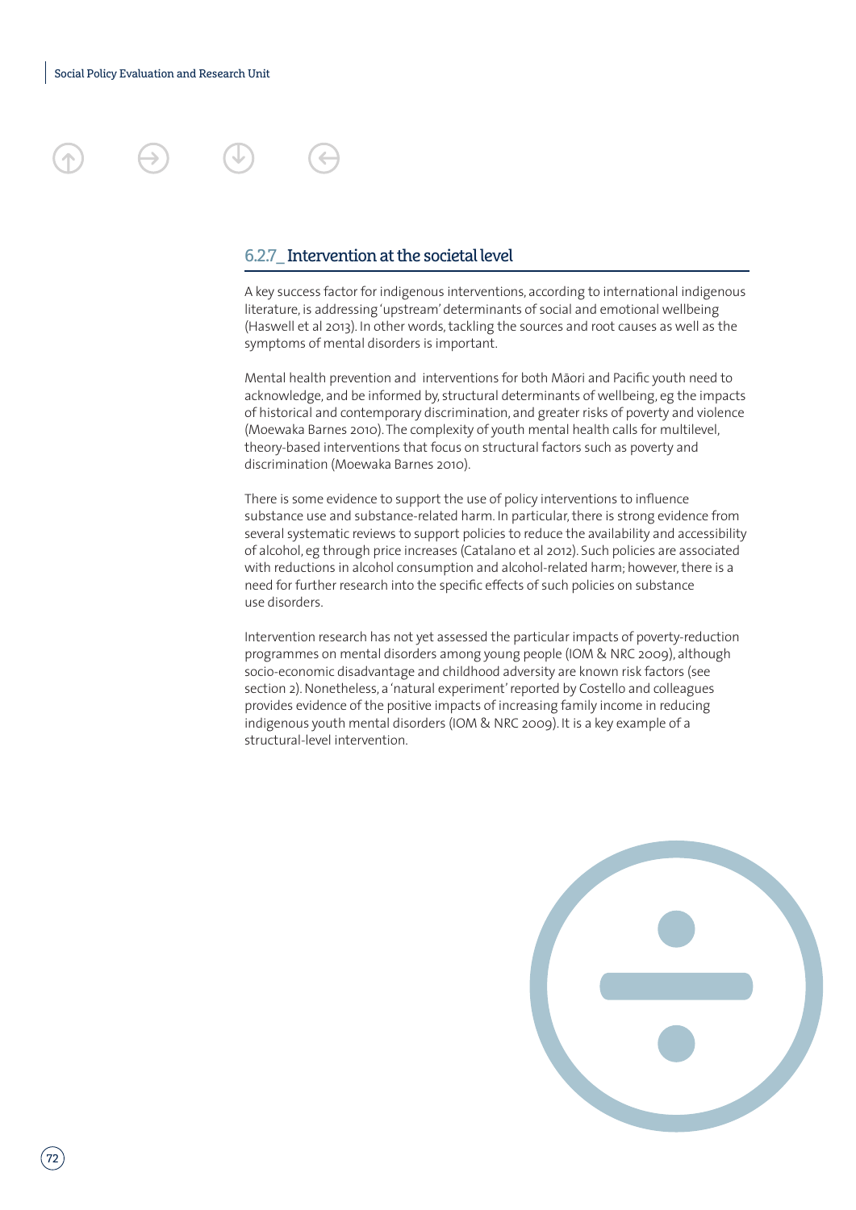### 6.2.7_ Intervention at the societal level

A key success factor for indigenous interventions, according to international indigenous literature, is addressing 'upstream' determinants of social and emotional wellbeing (Haswell et al 2013). In other words, tackling the sources and root causes as well as the symptoms of mental disorders is important.

Mental health prevention and interventions for both Māori and Pacific youth need to acknowledge, and be informed by, structural determinants of wellbeing, eg the impacts of historical and contemporary discrimination, and greater risks of poverty and violence (Moewaka Barnes 2010). The complexity of youth mental health calls for multilevel, theory-based interventions that focus on structural factors such as poverty and discrimination (Moewaka Barnes 2010).

There is some evidence to support the use of policy interventions to influence substance use and substance-related harm. In particular, there is strong evidence from several systematic reviews to support policies to reduce the availability and accessibility of alcohol, eg through price increases (Catalano et al 2012). Such policies are associated with reductions in alcohol consumption and alcohol-related harm; however, there is a need for further research into the specific effects of such policies on substance use disorders.

Intervention research has not yet assessed the particular impacts of poverty-reduction programmes on mental disorders among young people (IOM & NRC 2009), although socio-economic disadvantage and childhood adversity are known risk factors (see section 2). Nonetheless, a 'natural experiment' reported by Costello and colleagues provides evidence of the positive impacts of increasing family income in reducing indigenous youth mental disorders (IOM & NRC 2009). It is a key example of a structural-level intervention.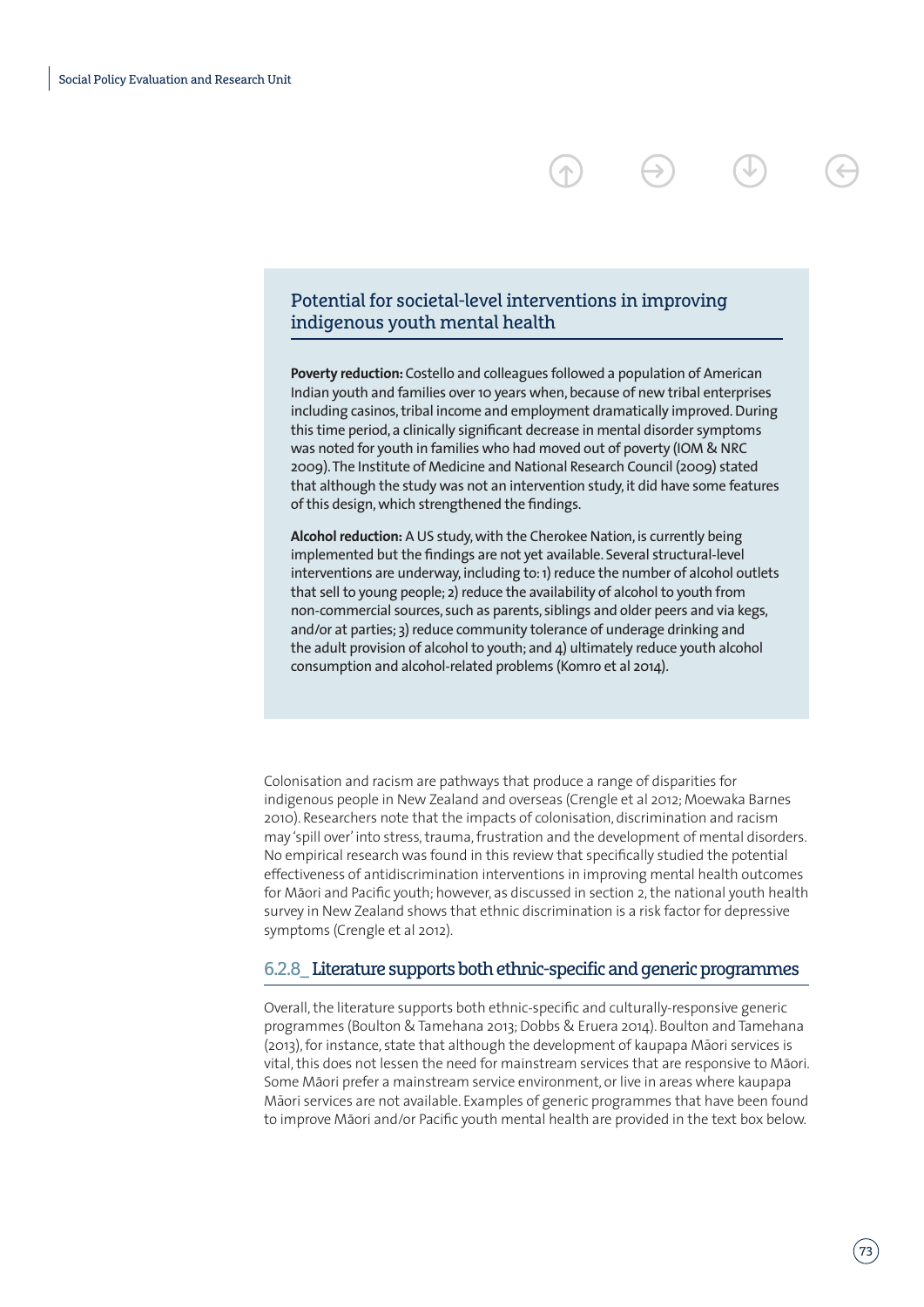### Potential for societal-level interventions in improving indigenous youth mental health

**Poverty reduction:** Costello and colleagues followed a population of American Indian youth and families over 10 years when, because of new tribal enterprises including casinos, tribal income and employment dramatically improved. During this time period, a clinically significant decrease in mental disorder symptoms was noted for youth in families who had moved out of poverty (IOM & NRC 2009). The Institute of Medicine and National Research Council (2009) stated that although the study was not an intervention study, it did have some features of this design, which strengthened the findings.

**Alcohol reduction:** A US study, with the Cherokee Nation, is currently being implemented but the findings are not yet available. Several structural-level interventions are underway, including to: 1) reduce the number of alcohol outlets that sell to young people; 2) reduce the availability of alcohol to youth from non-commercial sources, such as parents, siblings and older peers and via kegs, and/or at parties; 3) reduce community tolerance of underage drinking and the adult provision of alcohol to youth; and 4) ultimately reduce youth alcohol consumption and alcohol-related problems (Komro et al 2014).

Colonisation and racism are pathways that produce a range of disparities for indigenous people in New Zealand and overseas (Crengle et al 2012; Moewaka Barnes 2010). Researchers note that the impacts of colonisation, discrimination and racism may 'spill over' into stress, trauma, frustration and the development of mental disorders. No empirical research was found in this review that specifically studied the potential effectiveness of antidiscrimination interventions in improving mental health outcomes for Māori and Pacific youth; however, as discussed in section 2, the national youth health survey in New Zealand shows that ethnic discrimination is a risk factor for depressive symptoms (Crengle et al 2012).

## 6.2.8_ Literature supports both ethnic-specific and generic programmes

Overall, the literature supports both ethnic-specific and culturally-responsive generic programmes (Boulton & Tamehana 2013; Dobbs & Eruera 2014). Boulton and Tamehana (2013), for instance, state that although the development of kaupapa Māori services is vital, this does not lessen the need for mainstream services that are responsive to Māori. Some Māori prefer a mainstream service environment, or live in areas where kaupapa Māori services are not available. Examples of generic programmes that have been found to improve Māori and/or Pacific youth mental health are provided in the text box below.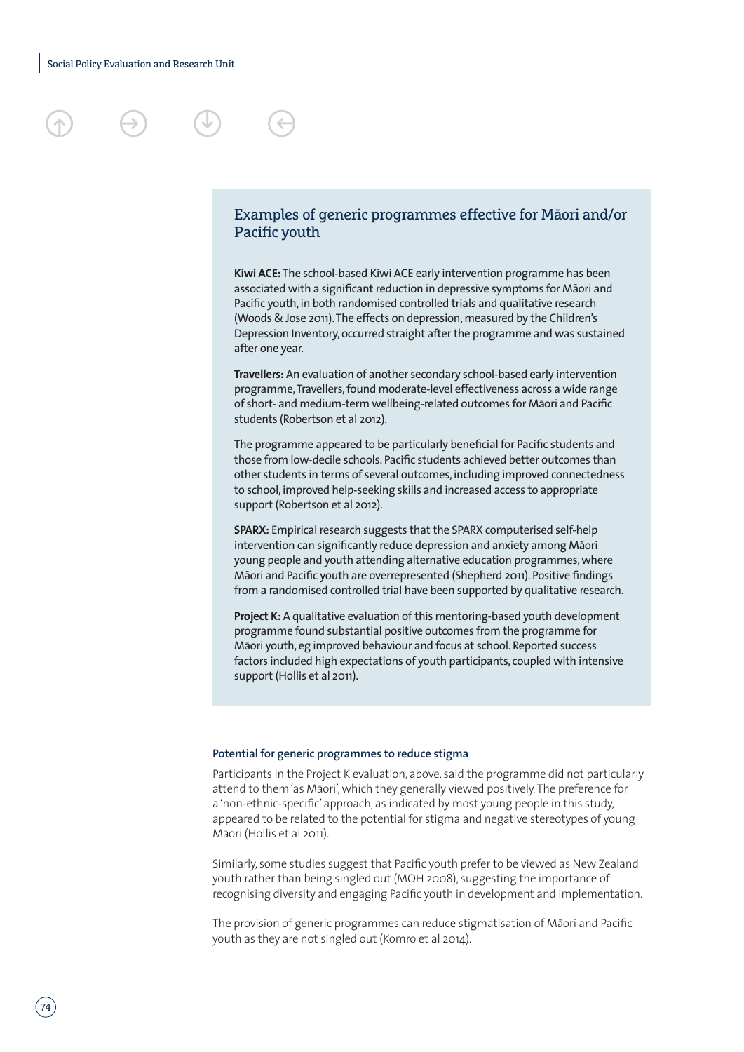## Examples of generic programmes effective for Māori and/or Pacific youth

**Kiwi ACE:** The school-based Kiwi ACE early intervention programme has been associated with a significant reduction in depressive symptoms for Māori and Pacific youth, in both randomised controlled trials and qualitative research (Woods & Jose 2011). The effects on depression, measured by the Children's Depression Inventory, occurred straight after the programme and was sustained after one year.

**Travellers:** An evaluation of another secondary school-based early intervention programme, Travellers, found moderate-level effectiveness across a wide range of short- and medium-term wellbeing-related outcomes for Māori and Pacific students (Robertson et al 2012).

The programme appeared to be particularly beneficial for Pacific students and those from low-decile schools. Pacific students achieved better outcomes than other students in terms of several outcomes, including improved connectedness to school, improved help-seeking skills and increased access to appropriate support (Robertson et al 2012).

**SPARX:** Empirical research suggests that the SPARX computerised self-help intervention can significantly reduce depression and anxiety among Māori young people and youth attending alternative education programmes, where Māori and Pacific youth are overrepresented (Shepherd 2011). Positive findings from a randomised controlled trial have been supported by qualitative research.

**Project K:** A qualitative evaluation of this mentoring-based youth development programme found substantial positive outcomes from the programme for Māori youth, eg improved behaviour and focus at school. Reported success factors included high expectations of youth participants, coupled with intensive support (Hollis et al 2011).

#### Potential for generic programmes to reduce stigma

Participants in the Project K evaluation, above, said the programme did not particularly attend to them 'as Māori', which they generally viewed positively. The preference for a 'non-ethnic-specific' approach, as indicated by most young people in this study, appeared to be related to the potential for stigma and negative stereotypes of young Māori (Hollis et al 2011).

Similarly, some studies suggest that Pacific youth prefer to be viewed as New Zealand youth rather than being singled out (MOH 2008), suggesting the importance of recognising diversity and engaging Pacific youth in development and implementation.

The provision of generic programmes can reduce stigmatisation of Māori and Pacific youth as they are not singled out (Komro et al 2014).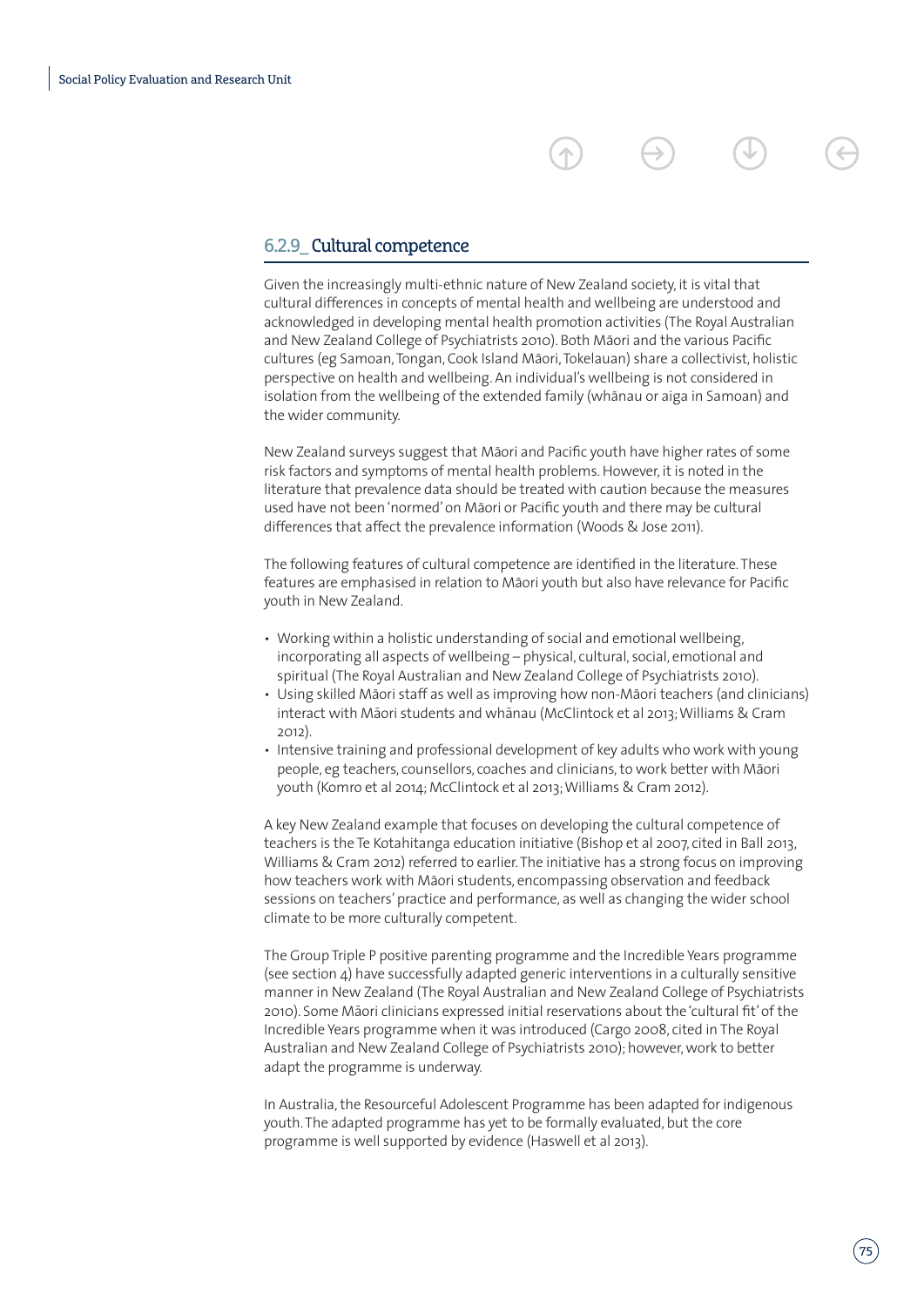### 6.2.9_ Cultural competence

Given the increasingly multi-ethnic nature of New Zealand society, it is vital that cultural differences in concepts of mental health and wellbeing are understood and acknowledged in developing mental health promotion activities (The Royal Australian and New Zealand College of Psychiatrists 2010). Both Māori and the various Pacific cultures (eg Samoan, Tongan, Cook Island Māori, Tokelauan) share a collectivist, holistic perspective on health and wellbeing. An individual's wellbeing is not considered in isolation from the wellbeing of the extended family (whānau or aiga in Samoan) and the wider community.

New Zealand surveys suggest that Māori and Pacific youth have higher rates of some risk factors and symptoms of mental health problems. However, it is noted in the literature that prevalence data should be treated with caution because the measures used have not been 'normed' on Māori or Pacific youth and there may be cultural differences that affect the prevalence information (Woods & Jose 2011).

The following features of cultural competence are identified in the literature. These features are emphasised in relation to Māori youth but also have relevance for Pacific youth in New Zealand.

- Working within a holistic understanding of social and emotional wellbeing, incorporating all aspects of wellbeing – physical, cultural, social, emotional and spiritual (The Royal Australian and New Zealand College of Psychiatrists 2010).
- Using skilled Māori staff as well as improving how non-Māori teachers (and clinicians) interact with Māori students and whānau (McClintock et al 2013; Williams & Cram 2012).
- Intensive training and professional development of key adults who work with young people, eg teachers, counsellors, coaches and clinicians, to work better with Māori youth (Komro et al 2014; McClintock et al 2013; Williams & Cram 2012).

A key New Zealand example that focuses on developing the cultural competence of teachers is the Te Kotahitanga education initiative (Bishop et al 2007, cited in Ball 2013, Williams & Cram 2012) referred to earlier. The initiative has a strong focus on improving how teachers work with Māori students, encompassing observation and feedback sessions on teachers' practice and performance, as well as changing the wider school climate to be more culturally competent.

The Group Triple P positive parenting programme and the Incredible Years programme (see section 4) have successfully adapted generic interventions in a culturally sensitive manner in New Zealand (The Royal Australian and New Zealand College of Psychiatrists 2010). Some Māori clinicians expressed initial reservations about the 'cultural fit' of the Incredible Years programme when it was introduced (Cargo 2008, cited in The Royal Australian and New Zealand College of Psychiatrists 2010); however, work to better adapt the programme is underway.

In Australia, the Resourceful Adolescent Programme has been adapted for indigenous youth. The adapted programme has yet to be formally evaluated, but the core programme is well supported by evidence (Haswell et al 2013).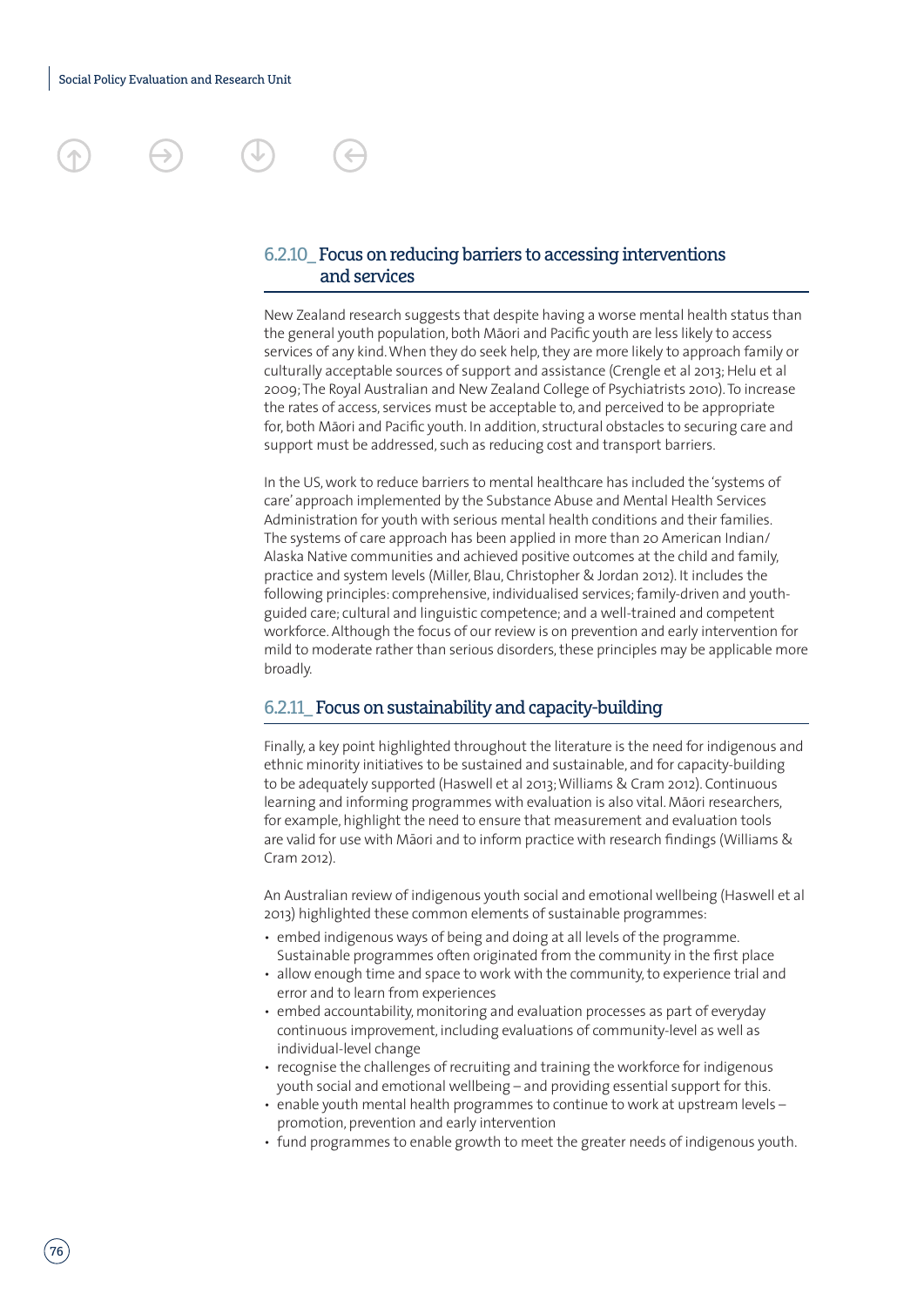### 6.2.10_ Focus on reducing barriers to accessing interventions and services

New Zealand research suggests that despite having a worse mental health status than the general youth population, both Māori and Pacific youth are less likely to access services of any kind. When they do seek help, they are more likely to approach family or culturally acceptable sources of support and assistance (Crengle et al 2013; Helu et al 2009; The Royal Australian and New Zealand College of Psychiatrists 2010). To increase the rates of access, services must be acceptable to, and perceived to be appropriate for, both Māori and Pacific youth. In addition, structural obstacles to securing care and support must be addressed, such as reducing cost and transport barriers.

In the US, work to reduce barriers to mental healthcare has included the 'systems of care' approach implemented by the Substance Abuse and Mental Health Services Administration for youth with serious mental health conditions and their families. The systems of care approach has been applied in more than 20 American Indian/ Alaska Native communities and achieved positive outcomes at the child and family, practice and system levels (Miller, Blau, Christopher & Jordan 2012). It includes the following principles: comprehensive, individualised services; family-driven and youth-guided care; cultural and linguistic competence; and a well-trained and competent workforce. Although the focus of our review is on prevention and early intervention for mild to moderate rather than serious disorders, these principles may be applicable more broadly.

### 6.2.11_ Focus on sustainability and capacity-building

Finally, a key point highlighted throughout the literature is the need for indigenous and ethnic minority initiatives to be sustained and sustainable, and for capacity-building to be adequately supported (Haswell et al 2013; Williams & Cram 2012). Continuous learning and informing programmes with evaluation is also vital. Māori researchers, for example, highlight the need to ensure that measurement and evaluation tools are valid for use with Māori and to inform practice with research findings (Williams & Cram 2012).

An Australian review of indigenous youth social and emotional wellbeing (Haswell et al 2013) highlighted these common elements of sustainable programmes:

- embed indigenous ways of being and doing at all levels of the programme. Sustainable programmes often originated from the community in the first place
- allow enough time and space to work with the community, to experience trial and error and to learn from experiences
- embed accountability, monitoring and evaluation processes as part of everyday continuous improvement, including evaluations of community-level as well as individual-level change
- recognise the challenges of recruiting and training the workforce for indigenous youth social and emotional wellbeing – and providing essential support for this.
- enable youth mental health programmes to continue to work at upstream levels – promotion, prevention and early intervention
- fund programmes to enable growth to meet the greater needs of indigenous youth.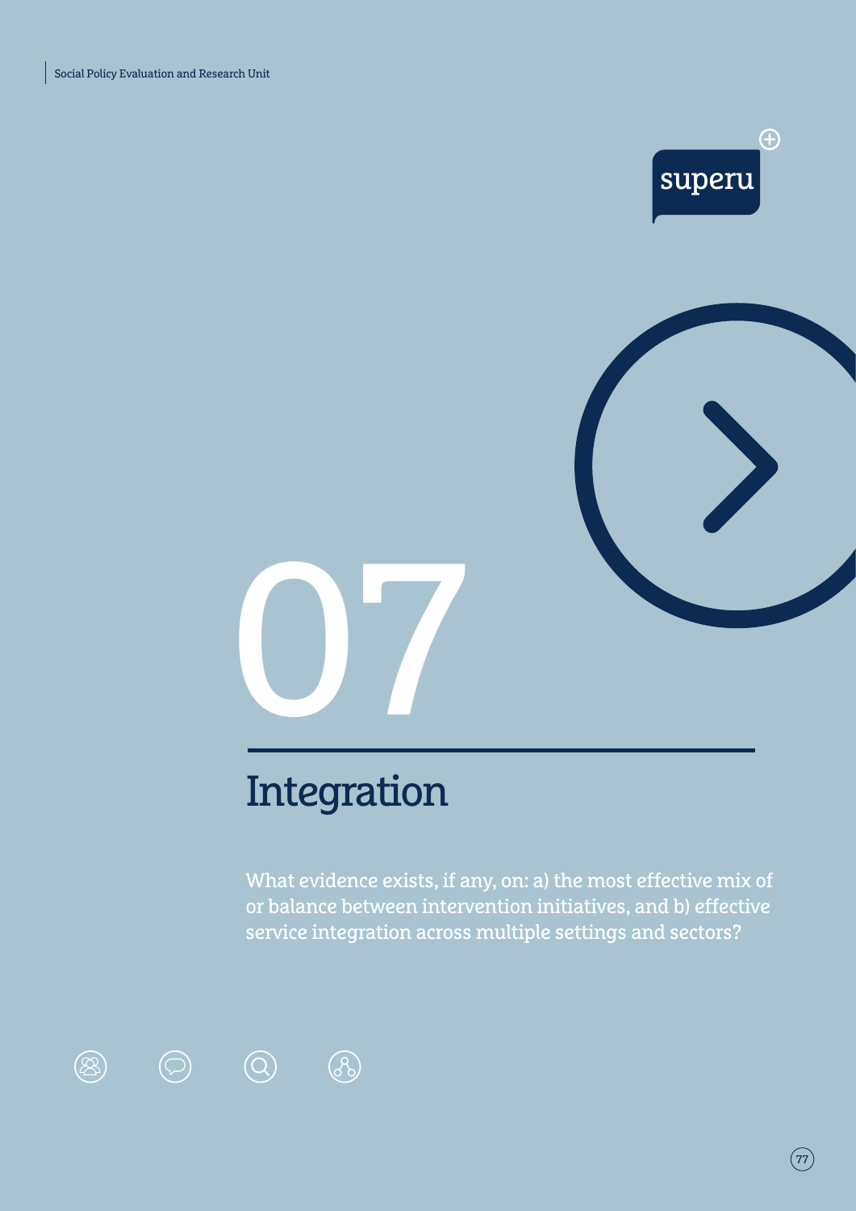# 07

## Integration

What evidence exists, if any, on: a) the most effective mix of or balance between intervention initiatives, and b) effective service integration across multiple settings and sectors?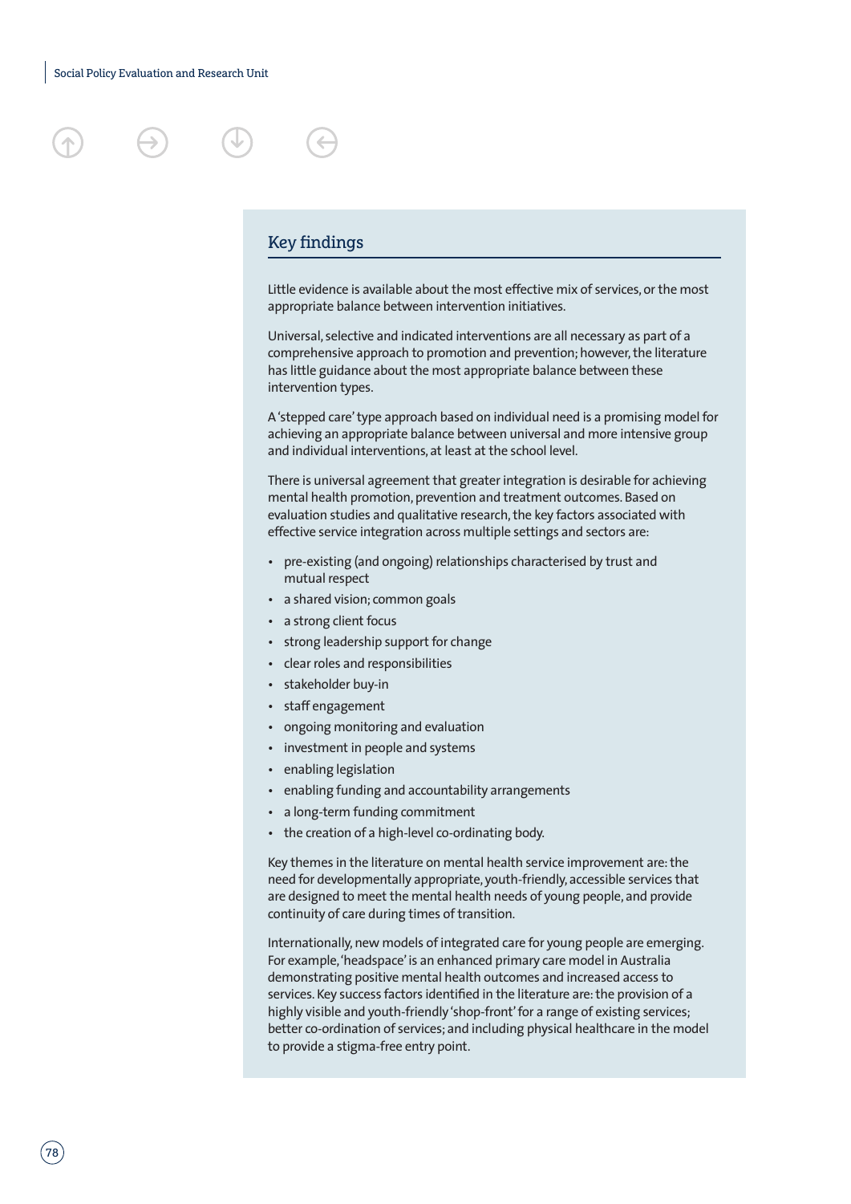## Key findings

Little evidence is available about the most effective mix of services, or the most appropriate balance between intervention initiatives.

Universal, selective and indicated interventions are all necessary as part of a comprehensive approach to promotion and prevention; however, the literature has little guidance about the most appropriate balance between these intervention types.

A 'stepped care' type approach based on individual need is a promising model for achieving an appropriate balance between universal and more intensive group and individual interventions, at least at the school level.

There is universal agreement that greater integration is desirable for achieving mental health promotion, prevention and treatment outcomes. Based on evaluation studies and qualitative research, the key factors associated with effective service integration across multiple settings and sectors are:

- pre-existing (and ongoing) relationships characterised by trust and mutual respect
- a shared vision; common goals
- a strong client focus
- strong leadership support for change
- clear roles and responsibilities
- stakeholder buy-in
- staff engagement
- ongoing monitoring and evaluation
- investment in people and systems
- enabling legislation
- enabling funding and accountability arrangements
- a long-term funding commitment
- the creation of a high-level co-ordinating body.

Key themes in the literature on mental health service improvement are: the need for developmentally appropriate, youth-friendly, accessible services that are designed to meet the mental health needs of young people, and provide continuity of care during times of transition.

Internationally, new models of integrated care for young people are emerging. For example, 'headspace' is an enhanced primary care model in Australia demonstrating positive mental health outcomes and increased access to services. Key success factors identified in the literature are: the provision of a highly visible and youth-friendly 'shop-front' for a range of existing services; better co-ordination of services; and including physical healthcare in the model to provide a stigma-free entry point.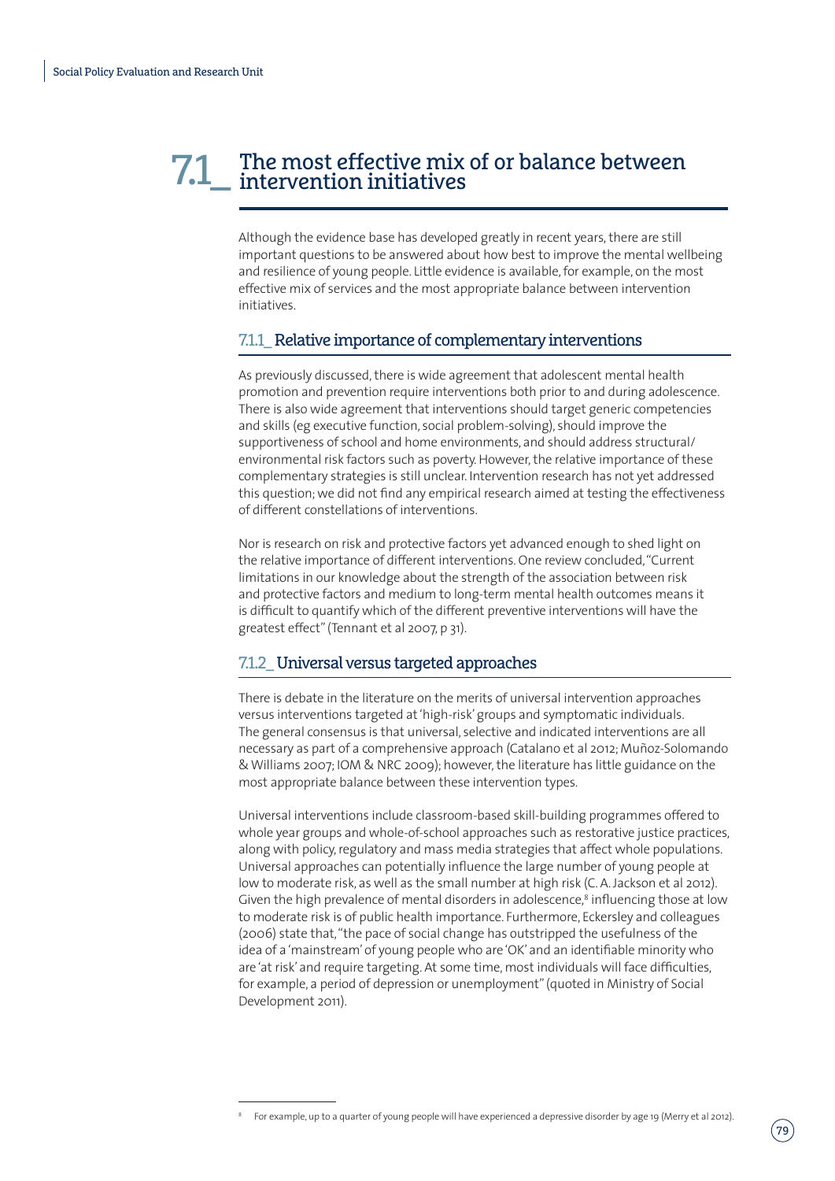# 7.1_ The most effective mix of or balance between intervention initiatives

Although the evidence base has developed greatly in recent years, there are still important questions to be answered about how best to improve the mental wellbeing and resilience of young people. Little evidence is available, for example, on the most effective mix of services and the most appropriate balance between intervention initiatives.

## 7.1.1_ Relative importance of complementary interventions

As previously discussed, there is wide agreement that adolescent mental health promotion and prevention require interventions both prior to and during adolescence. There is also wide agreement that interventions should target generic competencies and skills (eg executive function, social problem-solving), should improve the supportiveness of school and home environments, and should address structural/environmental risk factors such as poverty. However, the relative importance of these complementary strategies is still unclear. Intervention research has not yet addressed this question; we did not find any empirical research aimed at testing the effectiveness of different constellations of interventions.

Nor is research on risk and protective factors yet advanced enough to shed light on the relative importance of different interventions. One review concluded, "Current limitations in our knowledge about the strength of the association between risk and protective factors and medium to long-term mental health outcomes means it is difficult to quantify which of the different preventive interventions will have the greatest effect" (Tennant et al 2007, p 31).

## 7.1.2_ Universal versus targeted approaches

There is debate in the literature on the merits of universal intervention approaches versus interventions targeted at 'high-risk' groups and symptomatic individuals. The general consensus is that universal, selective and indicated interventions are all necessary as part of a comprehensive approach (Catalano et al 2012; Muñoz-Solomando & Williams 2007; IOM & NRC 2009); however, the literature has little guidance on the most appropriate balance between these intervention types.

Universal interventions include classroom-based skill-building programmes offered to whole year groups and whole-of-school approaches such as restorative justice practices, along with policy, regulatory and mass media strategies that affect whole populations. Universal approaches can potentially influence the large number of young people at low to moderate risk, as well as the small number at high risk (C. A. Jackson et al 2012). Given the high prevalence of mental disorders in adolescence,[8] influencing those at low to moderate risk is of public health importance. Furthermore, Eckersley and colleagues (2006) state that, "the pace of social change has outstripped the usefulness of the idea of a 'mainstream' of young people who are 'OK' and an identifiable minority who are 'at risk' and require targeting. At some time, most individuals will face difficulties, for example, a period of depression or unemployment" (quoted in Ministry of Social Development 2011).

---

[8] For example, up to a quarter of young people will have experienced a depressive disorder by age 19 (Merry et al 2012).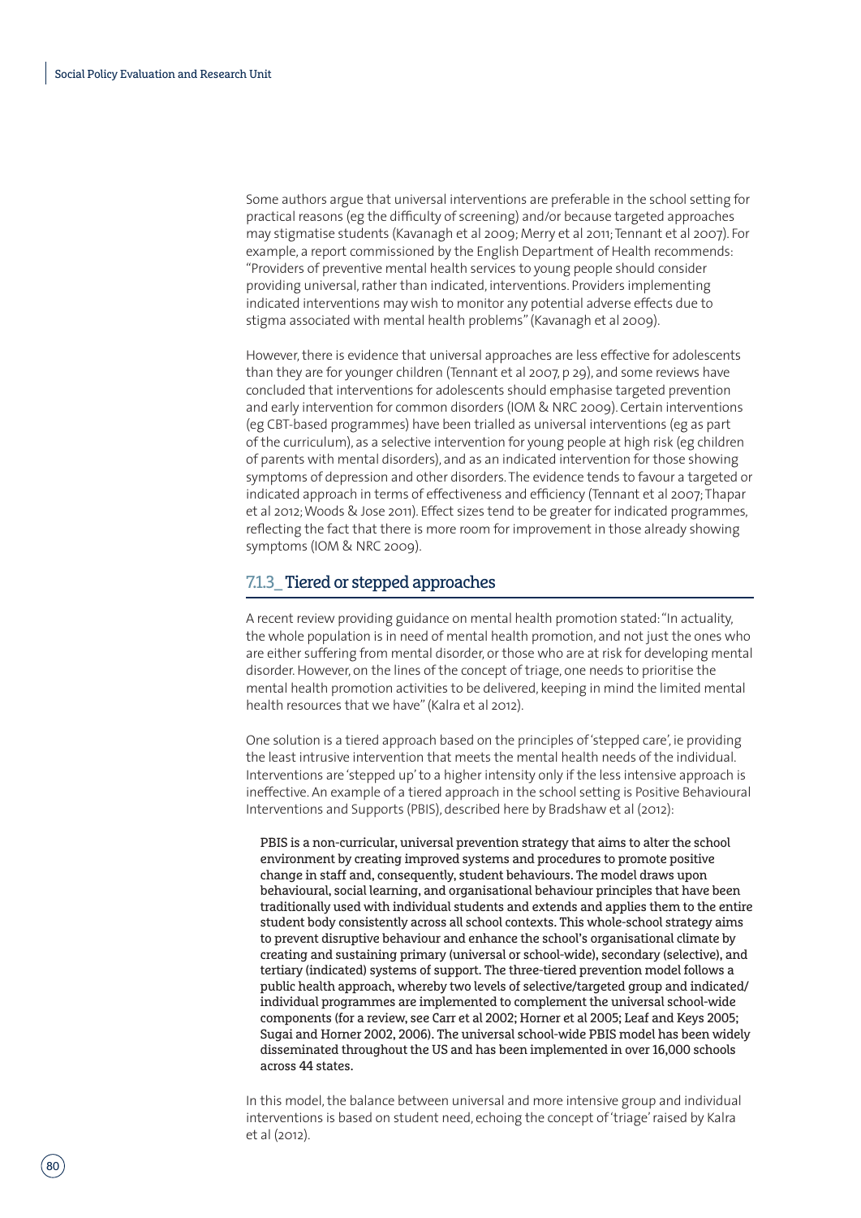Some authors argue that universal interventions are preferable in the school setting for practical reasons (eg the difficulty of screening) and/or because targeted approaches may stigmatise students (Kavanagh et al 2009; Merry et al 2011; Tennant et al 2007). For example, a report commissioned by the English Department of Health recommends: "Providers of preventive mental health services to young people should consider providing universal, rather than indicated, interventions. Providers implementing indicated interventions may wish to monitor any potential adverse effects due to stigma associated with mental health problems" (Kavanagh et al 2009).

However, there is evidence that universal approaches are less effective for adolescents than they are for younger children (Tennant et al 2007, p 29), and some reviews have concluded that interventions for adolescents should emphasise targeted prevention and early intervention for common disorders (IOM & NRC 2009). Certain interventions (eg CBT-based programmes) have been trialled as universal interventions (eg as part of the curriculum), as a selective intervention for young people at high risk (eg children of parents with mental disorders), and as an indicated intervention for those showing symptoms of depression and other disorders. The evidence tends to favour a targeted or indicated approach in terms of effectiveness and efficiency (Tennant et al 2007; Thapar et al 2012; Woods & Jose 2011). Effect sizes tend to be greater for indicated programmes, reflecting the fact that there is more room for improvement in those already showing symptoms (IOM & NRC 2009).

### 7.1.3_ Tiered or stepped approaches

A recent review providing guidance on mental health promotion stated: "In actuality, the whole population is in need of mental health promotion, and not just the ones who are either suffering from mental disorder, or those who are at risk for developing mental disorder. However, on the lines of the concept of triage, one needs to prioritise the mental health promotion activities to be delivered, keeping in mind the limited mental health resources that we have" (Kalra et al 2012).

One solution is a tiered approach based on the principles of 'stepped care', ie providing the least intrusive intervention that meets the mental health needs of the individual. Interventions are 'stepped up' to a higher intensity only if the less intensive approach is ineffective. An example of a tiered approach in the school setting is Positive Behavioural Interventions and Supports (PBIS), described here by Bradshaw et al (2012):

> PBIS is a non-curricular, universal prevention strategy that aims to alter the school environment by creating improved systems and procedures to promote positive change in staff and, consequently, student behaviours. The model draws upon behavioural, social learning, and organisational behaviour principles that have been traditionally used with individual students and extends and applies them to the entire student body consistently across all school contexts. This whole-school strategy aims to prevent disruptive behaviour and enhance the school's organisational climate by creating and sustaining primary (universal or school-wide), secondary (selective), and tertiary (indicated) systems of support. The three-tiered prevention model follows a public health approach, whereby two levels of selective/targeted group and indicated/individual programmes are implemented to complement the universal school-wide components (for a review, see Carr et al 2002; Horner et al 2005; Leaf and Keys 2005; Sugai and Horner 2002, 2006). The universal school-wide PBIS model has been widely disseminated throughout the US and has been implemented in over 16,000 schools across 44 states.

In this model, the balance between universal and more intensive group and individual interventions is based on student need, echoing the concept of 'triage' raised by Kalra et al (2012).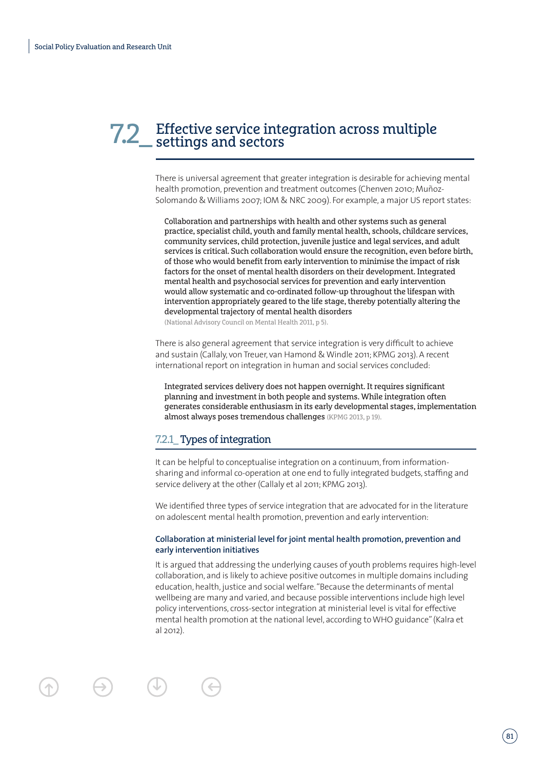## 7.2_ Effective service integration across multiple settings and sectors

There is universal agreement that greater integration is desirable for achieving mental health promotion, prevention and treatment outcomes (Chenven 2010; Muñoz-Solomando & Williams 2007; IOM & NRC 2009). For example, a major US report states:

> Collaboration and partnerships with health and other systems such as general practice, specialist child, youth and family mental health, schools, childcare services, community services, child protection, juvenile justice and legal services, and adult services is critical. Such collaboration would ensure the recognition, even before birth, of those who would benefit from early intervention to minimise the impact of risk factors for the onset of mental health disorders on their development. Integrated mental health and psychosocial services for prevention and early intervention would allow systematic and co-ordinated follow-up throughout the lifespan with intervention appropriately geared to the life stage, thereby potentially altering the developmental trajectory of mental health disorders
> (National Advisory Council on Mental Health 2011, p 5).

There is also general agreement that service integration is very difficult to achieve and sustain (Callaly, von Treuer, van Hamond & Windle 2011; KPMG 2013). A recent international report on integration in human and social services concluded:

> Integrated services delivery does not happen overnight. It requires significant planning and investment in both people and systems. While integration often generates considerable enthusiasm in its early developmental stages, implementation almost always poses tremendous challenges (KPMG 2013, p 19).

### 7.2.1_ Types of integration

It can be helpful to conceptualise integration on a continuum, from information-sharing and informal co-operation at one end to fully integrated budgets, staffing and service delivery at the other (Callaly et al 2011; KPMG 2013).

We identified three types of service integration that are advocated for in the literature on adolescent mental health promotion, prevention and early intervention:

#### Collaboration at ministerial level for joint mental health promotion, prevention and early intervention initiatives

It is argued that addressing the underlying causes of youth problems requires high-level collaboration, and is likely to achieve positive outcomes in multiple domains including education, health, justice and social welfare. "Because the determinants of mental wellbeing are many and varied, and because possible interventions include high level policy interventions, cross-sector integration at ministerial level is vital for effective mental health promotion at the national level, according to WHO guidance" (Kalra et al 2012).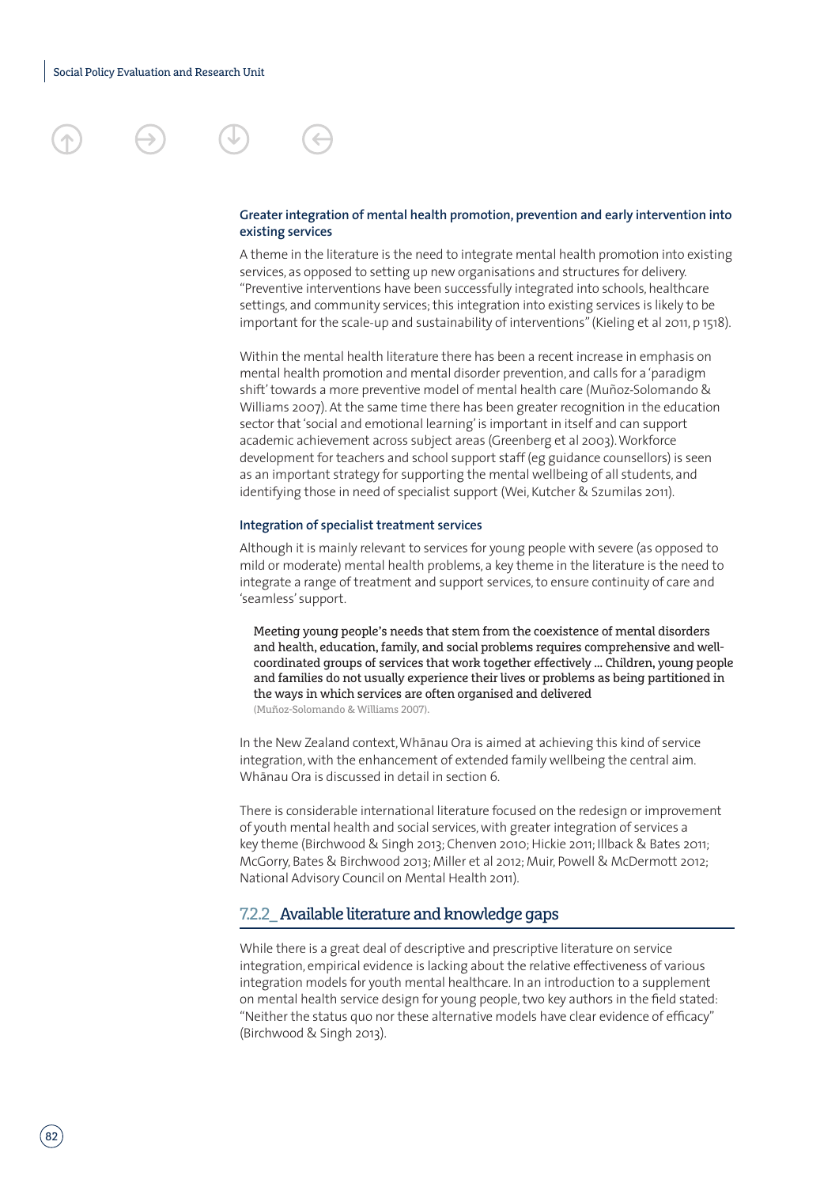**Greater integration of mental health promotion, prevention and early intervention into existing services**

A theme in the literature is the need to integrate mental health promotion into existing services, as opposed to setting up new organisations and structures for delivery. "Preventive interventions have been successfully integrated into schools, healthcare settings, and community services; this integration into existing services is likely to be important for the scale-up and sustainability of interventions" (Kieling et al 2011, p 1518).

Within the mental health literature there has been a recent increase in emphasis on mental health promotion and mental disorder prevention, and calls for a 'paradigm shift' towards a more preventive model of mental health care (Muñoz-Solomando & Williams 2007). At the same time there has been greater recognition in the education sector that 'social and emotional learning' is important in itself and can support academic achievement across subject areas (Greenberg et al 2003). Workforce development for teachers and school support staff (eg guidance counsellors) is seen as an important strategy for supporting the mental wellbeing of all students, and identifying those in need of specialist support (Wei, Kutcher & Szumilas 2011).

**Integration of specialist treatment services**

Although it is mainly relevant to services for young people with severe (as opposed to mild or moderate) mental health problems, a key theme in the literature is the need to integrate a range of treatment and support services, to ensure continuity of care and 'seamless' support.

> Meeting young people's needs that stem from the coexistence of mental disorders and health, education, family, and social problems requires comprehensive and well-coordinated groups of services that work together effectively … Children, young people and families do not usually experience their lives or problems as being partitioned in the ways in which services are often organised and delivered
> (Muñoz-Solomando & Williams 2007).

In the New Zealand context, Whānau Ora is aimed at achieving this kind of service integration, with the enhancement of extended family wellbeing the central aim. Whānau Ora is discussed in detail in section 6.

There is considerable international literature focused on the redesign or improvement of youth mental health and social services, with greater integration of services a key theme (Birchwood & Singh 2013; Chenven 2010; Hickie 2011; Illback & Bates 2011; McGorry, Bates & Birchwood 2013; Miller et al 2012; Muir, Powell & McDermott 2012; National Advisory Council on Mental Health 2011).

### 7.2.2_ Available literature and knowledge gaps

While there is a great deal of descriptive and prescriptive literature on service integration, empirical evidence is lacking about the relative effectiveness of various integration models for youth mental healthcare. In an introduction to a supplement on mental health service design for young people, two key authors in the field stated: "Neither the status quo nor these alternative models have clear evidence of efficacy" (Birchwood & Singh 2013).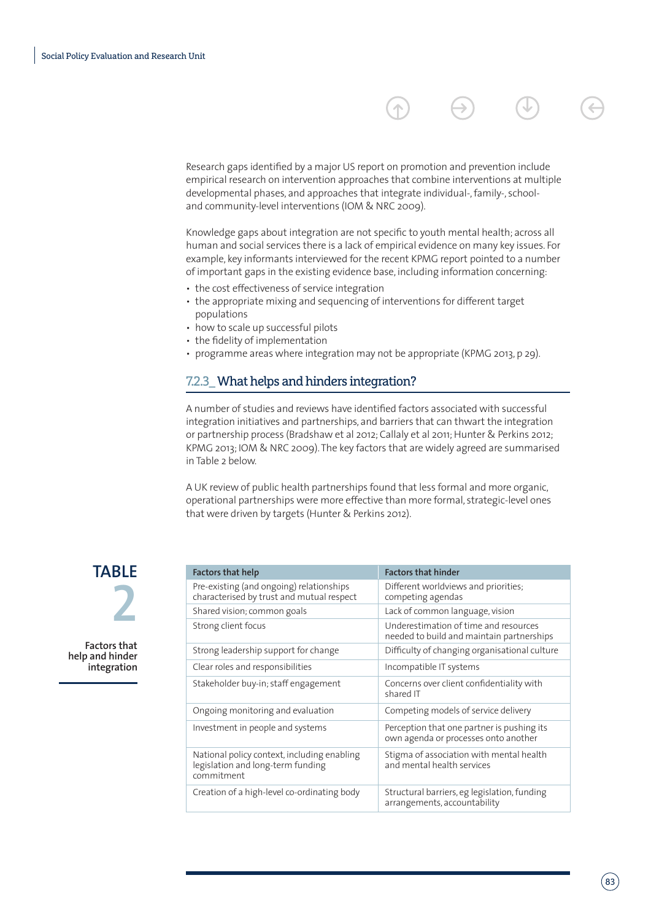Research gaps identified by a major US report on promotion and prevention include empirical research on intervention approaches that combine interventions at multiple developmental phases, and approaches that integrate individual-, family-, school- and community-level interventions (IOM & NRC 2009).

Knowledge gaps about integration are not specific to youth mental health; across all human and social services there is a lack of empirical evidence on many key issues. For example, key informants interviewed for the recent KPMG report pointed to a number of important gaps in the existing evidence base, including information concerning:

- the cost effectiveness of service integration
- the appropriate mixing and sequencing of interventions for different target populations
- how to scale up successful pilots
- the fidelity of implementation
- programme areas where integration may not be appropriate (KPMG 2013, p 29).

### 7.2.3_ What helps and hinders integration?

A number of studies and reviews have identified factors associated with successful integration initiatives and partnerships, and barriers that can thwart the integration or partnership process (Bradshaw et al 2012; Callaly et al 2011; Hunter & Perkins 2012; KPMG 2013; IOM & NRC 2009). The key factors that are widely agreed are summarised in Table 2 below.

A UK review of public health partnerships found that less formal and more organic, operational partnerships were more effective than more formal, strategic-level ones that were driven by targets (Hunter & Perkins 2012).

**TABLE 2**

**Factors that help and hinder integration**

| Factors that help | Factors that hinder |
|---|---|
| Pre-existing (and ongoing) relationships characterised by trust and mutual respect | Different worldviews and priorities; competing agendas |
| Shared vision; common goals | Lack of common language, vision |
| Strong client focus | Underestimation of time and resources needed to build and maintain partnerships |
| Strong leadership support for change | Difficulty of changing organisational culture |
| Clear roles and responsibilities | Incompatible IT systems |
| Stakeholder buy-in; staff engagement | Concerns over client confidentiality with shared IT |
| Ongoing monitoring and evaluation | Competing models of service delivery |
| Investment in people and systems | Perception that one partner is pushing its own agenda or processes onto another |
| National policy context, including enabling legislation and long-term funding commitment | Stigma of association with mental health and mental health services |
| Creation of a high-level co-ordinating body | Structural barriers, eg legislation, funding arrangements, accountability |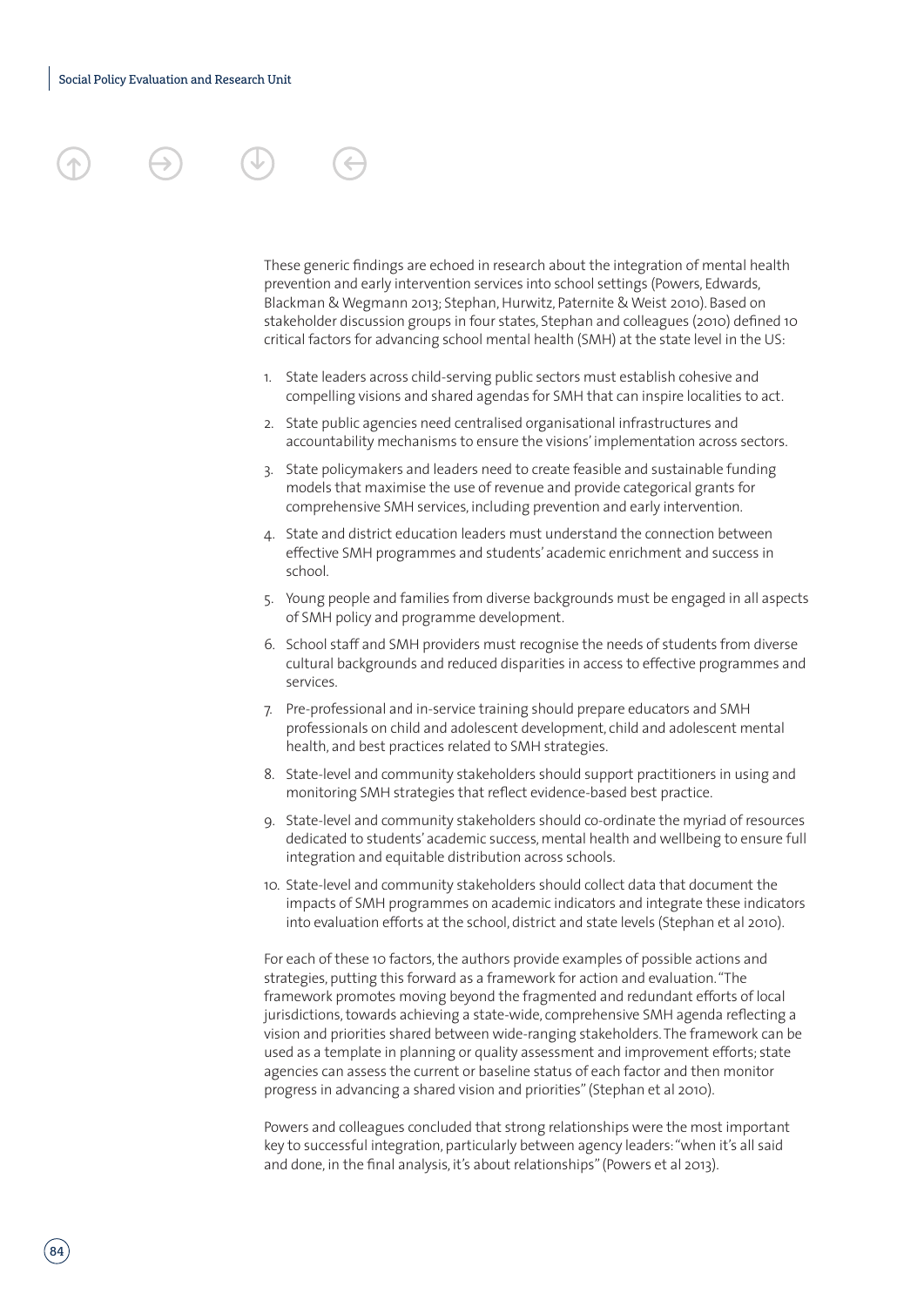These generic findings are echoed in research about the integration of mental health prevention and early intervention services into school settings (Powers, Edwards, Blackman & Wegmann 2013; Stephan, Hurwitz, Paternite & Weist 2010). Based on stakeholder discussion groups in four states, Stephan and colleagues (2010) defined 10 critical factors for advancing school mental health (SMH) at the state level in the US:

1. State leaders across child-serving public sectors must establish cohesive and compelling visions and shared agendas for SMH that can inspire localities to act.
2. State public agencies need centralised organisational infrastructures and accountability mechanisms to ensure the visions' implementation across sectors.
3. State policymakers and leaders need to create feasible and sustainable funding models that maximise the use of revenue and provide categorical grants for comprehensive SMH services, including prevention and early intervention.
4. State and district education leaders must understand the connection between effective SMH programmes and students' academic enrichment and success in school.
5. Young people and families from diverse backgrounds must be engaged in all aspects of SMH policy and programme development.
6. School staff and SMH providers must recognise the needs of students from diverse cultural backgrounds and reduced disparities in access to effective programmes and services.
7. Pre-professional and in-service training should prepare educators and SMH professionals on child and adolescent development, child and adolescent mental health, and best practices related to SMH strategies.
8. State-level and community stakeholders should support practitioners in using and monitoring SMH strategies that reflect evidence-based best practice.
9. State-level and community stakeholders should co-ordinate the myriad of resources dedicated to students' academic success, mental health and wellbeing to ensure full integration and equitable distribution across schools.
10. State-level and community stakeholders should collect data that document the impacts of SMH programmes on academic indicators and integrate these indicators into evaluation efforts at the school, district and state levels (Stephan et al 2010).

For each of these 10 factors, the authors provide examples of possible actions and strategies, putting this forward as a framework for action and evaluation. "The framework promotes moving beyond the fragmented and redundant efforts of local jurisdictions, towards achieving a state-wide, comprehensive SMH agenda reflecting a vision and priorities shared between wide-ranging stakeholders. The framework can be used as a template in planning or quality assessment and improvement efforts; state agencies can assess the current or baseline status of each factor and then monitor progress in advancing a shared vision and priorities" (Stephan et al 2010).

Powers and colleagues concluded that strong relationships were the most important key to successful integration, particularly between agency leaders: "when it's all said and done, in the final analysis, it's about relationships" (Powers et al 2013).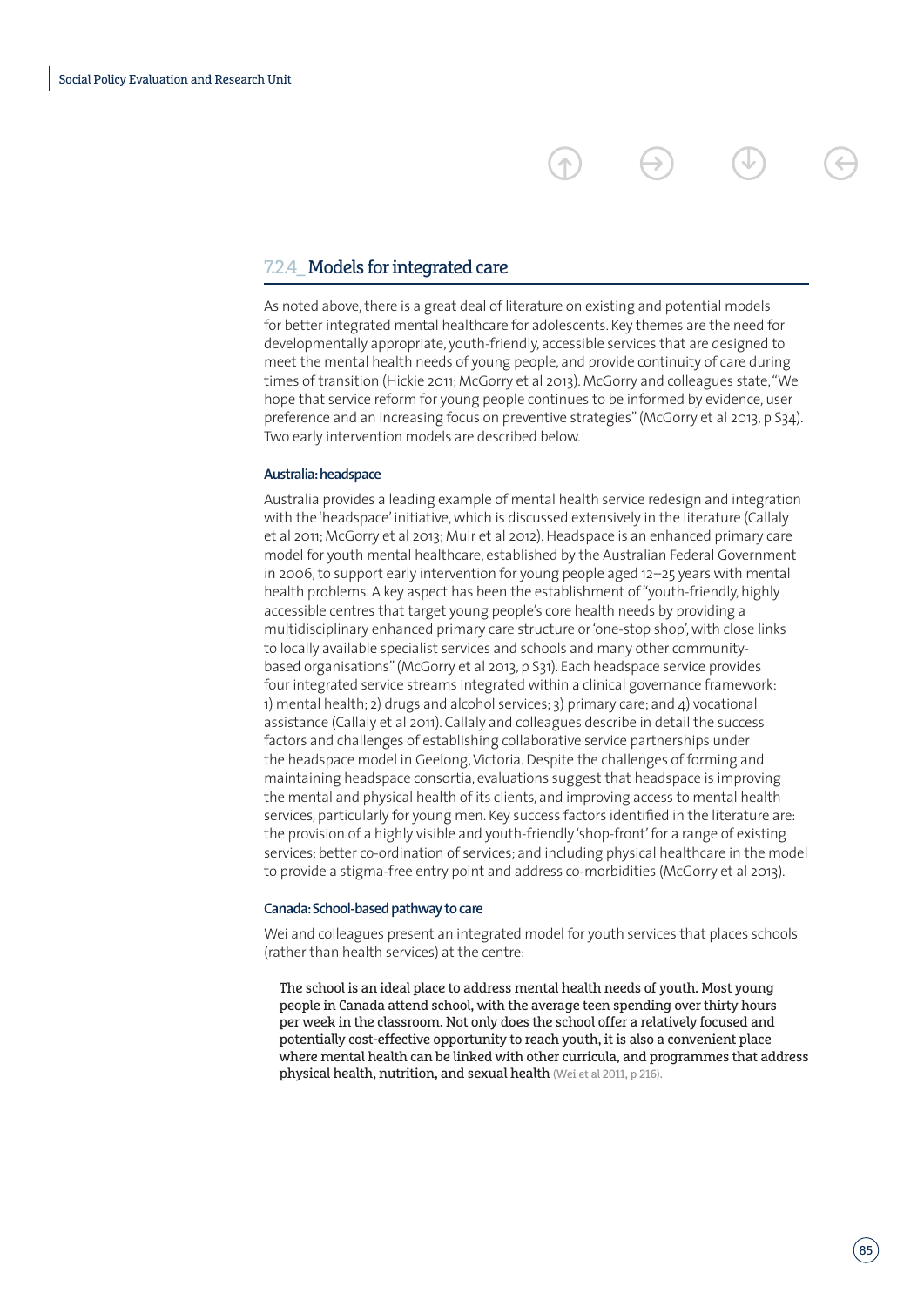### 7.2.4_ Models for integrated care

As noted above, there is a great deal of literature on existing and potential models for better integrated mental healthcare for adolescents. Key themes are the need for developmentally appropriate, youth-friendly, accessible services that are designed to meet the mental health needs of young people, and provide continuity of care during times of transition (Hickie 2011; McGorry et al 2013). McGorry and colleagues state, "We hope that service reform for young people continues to be informed by evidence, user preference and an increasing focus on preventive strategies" (McGorry et al 2013, p S34). Two early intervention models are described below.

#### Australia: headspace

Australia provides a leading example of mental health service redesign and integration with the 'headspace' initiative, which is discussed extensively in the literature (Callaly et al 2011; McGorry et al 2013; Muir et al 2012). Headspace is an enhanced primary care model for youth mental healthcare, established by the Australian Federal Government in 2006, to support early intervention for young people aged 12–25 years with mental health problems. A key aspect has been the establishment of "youth-friendly, highly accessible centres that target young people's core health needs by providing a multidisciplinary enhanced primary care structure or 'one-stop shop', with close links to locally available specialist services and schools and many other community-based organisations" (McGorry et al 2013, p S31). Each headspace service provides four integrated service streams integrated within a clinical governance framework: 1) mental health; 2) drugs and alcohol services; 3) primary care; and 4) vocational assistance (Callaly et al 2011). Callaly and colleagues describe in detail the success factors and challenges of establishing collaborative service partnerships under the headspace model in Geelong, Victoria. Despite the challenges of forming and maintaining headspace consortia, evaluations suggest that headspace is improving the mental and physical health of its clients, and improving access to mental health services, particularly for young men. Key success factors identified in the literature are: the provision of a highly visible and youth-friendly 'shop-front' for a range of existing services; better co-ordination of services; and including physical healthcare in the model to provide a stigma-free entry point and address co-morbidities (McGorry et al 2013).

#### Canada: School-based pathway to care

Wei and colleagues present an integrated model for youth services that places schools (rather than health services) at the centre:

> The school is an ideal place to address mental health needs of youth. Most young people in Canada attend school, with the average teen spending over thirty hours per week in the classroom. Not only does the school offer a relatively focused and potentially cost-effective opportunity to reach youth, it is also a convenient place where mental health can be linked with other curricula, and programmes that address physical health, nutrition, and sexual health (Wei et al 2011, p 216).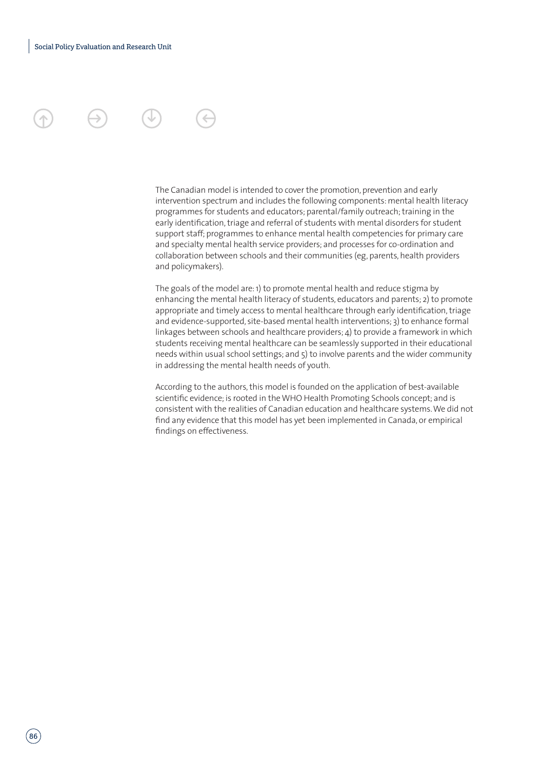The Canadian model is intended to cover the promotion, prevention and early intervention spectrum and includes the following components: mental health literacy programmes for students and educators; parental/family outreach; training in the early identification, triage and referral of students with mental disorders for student support staff; programmes to enhance mental health competencies for primary care and specialty mental health service providers; and processes for co-ordination and collaboration between schools and their communities (eg, parents, health providers and policymakers).

The goals of the model are: 1) to promote mental health and reduce stigma by enhancing the mental health literacy of students, educators and parents; 2) to promote appropriate and timely access to mental healthcare through early identification, triage and evidence-supported, site-based mental health interventions; 3) to enhance formal linkages between schools and healthcare providers; 4) to provide a framework in which students receiving mental healthcare can be seamlessly supported in their educational needs within usual school settings; and 5) to involve parents and the wider community in addressing the mental health needs of youth.

According to the authors, this model is founded on the application of best-available scientific evidence; is rooted in the WHO Health Promoting Schools concept; and is consistent with the realities of Canadian education and healthcare systems. We did not find any evidence that this model has yet been implemented in Canada, or empirical findings on effectiveness.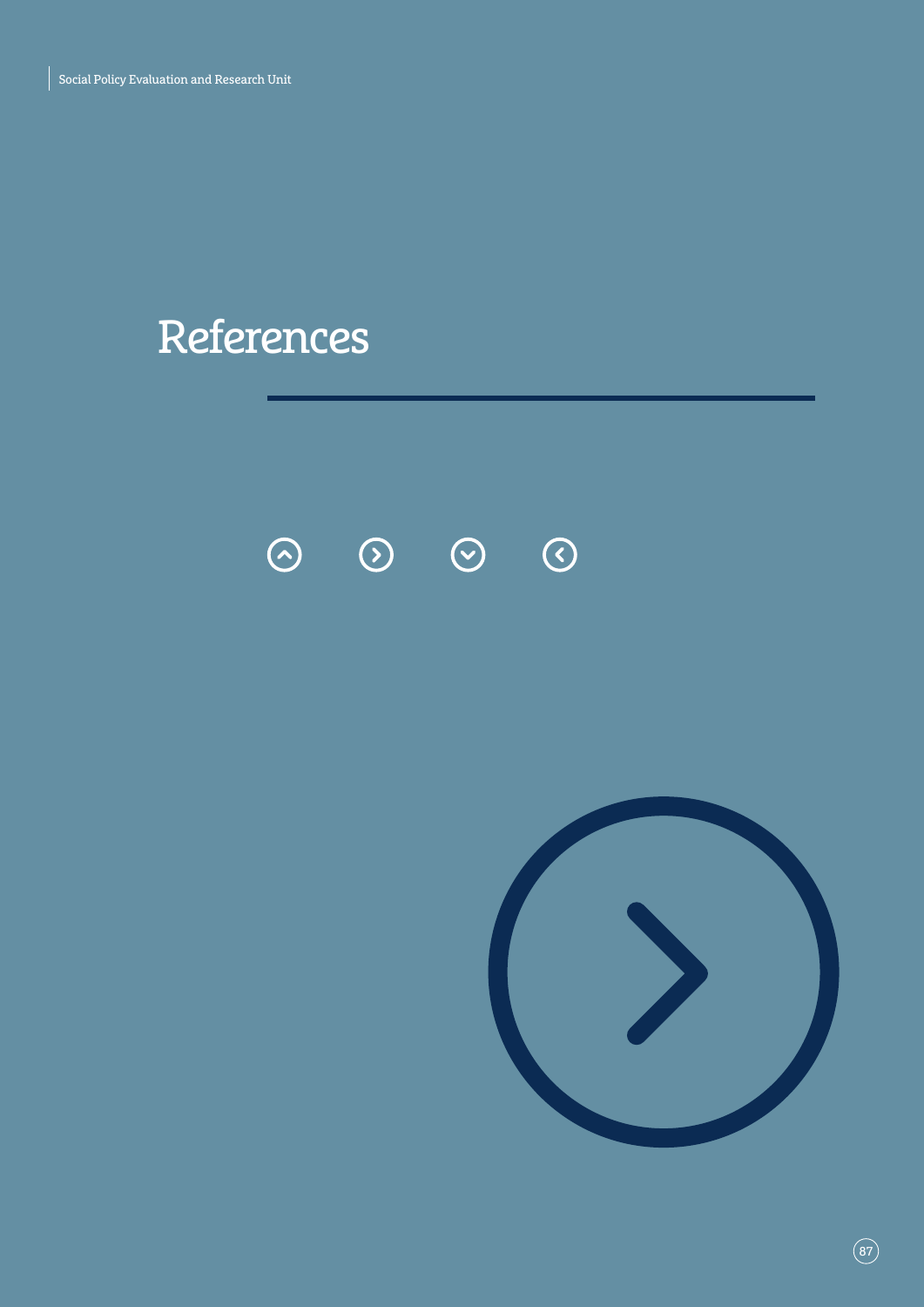# References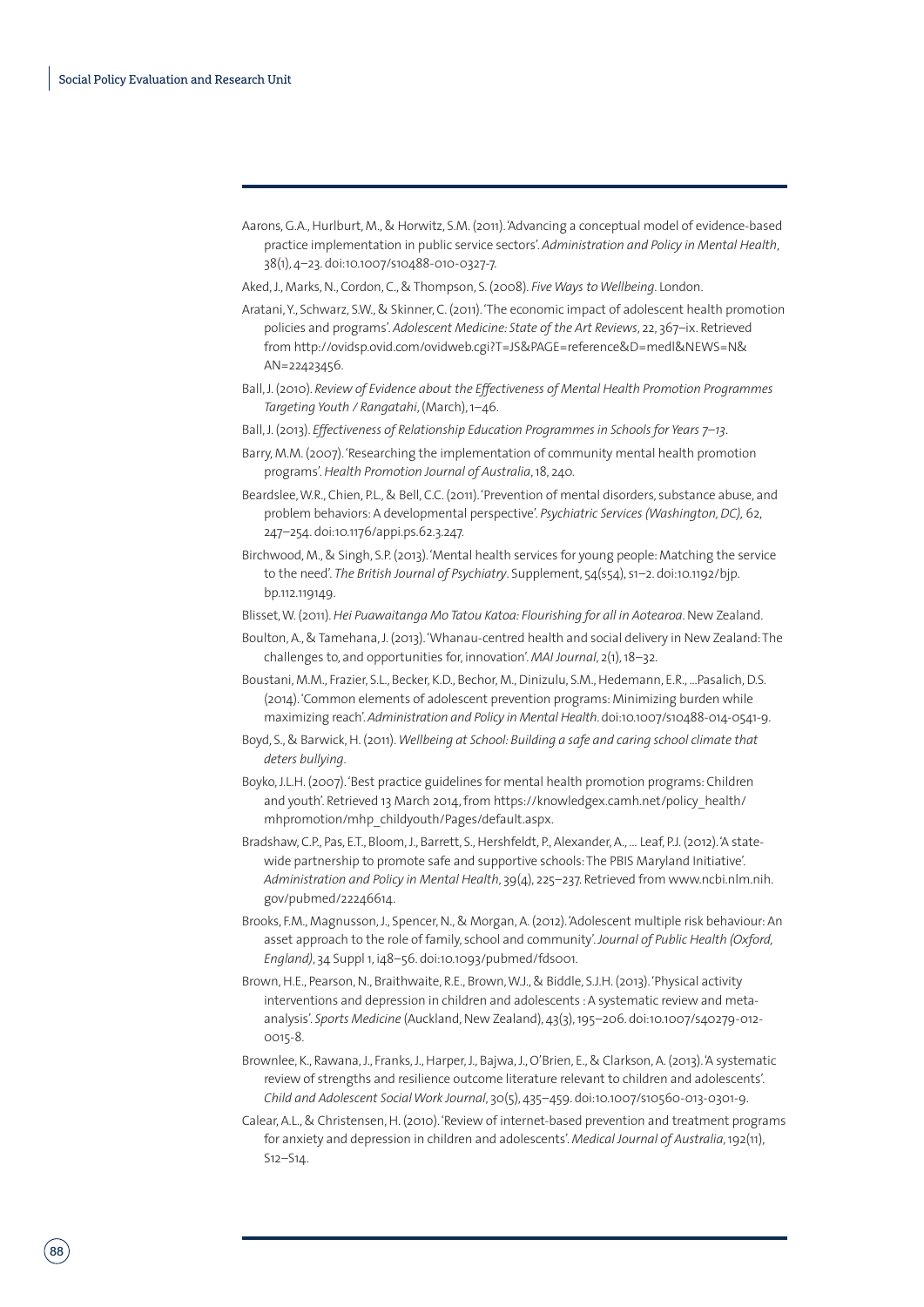Aarons, G.A., Hurlburt, M., & Horwitz, S.M. (2011). 'Advancing a conceptual model of evidence-based practice implementation in public service sectors'. *Administration and Policy in Mental Health*, 38(1), 4–23. doi:10.1007/s10488-010-0327-7.

Aked, J., Marks, N., Cordon, C., & Thompson, S. (2008). *Five Ways to Wellbeing*. London.

Aratani, Y., Schwarz, S.W., & Skinner, C. (2011). 'The economic impact of adolescent health promotion policies and programs'. *Adolescent Medicine: State of the Art Reviews*, 22, 367–ix. Retrieved from http://ovidsp.ovid.com/ovidweb.cgi?T=JS&PAGE=reference&D=medl&NEWS=N&AN=22423456.

Ball, J. (2010). *Review of Evidence about the Effectiveness of Mental Health Promotion Programmes Targeting Youth / Rangatahi*, (March), 1–46.

Ball, J. (2013). *Effectiveness of Relationship Education Programmes in Schools for Years 7–13*.

Barry, M.M. (2007). 'Researching the implementation of community mental health promotion programs'. *Health Promotion Journal of Australia*, 18, 240.

Beardslee, W.R., Chien, P.L., & Bell, C.C. (2011). 'Prevention of mental disorders, substance abuse, and problem behaviors: A developmental perspective'. *Psychiatric Services (Washington, DC)*, 62, 247–254. doi:10.1176/appi.ps.62.3.247.

Birchwood, M., & Singh, S.P. (2013). 'Mental health services for young people: Matching the service to the need'. *The British Journal of Psychiatry*. Supplement, 54(s54), s1–2. doi:10.1192/bjp.bp.112.119149.

Blisset, W. (2011). *Hei Puawaitanga Mo Tatou Katoa: Flourishing for all in Aotearoa*. New Zealand.

Boulton, A., & Tamehana, J. (2013). 'Whanau-centred health and social delivery in New Zealand: The challenges to, and opportunities for, innovation'. *MAI Journal*, 2(1), 18–32.

Boustani, M.M., Frazier, S.L., Becker, K.D., Bechor, M., Dinizulu, S.M., Hedemann, E.R., ...Pasalich, D.S. (2014). 'Common elements of adolescent prevention programs: Minimizing burden while maximizing reach'. *Administration and Policy in Mental Health*. doi:10.1007/s10488-014-0541-9.

Boyd, S., & Barwick, H. (2011). *Wellbeing at School: Building a safe and caring school climate that deters bullying*.

Boyko, J.L.H. (2007). 'Best practice guidelines for mental health promotion programs: Children and youth'. Retrieved 13 March 2014, from https://knowledgex.camh.net/policy_health/mhpromotion/mhp_childyouth/Pages/default.aspx.

Bradshaw, C.P., Pas, E.T., Bloom, J., Barrett, S., Hershfeldt, P., Alexander, A., ... Leaf, P.J. (2012). 'A state-wide partnership to promote safe and supportive schools: The PBIS Maryland Initiative'. *Administration and Policy in Mental Health*, 39(4), 225–237. Retrieved from www.ncbi.nlm.nih.gov/pubmed/22246614.

Brooks, F.M., Magnusson, J., Spencer, N., & Morgan, A. (2012). 'Adolescent multiple risk behaviour: An asset approach to the role of family, school and community'. *Journal of Public Health (Oxford, England)*, 34 Suppl 1, i48–56. doi:10.1093/pubmed/fds001.

Brown, H.E., Pearson, N., Braithwaite, R.E., Brown, W.J., & Biddle, S.J.H. (2013). 'Physical activity interventions and depression in children and adolescents : A systematic review and meta-analysis'. *Sports Medicine* (Auckland, New Zealand), 43(3), 195–206. doi:10.1007/s40279-012-0015-8.

Brownlee, K., Rawana, J., Franks, J., Harper, J., Bajwa, J., O'Brien, E., & Clarkson, A. (2013). 'A systematic review of strengths and resilience outcome literature relevant to children and adolescents'. *Child and Adolescent Social Work Journal*, 30(5), 435–459. doi:10.1007/s10560-013-0301-9.

Calear, A.L., & Christensen, H. (2010). 'Review of internet-based prevention and treatment programs for anxiety and depression in children and adolescents'. *Medical Journal of Australia*, 192(11), S12–S14.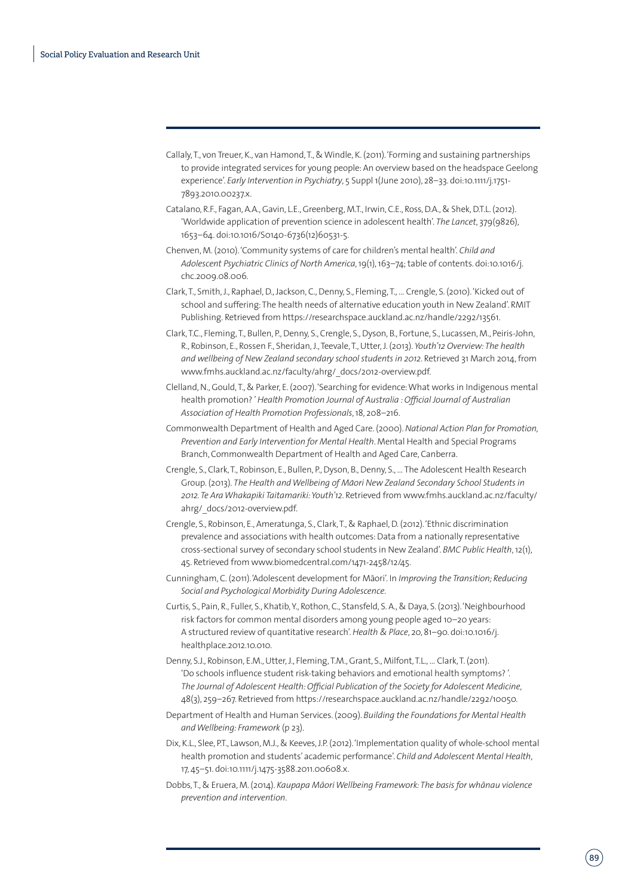Callaly, T., von Treuer, K., van Hamond, T., & Windle, K. (2011). 'Forming and sustaining partnerships to provide integrated services for young people: An overview based on the headspace Geelong experience'. *Early Intervention in Psychiatry*, 5 Suppl 1(June 2010), 28–33. doi:10.1111/j.1751-7893.2010.00237.x.

Catalano, R.F., Fagan, A.A., Gavin, L.E., Greenberg, M.T., Irwin, C.E., Ross, D.A., & Shek, D.T.L. (2012). 'Worldwide application of prevention science in adolescent health'. *The Lancet*, 379(9826), 1653–64. doi:10.1016/S0140-6736(12)60531-5.

Chenven, M. (2010). 'Community systems of care for children's mental health'. *Child and Adolescent Psychiatric Clinics of North America*, 19(1), 163–74; table of contents. doi:10.1016/j.chc.2009.08.006.

Clark, T., Smith, J., Raphael, D., Jackson, C., Denny, S., Fleming, T., … Crengle, S. (2010). 'Kicked out of school and suffering: The health needs of alternative education youth in New Zealand'. RMIT Publishing. Retrieved from https://researchspace.auckland.ac.nz/handle/2292/13561.

Clark, T.C., Fleming, T., Bullen, P., Denny, S., Crengle, S., Dyson, B., Fortune, S., Lucassen, M., Peiris-John, R., Robinson, E., Rossen F., Sheridan, J., Teevale, T., Utter, J. (2013). *Youth'12 Overview: The health and wellbeing of New Zealand secondary school students in 2012*. Retrieved 31 March 2014, from www.fmhs.auckland.ac.nz/faculty/ahrg/_docs/2012-overview.pdf.

Clelland, N., Gould, T., & Parker, E. (2007). 'Searching for evidence: What works in Indigenous mental health promotion? ' *Health Promotion Journal of Australia : Official Journal of Australian Association of Health Promotion Professionals*, 18, 208–216.

Commonwealth Department of Health and Aged Care. (2000). *National Action Plan for Promotion, Prevention and Early Intervention for Mental Health*. Mental Health and Special Programs Branch, Commonwealth Department of Health and Aged Care, Canberra.

Crengle, S., Clark, T., Robinson, E., Bullen, P., Dyson, B., Denny, S., … The Adolescent Health Research Group. (2013). *The Health and Wellbeing of Māori New Zealand Secondary School Students in 2012. Te Ara Whakapiki Taitamariki: Youth'12*. Retrieved from www.fmhs.auckland.ac.nz/faculty/ahrg/_docs/2012-overview.pdf.

Crengle, S., Robinson, E., Ameratunga, S., Clark, T., & Raphael, D. (2012). 'Ethnic discrimination prevalence and associations with health outcomes: Data from a nationally representative cross-sectional survey of secondary school students in New Zealand'. *BMC Public Health*, 12(1), 45. Retrieved from www.biomedcentral.com/1471-2458/12/45.

Cunningham, C. (2011). 'Adolescent development for Māori'. In *Improving the Transition; Reducing Social and Psychological Morbidity During Adolescence*.

Curtis, S., Pain, R., Fuller, S., Khatib, Y., Rothon, C., Stansfeld, S. A., & Daya, S. (2013). 'Neighbourhood risk factors for common mental disorders among young people aged 10–20 years: A structured review of quantitative research'. *Health & Place*, 20, 81–90. doi:10.1016/j.healthplace.2012.10.010.

Denny, S.J., Robinson, E.M., Utter, J., Fleming, T.M., Grant, S., Milfont, T.L., … Clark, T. (2011). 'Do schools influence student risk-taking behaviors and emotional health symptoms? '. *The Journal of Adolescent Health: Official Publication of the Society for Adolescent Medicine*, 48(3), 259–267. Retrieved from https://researchspace.auckland.ac.nz/handle/2292/10050.

Department of Health and Human Services. (2009). *Building the Foundations for Mental Health and Wellbeing: Framework* (p 23).

Dix, K.L., Slee, P.T., Lawson, M.J., & Keeves, J.P. (2012). 'Implementation quality of whole-school mental health promotion and students' academic performance'. *Child and Adolescent Mental Health*, 17, 45–51. doi:10.1111/j.1475-3588.2011.00608.x.

Dobbs, T., & Eruera, M. (2014). *Kaupapa Māori Wellbeing Framework: The basis for whānau violence prevention and intervention*.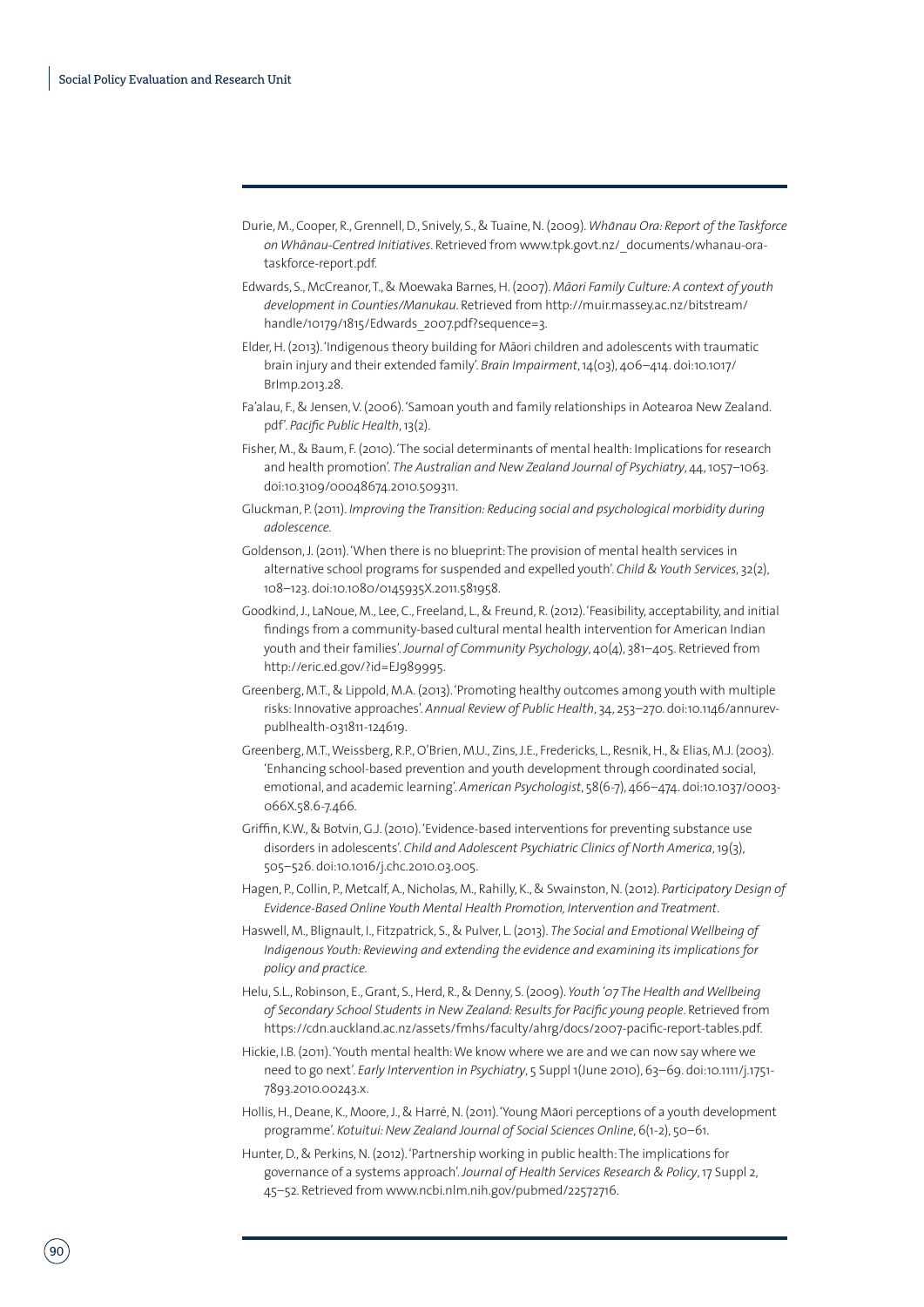Durie, M., Cooper, R., Grennell, D., Snively, S., & Tuaine, N. (2009). *Whānau Ora: Report of the Taskforce on Whānau-Centred Initiatives*. Retrieved from www.tpk.govt.nz/_documents/whanau-ora-taskforce-report.pdf.

Edwards, S., McCreanor, T., & Moewaka Barnes, H. (2007). *Māori Family Culture: A context of youth development in Counties/Manukau*. Retrieved from http://muir.massey.ac.nz/bitstream/handle/10179/1815/Edwards_2007.pdf?sequence=3.

Elder, H. (2013). 'Indigenous theory building for Māori children and adolescents with traumatic brain injury and their extended family'. *Brain Impairment*, 14(03), 406–414. doi:10.1017/BrImp.2013.28.

Fa'alau, F., & Jensen, V. (2006). 'Samoan youth and family relationships in Aotearoa New Zealand. pdf'. *Pacific Public Health*, 13(2).

Fisher, M., & Baum, F. (2010). 'The social determinants of mental health: Implications for research and health promotion'. *The Australian and New Zealand Journal of Psychiatry*, 44, 1057–1063. doi:10.3109/00048674.2010.509311.

Gluckman, P. (2011). *Improving the Transition: Reducing social and psychological morbidity during adolescence*.

Goldenson, J. (2011). 'When there is no blueprint: The provision of mental health services in alternative school programs for suspended and expelled youth'. *Child & Youth Services*, 32(2), 108–123. doi:10.1080/0145935X.2011.581958.

Goodkind, J., LaNoue, M., Lee, C., Freeland, L., & Freund, R. (2012). 'Feasibility, acceptability, and initial findings from a community-based cultural mental health intervention for American Indian youth and their families'. *Journal of Community Psychology*, 40(4), 381–405. Retrieved from http://eric.ed.gov/?id=EJ989995.

Greenberg, M.T., & Lippold, M.A. (2013). 'Promoting healthy outcomes among youth with multiple risks: Innovative approaches'. *Annual Review of Public Health*, 34, 253–270. doi:10.1146/annurev-publhealth-031811-124619.

Greenberg, M.T., Weissberg, R.P., O'Brien, M.U., Zins, J.E., Fredericks, L., Resnik, H., & Elias, M.J. (2003). 'Enhancing school-based prevention and youth development through coordinated social, emotional, and academic learning'. *American Psychologist*, 58(6-7), 466–474. doi:10.1037/0003-066X.58.6-7.466.

Griffin, K.W., & Botvin, G.J. (2010). 'Evidence-based interventions for preventing substance use disorders in adolescents'. *Child and Adolescent Psychiatric Clinics of North America*, 19(3), 505–526. doi:10.1016/j.chc.2010.03.005.

Hagen, P., Collin, P., Metcalf, A., Nicholas, M., Rahilly, K., & Swainston, N. (2012). *Participatory Design of Evidence-Based Online Youth Mental Health Promotion, Intervention and Treatment*.

Haswell, M., Blignault, I., Fitzpatrick, S., & Pulver, L. (2013). *The Social and Emotional Wellbeing of Indigenous Youth: Reviewing and extending the evidence and examining its implications for policy and practice*.

Helu, S.L., Robinson, E., Grant, S., Herd, R., & Denny, S. (2009). *Youth '07 The Health and Wellbeing of Secondary School Students in New Zealand: Results for Pacific young people*. Retrieved from https://cdn.auckland.ac.nz/assets/fmhs/faculty/ahrg/docs/2007-pacific-report-tables.pdf.

Hickie, I.B. (2011). 'Youth mental health: We know where we are and we can now say where we need to go next'. *Early Intervention in Psychiatry*, 5 Suppl 1(June 2010), 63–69. doi:10.1111/j.1751-7893.2010.00243.x.

Hollis, H., Deane, K., Moore, J., & Harré, N. (2011). 'Young Māori perceptions of a youth development programme'. *Kotuitui: New Zealand Journal of Social Sciences Online*, 6(1-2), 50–61.

Hunter, D., & Perkins, N. (2012). 'Partnership working in public health: The implications for governance of a systems approach'. *Journal of Health Services Research & Policy*, 17 Suppl 2, 45–52. Retrieved from www.ncbi.nlm.nih.gov/pubmed/22572716.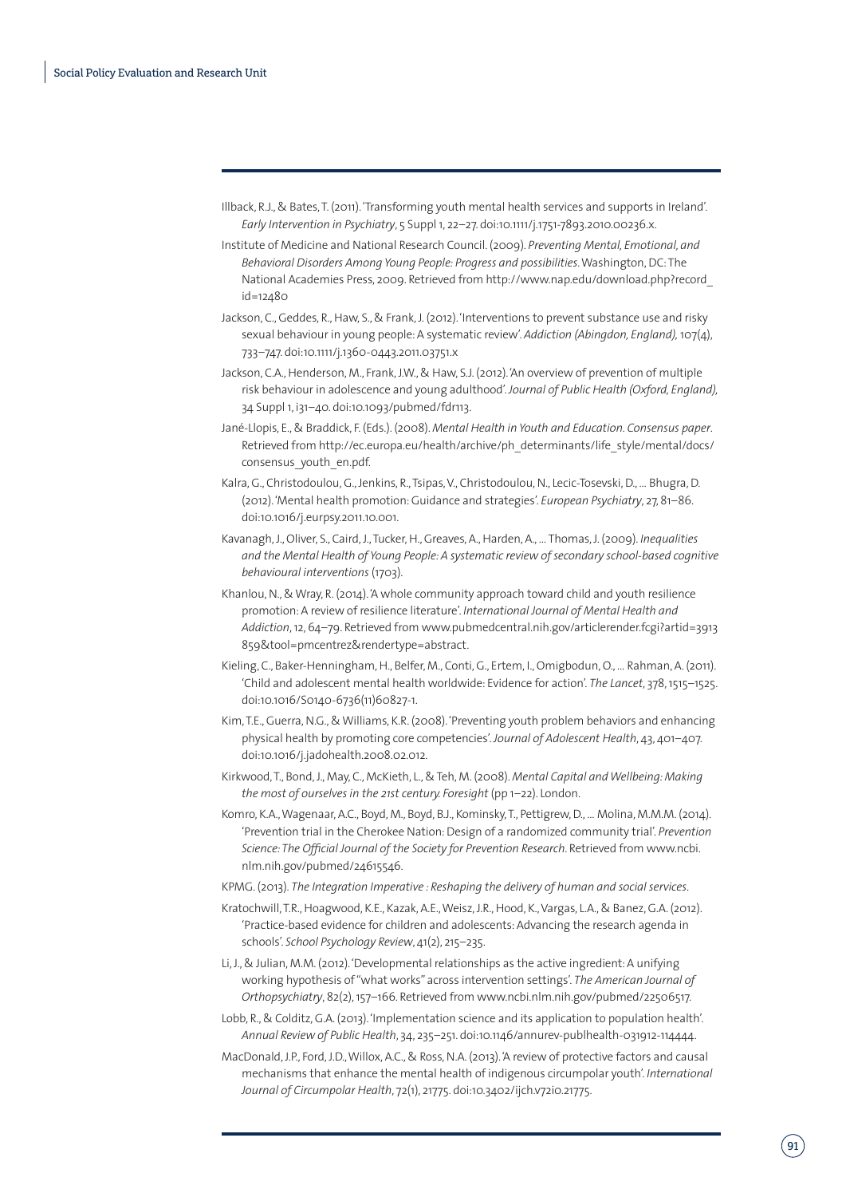Illback, R.J., & Bates, T. (2011). 'Transforming youth mental health services and supports in Ireland'. *Early Intervention in Psychiatry*, 5 Suppl 1, 22–27. doi:10.1111/j.1751-7893.2010.00236.x.

Institute of Medicine and National Research Council. (2009). *Preventing Mental, Emotional, and Behavioral Disorders Among Young People: Progress and possibilities*. Washington, DC: The National Academies Press, 2009. Retrieved from http://www.nap.edu/download.php?record_id=12480

Jackson, C., Geddes, R., Haw, S., & Frank, J. (2012). 'Interventions to prevent substance use and risky sexual behaviour in young people: A systematic review'. *Addiction (Abingdon, England)*, 107(4), 733–747. doi:10.1111/j.1360-0443.2011.03751.x

Jackson, C.A., Henderson, M., Frank, J.W., & Haw, S.J. (2012). 'An overview of prevention of multiple risk behaviour in adolescence and young adulthood'. *Journal of Public Health (Oxford, England)*, 34 Suppl 1, i31–40. doi:10.1093/pubmed/fdr113.

Jané-Llopis, E., & Braddick, F. (Eds.). (2008). *Mental Health in Youth and Education. Consensus paper*. Retrieved from http://ec.europa.eu/health/archive/ph_determinants/life_style/mental/docs/consensus_youth_en.pdf.

Kalra, G., Christodoulou, G., Jenkins, R., Tsipas, V., Christodoulou, N., Lecic-Tosevski, D., ... Bhugra, D. (2012). 'Mental health promotion: Guidance and strategies'. *European Psychiatry*, 27, 81–86. doi:10.1016/j.eurpsy.2011.10.001.

Kavanagh, J., Oliver, S., Caird, J., Tucker, H., Greaves, A., Harden, A., ... Thomas, J. (2009). *Inequalities and the Mental Health of Young People: A systematic review of secondary school-based cognitive behavioural interventions* (1703).

Khanlou, N., & Wray, R. (2014). 'A whole community approach toward child and youth resilience promotion: A review of resilience literature'. *International Journal of Mental Health and Addiction*, 12, 64–79. Retrieved from www.pubmedcentral.nih.gov/articlerender.fcgi?artid=3913859&tool=pmcentrez&rendertype=abstract.

Kieling, C., Baker-Henningham, H., Belfer, M., Conti, G., Ertem, I., Omigbodun, O., ... Rahman, A. (2011). 'Child and adolescent mental health worldwide: Evidence for action'. *The Lancet*, 378, 1515–1525. doi:10.1016/S0140-6736(11)60827-1.

Kim, T.E., Guerra, N.G., & Williams, K.R. (2008). 'Preventing youth problem behaviors and enhancing physical health by promoting core competencies'. *Journal of Adolescent Health*, 43, 401–407. doi:10.1016/j.jadohealth.2008.02.012.

Kirkwood, T., Bond, J., May, C., McKieth, L., & Teh, M. (2008). *Mental Capital and Wellbeing: Making the most of ourselves in the 21st century. Foresight* (pp 1–22). London.

Komro, K.A., Wagenaar, A.C., Boyd, M., Boyd, B.J., Kominsky, T., Pettigrew, D., ... Molina, M.M.M. (2014). 'Prevention trial in the Cherokee Nation: Design of a randomized community trial'. *Prevention Science: The Official Journal of the Society for Prevention Research*. Retrieved from www.ncbi.nlm.nih.gov/pubmed/24615546.

KPMG. (2013). *The Integration Imperative : Reshaping the delivery of human and social services*.

Kratochwill, T.R., Hoagwood, K.E., Kazak, A.E., Weisz, J.R., Hood, K., Vargas, L.A., & Banez, G.A. (2012). 'Practice-based evidence for children and adolescents: Advancing the research agenda in schools'. *School Psychology Review*, 41(2), 215–235.

Li, J., & Julian, M.M. (2012). 'Developmental relationships as the active ingredient: A unifying working hypothesis of "what works" across intervention settings'. *The American Journal of Orthopsychiatry*, 82(2), 157–166. Retrieved from www.ncbi.nlm.nih.gov/pubmed/22506517.

Lobb, R., & Colditz, G.A. (2013). 'Implementation science and its application to population health'. *Annual Review of Public Health*, 34, 235–251. doi:10.1146/annurev-publhealth-031912-114444.

MacDonald, J.P., Ford, J.D., Willox, A.C., & Ross, N.A. (2013). 'A review of protective factors and causal mechanisms that enhance the mental health of indigenous circumpolar youth'. *International Journal of Circumpolar Health*, 72(1), 21775. doi:10.3402/ijch.v72i0.21775.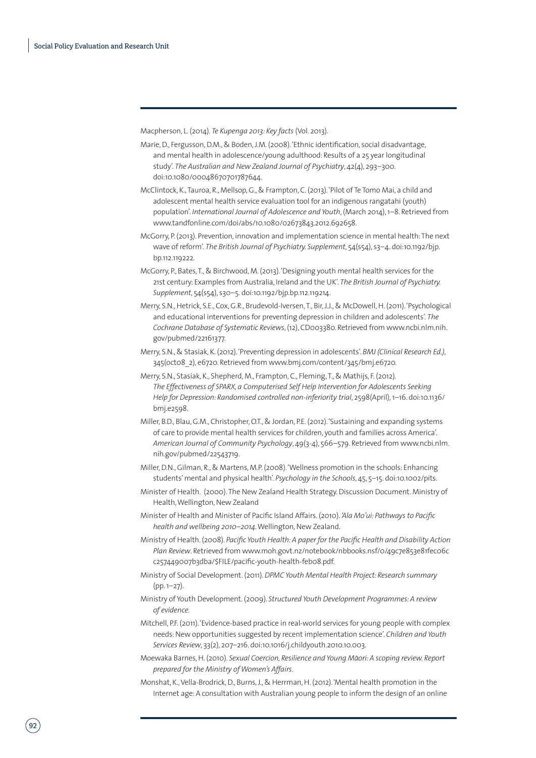Macpherson, L. (2014). *Te Kupenga 2013: Key facts* (Vol. 2013).

Marie, D., Fergusson, D.M., & Boden, J.M. (2008). 'Ethnic identification, social disadvantage, and mental health in adolescence/young adulthood: Results of a 25 year longitudinal study'. *The Australian and New Zealand Journal of Psychiatry*, 42(4), 293–300. doi:10.1080/00048670701787644.

McClintock, K., Tauroa, R., Mellsop, G., & Frampton, C. (2013). 'Pilot of Te Tomo Mai, a child and adolescent mental health service evaluation tool for an indigenous rangatahi (youth) population'. *International Journal of Adolescence and Youth*, (March 2014), 1–8. Retrieved from www.tandfonline.com/doi/abs/10.1080/02673843.2012.692658.

McGorry, P. (2013). Prevention, innovation and implementation science in mental health: The next wave of reform'. *The British Journal of Psychiatry. Supplement*, 54(s54), s3–4. doi:10.1192/bjp.bp.112.119222.

McGorry, P., Bates, T., & Birchwood, M. (2013). 'Designing youth mental health services for the 21st century: Examples from Australia, Ireland and the UK'. *The British Journal of Psychiatry. Supplement*, 54(s54), s30–5. doi:10.1192/bjp.bp.112.119214.

Merry, S.N., Hetrick, S.E., Cox, G.R., Brudevold-Iversen, T., Bir, J.J., & McDowell, H. (2011). 'Psychological and educational interventions for preventing depression in children and adolescents'. *The Cochrane Database of Systematic Reviews*, (12), CD003380. Retrieved from www.ncbi.nlm.nih.gov/pubmed/22161377.

Merry, S.N., & Stasiak, K. (2012). 'Preventing depression in adolescents'. *BMJ (Clinical Research Ed.)*, 345(oct08_2), e6720. Retrieved from www.bmj.com/content/345/bmj.e6720.

Merry, S.N., Stasiak, K., Shepherd, M., Frampton, C., Fleming, T., & Mathijs, F. (2012). *The Effectiveness of SPARX, a Computerised Self Help Intervention for Adolescents Seeking Help for Depression: Randomised controlled non-inferiority trial*, 2598(April), 1–16. doi:10.1136/bmj.e2598.

Miller, B.D., Blau, G.M., Christopher, O.T., & Jordan, P.E. (2012). 'Sustaining and expanding systems of care to provide mental health services for children, youth and families across America'. *American Journal of Community Psychology*, 49(3-4), 566–579. Retrieved from www.ncbi.nlm.nih.gov/pubmed/22543719.

Miller, D.N., Gilman, R., & Martens, M.P. (2008). 'Wellness promotion in the schools: Enhancing students' mental and physical health'. *Psychology in the Schools*, 45, 5–15. doi:10.1002/pits.

Minister of Health. (2000). The New Zealand Health Strategy. Discussion Document. Ministry of Health, Wellington, New Zealand

Minister of Health and Minister of Pacific Island Affairs. (2010). *'Ala Mo'ui: Pathways to Pacific health and wellbeing 2010–2014*. Wellington, New Zealand.

Ministry of Health. (2008). *Pacific Youth Health: A paper for the Pacific Health and Disability Action Plan Review*. Retrieved from www.moh.govt.nz/notebook/nbbooks.nsf/0/49c7e853e81fec06cc257449007b3dba/$FILE/pacific-youth-health-feb08.pdf.

Ministry of Social Development. (2011). *DPMC Youth Mental Health Project: Research summary* (pp. 1–27).

Ministry of Youth Development. (2009). *Structured Youth Development Programmes: A review of evidence.*

Mitchell, P.F. (2011). 'Evidence-based practice in real-world services for young people with complex needs: New opportunities suggested by recent implementation science'. *Children and Youth Services Review*, 33(2), 207–216. doi:10.1016/j.childyouth.2010.10.003.

Moewaka Barnes, H. (2010). *Sexual Coercion, Resilience and Young Māori: A scoping review. Report prepared for the Ministry of Women's Affairs*.

Monshat, K., Vella-Brodrick, D., Burns, J., & Herrman, H. (2012). 'Mental health promotion in the Internet age: A consultation with Australian young people to inform the design of an online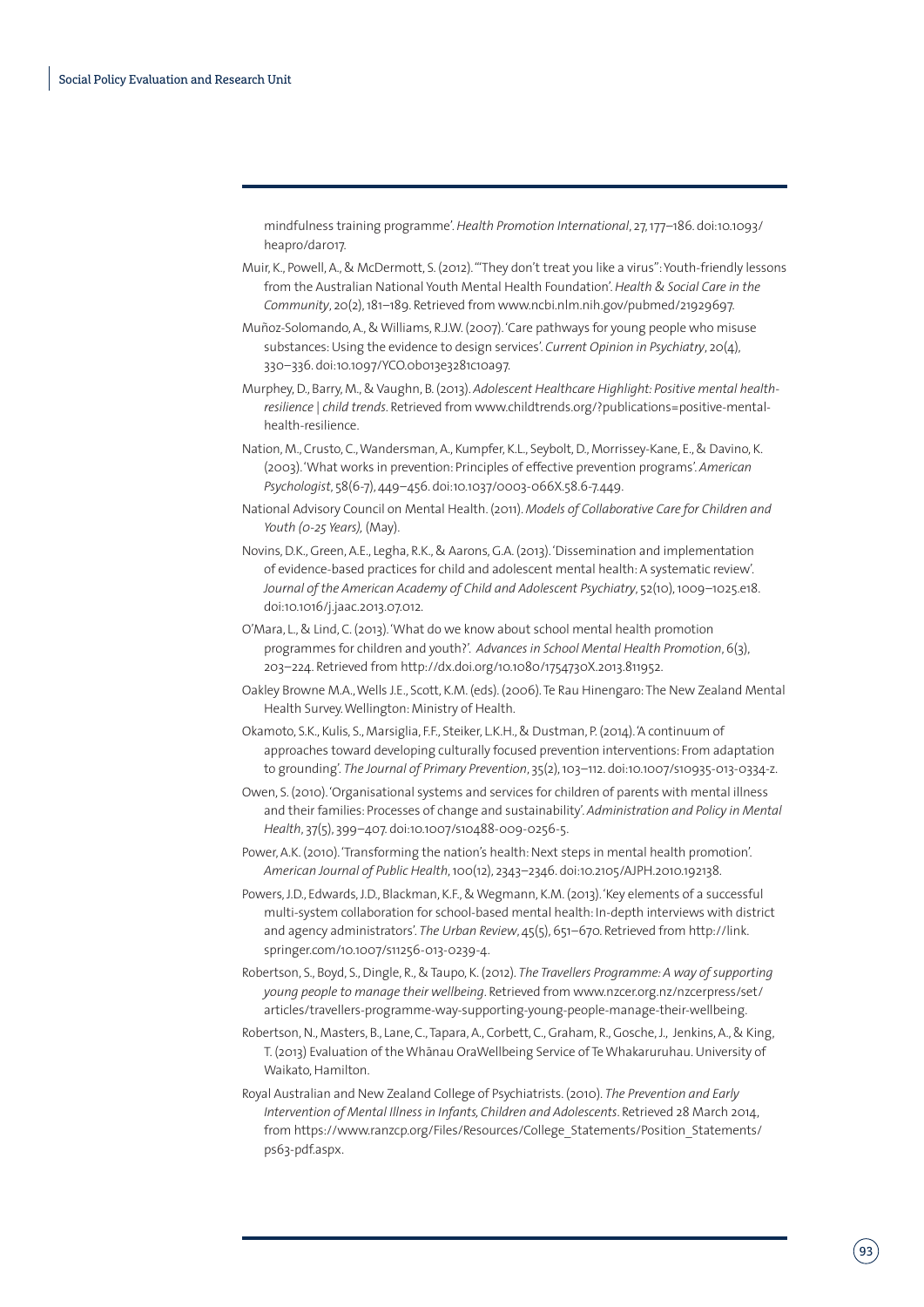mindfulness training programme'. *Health Promotion International*, 27, 177–186. doi:10.1093/heapro/dar017.

Muir, K., Powell, A., & McDermott, S. (2012). '"They don't treat you like a virus": Youth-friendly lessons from the Australian National Youth Mental Health Foundation'. *Health & Social Care in the Community*, 20(2), 181–189. Retrieved from www.ncbi.nlm.nih.gov/pubmed/21929697.

Muñoz-Solomando, A., & Williams, R.J.W. (2007). 'Care pathways for young people who misuse substances: Using the evidence to design services'. *Current Opinion in Psychiatry*, 20(4), 330–336. doi:10.1097/YCO.0b013e3281c10a97.

Murphey, D., Barry, M., & Vaughn, B. (2013). *Adolescent Healthcare Highlight: Positive mental health-resilience | child trends*. Retrieved from www.childtrends.org/?publications=positive-mental-health-resilience.

Nation, M., Crusto, C., Wandersman, A., Kumpfer, K.L., Seybolt, D., Morrissey-Kane, E., & Davino, K. (2003). 'What works in prevention: Principles of effective prevention programs'. *American Psychologist*, 58(6-7), 449–456. doi:10.1037/0003-066X.58.6-7.449.

National Advisory Council on Mental Health. (2011). *Models of Collaborative Care for Children and Youth (0-25 Years),* (May).

Novins, D.K., Green, A.E., Legha, R.K., & Aarons, G.A. (2013). 'Dissemination and implementation of evidence-based practices for child and adolescent mental health: A systematic review'. *Journal of the American Academy of Child and Adolescent Psychiatry*, 52(10), 1009–1025.e18. doi:10.1016/j.jaac.2013.07.012.

O'Mara, L., & Lind, C. (2013). 'What do we know about school mental health promotion programmes for children and youth?'. *Advances in School Mental Health Promotion*, 6(3), 203–224. Retrieved from http://dx.doi.org/10.1080/1754730X.2013.811952.

Oakley Browne M.A., Wells J.E., Scott, K.M. (eds). (2006). Te Rau Hinengaro: The New Zealand Mental Health Survey. Wellington: Ministry of Health.

Okamoto, S.K., Kulis, S., Marsiglia, F.F., Steiker, L.K.H., & Dustman, P. (2014). 'A continuum of approaches toward developing culturally focused prevention interventions: From adaptation to grounding'. *The Journal of Primary Prevention*, 35(2), 103–112. doi:10.1007/s10935-013-0334-z.

Owen, S. (2010). 'Organisational systems and services for children of parents with mental illness and their families: Processes of change and sustainability'. *Administration and Policy in Mental Health*, 37(5), 399–407. doi:10.1007/s10488-009-0256-5.

Power, A.K. (2010). 'Transforming the nation's health: Next steps in mental health promotion'. *American Journal of Public Health*, 100(12), 2343–2346. doi:10.2105/AJPH.2010.192138.

Powers, J.D., Edwards, J.D., Blackman, K.F., & Wegmann, K.M. (2013). 'Key elements of a successful multi-system collaboration for school-based mental health: In-depth interviews with district and agency administrators'. *The Urban Review*, 45(5), 651–670. Retrieved from http://link.springer.com/10.1007/s11256-013-0239-4.

Robertson, S., Boyd, S., Dingle, R., & Taupo, K. (2012). *The Travellers Programme: A way of supporting young people to manage their wellbeing*. Retrieved from www.nzcer.org.nz/nzcerpress/set/articles/travellers-programme-way-supporting-young-people-manage-their-wellbeing.

Robertson, N., Masters, B., Lane, C., Tapara, A., Corbett, C., Graham, R., Gosche, J., Jenkins, A., & King, T. (2013) Evaluation of the Whānau OraWellbeing Service of Te Whakaruruhau. University of Waikato, Hamilton.

Royal Australian and New Zealand College of Psychiatrists. (2010). *The Prevention and Early Intervention of Mental Illness in Infants, Children and Adolescents*. Retrieved 28 March 2014, from https://www.ranzcp.org/Files/Resources/College_Statements/Position_Statements/ps63-pdf.aspx.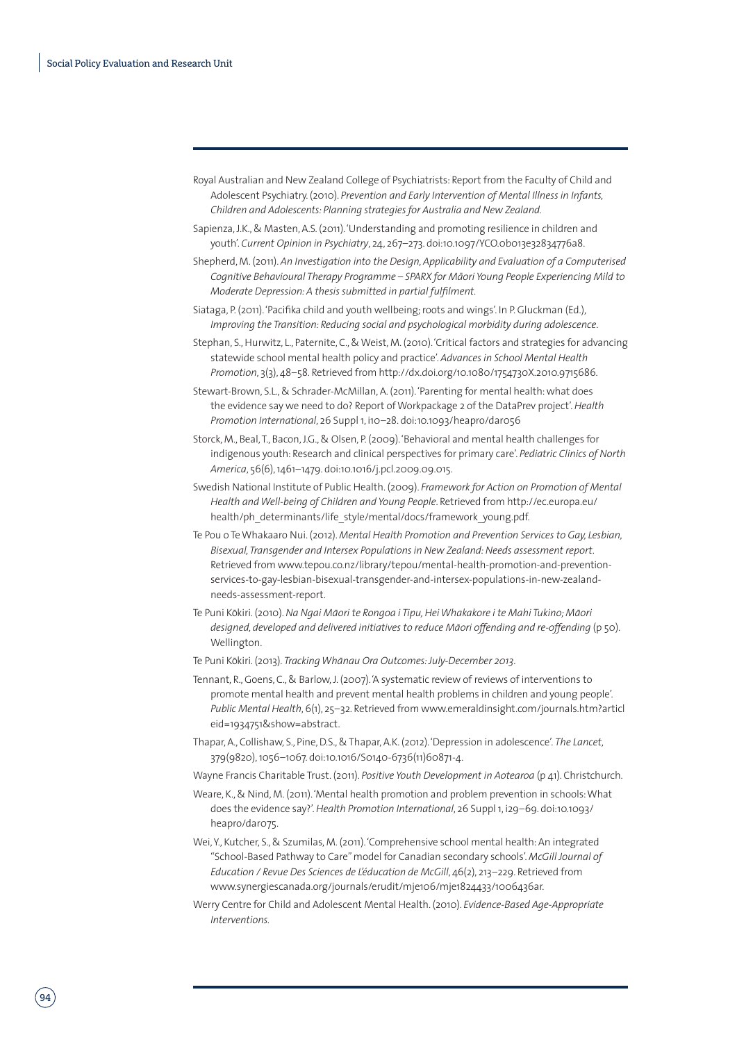Royal Australian and New Zealand College of Psychiatrists: Report from the Faculty of Child and Adolescent Psychiatry. (2010). *Prevention and Early Intervention of Mental Illness in Infants, Children and Adolescents: Planning strategies for Australia and New Zealand.*

Sapienza, J.K., & Masten, A.S. (2011). 'Understanding and promoting resilience in children and youth'. *Current Opinion in Psychiatry*, 24, 267–273. doi:10.1097/YCO.0b013e32834776a8.

Shepherd, M. (2011). *An Investigation into the Design, Applicability and Evaluation of a Computerised Cognitive Behavioural Therapy Programme – SPARX for Māori Young People Experiencing Mild to Moderate Depression: A thesis submitted in partial fulfilment.*

Siataga, P. (2011). 'Pacifika child and youth wellbeing; roots and wings'. In P. Gluckman (Ed.), *Improving the Transition: Reducing social and psychological morbidity during adolescence.*

Stephan, S., Hurwitz, L., Paternite, C., & Weist, M. (2010). 'Critical factors and strategies for advancing statewide school mental health policy and practice'. *Advances in School Mental Health Promotion*, 3(3), 48–58. Retrieved from http://dx.doi.org/10.1080/1754730X.2010.9715686.

Stewart-Brown, S.L., & Schrader-McMillan, A. (2011). 'Parenting for mental health: what does the evidence say we need to do? Report of Workpackage 2 of the DataPrev project'. *Health Promotion International*, 26 Suppl 1, i10–28. doi:10.1093/heapro/dar056

Storck, M., Beal, T., Bacon, J.G., & Olsen, P. (2009). 'Behavioral and mental health challenges for indigenous youth: Research and clinical perspectives for primary care'. *Pediatric Clinics of North America*, 56(6), 1461–1479. doi:10.1016/j.pcl.2009.09.015.

Swedish National Institute of Public Health. (2009). *Framework for Action on Promotion of Mental Health and Well-being of Children and Young People*. Retrieved from http://ec.europa.eu/health/ph_determinants/life_style/mental/docs/framework_young.pdf.

Te Pou o Te Whakaaro Nui. (2012). *Mental Health Promotion and Prevention Services to Gay, Lesbian, Bisexual, Transgender and Intersex Populations in New Zealand: Needs assessment report*. Retrieved from www.tepou.co.nz/library/tepou/mental-health-promotion-and-prevention-services-to-gay-lesbian-bisexual-transgender-and-intersex-populations-in-new-zealand-needs-assessment-report.

Te Puni Kōkiri. (2010). *Na Ngai Māori te Rongoa i Tipu, Hei Whakakore i te Mahi Tukino; Māori designed, developed and delivered initiatives to reduce Māori offending and re-offending* (p 50). Wellington.

Te Puni Kōkiri. (2013). *Tracking Whānau Ora Outcomes: July-December 2013.*

Tennant, R., Goens, C., & Barlow, J. (2007). 'A systematic review of reviews of interventions to promote mental health and prevent mental health problems in children and young people'. *Public Mental Health*, 6(1), 25–32. Retrieved from www.emeraldinsight.com/journals.htm?articleid=1934751&show=abstract.

Thapar, A., Collishaw, S., Pine, D.S., & Thapar, A.K. (2012). 'Depression in adolescence'. *The Lancet*, 379(9820), 1056–1067. doi:10.1016/S0140-6736(11)60871-4.

Wayne Francis Charitable Trust. (2011). *Positive Youth Development in Aotearoa* (p 41). Christchurch.

Weare, K., & Nind, M. (2011). 'Mental health promotion and problem prevention in schools: What does the evidence say?'. *Health Promotion International*, 26 Suppl 1, i29–69. doi:10.1093/heapro/dar075.

Wei, Y., Kutcher, S., & Szumilas, M. (2011). 'Comprehensive school mental health: An integrated "School-Based Pathway to Care" model for Canadian secondary schools'. *McGill Journal of Education / Revue Des Sciences de L'éducation de McGill*, 46(2), 213–229. Retrieved from www.synergiescanada.org/journals/erudit/mje106/mje1824433/1006436ar.

Werry Centre for Child and Adolescent Mental Health. (2010). *Evidence-Based Age-Appropriate Interventions.*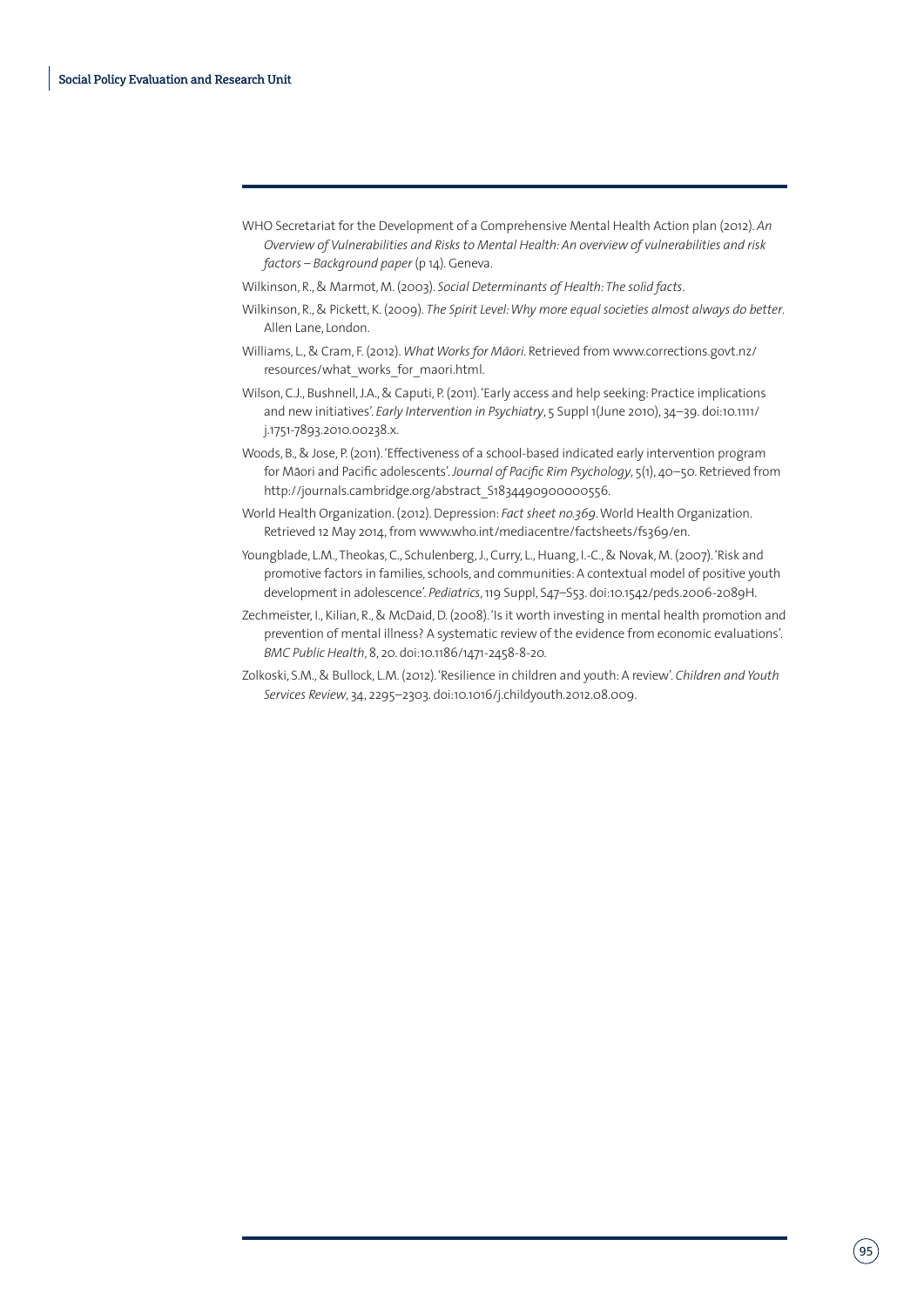WHO Secretariat for the Development of a Comprehensive Mental Health Action plan (2012). *An Overview of Vulnerabilities and Risks to Mental Health: An overview of vulnerabilities and risk factors – Background paper* (p 14). Geneva.

Wilkinson, R., & Marmot, M. (2003). *Social Determinants of Health: The solid facts*.

Wilkinson, R., & Pickett, K. (2009). *The Spirit Level: Why more equal societies almost always do better*. Allen Lane, London.

Williams, L., & Cram, F. (2012). *What Works for Māori*. Retrieved from www.corrections.govt.nz/resources/what_works_for_maori.html.

Wilson, C.J., Bushnell, J.A., & Caputi, P. (2011). 'Early access and help seeking: Practice implications and new initiatives'. *Early Intervention in Psychiatry*, 5 Suppl 1(June 2010), 34–39. doi:10.1111/j.1751-7893.2010.00238.x.

Woods, B., & Jose, P. (2011). 'Effectiveness of a school-based indicated early intervention program for Māori and Pacific adolescents'. *Journal of Pacific Rim Psychology*, 5(1), 40–50. Retrieved from http://journals.cambridge.org/abstract_S1834490900000556.

World Health Organization. (2012). Depression: *Fact sheet no.369*. World Health Organization. Retrieved 12 May 2014, from www.who.int/mediacentre/factsheets/fs369/en.

Youngblade, L.M., Theokas, C., Schulenberg, J., Curry, L., Huang, I.-C., & Novak, M. (2007). 'Risk and promotive factors in families, schools, and communities: A contextual model of positive youth development in adolescence'. *Pediatrics*, 119 Suppl, S47–S53. doi:10.1542/peds.2006-2089H.

Zechmeister, I., Kilian, R., & McDaid, D. (2008). 'Is it worth investing in mental health promotion and prevention of mental illness? A systematic review of the evidence from economic evaluations'. *BMC Public Health*, 8, 20. doi:10.1186/1471-2458-8-20.

Zolkoski, S.M., & Bullock, L.M. (2012). 'Resilience in children and youth: A review'. *Children and Youth Services Review*, 34, 2295–2303. doi:10.1016/j.childyouth.2012.08.009.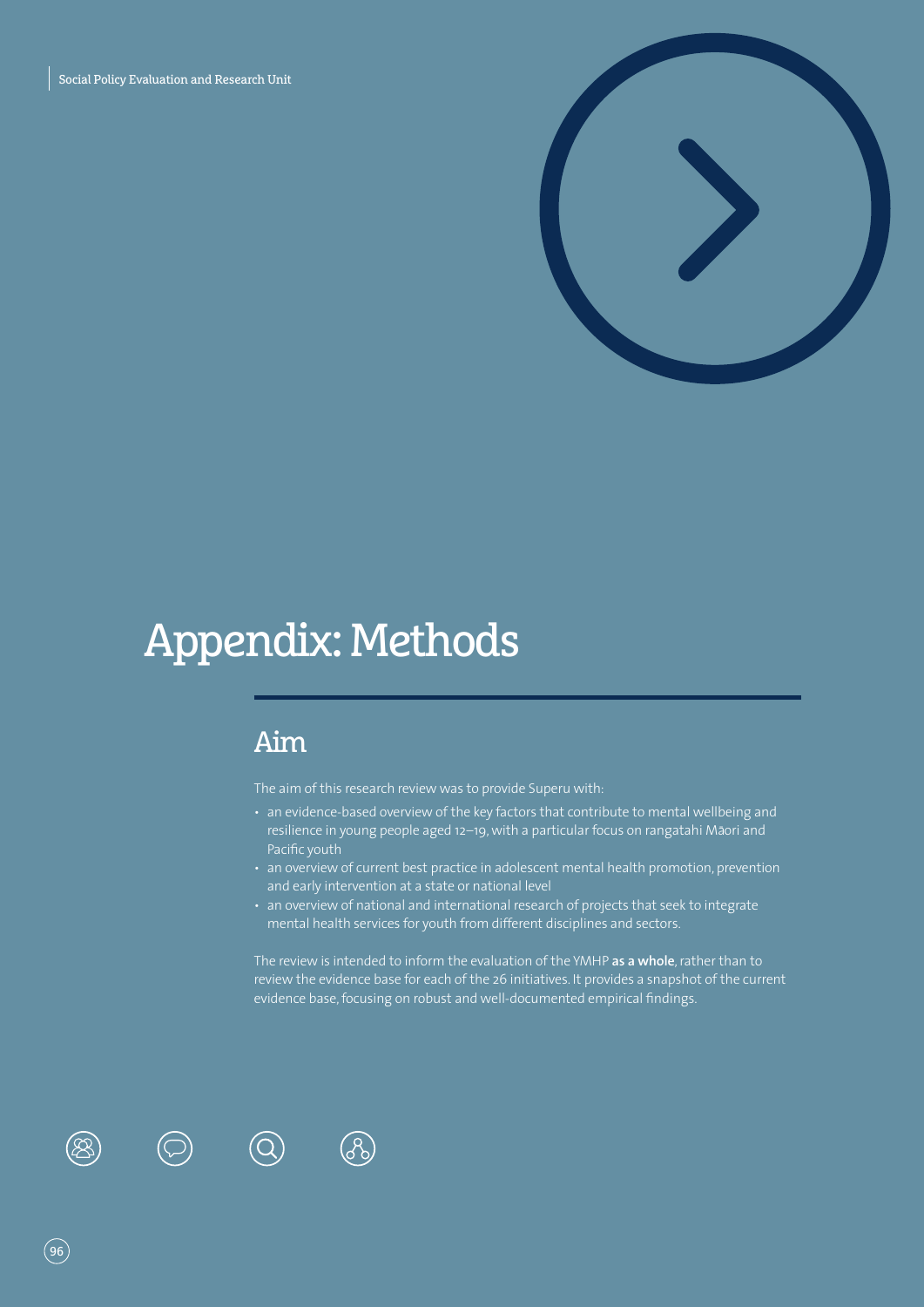# Appendix: Methods

## Aim

The aim of this research review was to provide Superu with:

- an evidence-based overview of the key factors that contribute to mental wellbeing and resilience in young people aged 12–19, with a particular focus on rangatahi Māori and Pacific youth
- an overview of current best practice in adolescent mental health promotion, prevention and early intervention at a state or national level
- an overview of national and international research of projects that seek to integrate mental health services for youth from different disciplines and sectors.

The review is intended to inform the evaluation of the YMHP **as a whole**, rather than to review the evidence base for each of the 26 initiatives. It provides a snapshot of the current evidence base, focusing on robust and well-documented empirical findings.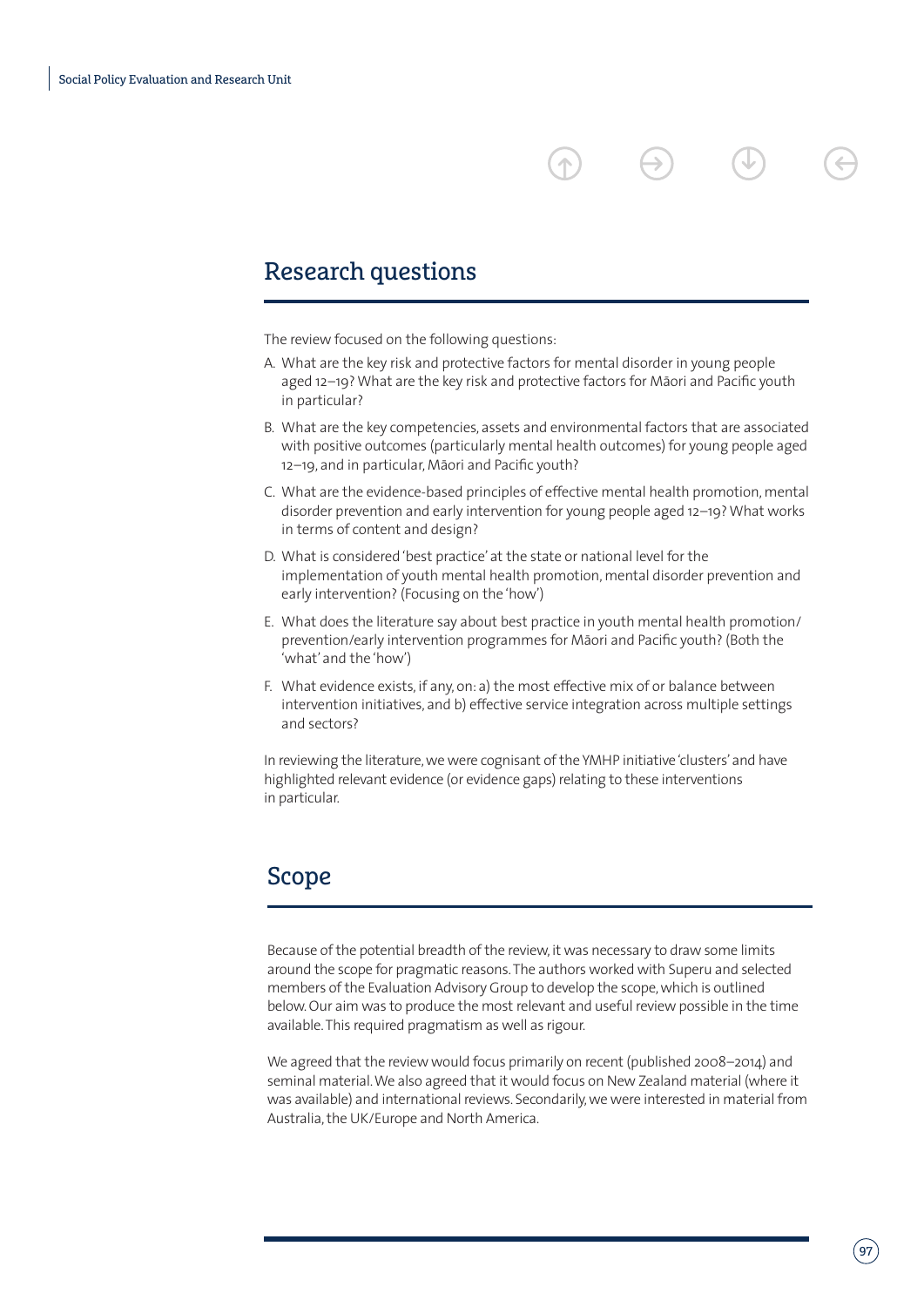## Research questions

The review focused on the following questions:

A. What are the key risk and protective factors for mental disorder in young people aged 12–19? What are the key risk and protective factors for Māori and Pacific youth in particular?

B. What are the key competencies, assets and environmental factors that are associated with positive outcomes (particularly mental health outcomes) for young people aged 12–19, and in particular, Māori and Pacific youth?

C. What are the evidence-based principles of effective mental health promotion, mental disorder prevention and early intervention for young people aged 12–19? What works in terms of content and design?

D. What is considered 'best practice' at the state or national level for the implementation of youth mental health promotion, mental disorder prevention and early intervention? (Focusing on the 'how')

E. What does the literature say about best practice in youth mental health promotion/prevention/early intervention programmes for Māori and Pacific youth? (Both the 'what' and the 'how')

F. What evidence exists, if any, on: a) the most effective mix of or balance between intervention initiatives, and b) effective service integration across multiple settings and sectors?

In reviewing the literature, we were cognisant of the YMHP initiative 'clusters' and have highlighted relevant evidence (or evidence gaps) relating to these interventions in particular.

## Scope

Because of the potential breadth of the review, it was necessary to draw some limits around the scope for pragmatic reasons. The authors worked with Superu and selected members of the Evaluation Advisory Group to develop the scope, which is outlined below. Our aim was to produce the most relevant and useful review possible in the time available. This required pragmatism as well as rigour.

We agreed that the review would focus primarily on recent (published 2008–2014) and seminal material. We also agreed that it would focus on New Zealand material (where it was available) and international reviews. Secondarily, we were interested in material from Australia, the UK/Europe and North America.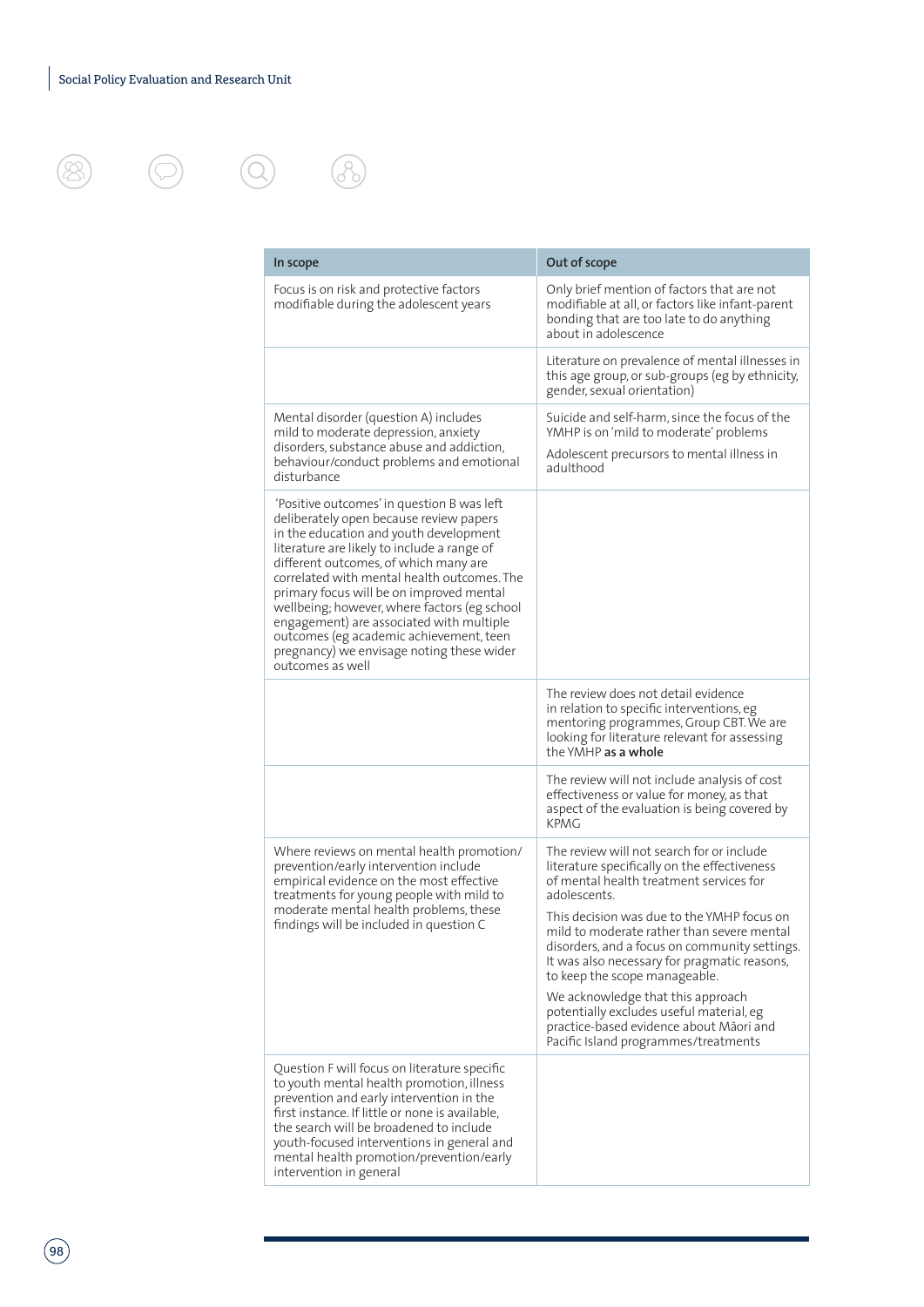| In scope | Out of scope |
|---|---|
| Focus is on risk and protective factors modifiable during the adolescent years | Only brief mention of factors that are not modifiable at all, or factors like infant-parent bonding that are too late to do anything about in adolescence |
| | Literature on prevalence of mental illnesses in this age group, or sub-groups (eg by ethnicity, gender, sexual orientation) |
| Mental disorder (question A) includes mild to moderate depression, anxiety disorders, substance abuse and addiction, behaviour/conduct problems and emotional disturbance | Suicide and self-harm, since the focus of the YMHP is on 'mild to moderate' problems<br><br>Adolescent precursors to mental illness in adulthood |
| 'Positive outcomes' in question B was left deliberately open because review papers in the education and youth development literature are likely to include a range of different outcomes, of which many are correlated with mental health outcomes. The primary focus will be on improved mental wellbeing; however, where factors (eg school engagement) are associated with multiple outcomes (eg academic achievement, teen pregnancy) we envisage noting these wider outcomes as well | |
| | The review does not detail evidence in relation to specific interventions, eg mentoring programmes, Group CBT. We are looking for literature relevant for assessing the YMHP **as a whole** |
| | The review will not include analysis of cost effectiveness or value for money, as that aspect of the evaluation is being covered by KPMG |
| Where reviews on mental health promotion/prevention/early intervention include empirical evidence on the most effective treatments for young people with mild to moderate mental health problems, these findings will be included in question C | The review will not search for or include literature specifically on the effectiveness of mental health treatment services for adolescents.<br><br>This decision was due to the YMHP focus on mild to moderate rather than severe mental disorders, and a focus on community settings. It was also necessary for pragmatic reasons, to keep the scope manageable.<br><br>We acknowledge that this approach potentially excludes useful material, eg practice-based evidence about Māori and Pacific Island programmes/treatments |
| Question F will focus on literature specific to youth mental health promotion, illness prevention and early intervention in the first instance. If little or none is available, the search will be broadened to include youth-focused interventions in general and mental health promotion/prevention/early intervention in general | |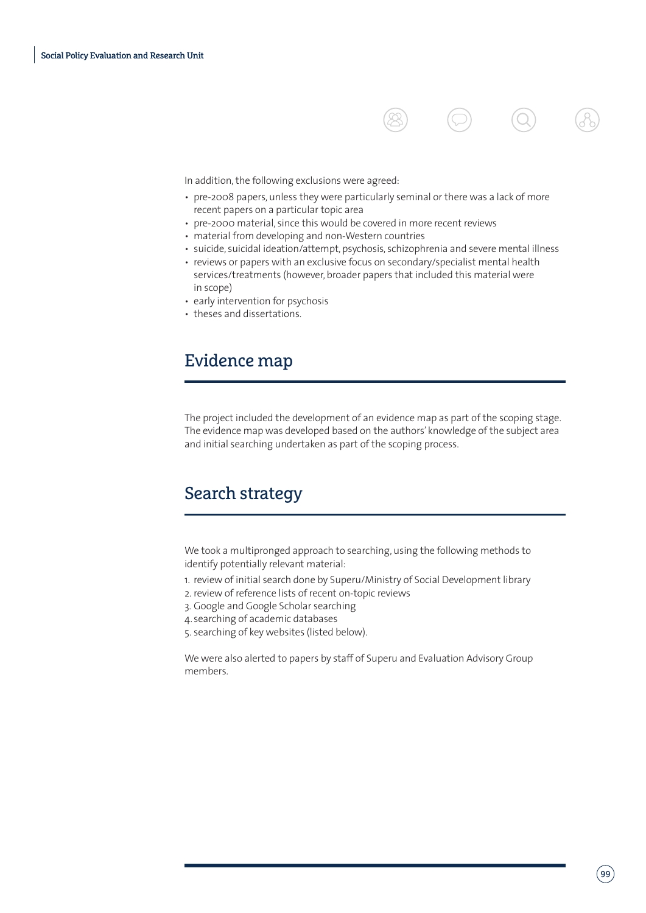In addition, the following exclusions were agreed:

- pre-2008 papers, unless they were particularly seminal or there was a lack of more recent papers on a particular topic area
- pre-2000 material, since this would be covered in more recent reviews
- material from developing and non-Western countries
- suicide, suicidal ideation/attempt, psychosis, schizophrenia and severe mental illness
- reviews or papers with an exclusive focus on secondary/specialist mental health services/treatments (however, broader papers that included this material were in scope)
- early intervention for psychosis
- theses and dissertations.

## Evidence map

The project included the development of an evidence map as part of the scoping stage. The evidence map was developed based on the authors' knowledge of the subject area and initial searching undertaken as part of the scoping process.

## Search strategy

We took a multipronged approach to searching, using the following methods to identify potentially relevant material:

1. review of initial search done by Superu/Ministry of Social Development library
2. review of reference lists of recent on-topic reviews
3. Google and Google Scholar searching
4. searching of academic databases
5. searching of key websites (listed below).

We were also alerted to papers by staff of Superu and Evaluation Advisory Group members.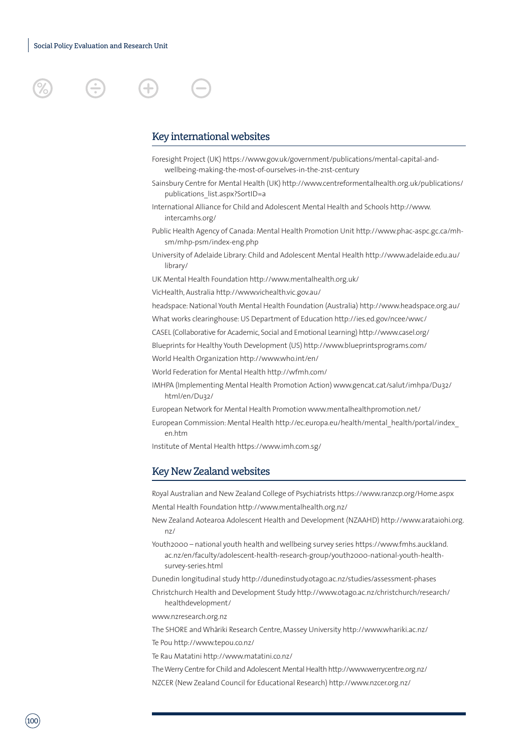## Key international websites

Foresight Project (UK) https://www.gov.uk/government/publications/mental-capital-and-wellbeing-making-the-most-of-ourselves-in-the-21st-century

Sainsbury Centre for Mental Health (UK) http://www.centreformentalhealth.org.uk/publications/publications_list.aspx?SortID=a

International Alliance for Child and Adolescent Mental Health and Schools http://www.intercamhs.org/

Public Health Agency of Canada: Mental Health Promotion Unit http://www.phac-aspc.gc.ca/mh-sm/mhp-psm/index-eng.php

University of Adelaide Library: Child and Adolescent Mental Health http://www.adelaide.edu.au/library/

UK Mental Health Foundation http://www.mentalhealth.org.uk/

VicHealth, Australia http://www.vichealth.vic.gov.au/

headspace: National Youth Mental Health Foundation (Australia) http://www.headspace.org.au/

What works clearinghouse: US Department of Education http://ies.ed.gov/ncee/wwc/

CASEL (Collaborative for Academic, Social and Emotional Learning) http://www.casel.org/

Blueprints for Healthy Youth Development (US) http://www.blueprintsprograms.com/

World Health Organization http://www.who.int/en/

World Federation for Mental Health http://wfmh.com/

IMHPA (Implementing Mental Health Promotion Action) www.gencat.cat/salut/imhpa/Du32/html/en/Du32/

European Network for Mental Health Promotion www.mentalhealthpromotion.net/

European Commission: Mental Health http://ec.europa.eu/health/mental_health/portal/index_en.htm

Institute of Mental Health https://www.imh.com.sg/

## Key New Zealand websites

Royal Australian and New Zealand College of Psychiatrists https://www.ranzcp.org/Home.aspx

Mental Health Foundation http://www.mentalhealth.org.nz/

New Zealand Aotearoa Adolescent Health and Development (NZAAHD) http://www.arataiohi.org.nz/

Youth2000 – national youth health and wellbeing survey series https://www.fmhs.auckland.ac.nz/en/faculty/adolescent-health-research-group/youth2000-national-youth-health-survey-series.html

Dunedin longitudinal study http://dunedinstudy.otago.ac.nz/studies/assessment-phases

Christchurch Health and Development Study http://www.otago.ac.nz/christchurch/research/healthdevelopment/

www.nzresearch.org.nz

The SHORE and Whāriki Research Centre, Massey University http://www.whariki.ac.nz/

Te Pou http://www.tepou.co.nz/

Te Rau Matatini http://www.matatini.co.nz/

The Werry Centre for Child and Adolescent Mental Health http://www.werrycentre.org.nz/

NZCER (New Zealand Council for Educational Research) http://www.nzcer.org.nz/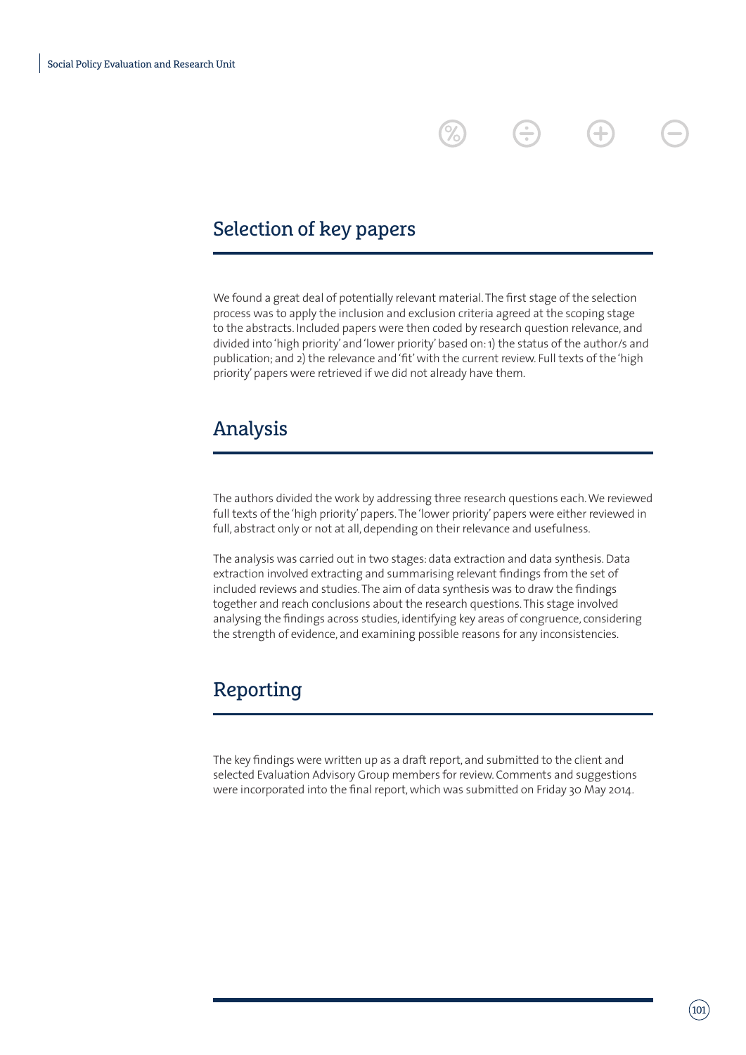## Selection of key papers

We found a great deal of potentially relevant material. The first stage of the selection process was to apply the inclusion and exclusion criteria agreed at the scoping stage to the abstracts. Included papers were then coded by research question relevance, and divided into 'high priority' and 'lower priority' based on: 1) the status of the author/s and publication; and 2) the relevance and 'fit' with the current review. Full texts of the 'high priority' papers were retrieved if we did not already have them.

## Analysis

The authors divided the work by addressing three research questions each. We reviewed full texts of the 'high priority' papers. The 'lower priority' papers were either reviewed in full, abstract only or not at all, depending on their relevance and usefulness.

The analysis was carried out in two stages: data extraction and data synthesis. Data extraction involved extracting and summarising relevant findings from the set of included reviews and studies. The aim of data synthesis was to draw the findings together and reach conclusions about the research questions. This stage involved analysing the findings across studies, identifying key areas of congruence, considering the strength of evidence, and examining possible reasons for any inconsistencies.

## Reporting

The key findings were written up as a draft report, and submitted to the client and selected Evaluation Advisory Group members for review. Comments and suggestions were incorporated into the final report, which was submitted on Friday 30 May 2014.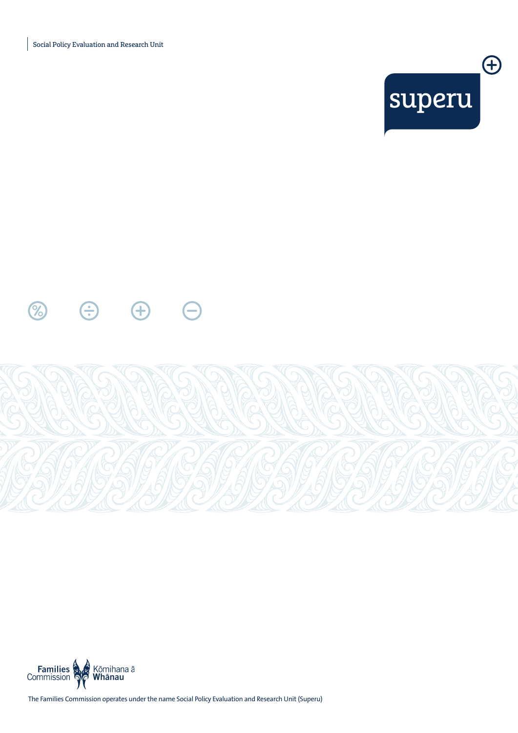Social Policy Evaluation and Research Unit

superu

Families Commission Kōmihana ā Whānau

The Families Commission operates under the name Social Policy Evaluation and Research Unit (Superu)